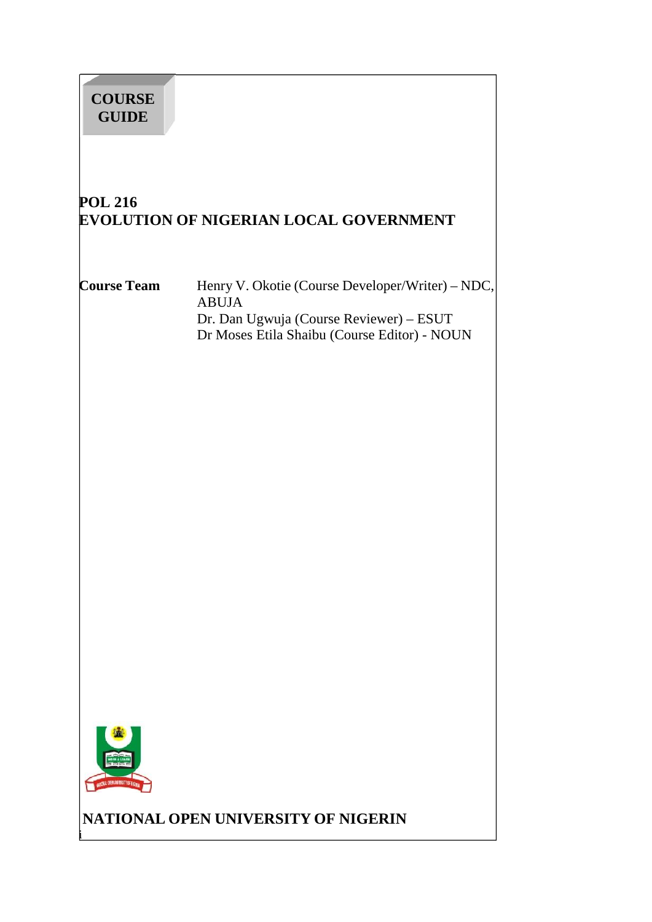**COURSE GUIDE**

# POL 216
# EVOLUTION OF NIGERIAN LOCAL GOVERNMENT

**Course Team** Henry V. Okotie (Course Developer/Writer) – NDC, ABUJA
Dr. Dan Ugwuja (Course Reviewer) – ESUT
Dr Moses Etila Shaibu (Course Editor) - NOUN

**NATIONAL OPEN UNIVERSITY OF NIGERIN**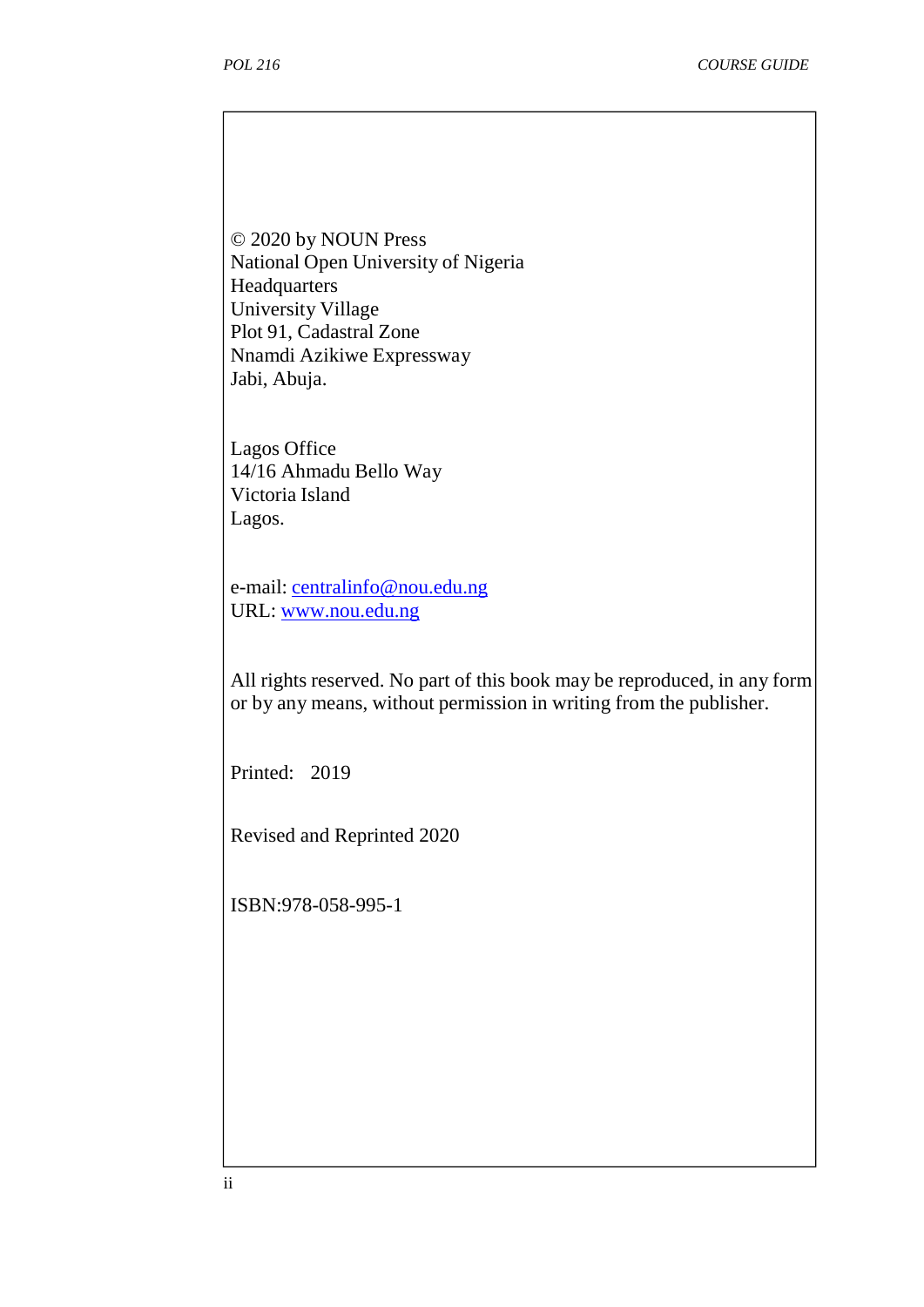© 2020 by NOUN Press
National Open University of Nigeria
Headquarters
University Village
Plot 91, Cadastral Zone
Nnamdi Azikiwe Expressway
Jabi, Abuja.

Lagos Office
14/16 Ahmadu Bello Way
Victoria Island
Lagos.

e-mail: centralinfo@nou.edu.ng
URL: www.nou.edu.ng

All rights reserved. No part of this book may be reproduced, in any form or by any means, without permission in writing from the publisher.

Printed: 2019

Revised and Reprinted 2020

ISBN:978-058-995-1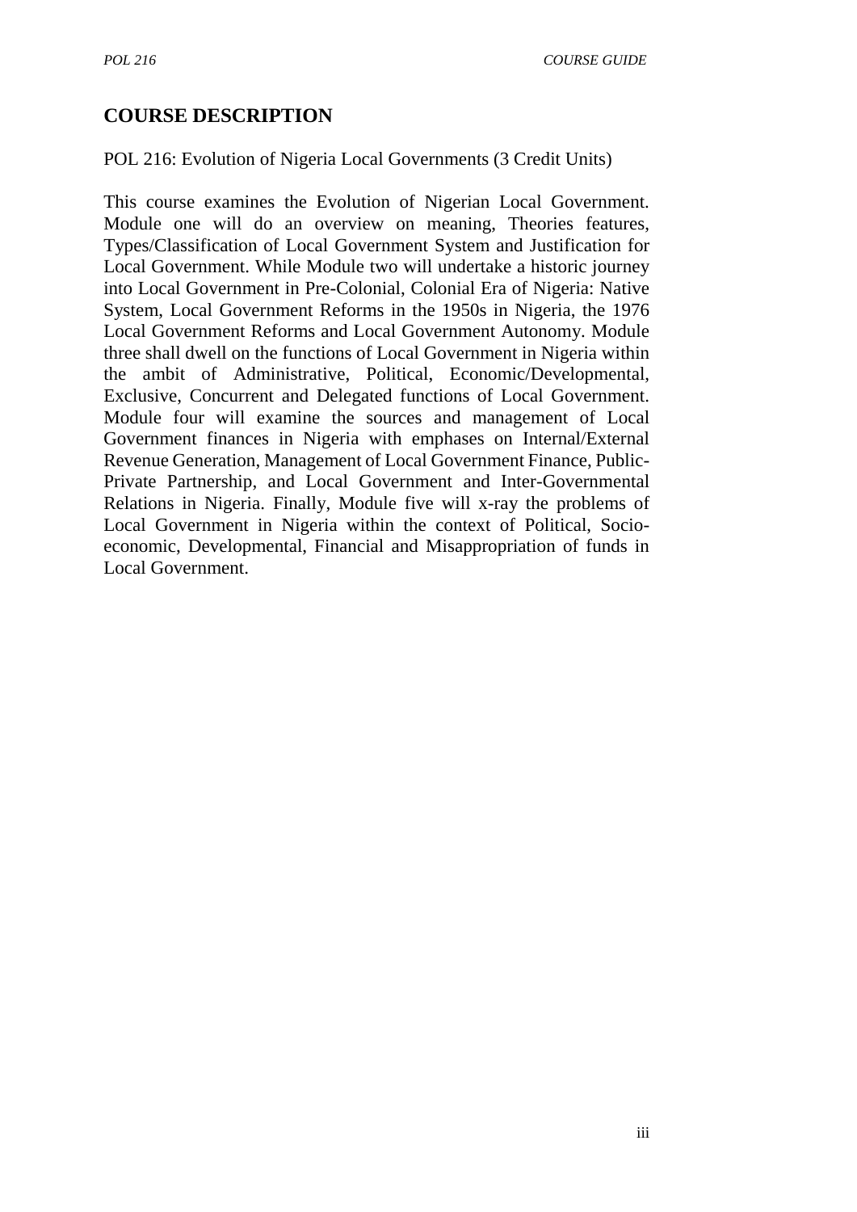## COURSE DESCRIPTION

POL 216: Evolution of Nigeria Local Governments (3 Credit Units)

This course examines the Evolution of Nigerian Local Government. Module one will do an overview on meaning, Theories features, Types/Classification of Local Government System and Justification for Local Government. While Module two will undertake a historic journey into Local Government in Pre-Colonial, Colonial Era of Nigeria: Native System, Local Government Reforms in the 1950s in Nigeria, the 1976 Local Government Reforms and Local Government Autonomy. Module three shall dwell on the functions of Local Government in Nigeria within the ambit of Administrative, Political, Economic/Developmental, Exclusive, Concurrent and Delegated functions of Local Government. Module four will examine the sources and management of Local Government finances in Nigeria with emphases on Internal/External Revenue Generation, Management of Local Government Finance, Public-Private Partnership, and Local Government and Inter-Governmental Relations in Nigeria. Finally, Module five will x-ray the problems of Local Government in Nigeria within the context of Political, Socio-economic, Developmental, Financial and Misappropriation of funds in Local Government.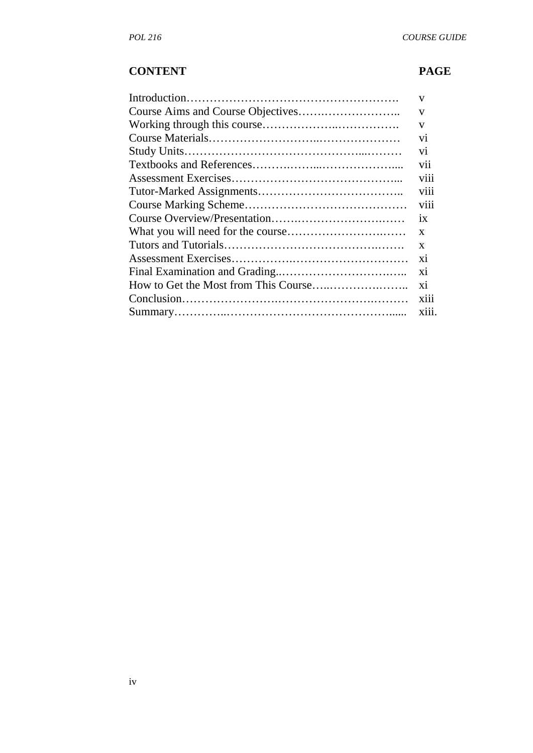| CONTENT | PAGE |
|---|---|
| Introduction………………………………………………. | v |
| Course Aims and Course Objectives…….……………….. | v |
| Working through this course………………..……………. | v |
| Course Materials………………………..………………… | vi |
| Study Units………………………………………...……… | vi |
| Textbooks and References……….……...………………..... | vii |
| Assessment Exercises…………………………………….... | viii |
| Tutor-Marked Assignments……………………………….. | viii |
| Course Marking Scheme…………………………………… | viii |
| Course Overview/Presentation…….…………………….…. | ix |
| What you will need for the course……………………….…. | x |
| Tutors and Tutorials……………………………………….……. | x |
| Assessment Exercises………….…………………………… | xi |
| Final Examination and Grading..……………………….….. | xi |
| How to Get the Most from This Course…..……………….….. | xi |
| Conclusion…………………….…………………….……… | xiii |
| Summary…………..……………………………………...... | xiii. |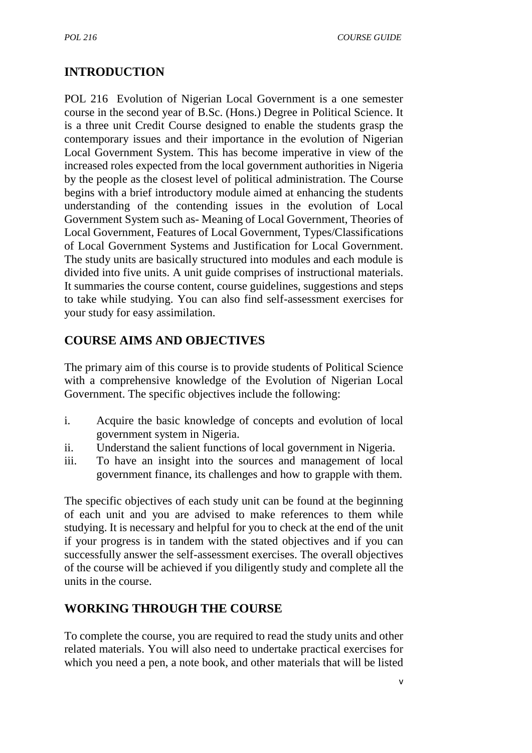## INTRODUCTION

POL 216 Evolution of Nigerian Local Government is a one semester course in the second year of B.Sc. (Hons.) Degree in Political Science. It is a three unit Credit Course designed to enable the students grasp the contemporary issues and their importance in the evolution of Nigerian Local Government System. This has become imperative in view of the increased roles expected from the local government authorities in Nigeria by the people as the closest level of political administration. The Course begins with a brief introductory module aimed at enhancing the students understanding of the contending issues in the evolution of Local Government System such as- Meaning of Local Government, Theories of Local Government, Features of Local Government, Types/Classifications of Local Government Systems and Justification for Local Government. The study units are basically structured into modules and each module is divided into five units. A unit guide comprises of instructional materials. It summaries the course content, course guidelines, suggestions and steps to take while studying. You can also find self-assessment exercises for your study for easy assimilation.

## COURSE AIMS AND OBJECTIVES

The primary aim of this course is to provide students of Political Science with a comprehensive knowledge of the Evolution of Nigerian Local Government. The specific objectives include the following:

i. Acquire the basic knowledge of concepts and evolution of local government system in Nigeria.
ii. Understand the salient functions of local government in Nigeria.
iii. To have an insight into the sources and management of local government finance, its challenges and how to grapple with them.

The specific objectives of each study unit can be found at the beginning of each unit and you are advised to make references to them while studying. It is necessary and helpful for you to check at the end of the unit if your progress is in tandem with the stated objectives and if you can successfully answer the self-assessment exercises. The overall objectives of the course will be achieved if you diligently study and complete all the units in the course.

## WORKING THROUGH THE COURSE

To complete the course, you are required to read the study units and other related materials. You will also need to undertake practical exercises for which you need a pen, a note book, and other materials that will be listed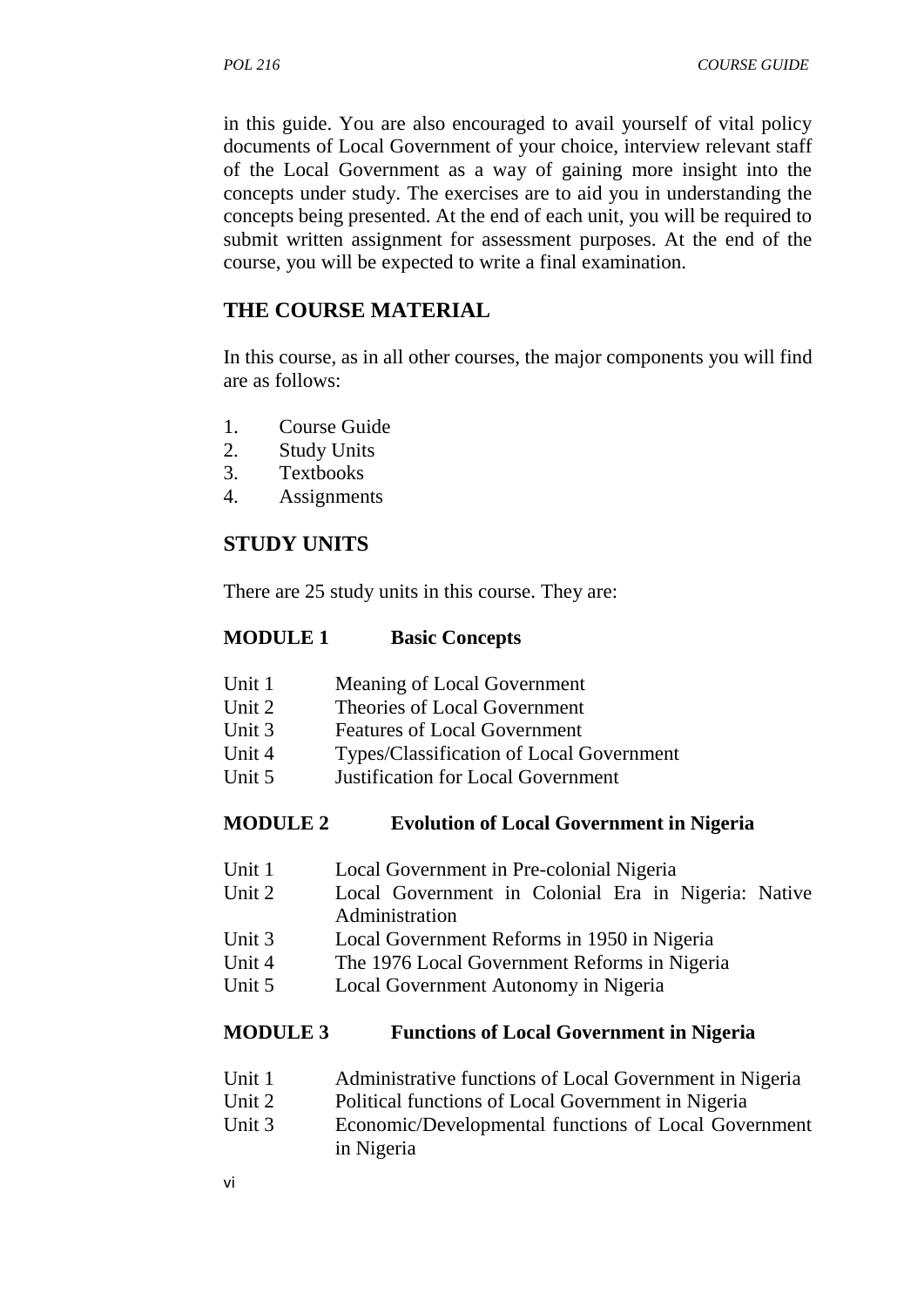in this guide. You are also encouraged to avail yourself of vital policy documents of Local Government of your choice, interview relevant staff of the Local Government as a way of gaining more insight into the concepts under study. The exercises are to aid you in understanding the concepts being presented. At the end of each unit, you will be required to submit written assignment for assessment purposes. At the end of the course, you will be expected to write a final examination.

## THE COURSE MATERIAL

In this course, as in all other courses, the major components you will find are as follows:

1. Course Guide
2. Study Units
3. Textbooks
4. Assignments

## STUDY UNITS

There are 25 study units in this course. They are:

**MODULE 1 Basic Concepts**

Unit 1 Meaning of Local Government
Unit 2 Theories of Local Government
Unit 3 Features of Local Government
Unit 4 Types/Classification of Local Government
Unit 5 Justification for Local Government

**MODULE 2 Evolution of Local Government in Nigeria**

Unit 1 Local Government in Pre-colonial Nigeria
Unit 2 Local Government in Colonial Era in Nigeria: Native Administration
Unit 3 Local Government Reforms in 1950 in Nigeria
Unit 4 The 1976 Local Government Reforms in Nigeria
Unit 5 Local Government Autonomy in Nigeria

**MODULE 3 Functions of Local Government in Nigeria**

Unit 1 Administrative functions of Local Government in Nigeria
Unit 2 Political functions of Local Government in Nigeria
Unit 3 Economic/Developmental functions of Local Government in Nigeria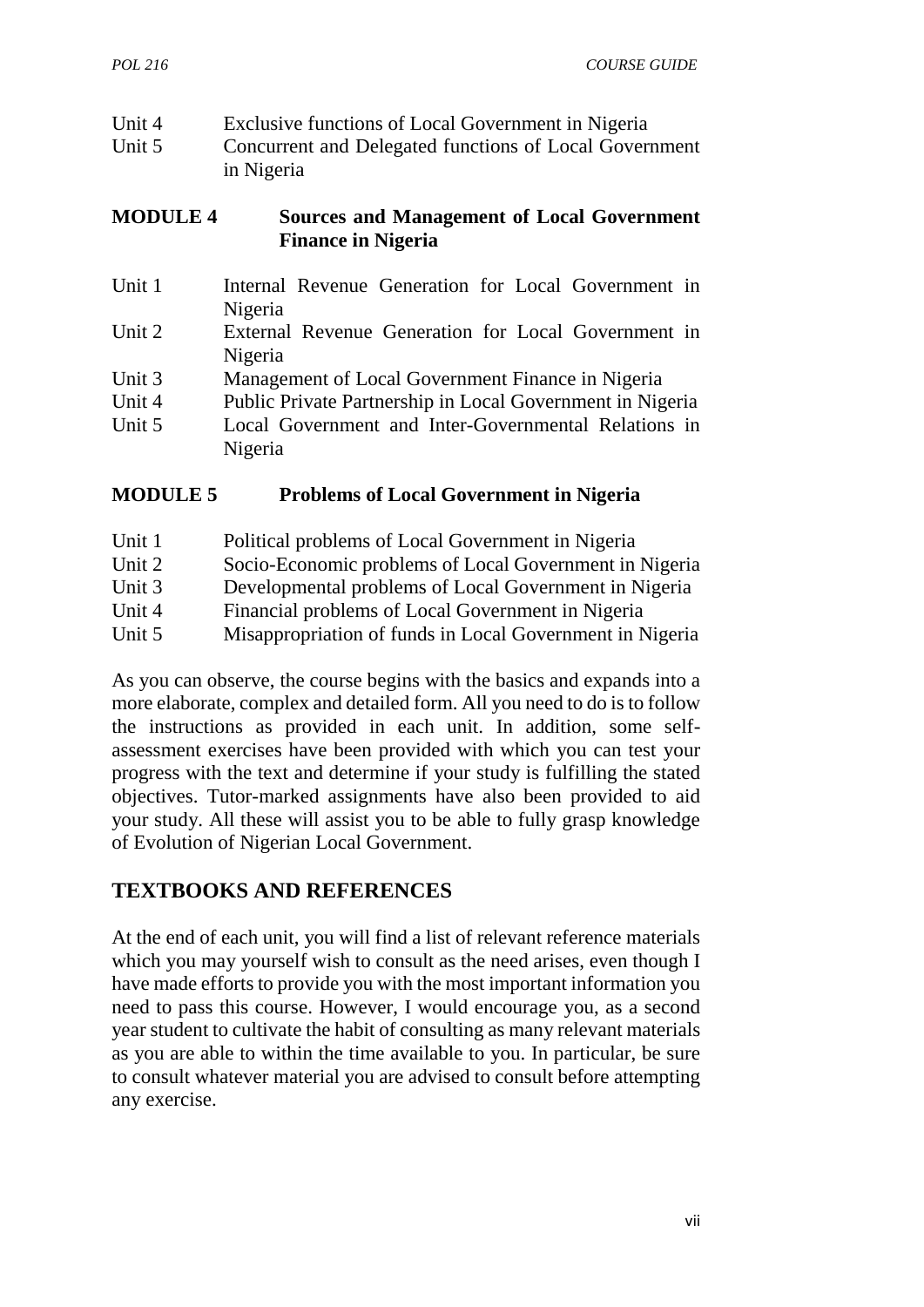Unit 4 Exclusive functions of Local Government in Nigeria

Unit 5 Concurrent and Delegated functions of Local Government in Nigeria

**MODULE 4 Sources and Management of Local Government Finance in Nigeria**

Unit 1 Internal Revenue Generation for Local Government in Nigeria

Unit 2 External Revenue Generation for Local Government in Nigeria

Unit 3 Management of Local Government Finance in Nigeria

Unit 4 Public Private Partnership in Local Government in Nigeria

Unit 5 Local Government and Inter-Governmental Relations in Nigeria

**MODULE 5 Problems of Local Government in Nigeria**

Unit 1 Political problems of Local Government in Nigeria

Unit 2 Socio-Economic problems of Local Government in Nigeria

Unit 3 Developmental problems of Local Government in Nigeria

Unit 4 Financial problems of Local Government in Nigeria

Unit 5 Misappropriation of funds in Local Government in Nigeria

As you can observe, the course begins with the basics and expands into a more elaborate, complex and detailed form. All you need to do is to follow the instructions as provided in each unit. In addition, some self-assessment exercises have been provided with which you can test your progress with the text and determine if your study is fulfilling the stated objectives. Tutor-marked assignments have also been provided to aid your study. All these will assist you to be able to fully grasp knowledge of Evolution of Nigerian Local Government.

## TEXTBOOKS AND REFERENCES

At the end of each unit, you will find a list of relevant reference materials which you may yourself wish to consult as the need arises, even though I have made efforts to provide you with the most important information you need to pass this course. However, I would encourage you, as a second year student to cultivate the habit of consulting as many relevant materials as you are able to within the time available to you. In particular, be sure to consult whatever material you are advised to consult before attempting any exercise.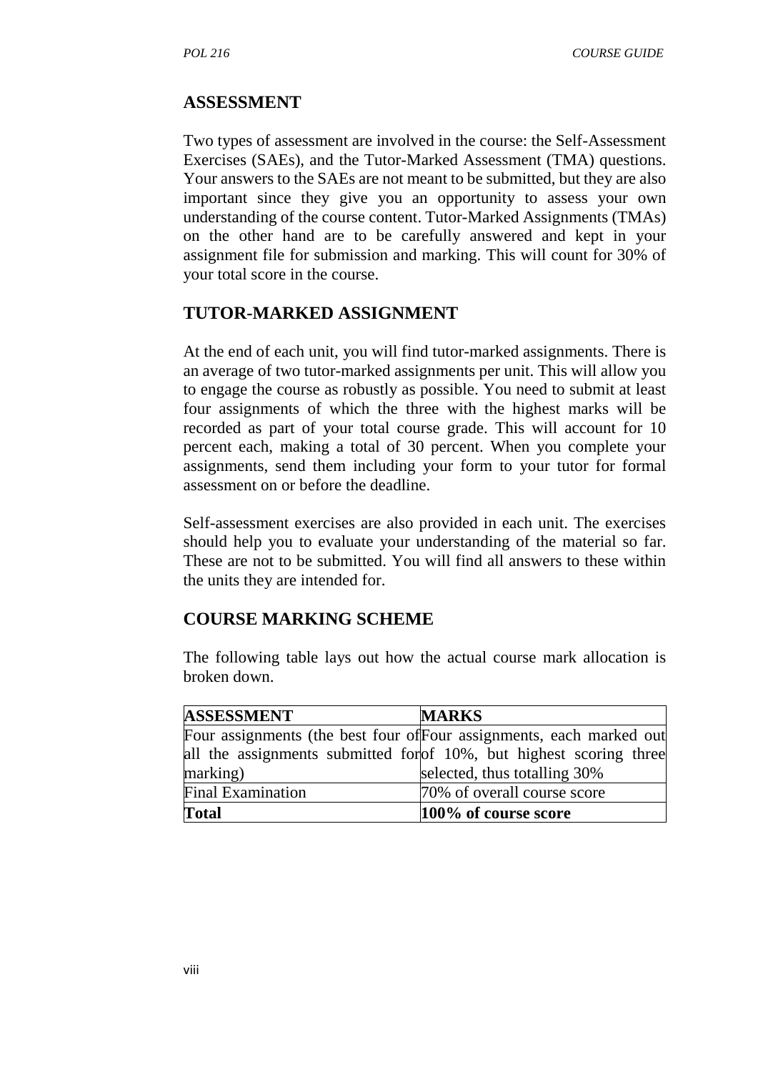## ASSESSMENT

Two types of assessment are involved in the course: the Self-Assessment Exercises (SAEs), and the Tutor-Marked Assessment (TMA) questions. Your answers to the SAEs are not meant to be submitted, but they are also important since they give you an opportunity to assess your own understanding of the course content. Tutor-Marked Assignments (TMAs) on the other hand are to be carefully answered and kept in your assignment file for submission and marking. This will count for 30% of your total score in the course.

## TUTOR-MARKED ASSIGNMENT

At the end of each unit, you will find tutor-marked assignments. There is an average of two tutor-marked assignments per unit. This will allow you to engage the course as robustly as possible. You need to submit at least four assignments of which the three with the highest marks will be recorded as part of your total course grade. This will account for 10 percent each, making a total of 30 percent. When you complete your assignments, send them including your form to your tutor for formal assessment on or before the deadline.

Self-assessment exercises are also provided in each unit. The exercises should help you to evaluate your understanding of the material so far. These are not to be submitted. You will find all answers to these within the units they are intended for.

## COURSE MARKING SCHEME

The following table lays out how the actual course mark allocation is broken down.

| ASSESSMENT | MARKS |
|---|---|
| Four assignments (the best four of all the assignments submitted for marking) | Four assignments, each marked out of 10%, but highest scoring three selected, thus totalling 30% |
| Final Examination | 70% of overall course score |
| **Total** | **100% of course score** |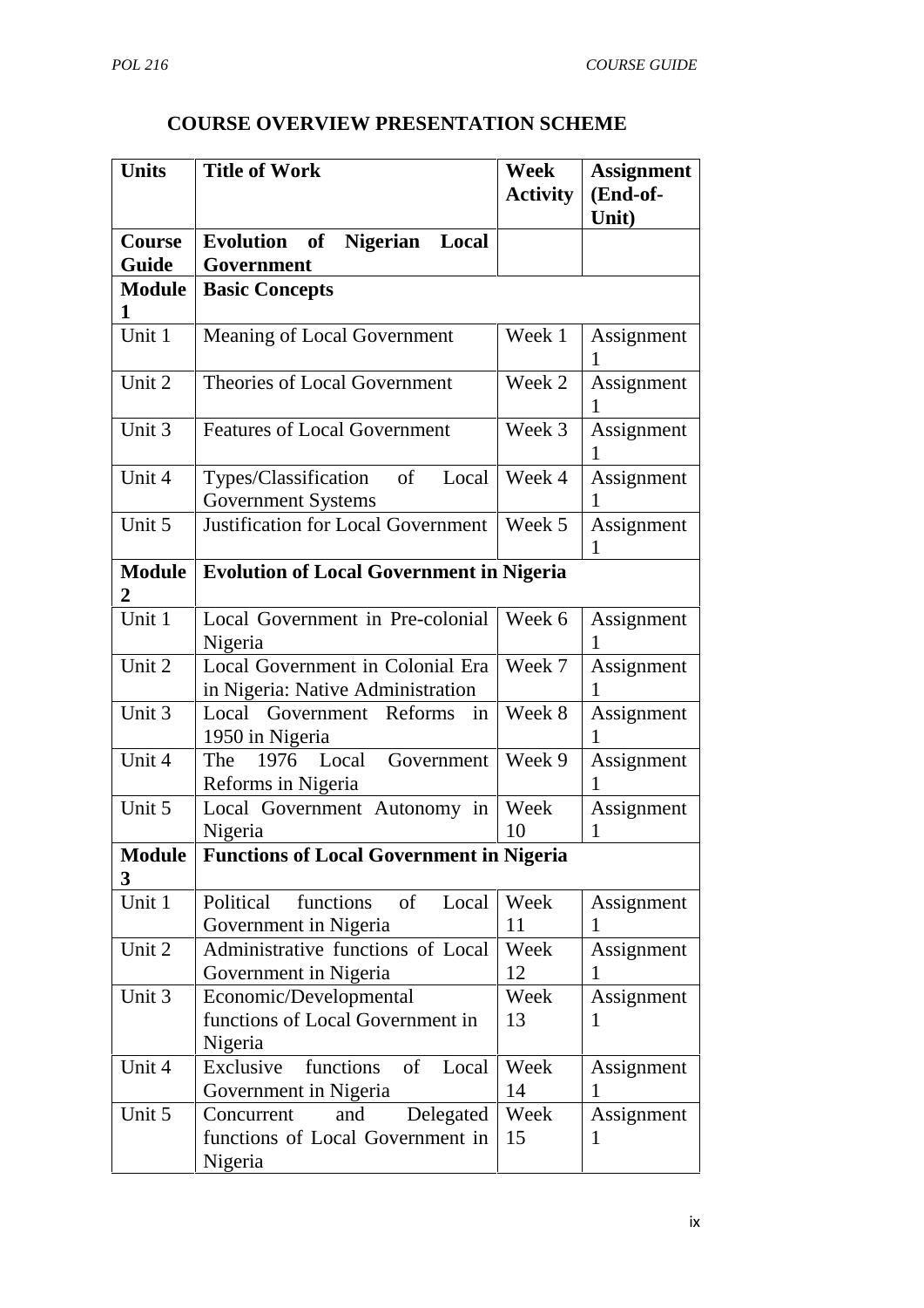## COURSE OVERVIEW PRESENTATION SCHEME

| Units | Title of Work | Week Activity | Assignment (End-of-Unit) |
|---|---|---|---|
| **Course Guide** | **Evolution of Nigerian Local Government** | | |
| **Module 1** | **Basic Concepts** | | |
| Unit 1 | Meaning of Local Government | Week 1 | Assignment 1 |
| Unit 2 | Theories of Local Government | Week 2 | Assignment 1 |
| Unit 3 | Features of Local Government | Week 3 | Assignment 1 |
| Unit 4 | Types/Classification of Local Government Systems | Week 4 | Assignment 1 |
| Unit 5 | Justification for Local Government | Week 5 | Assignment 1 |
| **Module 2** | **Evolution of Local Government in Nigeria** | | |
| Unit 1 | Local Government in Pre-colonial Nigeria | Week 6 | Assignment 1 |
| Unit 2 | Local Government in Colonial Era in Nigeria: Native Administration | Week 7 | Assignment 1 |
| Unit 3 | Local Government Reforms in 1950 in Nigeria | Week 8 | Assignment 1 |
| Unit 4 | The 1976 Local Government Reforms in Nigeria | Week 9 | Assignment 1 |
| Unit 5 | Local Government Autonomy in Nigeria | Week 10 | Assignment 1 |
| **Module 3** | **Functions of Local Government in Nigeria** | | |
| Unit 1 | Political functions of Local Government in Nigeria | Week 11 | Assignment 1 |
| Unit 2 | Administrative functions of Local Government in Nigeria | Week 12 | Assignment 1 |
| Unit 3 | Economic/Developmental functions of Local Government in Nigeria | Week 13 | Assignment 1 |
| Unit 4 | Exclusive functions of Local Government in Nigeria | Week 14 | Assignment 1 |
| Unit 5 | Concurrent and Delegated functions of Local Government in Nigeria | Week 15 | Assignment 1 |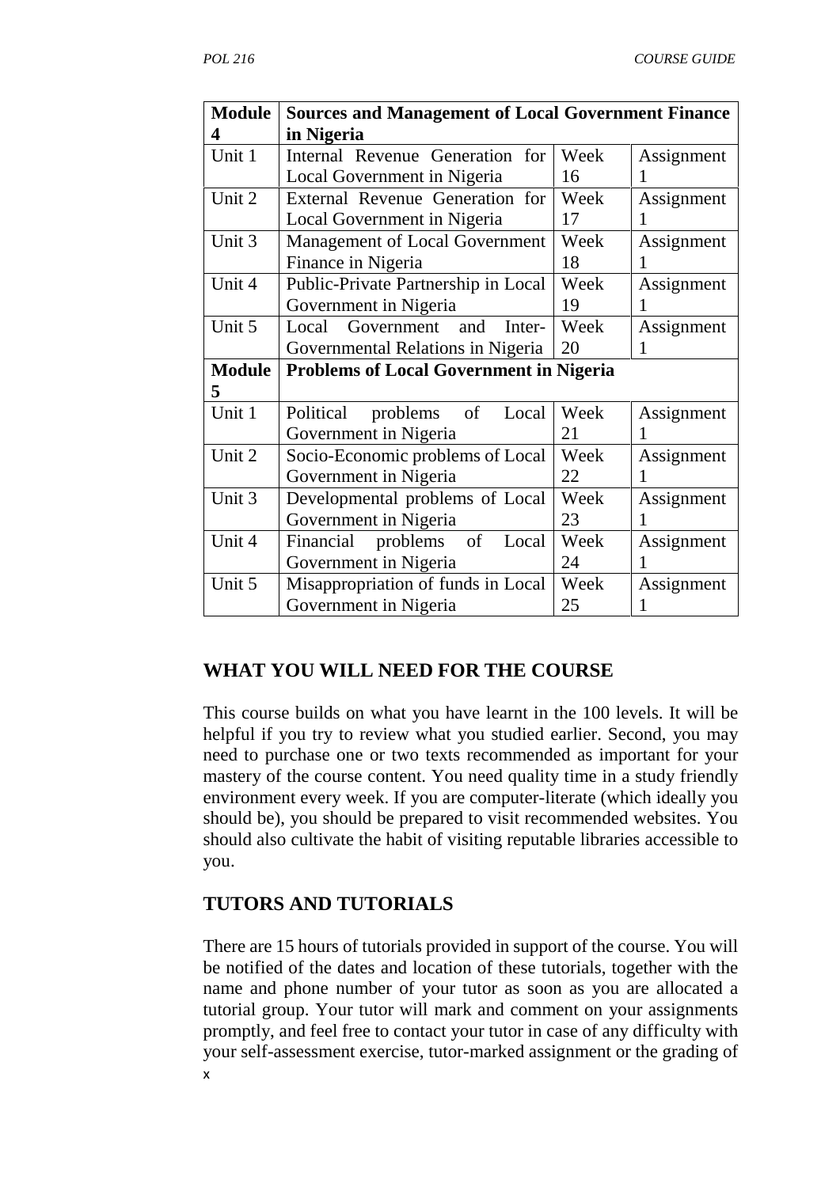| **Module 4** | **Sources and Management of Local Government Finance in Nigeria** | | |
|---|---|---|---|
| Unit 1 | Internal Revenue Generation for Local Government in Nigeria | Week 16 | Assignment 1 |
| Unit 2 | External Revenue Generation for Local Government in Nigeria | Week 17 | Assignment 1 |
| Unit 3 | Management of Local Government Finance in Nigeria | Week 18 | Assignment 1 |
| Unit 4 | Public-Private Partnership in Local Government in Nigeria | Week 19 | Assignment 1 |
| Unit 5 | Local Government and Inter-Governmental Relations in Nigeria | Week 20 | Assignment 1 |
| **Module 5** | **Problems of Local Government in Nigeria** | | |
| Unit 1 | Political problems of Local Government in Nigeria | Week 21 | Assignment 1 |
| Unit 2 | Socio-Economic problems of Local Government in Nigeria | Week 22 | Assignment 1 |
| Unit 3 | Developmental problems of Local Government in Nigeria | Week 23 | Assignment 1 |
| Unit 4 | Financial problems of Local Government in Nigeria | Week 24 | Assignment 1 |
| Unit 5 | Misappropriation of funds in Local Government in Nigeria | Week 25 | Assignment 1 |

## WHAT YOU WILL NEED FOR THE COURSE

This course builds on what you have learnt in the 100 levels. It will be helpful if you try to review what you studied earlier. Second, you may need to purchase one or two texts recommended as important for your mastery of the course content. You need quality time in a study friendly environment every week. If you are computer-literate (which ideally you should be), you should be prepared to visit recommended websites. You should also cultivate the habit of visiting reputable libraries accessible to you.

## TUTORS AND TUTORIALS

There are 15 hours of tutorials provided in support of the course. You will be notified of the dates and location of these tutorials, together with the name and phone number of your tutor as soon as you are allocated a tutorial group. Your tutor will mark and comment on your assignments promptly, and feel free to contact your tutor in case of any difficulty with your self-assessment exercise, tutor-marked assignment or the grading of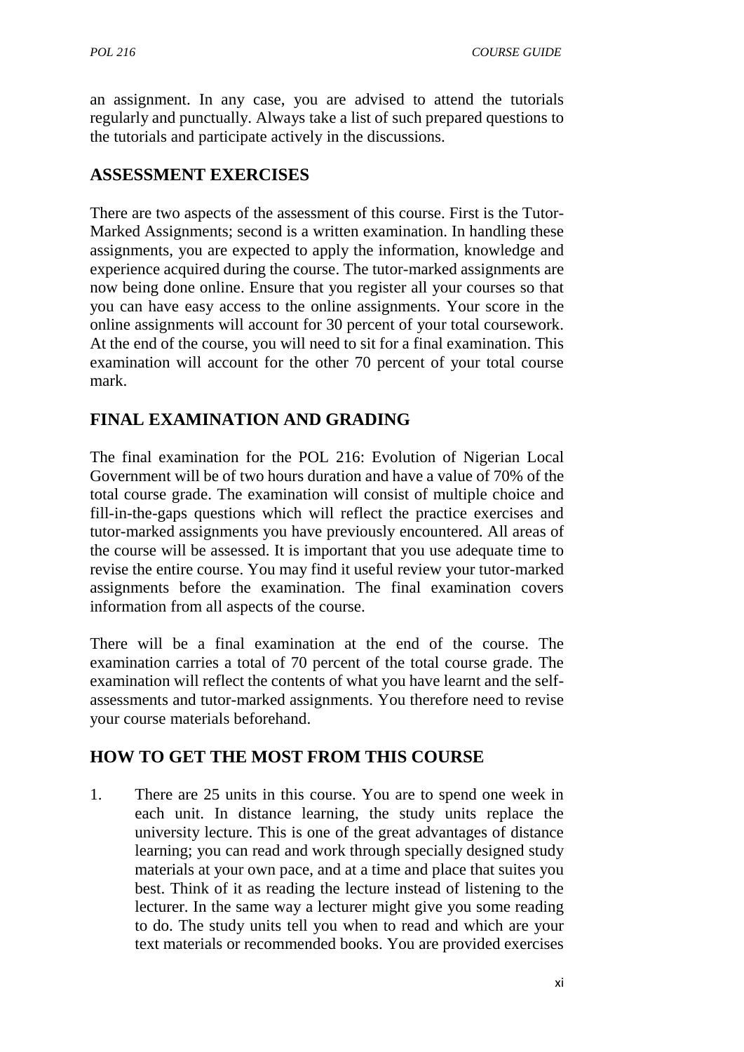an assignment. In any case, you are advised to attend the tutorials regularly and punctually. Always take a list of such prepared questions to the tutorials and participate actively in the discussions.

## ASSESSMENT EXERCISES

There are two aspects of the assessment of this course. First is the Tutor-Marked Assignments; second is a written examination. In handling these assignments, you are expected to apply the information, knowledge and experience acquired during the course. The tutor-marked assignments are now being done online. Ensure that you register all your courses so that you can have easy access to the online assignments. Your score in the online assignments will account for 30 percent of your total coursework. At the end of the course, you will need to sit for a final examination. This examination will account for the other 70 percent of your total course mark.

## FINAL EXAMINATION AND GRADING

The final examination for the POL 216: Evolution of Nigerian Local Government will be of two hours duration and have a value of 70% of the total course grade. The examination will consist of multiple choice and fill-in-the-gaps questions which will reflect the practice exercises and tutor-marked assignments you have previously encountered. All areas of the course will be assessed. It is important that you use adequate time to revise the entire course. You may find it useful review your tutor-marked assignments before the examination. The final examination covers information from all aspects of the course.

There will be a final examination at the end of the course. The examination carries a total of 70 percent of the total course grade. The examination will reflect the contents of what you have learnt and the self-assessments and tutor-marked assignments. You therefore need to revise your course materials beforehand.

## HOW TO GET THE MOST FROM THIS COURSE

1. There are 25 units in this course. You are to spend one week in each unit. In distance learning, the study units replace the university lecture. This is one of the great advantages of distance learning; you can read and work through specially designed study materials at your own pace, and at a time and place that suites you best. Think of it as reading the lecture instead of listening to the lecturer. In the same way a lecturer might give you some reading to do. The study units tell you when to read and which are your text materials or recommended books. You are provided exercises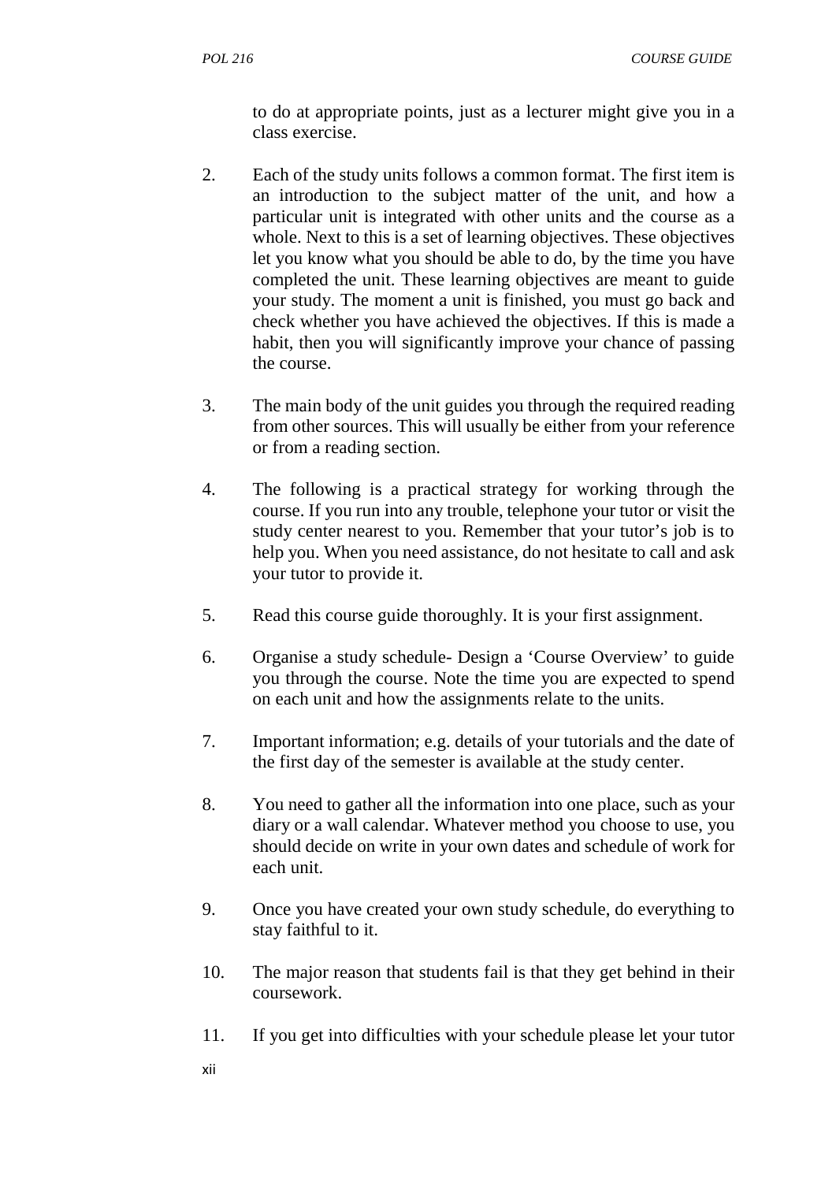to do at appropriate points, just as a lecturer might give you in a class exercise.

2. Each of the study units follows a common format. The first item is an introduction to the subject matter of the unit, and how a particular unit is integrated with other units and the course as a whole. Next to this is a set of learning objectives. These objectives let you know what you should be able to do, by the time you have completed the unit. These learning objectives are meant to guide your study. The moment a unit is finished, you must go back and check whether you have achieved the objectives. If this is made a habit, then you will significantly improve your chance of passing the course.

3. The main body of the unit guides you through the required reading from other sources. This will usually be either from your reference or from a reading section.

4. The following is a practical strategy for working through the course. If you run into any trouble, telephone your tutor or visit the study center nearest to you. Remember that your tutor's job is to help you. When you need assistance, do not hesitate to call and ask your tutor to provide it.

5. Read this course guide thoroughly. It is your first assignment.

6. Organise a study schedule- Design a 'Course Overview' to guide you through the course. Note the time you are expected to spend on each unit and how the assignments relate to the units.

7. Important information; e.g. details of your tutorials and the date of the first day of the semester is available at the study center.

8. You need to gather all the information into one place, such as your diary or a wall calendar. Whatever method you choose to use, you should decide on write in your own dates and schedule of work for each unit.

9. Once you have created your own study schedule, do everything to stay faithful to it.

10. The major reason that students fail is that they get behind in their coursework.

11. If you get into difficulties with your schedule please let your tutor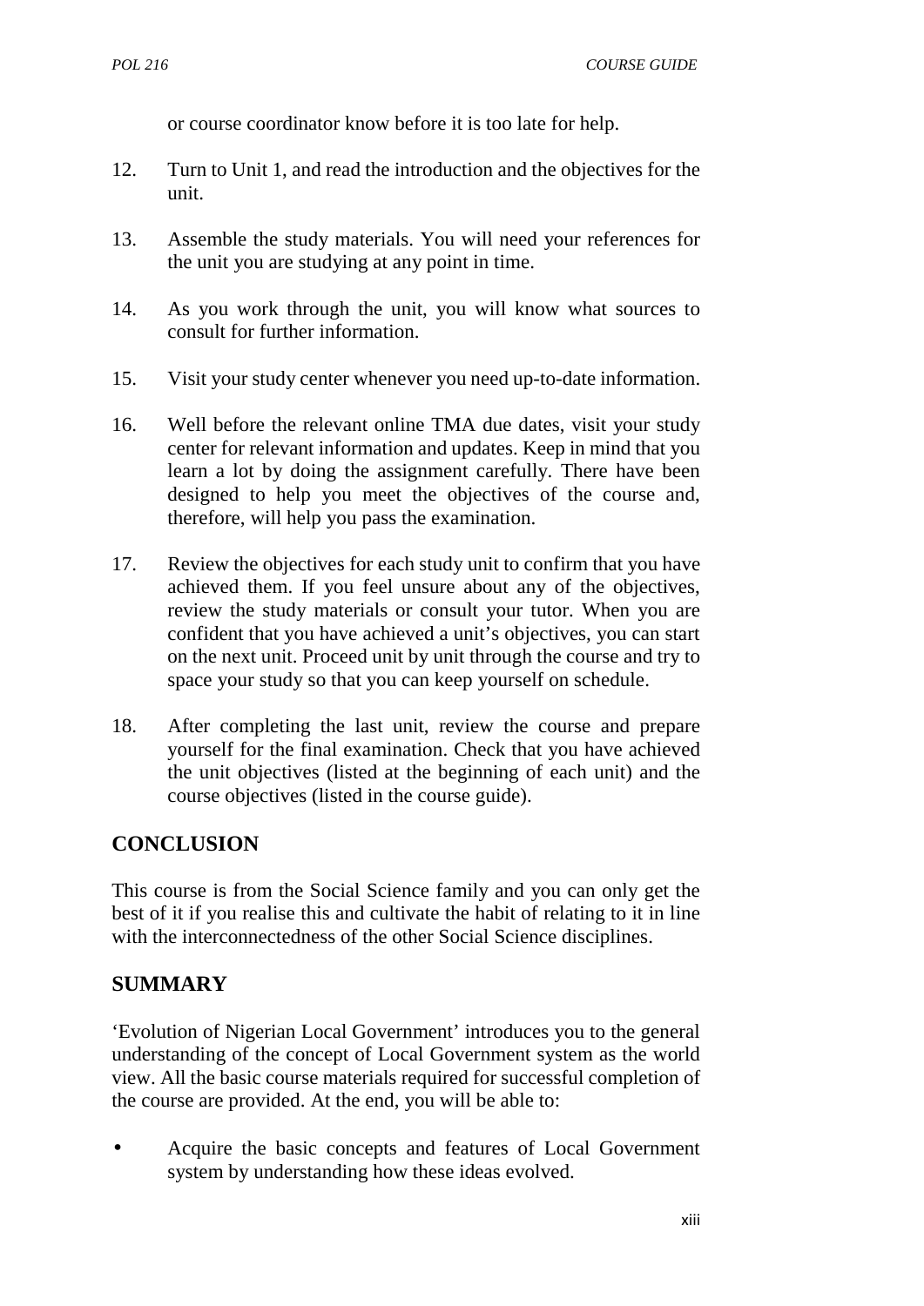or course coordinator know before it is too late for help.

12. Turn to Unit 1, and read the introduction and the objectives for the unit.

13. Assemble the study materials. You will need your references for the unit you are studying at any point in time.

14. As you work through the unit, you will know what sources to consult for further information.

15. Visit your study center whenever you need up-to-date information.

16. Well before the relevant online TMA due dates, visit your study center for relevant information and updates. Keep in mind that you learn a lot by doing the assignment carefully. There have been designed to help you meet the objectives of the course and, therefore, will help you pass the examination.

17. Review the objectives for each study unit to confirm that you have achieved them. If you feel unsure about any of the objectives, review the study materials or consult your tutor. When you are confident that you have achieved a unit's objectives, you can start on the next unit. Proceed unit by unit through the course and try to space your study so that you can keep yourself on schedule.

18. After completing the last unit, review the course and prepare yourself for the final examination. Check that you have achieved the unit objectives (listed at the beginning of each unit) and the course objectives (listed in the course guide).

## CONCLUSION

This course is from the Social Science family and you can only get the best of it if you realise this and cultivate the habit of relating to it in line with the interconnectedness of the other Social Science disciplines.

## SUMMARY

'Evolution of Nigerian Local Government' introduces you to the general understanding of the concept of Local Government system as the world view. All the basic course materials required for successful completion of the course are provided. At the end, you will be able to:

- Acquire the basic concepts and features of Local Government system by understanding how these ideas evolved.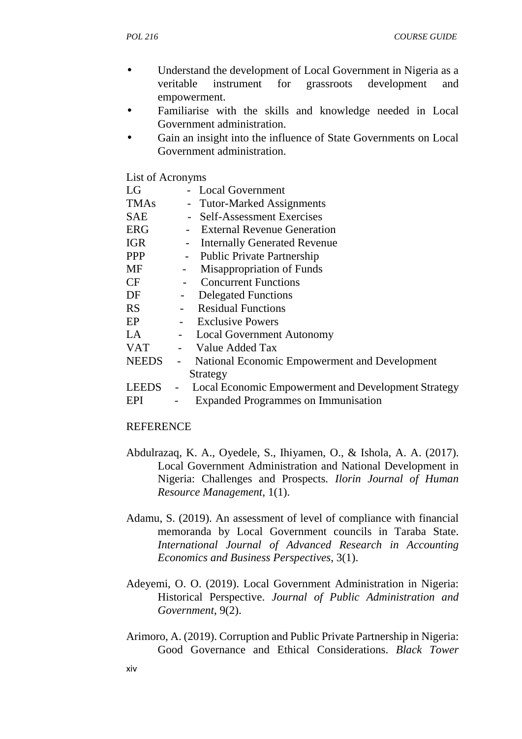- Understand the development of Local Government in Nigeria as a veritable instrument for grassroots development and empowerment.
- Familiarise with the skills and knowledge needed in Local Government administration.
- Gain an insight into the influence of State Governments on Local Government administration.

List of Acronyms

LG - Local Government
TMAs - Tutor-Marked Assignments
SAE - Self-Assessment Exercises
ERG - External Revenue Generation
IGR - Internally Generated Revenue
PPP - Public Private Partnership
MF - Misappropriation of Funds
CF - Concurrent Functions
DF - Delegated Functions
RS - Residual Functions
EP - Exclusive Powers
LA - Local Government Autonomy
VAT - Value Added Tax
NEEDS - National Economic Empowerment and Development Strategy
LEEDS - Local Economic Empowerment and Development Strategy
EPI - Expanded Programmes on Immunisation

REFERENCE

Abdulrazaq, K. A., Oyedele, S., Ihiyamen, O., & Ishola, A. A. (2017). Local Government Administration and National Development in Nigeria: Challenges and Prospects. *Ilorin Journal of Human Resource Management*, 1(1).

Adamu, S. (2019). An assessment of level of compliance with financial memoranda by Local Government councils in Taraba State. *International Journal of Advanced Research in Accounting Economics and Business Perspectives*, 3(1).

Adeyemi, O. O. (2019). Local Government Administration in Nigeria: Historical Perspective. *Journal of Public Administration and Government*, 9(2).

Arimoro, A. (2019). Corruption and Public Private Partnership in Nigeria: Good Governance and Ethical Considerations. *Black Tower*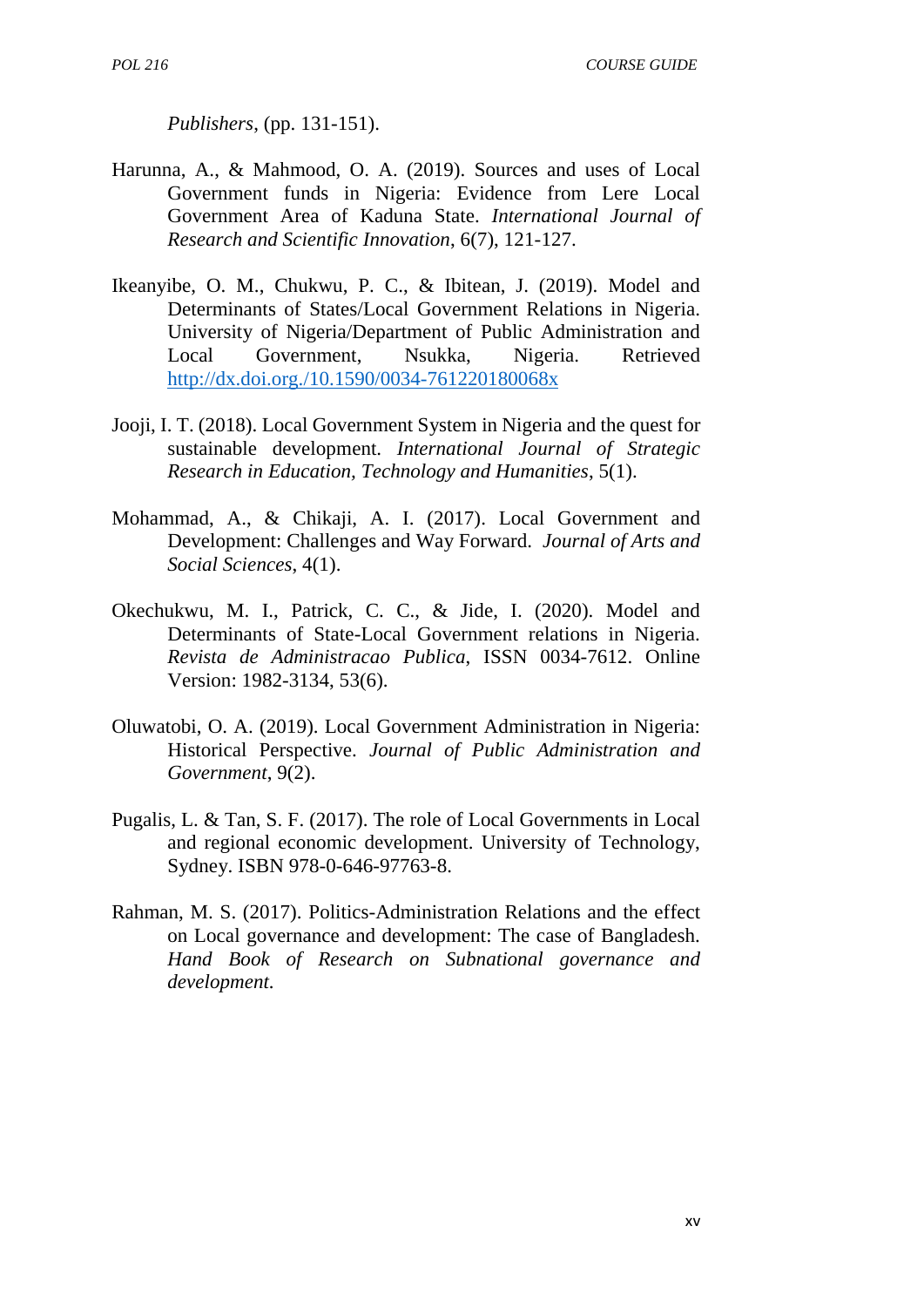*Publishers*, (pp. 131-151).

Harunna, A., & Mahmood, O. A. (2019). Sources and uses of Local Government funds in Nigeria: Evidence from Lere Local Government Area of Kaduna State. *International Journal of Research and Scientific Innovation*, 6(7), 121-127.

Ikeanyibe, O. M., Chukwu, P. C., & Ibitean, J. (2019). Model and Determinants of States/Local Government Relations in Nigeria. University of Nigeria/Department of Public Administration and Local Government, Nsukka, Nigeria. Retrieved http://dx.doi.org./10.1590/0034-761220180068x

Jooji, I. T. (2018). Local Government System in Nigeria and the quest for sustainable development. *International Journal of Strategic Research in Education, Technology and Humanities*, 5(1).

Mohammad, A., & Chikaji, A. I. (2017). Local Government and Development: Challenges and Way Forward. *Journal of Arts and Social Sciences*, 4(1).

Okechukwu, M. I., Patrick, C. C., & Jide, I. (2020). Model and Determinants of State-Local Government relations in Nigeria. *Revista de Administracao Publica*, ISSN 0034-7612. Online Version: 1982-3134, 53(6).

Oluwatobi, O. A. (2019). Local Government Administration in Nigeria: Historical Perspective. *Journal of Public Administration and Government*, 9(2).

Pugalis, L. & Tan, S. F. (2017). The role of Local Governments in Local and regional economic development. University of Technology, Sydney. ISBN 978-0-646-97763-8.

Rahman, M. S. (2017). Politics-Administration Relations and the effect on Local governance and development: The case of Bangladesh. *Hand Book of Research on Subnational governance and development.*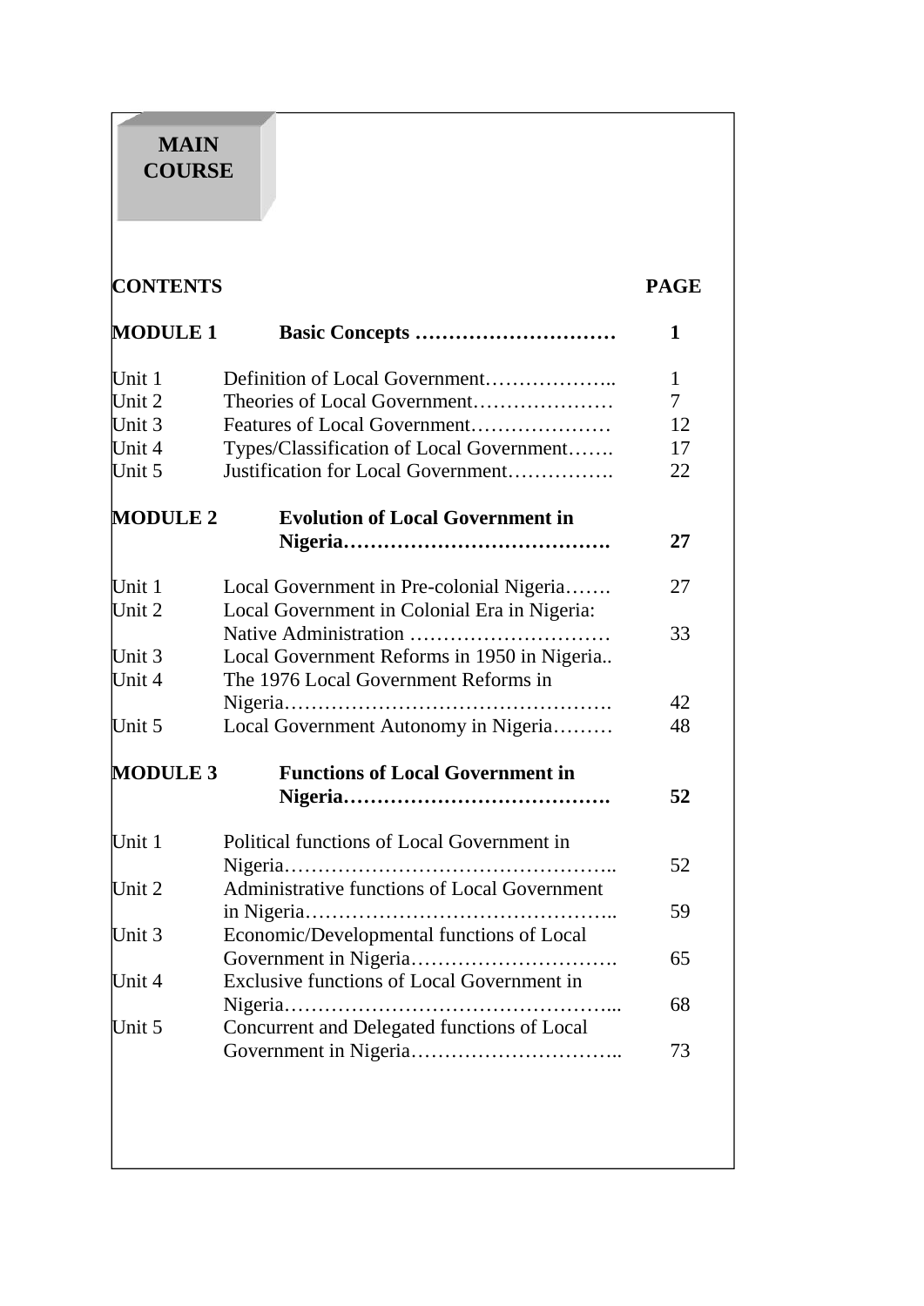# MAIN COURSE

| CONTENTS | | PAGE |
|---|---|---|
| **MODULE 1** | **Basic Concepts …………………………** | **1** |
| Unit 1 | Definition of Local Government……………….. | 1 |
| Unit 2 | Theories of Local Government………………… | 7 |
| Unit 3 | Features of Local Government………………… | 12 |
| Unit 4 | Types/Classification of Local Government……. | 17 |
| Unit 5 | Justification for Local Government……………. | 22 |
| **MODULE 2** | **Evolution of Local Government in Nigeria………………………………….** | **27** |
| Unit 1 | Local Government in Pre-colonial Nigeria……. | 27 |
| Unit 2 | Local Government in Colonial Era in Nigeria: Native Administration ………………………… | 33 |
| Unit 3 | Local Government Reforms in 1950 in Nigeria.. | |
| Unit 4 | The 1976 Local Government Reforms in Nigeria…………………………………………. | 42 |
| Unit 5 | Local Government Autonomy in Nigeria……… | 48 |
| **MODULE 3** | **Functions of Local Government in Nigeria………………………………….** | **52** |
| Unit 1 | Political functions of Local Government in Nigeria………………………………………….. | 52 |
| Unit 2 | Administrative functions of Local Government in Nigeria……………………………………….. | 59 |
| Unit 3 | Economic/Developmental functions of Local Government in Nigeria…………………………. | 65 |
| Unit 4 | Exclusive functions of Local Government in Nigeria…………………………………………... | 68 |
| Unit 5 | Concurrent and Delegated functions of Local Government in Nigeria………………………….. | 73 |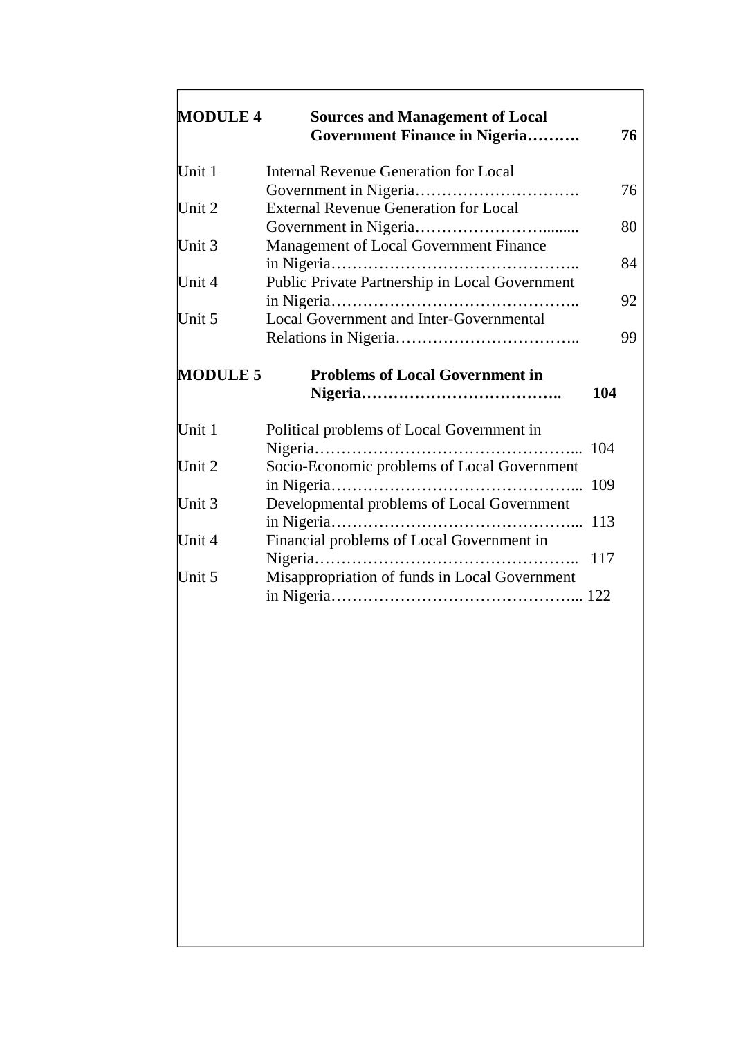| | | |
|---|---|---|
| **MODULE 4** | **Sources and Management of Local Government Finance in Nigeria……….** | **76** |
| Unit 1 | Internal Revenue Generation for Local Government in Nigeria…………………………. | 76 |
| Unit 2 | External Revenue Generation for Local Government in Nigeria……………………......... | 80 |
| Unit 3 | Management of Local Government Finance in Nigeria……………………………………….. | 84 |
| Unit 4 | Public Private Partnership in Local Government in Nigeria……………………………………….. | 92 |
| Unit 5 | Local Government and Inter-Governmental Relations in Nigeria…………………………….. | 99 |
| **MODULE 5** | **Problems of Local Government in Nigeria……………………………….** | **104** |
| Unit 1 | Political problems of Local Government in Nigeria………………………………………….. | 104 |
| Unit 2 | Socio-Economic problems of Local Government in Nigeria………………………………………... | 109 |
| Unit 3 | Developmental problems of Local Government in Nigeria………………………………………... | 113 |
| Unit 4 | Financial problems of Local Government in Nigeria………………………………………….. | 117 |
| Unit 5 | Misappropriation of funds in Local Government in Nigeria………………………………………... | 122 |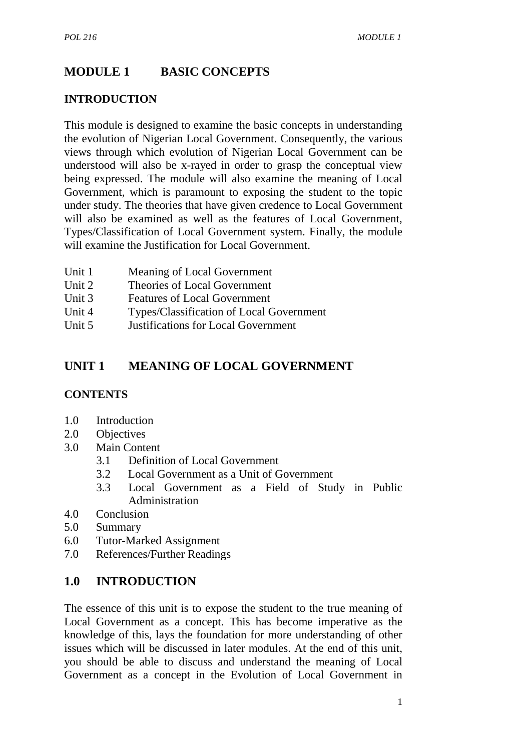# MODULE 1 BASIC CONCEPTS

## INTRODUCTION

This module is designed to examine the basic concepts in understanding the evolution of Nigerian Local Government. Consequently, the various views through which evolution of Nigerian Local Government can be understood will also be x-rayed in order to grasp the conceptual view being expressed. The module will also examine the meaning of Local Government, which is paramount to exposing the student to the topic under study. The theories that have given credence to Local Government will also be examined as well as the features of Local Government, Types/Classification of Local Government system. Finally, the module will examine the Justification for Local Government.

- Unit 1 Meaning of Local Government
- Unit 2 Theories of Local Government
- Unit 3 Features of Local Government
- Unit 4 Types/Classification of Local Government
- Unit 5 Justifications for Local Government

## UNIT 1 MEANING OF LOCAL GOVERNMENT

### CONTENTS

- 1.0 Introduction
- 2.0 Objectives
- 3.0 Main Content
    - 3.1 Definition of Local Government
    - 3.2 Local Government as a Unit of Government
    - 3.3 Local Government as a Field of Study in Public Administration
- 4.0 Conclusion
- 5.0 Summary
- 6.0 Tutor-Marked Assignment
- 7.0 References/Further Readings

## 1.0 INTRODUCTION

The essence of this unit is to expose the student to the true meaning of Local Government as a concept. This has become imperative as the knowledge of this, lays the foundation for more understanding of other issues which will be discussed in later modules. At the end of this unit, you should be able to discuss and understand the meaning of Local Government as a concept in the Evolution of Local Government in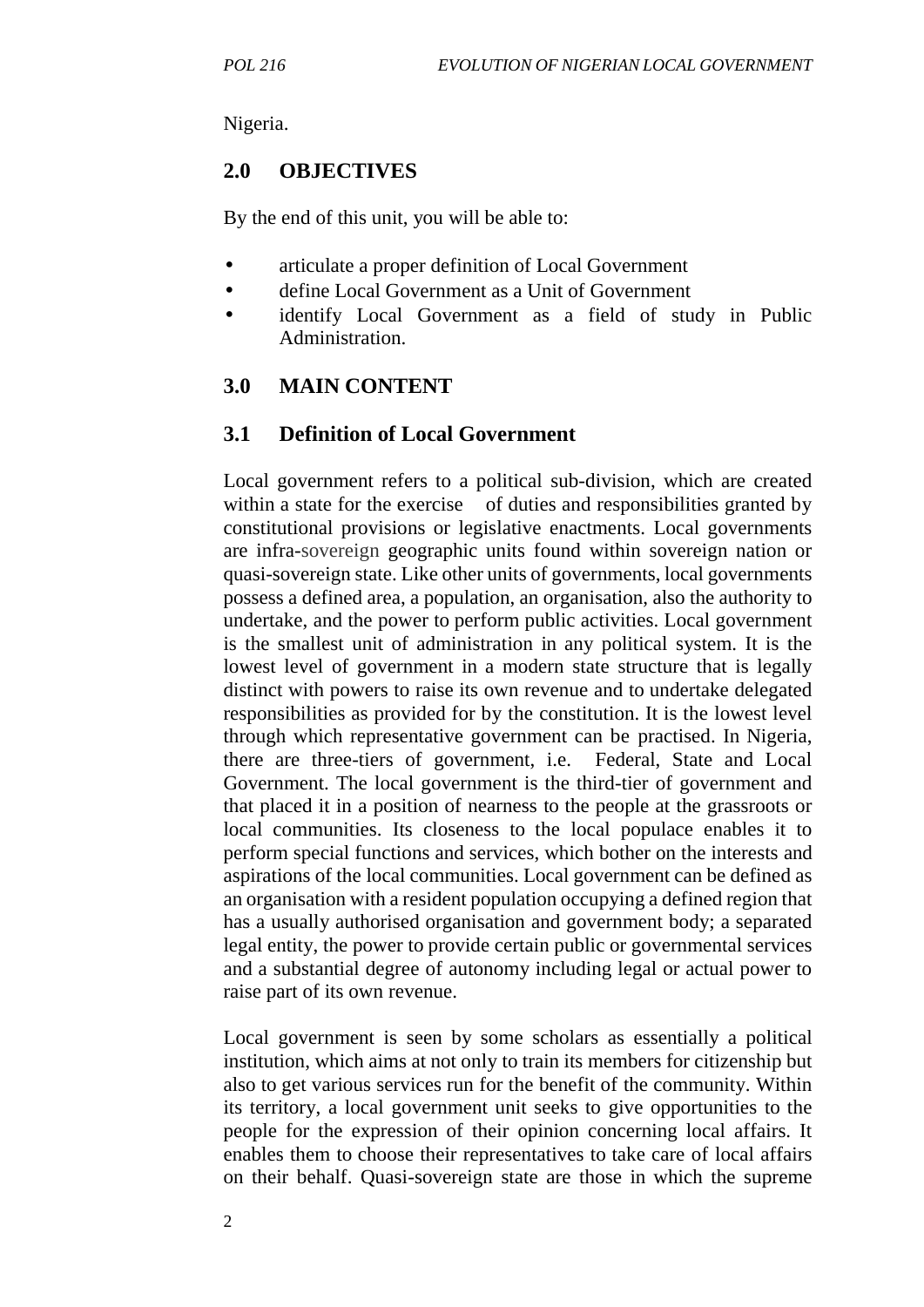Nigeria.

## 2.0 OBJECTIVES

By the end of this unit, you will be able to:

- articulate a proper definition of Local Government
- define Local Government as a Unit of Government
- identify Local Government as a field of study in Public Administration.

## 3.0 MAIN CONTENT

### 3.1 Definition of Local Government

Local government refers to a political sub-division, which are created within a state for the exercise of duties and responsibilities granted by constitutional provisions or legislative enactments. Local governments are infra-sovereign geographic units found within sovereign nation or quasi-sovereign state. Like other units of governments, local governments possess a defined area, a population, an organisation, also the authority to undertake, and the power to perform public activities. Local government is the smallest unit of administration in any political system. It is the lowest level of government in a modern state structure that is legally distinct with powers to raise its own revenue and to undertake delegated responsibilities as provided for by the constitution. It is the lowest level through which representative government can be practised. In Nigeria, there are three-tiers of government, i.e. Federal, State and Local Government. The local government is the third-tier of government and that placed it in a position of nearness to the people at the grassroots or local communities. Its closeness to the local populace enables it to perform special functions and services, which bother on the interests and aspirations of the local communities. Local government can be defined as an organisation with a resident population occupying a defined region that has a usually authorised organisation and government body; a separated legal entity, the power to provide certain public or governmental services and a substantial degree of autonomy including legal or actual power to raise part of its own revenue.

Local government is seen by some scholars as essentially a political institution, which aims at not only to train its members for citizenship but also to get various services run for the benefit of the community. Within its territory, a local government unit seeks to give opportunities to the people for the expression of their opinion concerning local affairs. It enables them to choose their representatives to take care of local affairs on their behalf. Quasi-sovereign state are those in which the supreme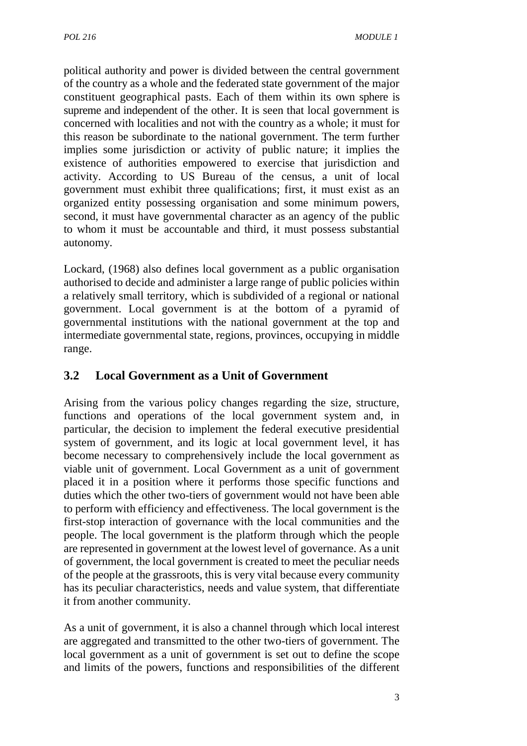political authority and power is divided between the central government of the country as a whole and the federated state government of the major constituent geographical pasts. Each of them within its own sphere is supreme and independent of the other. It is seen that local government is concerned with localities and not with the country as a whole; it must for this reason be subordinate to the national government. The term further implies some jurisdiction or activity of public nature; it implies the existence of authorities empowered to exercise that jurisdiction and activity. According to US Bureau of the census, a unit of local government must exhibit three qualifications; first, it must exist as an organized entity possessing organisation and some minimum powers, second, it must have governmental character as an agency of the public to whom it must be accountable and third, it must possess substantial autonomy.

Lockard, (1968) also defines local government as a public organisation authorised to decide and administer a large range of public policies within a relatively small territory, which is subdivided of a regional or national government. Local government is at the bottom of a pyramid of governmental institutions with the national government at the top and intermediate governmental state, regions, provinces, occupying in middle range.

## 3.2 Local Government as a Unit of Government

Arising from the various policy changes regarding the size, structure, functions and operations of the local government system and, in particular, the decision to implement the federal executive presidential system of government, and its logic at local government level, it has become necessary to comprehensively include the local government as viable unit of government. Local Government as a unit of government placed it in a position where it performs those specific functions and duties which the other two-tiers of government would not have been able to perform with efficiency and effectiveness. The local government is the first-stop interaction of governance with the local communities and the people. The local government is the platform through which the people are represented in government at the lowest level of governance. As a unit of government, the local government is created to meet the peculiar needs of the people at the grassroots, this is very vital because every community has its peculiar characteristics, needs and value system, that differentiate it from another community.

As a unit of government, it is also a channel through which local interest are aggregated and transmitted to the other two-tiers of government. The local government as a unit of government is set out to define the scope and limits of the powers, functions and responsibilities of the different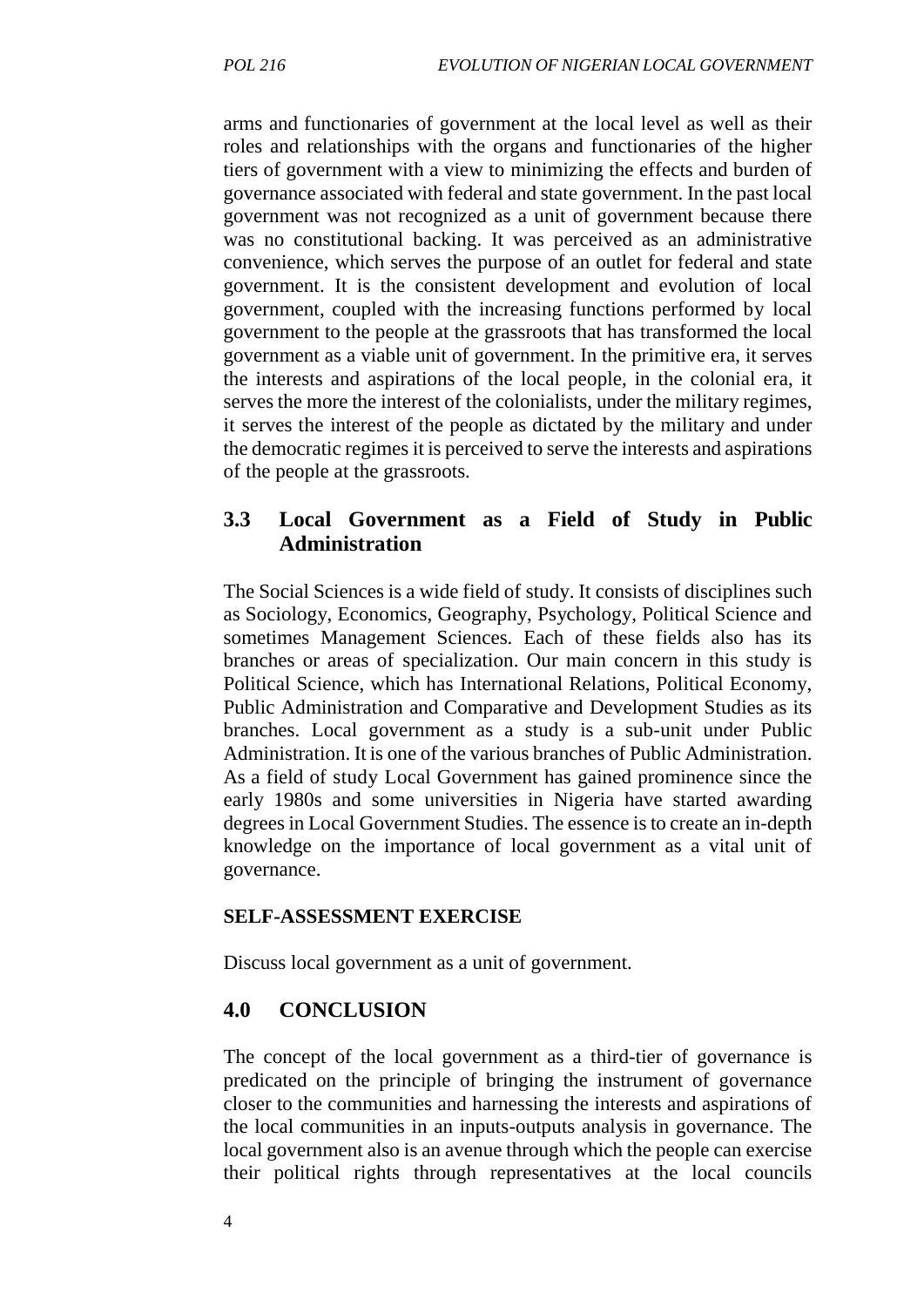arms and functionaries of government at the local level as well as their roles and relationships with the organs and functionaries of the higher tiers of government with a view to minimizing the effects and burden of governance associated with federal and state government. In the past local government was not recognized as a unit of government because there was no constitutional backing. It was perceived as an administrative convenience, which serves the purpose of an outlet for federal and state government. It is the consistent development and evolution of local government, coupled with the increasing functions performed by local government to the people at the grassroots that has transformed the local government as a viable unit of government. In the primitive era, it serves the interests and aspirations of the local people, in the colonial era, it serves the more the interest of the colonialists, under the military regimes, it serves the interest of the people as dictated by the military and under the democratic regimes it is perceived to serve the interests and aspirations of the people at the grassroots.

## 3.3 Local Government as a Field of Study in Public Administration

The Social Sciences is a wide field of study. It consists of disciplines such as Sociology, Economics, Geography, Psychology, Political Science and sometimes Management Sciences. Each of these fields also has its branches or areas of specialization. Our main concern in this study is Political Science, which has International Relations, Political Economy, Public Administration and Comparative and Development Studies as its branches. Local government as a study is a sub-unit under Public Administration. It is one of the various branches of Public Administration. As a field of study Local Government has gained prominence since the early 1980s and some universities in Nigeria have started awarding degrees in Local Government Studies. The essence is to create an in-depth knowledge on the importance of local government as a vital unit of governance.

**SELF-ASSESSMENT EXERCISE**

Discuss local government as a unit of government.

## 4.0 CONCLUSION

The concept of the local government as a third-tier of governance is predicated on the principle of bringing the instrument of governance closer to the communities and harnessing the interests and aspirations of the local communities in an inputs-outputs analysis in governance. The local government also is an avenue through which the people can exercise their political rights through representatives at the local councils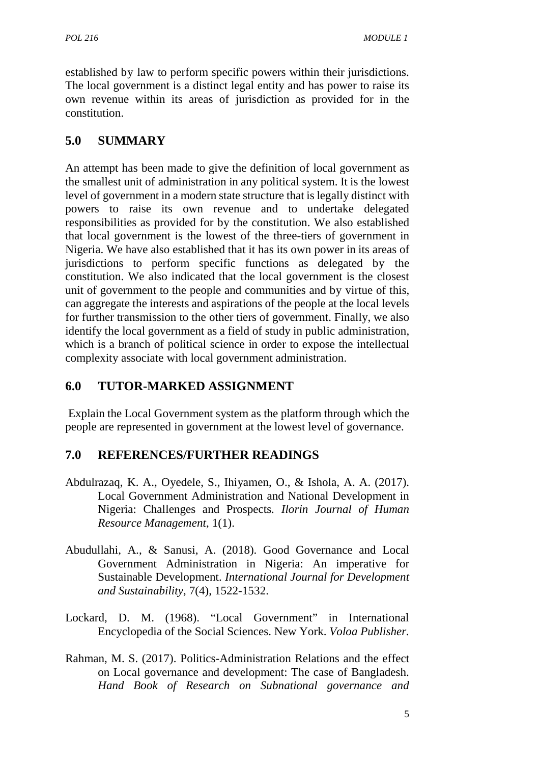established by law to perform specific powers within their jurisdictions. The local government is a distinct legal entity and has power to raise its own revenue within its areas of jurisdiction as provided for in the constitution.

## 5.0 SUMMARY

An attempt has been made to give the definition of local government as the smallest unit of administration in any political system. It is the lowest level of government in a modern state structure that is legally distinct with powers to raise its own revenue and to undertake delegated responsibilities as provided for by the constitution. We also established that local government is the lowest of the three-tiers of government in Nigeria. We have also established that it has its own power in its areas of jurisdictions to perform specific functions as delegated by the constitution. We also indicated that the local government is the closest unit of government to the people and communities and by virtue of this, can aggregate the interests and aspirations of the people at the local levels for further transmission to the other tiers of government. Finally, we also identify the local government as a field of study in public administration, which is a branch of political science in order to expose the intellectual complexity associate with local government administration.

## 6.0 TUTOR-MARKED ASSIGNMENT

Explain the Local Government system as the platform through which the people are represented in government at the lowest level of governance.

## 7.0 REFERENCES/FURTHER READINGS

Abdulrazaq, K. A., Oyedele, S., Ihiyamen, O., & Ishola, A. A. (2017). Local Government Administration and National Development in Nigeria: Challenges and Prospects. *Ilorin Journal of Human Resource Management*, 1(1).

Abudullahi, A., & Sanusi, A. (2018). Good Governance and Local Government Administration in Nigeria: An imperative for Sustainable Development. *International Journal for Development and Sustainability*, 7(4), 1522-1532.

Lockard, D. M. (1968). "Local Government" in International Encyclopedia of the Social Sciences. New York. *Voloa Publisher.*

Rahman, M. S. (2017). Politics-Administration Relations and the effect on Local governance and development: The case of Bangladesh. *Hand Book of Research on Subnational governance and*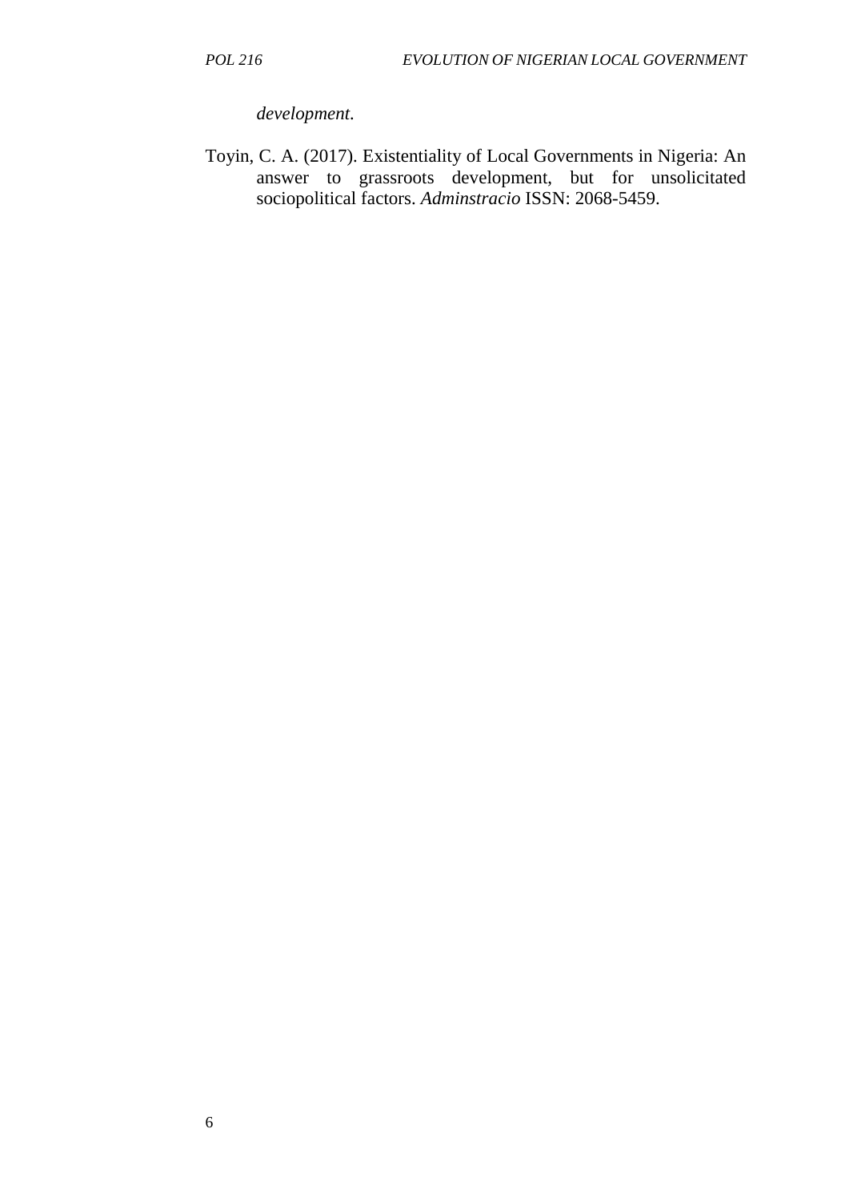*development*.

Toyin, C. A. (2017). Existentiality of Local Governments in Nigeria: An answer to grassroots development, but for unsolicitated sociopolitical factors. *Adminstracio* ISSN: 2068-5459.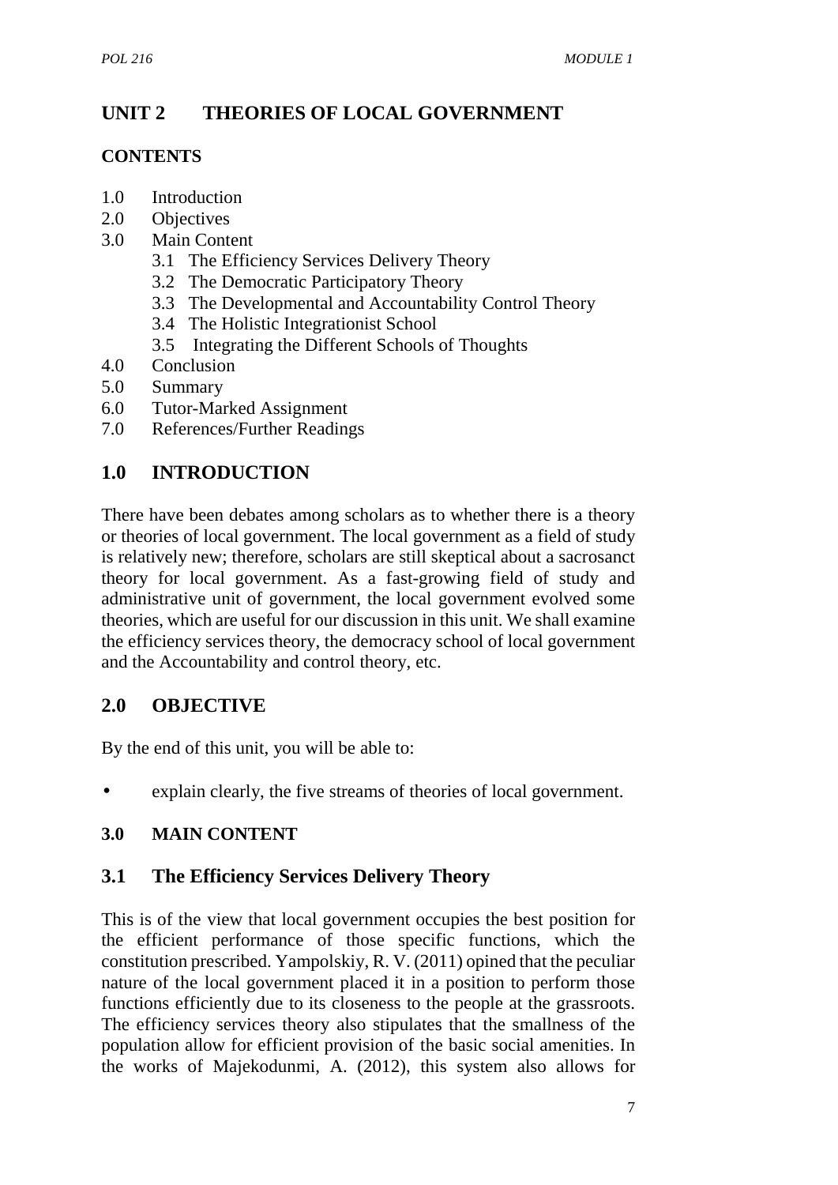# UNIT 2 THEORIES OF LOCAL GOVERNMENT

**CONTENTS**

- 1.0 Introduction
- 2.0 Objectives
- 3.0 Main Content
  - 3.1 The Efficiency Services Delivery Theory
  - 3.2 The Democratic Participatory Theory
  - 3.3 The Developmental and Accountability Control Theory
  - 3.4 The Holistic Integrationist School
  - 3.5 Integrating the Different Schools of Thoughts
- 4.0 Conclusion
- 5.0 Summary
- 6.0 Tutor-Marked Assignment
- 7.0 References/Further Readings

## 1.0 INTRODUCTION

There have been debates among scholars as to whether there is a theory or theories of local government. The local government as a field of study is relatively new; therefore, scholars are still skeptical about a sacrosanct theory for local government. As a fast-growing field of study and administrative unit of government, the local government evolved some theories, which are useful for our discussion in this unit. We shall examine the efficiency services theory, the democracy school of local government and the Accountability and control theory, etc.

## 2.0 OBJECTIVE

By the end of this unit, you will be able to:

- explain clearly, the five streams of theories of local government.

## 3.0 MAIN CONTENT

### 3.1 The Efficiency Services Delivery Theory

This is of the view that local government occupies the best position for the efficient performance of those specific functions, which the constitution prescribed. Yampolskiy, R. V. (2011) opined that the peculiar nature of the local government placed it in a position to perform those functions efficiently due to its closeness to the people at the grassroots. The efficiency services theory also stipulates that the smallness of the population allow for efficient provision of the basic social amenities. In the works of Majekodunmi, A. (2012), this system also allows for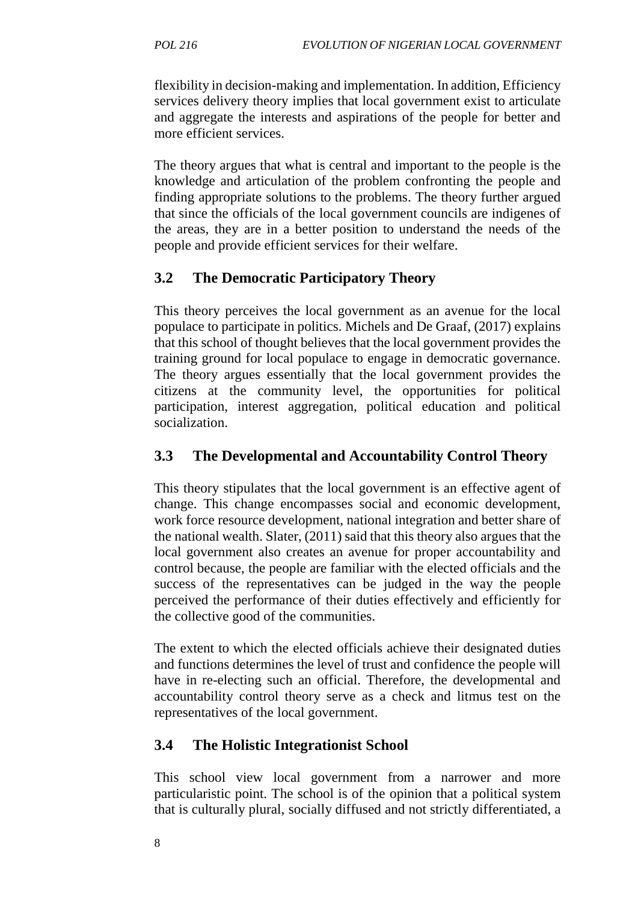flexibility in decision-making and implementation. In addition, Efficiency services delivery theory implies that local government exist to articulate and aggregate the interests and aspirations of the people for better and more efficient services.

The theory argues that what is central and important to the people is the knowledge and articulation of the problem confronting the people and finding appropriate solutions to the problems. The theory further argued that since the officials of the local government councils are indigenes of the areas, they are in a better position to understand the needs of the people and provide efficient services for their welfare.

## 3.2 The Democratic Participatory Theory

This theory perceives the local government as an avenue for the local populace to participate in politics. Michels and De Graaf, (2017) explains that this school of thought believes that the local government provides the training ground for local populace to engage in democratic governance. The theory argues essentially that the local government provides the citizens at the community level, the opportunities for political participation, interest aggregation, political education and political socialization.

## 3.3 The Developmental and Accountability Control Theory

This theory stipulates that the local government is an effective agent of change. This change encompasses social and economic development, work force resource development, national integration and better share of the national wealth. Slater, (2011) said that this theory also argues that the local government also creates an avenue for proper accountability and control because, the people are familiar with the elected officials and the success of the representatives can be judged in the way the people perceived the performance of their duties effectively and efficiently for the collective good of the communities.

The extent to which the elected officials achieve their designated duties and functions determines the level of trust and confidence the people will have in re-electing such an official. Therefore, the developmental and accountability control theory serve as a check and litmus test on the representatives of the local government.

## 3.4 The Holistic Integrationist School

This school view local government from a narrower and more particularistic point. The school is of the opinion that a political system that is culturally plural, socially diffused and not strictly differentiated, a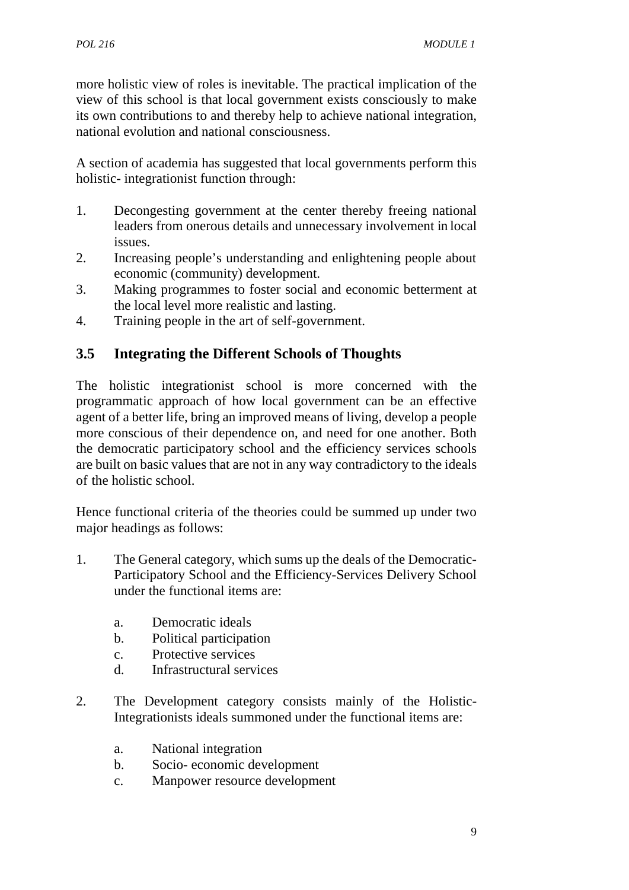more holistic view of roles is inevitable. The practical implication of the view of this school is that local government exists consciously to make its own contributions to and thereby help to achieve national integration, national evolution and national consciousness.

A section of academia has suggested that local governments perform this holistic- integrationist function through:

1. Decongesting government at the center thereby freeing national leaders from onerous details and unnecessary involvement in local issues.
2. Increasing people's understanding and enlightening people about economic (community) development.
3. Making programmes to foster social and economic betterment at the local level more realistic and lasting.
4. Training people in the art of self-government.

## 3.5 Integrating the Different Schools of Thoughts

The holistic integrationist school is more concerned with the programmatic approach of how local government can be an effective agent of a better life, bring an improved means of living, develop a people more conscious of their dependence on, and need for one another. Both the democratic participatory school and the efficiency services schools are built on basic values that are not in any way contradictory to the ideals of the holistic school.

Hence functional criteria of the theories could be summed up under two major headings as follows:

1. The General category, which sums up the deals of the Democratic-Participatory School and the Efficiency-Services Delivery School under the functional items are:

   a. Democratic ideals
   b. Political participation
   c. Protective services
   d. Infrastructural services

2. The Development category consists mainly of the Holistic-Integrationists ideals summoned under the functional items are:

   a. National integration
   b. Socio- economic development
   c. Manpower resource development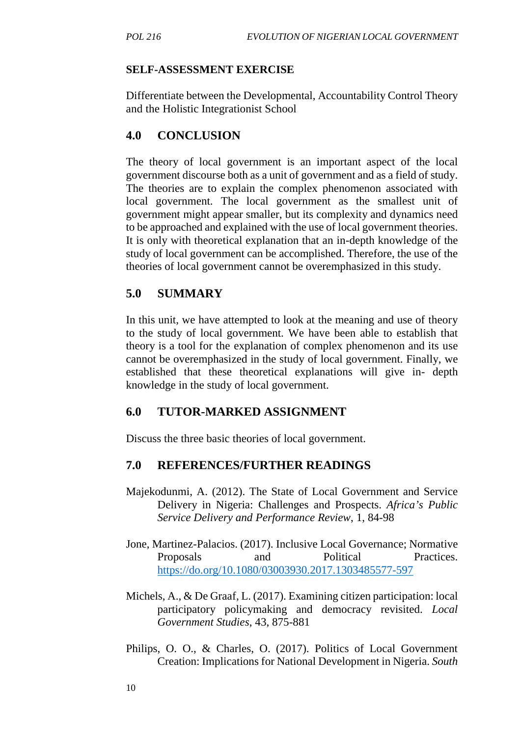**SELF-ASSESSMENT EXERCISE**

Differentiate between the Developmental, Accountability Control Theory and the Holistic Integrationist School

## 4.0 CONCLUSION

The theory of local government is an important aspect of the local government discourse both as a unit of government and as a field of study. The theories are to explain the complex phenomenon associated with local government. The local government as the smallest unit of government might appear smaller, but its complexity and dynamics need to be approached and explained with the use of local government theories. It is only with theoretical explanation that an in-depth knowledge of the study of local government can be accomplished. Therefore, the use of the theories of local government cannot be overemphasized in this study.

## 5.0 SUMMARY

In this unit, we have attempted to look at the meaning and use of theory to the study of local government. We have been able to establish that theory is a tool for the explanation of complex phenomenon and its use cannot be overemphasized in the study of local government. Finally, we established that these theoretical explanations will give in- depth knowledge in the study of local government.

## 6.0 TUTOR-MARKED ASSIGNMENT

Discuss the three basic theories of local government.

## 7.0 REFERENCES/FURTHER READINGS

Majekodunmi, A. (2012). The State of Local Government and Service Delivery in Nigeria: Challenges and Prospects. *Africa's Public Service Delivery and Performance Review*, 1, 84-98

Jone, Martinez-Palacios. (2017). Inclusive Local Governance; Normative Proposals and Political Practices. https://do.org/10.1080/03003930.2017.1303485577-597

Michels, A., & De Graaf, L. (2017). Examining citizen participation: local participatory policymaking and democracy revisited. *Local Government Studies*, 43, 875-881

Philips, O. O., & Charles, O. (2017). Politics of Local Government Creation: Implications for National Development in Nigeria. *South*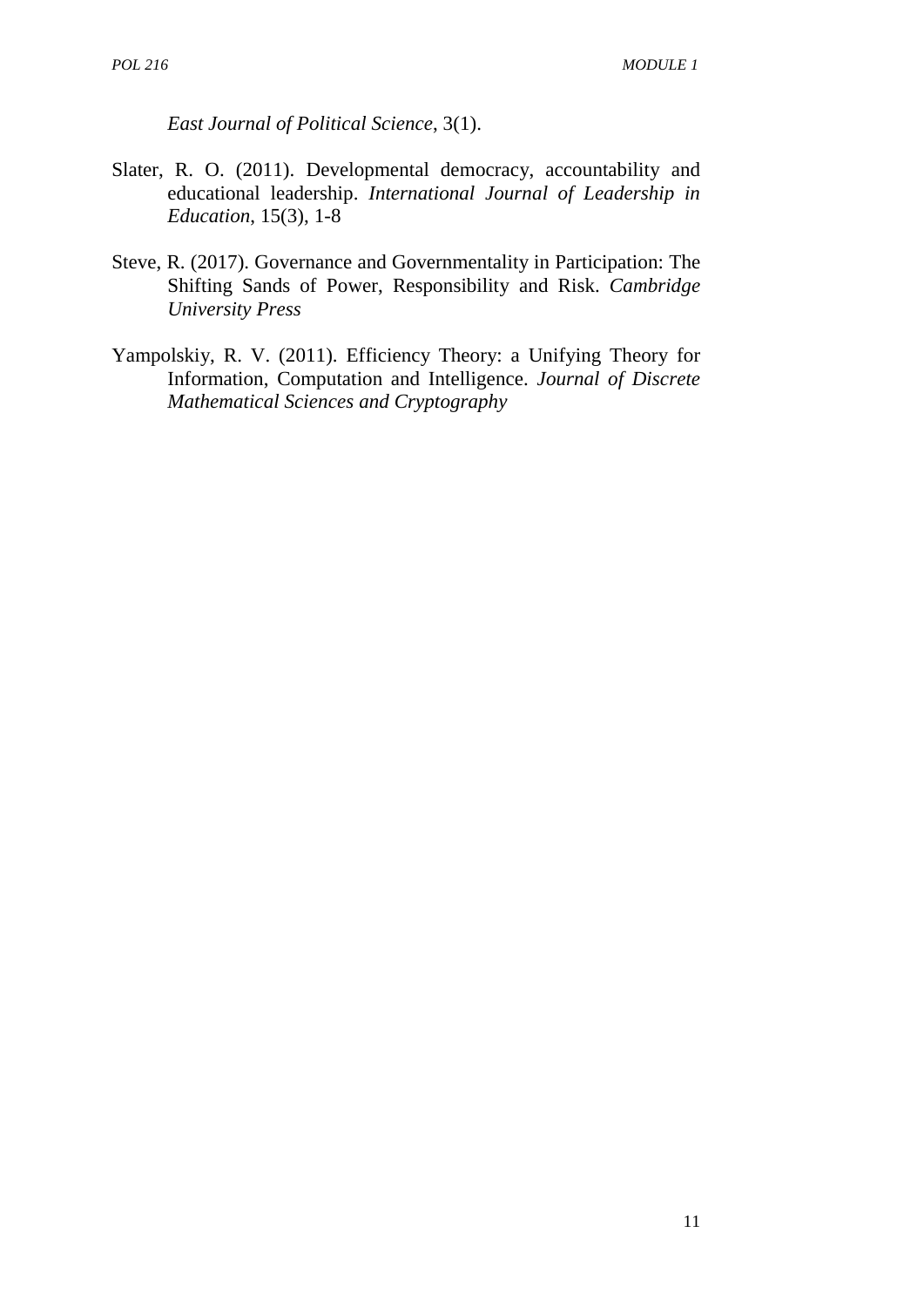*East Journal of Political Science*, 3(1).

Slater, R. O. (2011). Developmental democracy, accountability and educational leadership. *International Journal of Leadership in Education*, 15(3), 1-8

Steve, R. (2017). Governance and Governmentality in Participation: The Shifting Sands of Power, Responsibility and Risk. *Cambridge University Press*

Yampolskiy, R. V. (2011). Efficiency Theory: a Unifying Theory for Information, Computation and Intelligence. *Journal of Discrete Mathematical Sciences and Cryptography*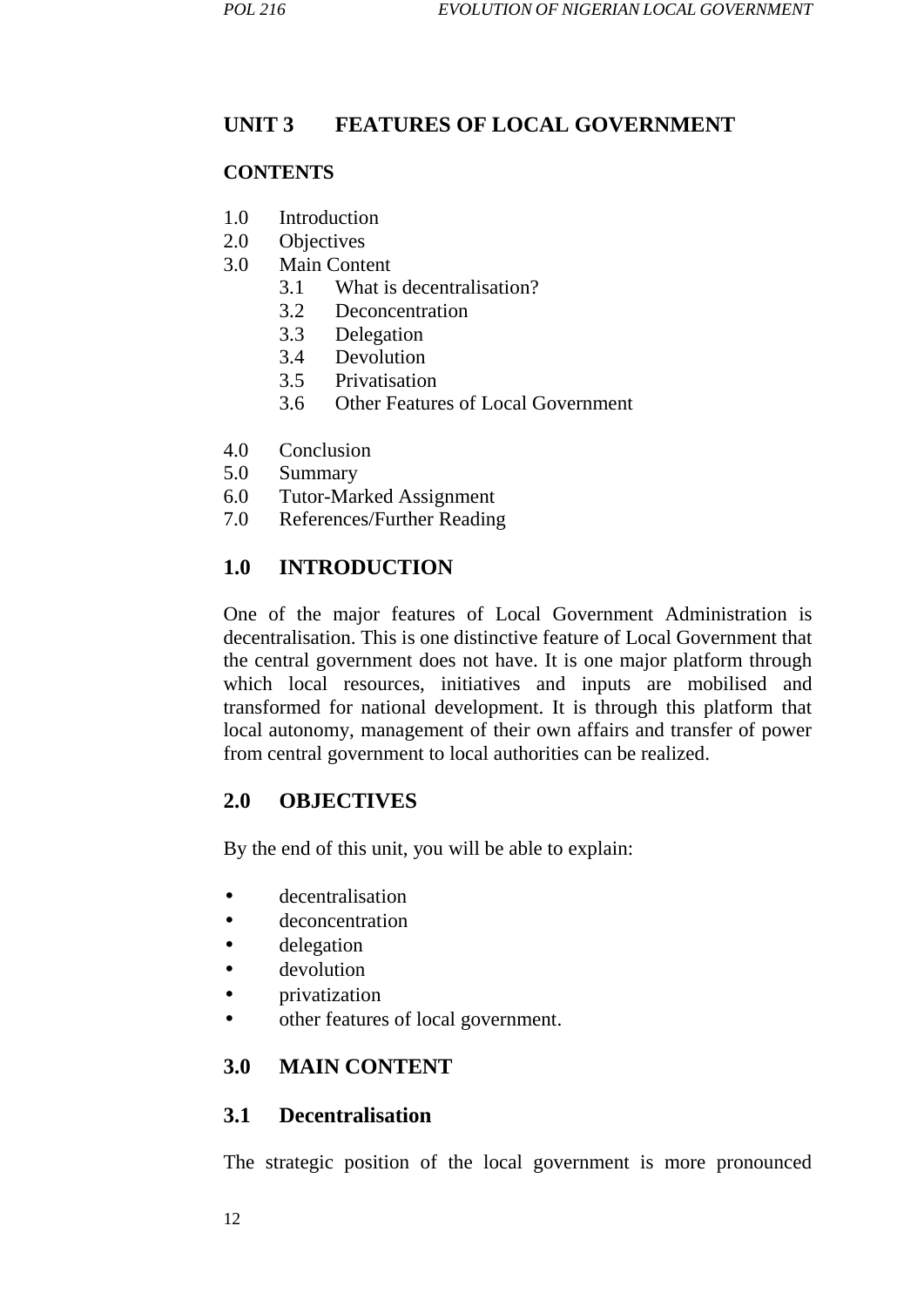# UNIT 3 FEATURES OF LOCAL GOVERNMENT

**CONTENTS**

1.0 Introduction
2.0 Objectives
3.0 Main Content
  3.1 What is decentralisation?
  3.2 Deconcentration
  3.3 Delegation
  3.4 Devolution
  3.5 Privatisation
  3.6 Other Features of Local Government
4.0 Conclusion
5.0 Summary
6.0 Tutor-Marked Assignment
7.0 References/Further Reading

## 1.0 INTRODUCTION

One of the major features of Local Government Administration is decentralisation. This is one distinctive feature of Local Government that the central government does not have. It is one major platform through which local resources, initiatives and inputs are mobilised and transformed for national development. It is through this platform that local autonomy, management of their own affairs and transfer of power from central government to local authorities can be realized.

## 2.0 OBJECTIVES

By the end of this unit, you will be able to explain:

- decentralisation
- deconcentration
- delegation
- devolution
- privatization
- other features of local government.

## 3.0 MAIN CONTENT

### 3.1 Decentralisation

The strategic position of the local government is more pronounced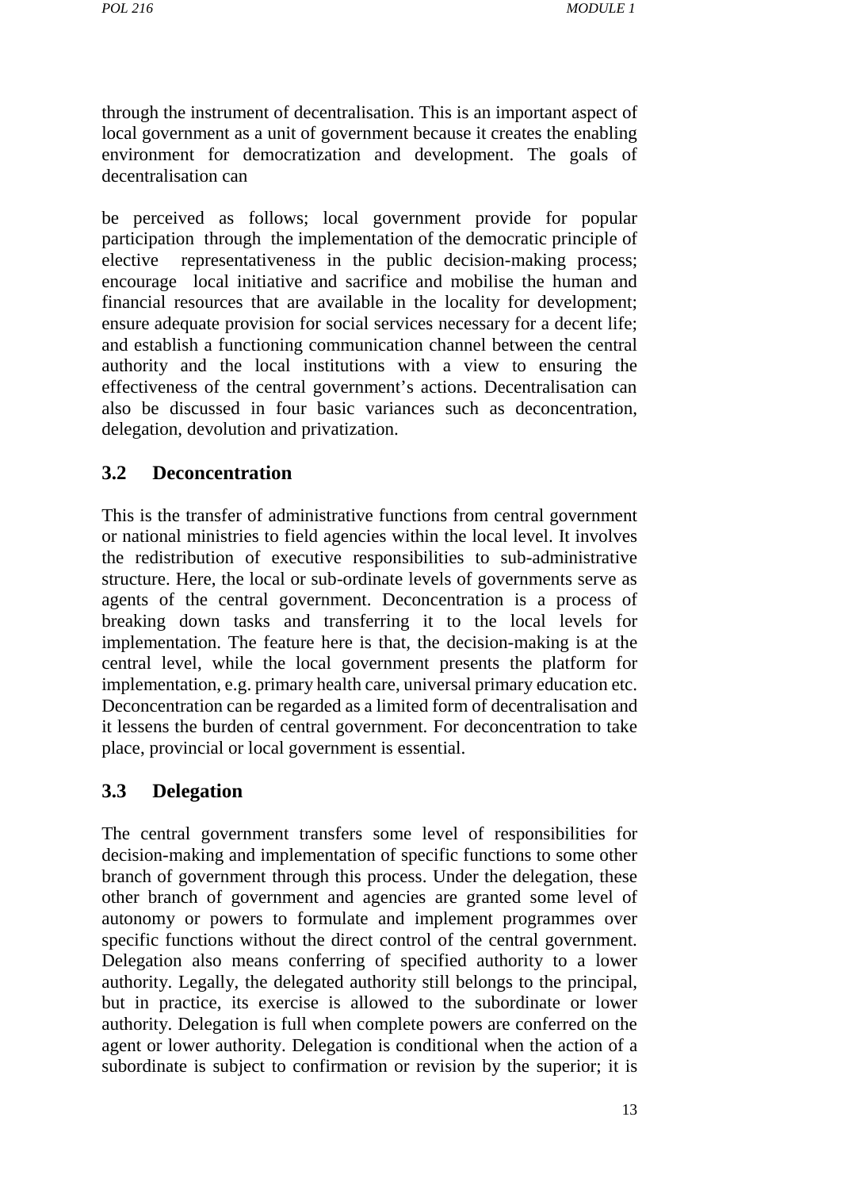through the instrument of decentralisation. This is an important aspect of local government as a unit of government because it creates the enabling environment for democratization and development. The goals of decentralisation can

be perceived as follows; local government provide for popular participation through the implementation of the democratic principle of elective representativeness in the public decision-making process; encourage local initiative and sacrifice and mobilise the human and financial resources that are available in the locality for development; ensure adequate provision for social services necessary for a decent life; and establish a functioning communication channel between the central authority and the local institutions with a view to ensuring the effectiveness of the central government's actions. Decentralisation can also be discussed in four basic variances such as deconcentration, delegation, devolution and privatization.

## 3.2 Deconcentration

This is the transfer of administrative functions from central government or national ministries to field agencies within the local level. It involves the redistribution of executive responsibilities to sub-administrative structure. Here, the local or sub-ordinate levels of governments serve as agents of the central government. Deconcentration is a process of breaking down tasks and transferring it to the local levels for implementation. The feature here is that, the decision-making is at the central level, while the local government presents the platform for implementation, e.g. primary health care, universal primary education etc. Deconcentration can be regarded as a limited form of decentralisation and it lessens the burden of central government. For deconcentration to take place, provincial or local government is essential.

## 3.3 Delegation

The central government transfers some level of responsibilities for decision-making and implementation of specific functions to some other branch of government through this process. Under the delegation, these other branch of government and agencies are granted some level of autonomy or powers to formulate and implement programmes over specific functions without the direct control of the central government. Delegation also means conferring of specified authority to a lower authority. Legally, the delegated authority still belongs to the principal, but in practice, its exercise is allowed to the subordinate or lower authority. Delegation is full when complete powers are conferred on the agent or lower authority. Delegation is conditional when the action of a subordinate is subject to confirmation or revision by the superior; it is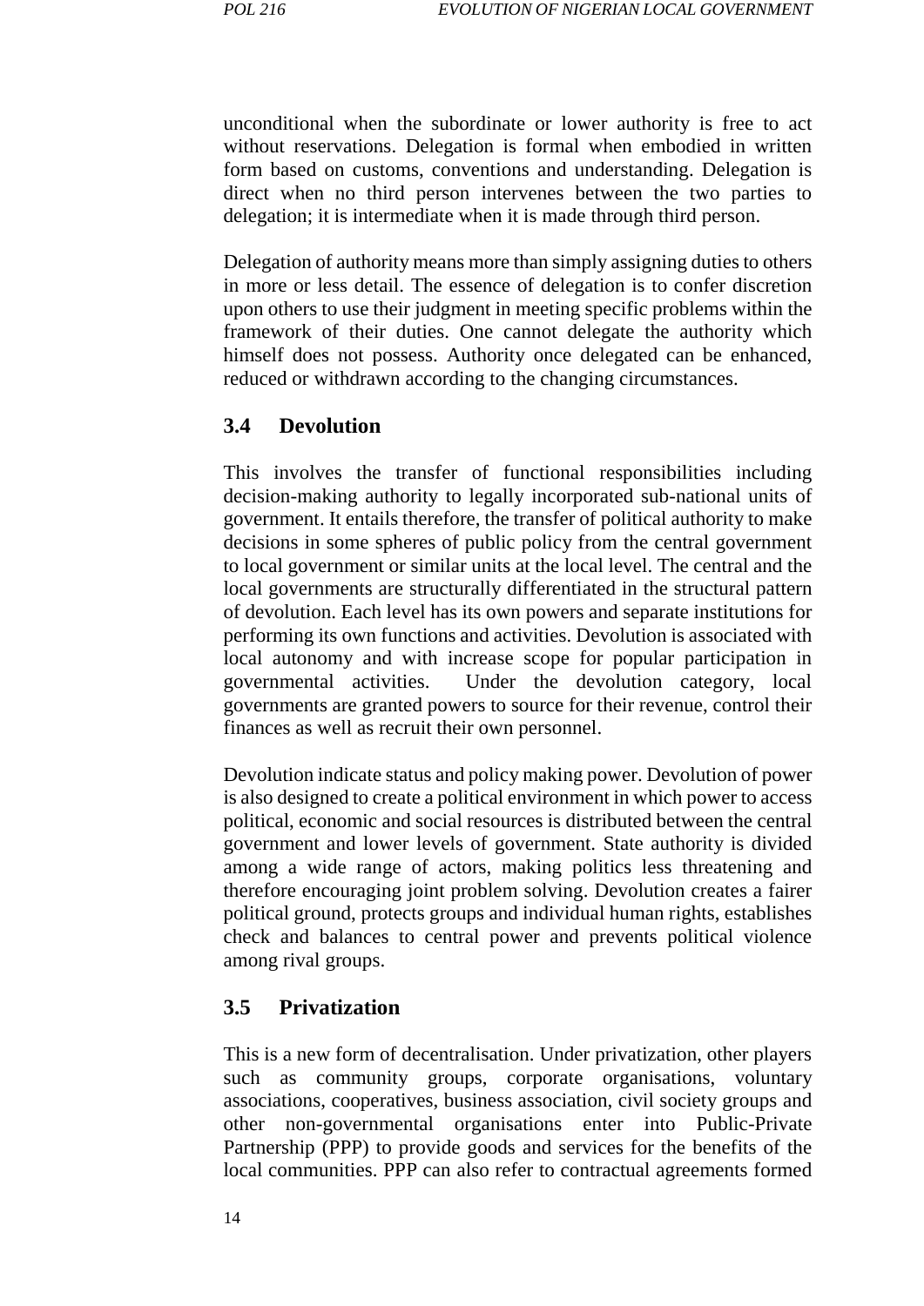unconditional when the subordinate or lower authority is free to act without reservations. Delegation is formal when embodied in written form based on customs, conventions and understanding. Delegation is direct when no third person intervenes between the two parties to delegation; it is intermediate when it is made through third person.

Delegation of authority means more than simply assigning duties to others in more or less detail. The essence of delegation is to confer discretion upon others to use their judgment in meeting specific problems within the framework of their duties. One cannot delegate the authority which himself does not possess. Authority once delegated can be enhanced, reduced or withdrawn according to the changing circumstances.

## 3.4 Devolution

This involves the transfer of functional responsibilities including decision-making authority to legally incorporated sub-national units of government. It entails therefore, the transfer of political authority to make decisions in some spheres of public policy from the central government to local government or similar units at the local level. The central and the local governments are structurally differentiated in the structural pattern of devolution. Each level has its own powers and separate institutions for performing its own functions and activities. Devolution is associated with local autonomy and with increase scope for popular participation in governmental activities. Under the devolution category, local governments are granted powers to source for their revenue, control their finances as well as recruit their own personnel.

Devolution indicate status and policy making power. Devolution of power is also designed to create a political environment in which power to access political, economic and social resources is distributed between the central government and lower levels of government. State authority is divided among a wide range of actors, making politics less threatening and therefore encouraging joint problem solving. Devolution creates a fairer political ground, protects groups and individual human rights, establishes check and balances to central power and prevents political violence among rival groups.

## 3.5 Privatization

This is a new form of decentralisation. Under privatization, other players such as community groups, corporate organisations, voluntary associations, cooperatives, business association, civil society groups and other non-governmental organisations enter into Public-Private Partnership (PPP) to provide goods and services for the benefits of the local communities. PPP can also refer to contractual agreements formed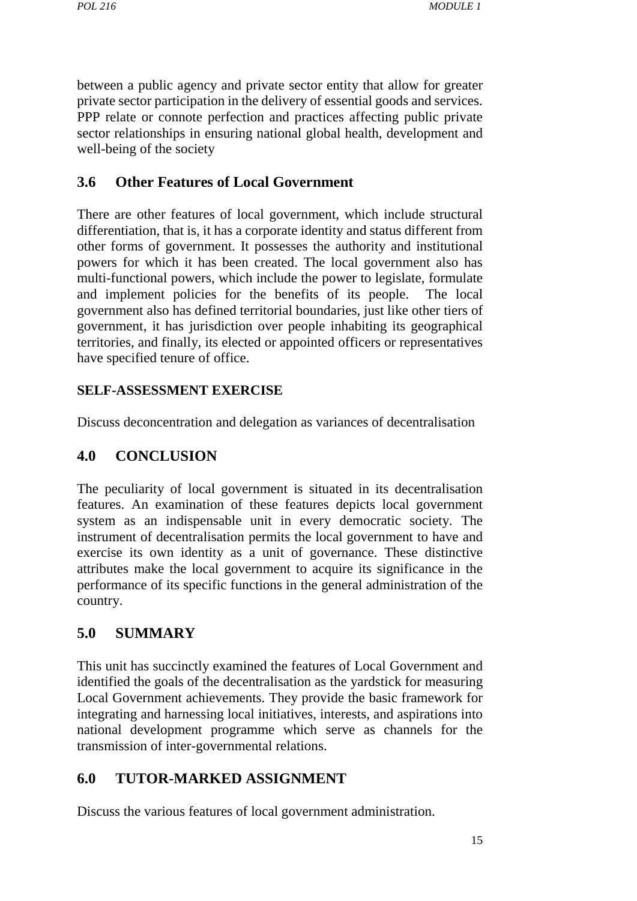between a public agency and private sector entity that allow for greater private sector participation in the delivery of essential goods and services. PPP relate or connote perfection and practices affecting public private sector relationships in ensuring national global health, development and well-being of the society

## 3.6 Other Features of Local Government

There are other features of local government, which include structural differentiation, that is, it has a corporate identity and status different from other forms of government. It possesses the authority and institutional powers for which it has been created. The local government also has multi-functional powers, which include the power to legislate, formulate and implement policies for the benefits of its people. The local government also has defined territorial boundaries, just like other tiers of government, it has jurisdiction over people inhabiting its geographical territories, and finally, its elected or appointed officers or representatives have specified tenure of office.

**SELF-ASSESSMENT EXERCISE**

Discuss deconcentration and delegation as variances of decentralisation

## 4.0 CONCLUSION

The peculiarity of local government is situated in its decentralisation features. An examination of these features depicts local government system as an indispensable unit in every democratic society. The instrument of decentralisation permits the local government to have and exercise its own identity as a unit of governance. These distinctive attributes make the local government to acquire its significance in the performance of its specific functions in the general administration of the country.

## 5.0 SUMMARY

This unit has succinctly examined the features of Local Government and identified the goals of the decentralisation as the yardstick for measuring Local Government achievements. They provide the basic framework for integrating and harnessing local initiatives, interests, and aspirations into national development programme which serve as channels for the transmission of inter-governmental relations.

## 6.0 TUTOR-MARKED ASSIGNMENT

Discuss the various features of local government administration.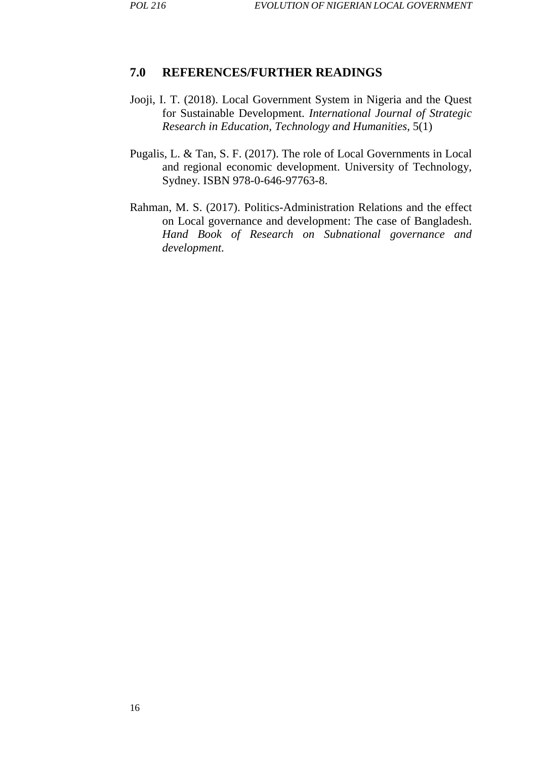## 7.0 REFERENCES/FURTHER READINGS

Jooji, I. T. (2018). Local Government System in Nigeria and the Quest for Sustainable Development. *International Journal of Strategic Research in Education, Technology and Humanities*, 5(1)

Pugalis, L. & Tan, S. F. (2017). The role of Local Governments in Local and regional economic development. University of Technology, Sydney. ISBN 978-0-646-97763-8.

Rahman, M. S. (2017). Politics-Administration Relations and the effect on Local governance and development: The case of Bangladesh. *Hand Book of Research on Subnational governance and development.*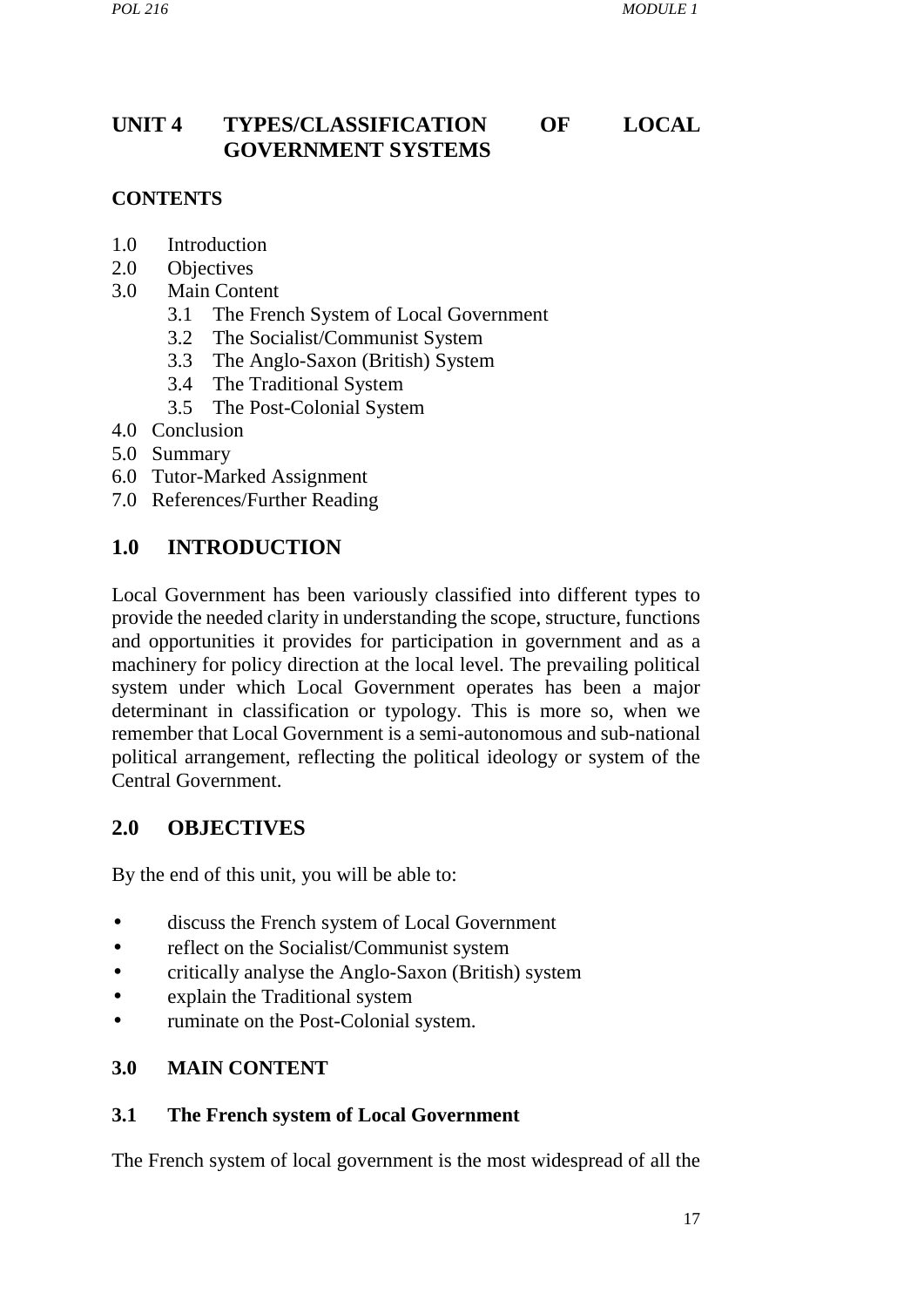# UNIT 4 TYPES/CLASSIFICATION OF LOCAL GOVERNMENT SYSTEMS

**CONTENTS**

1.0 Introduction
2.0 Objectives
3.0 Main Content
    3.1 The French System of Local Government
    3.2 The Socialist/Communist System
    3.3 The Anglo-Saxon (British) System
    3.4 The Traditional System
    3.5 The Post-Colonial System
4.0 Conclusion
5.0 Summary
6.0 Tutor-Marked Assignment
7.0 References/Further Reading

## 1.0 INTRODUCTION

Local Government has been variously classified into different types to provide the needed clarity in understanding the scope, structure, functions and opportunities it provides for participation in government and as a machinery for policy direction at the local level. The prevailing political system under which Local Government operates has been a major determinant in classification or typology. This is more so, when we remember that Local Government is a semi-autonomous and sub-national political arrangement, reflecting the political ideology or system of the Central Government.

## 2.0 OBJECTIVES

By the end of this unit, you will be able to:

- discuss the French system of Local Government
- reflect on the Socialist/Communist system
- critically analyse the Anglo-Saxon (British) system
- explain the Traditional system
- ruminate on the Post-Colonial system.

## 3.0 MAIN CONTENT

### 3.1 The French system of Local Government

The French system of local government is the most widespread of all the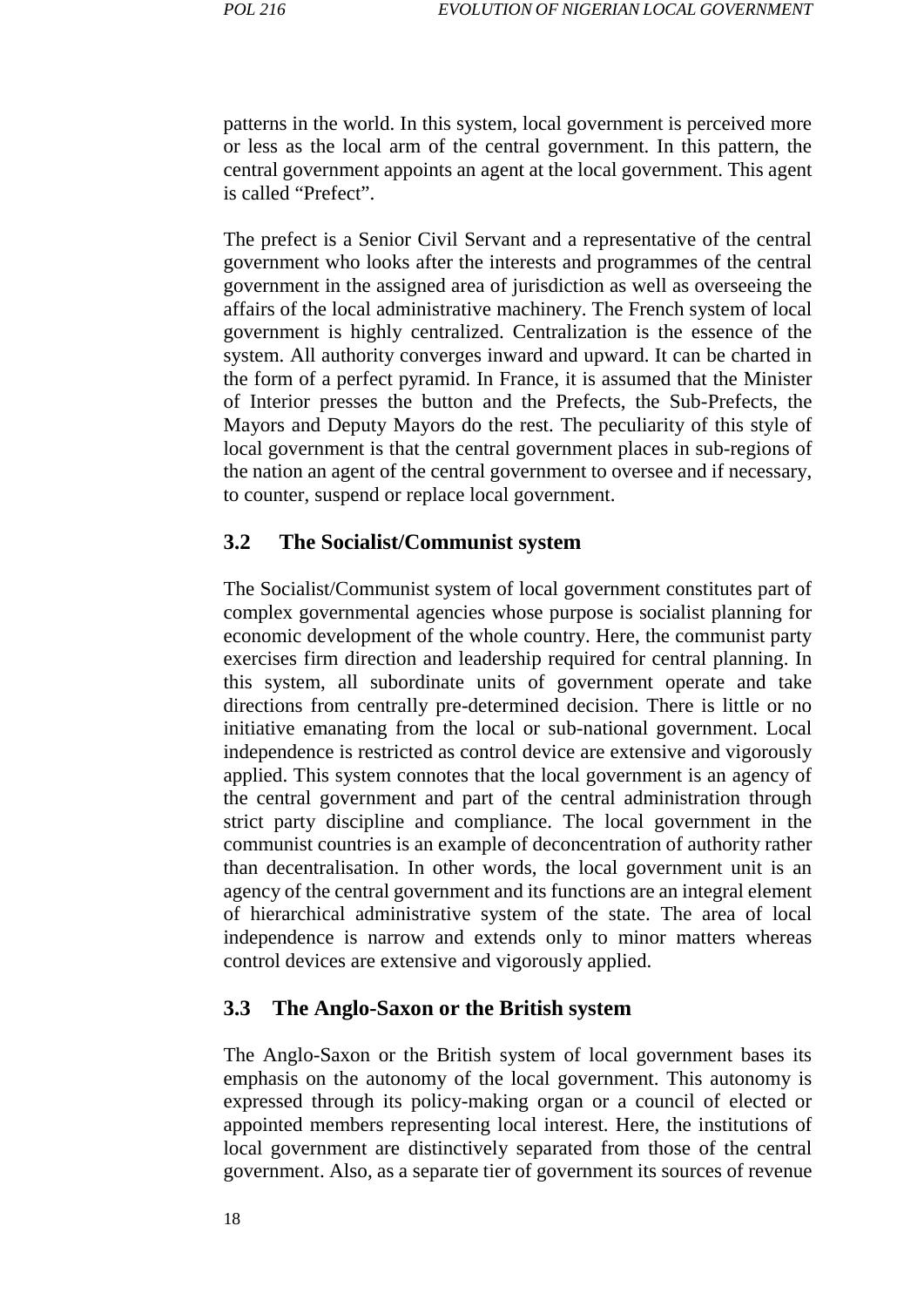patterns in the world. In this system, local government is perceived more or less as the local arm of the central government. In this pattern, the central government appoints an agent at the local government. This agent is called "Prefect".

The prefect is a Senior Civil Servant and a representative of the central government who looks after the interests and programmes of the central government in the assigned area of jurisdiction as well as overseeing the affairs of the local administrative machinery. The French system of local government is highly centralized. Centralization is the essence of the system. All authority converges inward and upward. It can be charted in the form of a perfect pyramid. In France, it is assumed that the Minister of Interior presses the button and the Prefects, the Sub-Prefects, the Mayors and Deputy Mayors do the rest. The peculiarity of this style of local government is that the central government places in sub-regions of the nation an agent of the central government to oversee and if necessary, to counter, suspend or replace local government.

## 3.2 The Socialist/Communist system

The Socialist/Communist system of local government constitutes part of complex governmental agencies whose purpose is socialist planning for economic development of the whole country. Here, the communist party exercises firm direction and leadership required for central planning. In this system, all subordinate units of government operate and take directions from centrally pre-determined decision. There is little or no initiative emanating from the local or sub-national government. Local independence is restricted as control device are extensive and vigorously applied. This system connotes that the local government is an agency of the central government and part of the central administration through strict party discipline and compliance. The local government in the communist countries is an example of deconcentration of authority rather than decentralisation. In other words, the local government unit is an agency of the central government and its functions are an integral element of hierarchical administrative system of the state. The area of local independence is narrow and extends only to minor matters whereas control devices are extensive and vigorously applied.

## 3.3 The Anglo-Saxon or the British system

The Anglo-Saxon or the British system of local government bases its emphasis on the autonomy of the local government. This autonomy is expressed through its policy-making organ or a council of elected or appointed members representing local interest. Here, the institutions of local government are distinctively separated from those of the central government. Also, as a separate tier of government its sources of revenue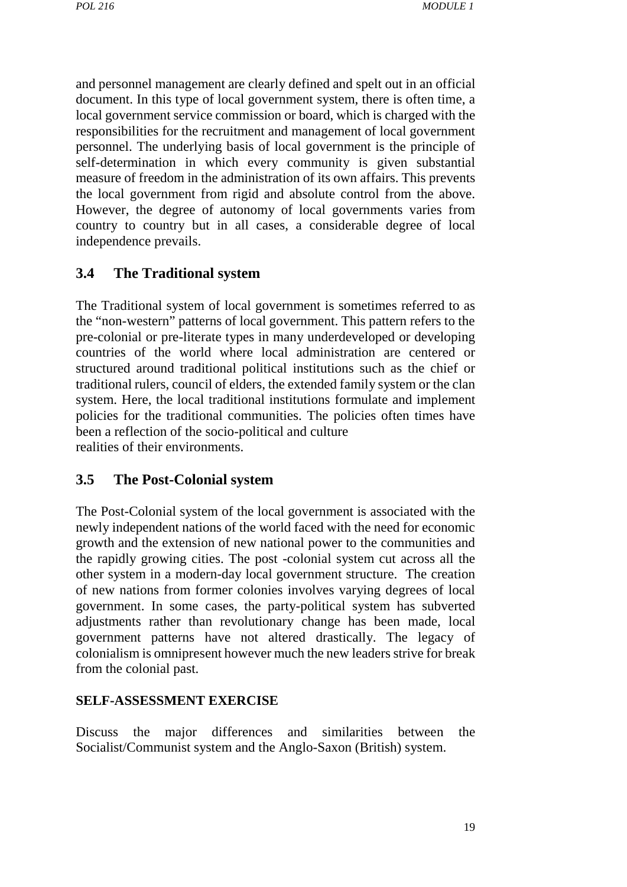and personnel management are clearly defined and spelt out in an official document. In this type of local government system, there is often time, a local government service commission or board, which is charged with the responsibilities for the recruitment and management of local government personnel. The underlying basis of local government is the principle of self-determination in which every community is given substantial measure of freedom in the administration of its own affairs. This prevents the local government from rigid and absolute control from the above. However, the degree of autonomy of local governments varies from country to country but in all cases, a considerable degree of local independence prevails.

## 3.4 The Traditional system

The Traditional system of local government is sometimes referred to as the "non-western" patterns of local government. This pattern refers to the pre-colonial or pre-literate types in many underdeveloped or developing countries of the world where local administration are centered or structured around traditional political institutions such as the chief or traditional rulers, council of elders, the extended family system or the clan system. Here, the local traditional institutions formulate and implement policies for the traditional communities. The policies often times have been a reflection of the socio-political and culture realities of their environments.

## 3.5 The Post-Colonial system

The Post-Colonial system of the local government is associated with the newly independent nations of the world faced with the need for economic growth and the extension of new national power to the communities and the rapidly growing cities. The post -colonial system cut across all the other system in a modern-day local government structure. The creation of new nations from former colonies involves varying degrees of local government. In some cases, the party-political system has subverted adjustments rather than revolutionary change has been made, local government patterns have not altered drastically. The legacy of colonialism is omnipresent however much the new leaders strive for break from the colonial past.

**SELF-ASSESSMENT EXERCISE**

Discuss the major differences and similarities between the Socialist/Communist system and the Anglo-Saxon (British) system.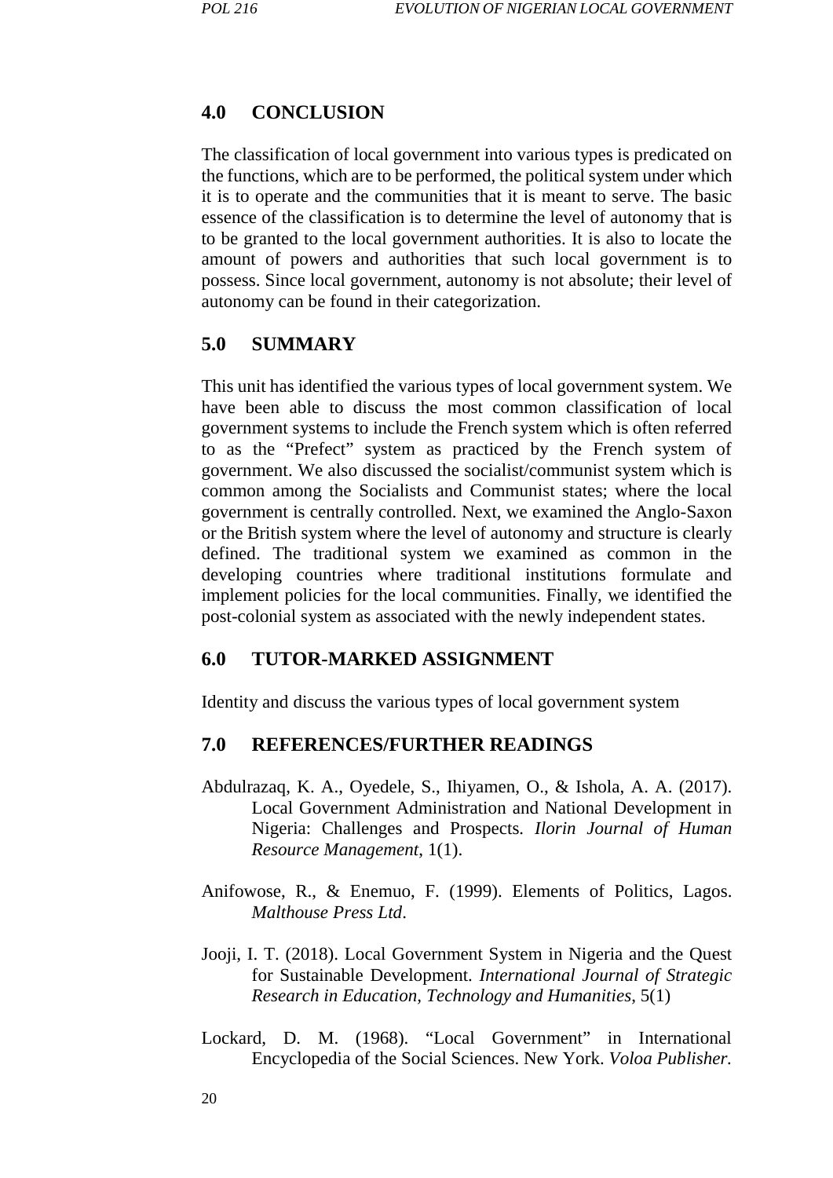## 4.0 CONCLUSION

The classification of local government into various types is predicated on the functions, which are to be performed, the political system under which it is to operate and the communities that it is meant to serve. The basic essence of the classification is to determine the level of autonomy that is to be granted to the local government authorities. It is also to locate the amount of powers and authorities that such local government is to possess. Since local government, autonomy is not absolute; their level of autonomy can be found in their categorization.

## 5.0 SUMMARY

This unit has identified the various types of local government system. We have been able to discuss the most common classification of local government systems to include the French system which is often referred to as the "Prefect" system as practiced by the French system of government. We also discussed the socialist/communist system which is common among the Socialists and Communist states; where the local government is centrally controlled. Next, we examined the Anglo-Saxon or the British system where the level of autonomy and structure is clearly defined. The traditional system we examined as common in the developing countries where traditional institutions formulate and implement policies for the local communities. Finally, we identified the post-colonial system as associated with the newly independent states.

## 6.0 TUTOR-MARKED ASSIGNMENT

Identity and discuss the various types of local government system

## 7.0 REFERENCES/FURTHER READINGS

Abdulrazaq, K. A., Oyedele, S., Ihiyamen, O., & Ishola, A. A. (2017). Local Government Administration and National Development in Nigeria: Challenges and Prospects. *Ilorin Journal of Human Resource Management*, 1(1).

Anifowose, R., & Enemuo, F. (1999). Elements of Politics, Lagos. *Malthouse Press Ltd*.

Jooji, I. T. (2018). Local Government System in Nigeria and the Quest for Sustainable Development. *International Journal of Strategic Research in Education, Technology and Humanities*, 5(1)

Lockard, D. M. (1968). "Local Government" in International Encyclopedia of the Social Sciences. New York. *Voloa Publisher.*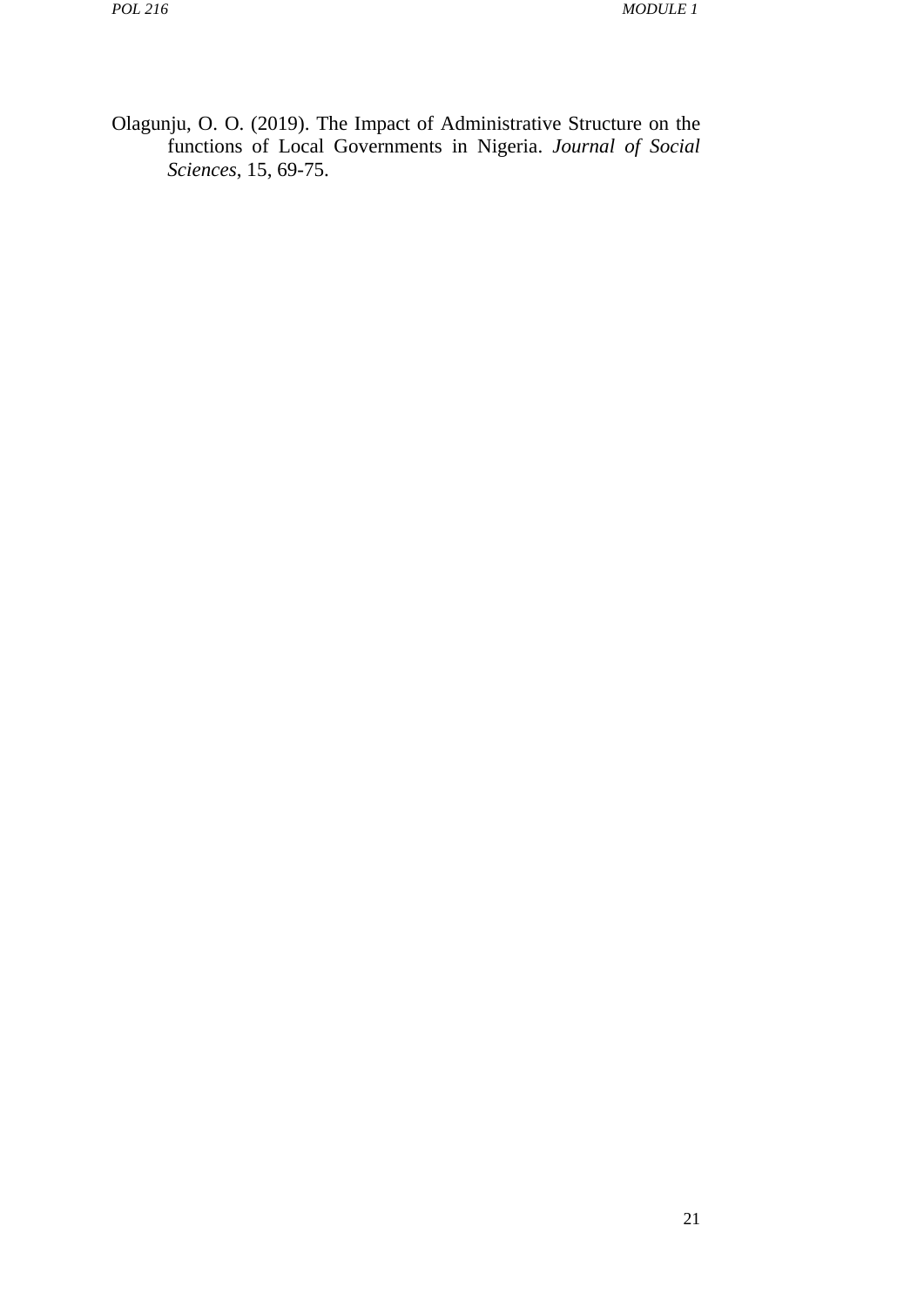Olagunju, O. O. (2019). The Impact of Administrative Structure on the functions of Local Governments in Nigeria. *Journal of Social Sciences*, 15, 69-75.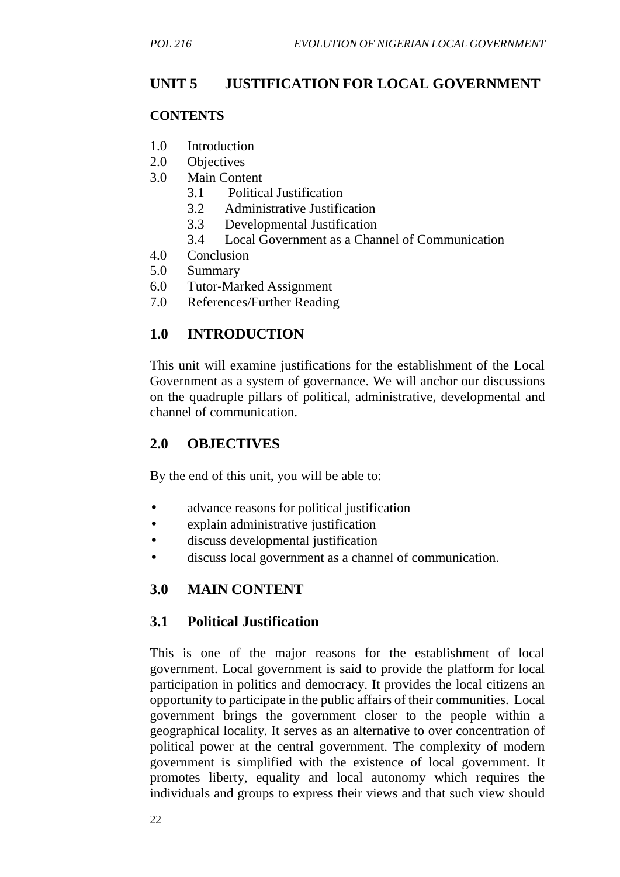## UNIT 5 JUSTIFICATION FOR LOCAL GOVERNMENT

**CONTENTS**

1.0 Introduction
2.0 Objectives
3.0 Main Content
  3.1 Political Justification
  3.2 Administrative Justification
  3.3 Developmental Justification
  3.4 Local Government as a Channel of Communication
4.0 Conclusion
5.0 Summary
6.0 Tutor-Marked Assignment
7.0 References/Further Reading

### 1.0 INTRODUCTION

This unit will examine justifications for the establishment of the Local Government as a system of governance. We will anchor our discussions on the quadruple pillars of political, administrative, developmental and channel of communication.

### 2.0 OBJECTIVES

By the end of this unit, you will be able to:

- advance reasons for political justification
- explain administrative justification
- discuss developmental justification
- discuss local government as a channel of communication.

### 3.0 MAIN CONTENT

### 3.1 Political Justification

This is one of the major reasons for the establishment of local government. Local government is said to provide the platform for local participation in politics and democracy. It provides the local citizens an opportunity to participate in the public affairs of their communities. Local government brings the government closer to the people within a geographical locality. It serves as an alternative to over concentration of political power at the central government. The complexity of modern government is simplified with the existence of local government. It promotes liberty, equality and local autonomy which requires the individuals and groups to express their views and that such view should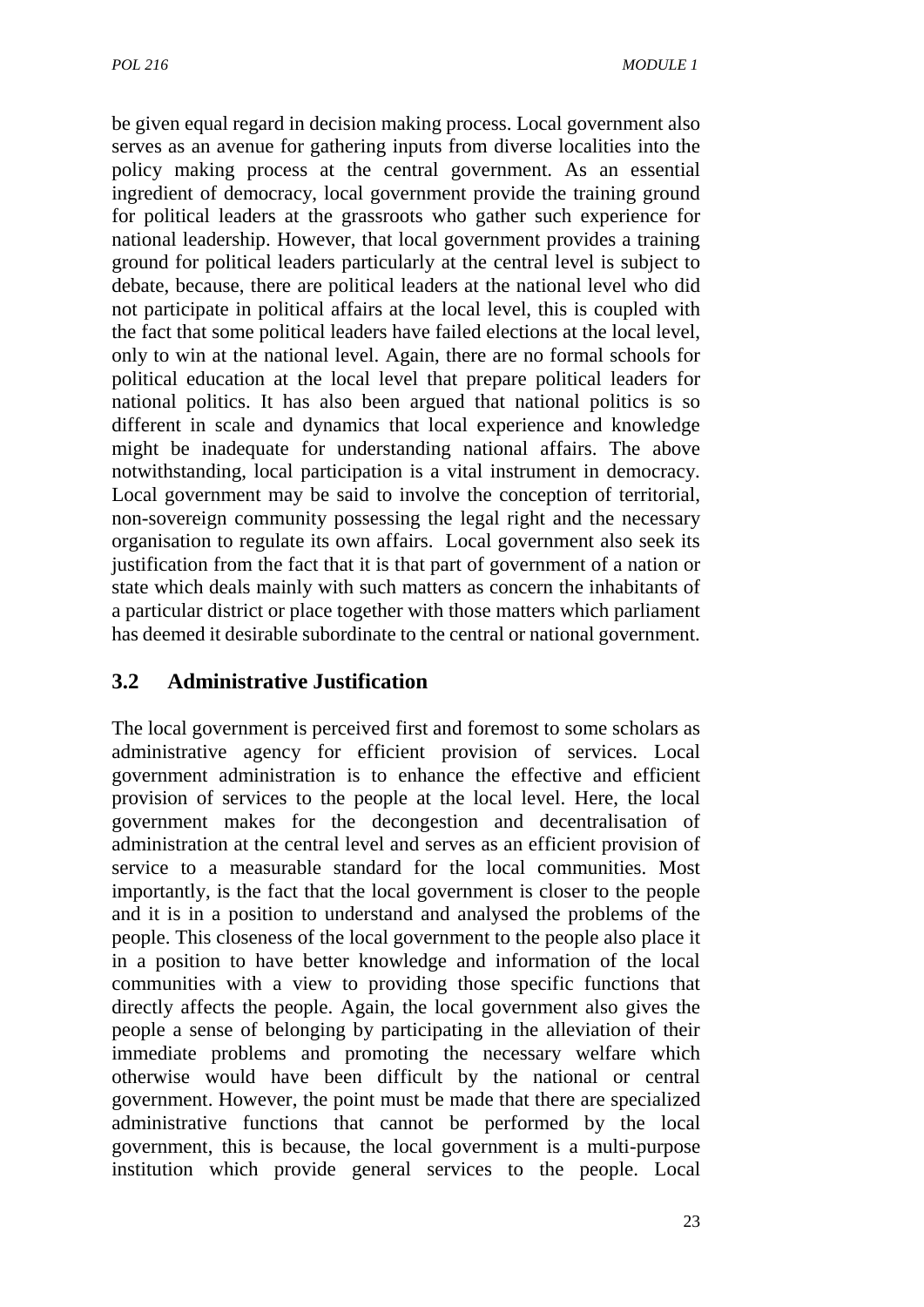be given equal regard in decision making process. Local government also serves as an avenue for gathering inputs from diverse localities into the policy making process at the central government. As an essential ingredient of democracy, local government provide the training ground for political leaders at the grassroots who gather such experience for national leadership. However, that local government provides a training ground for political leaders particularly at the central level is subject to debate, because, there are political leaders at the national level who did not participate in political affairs at the local level, this is coupled with the fact that some political leaders have failed elections at the local level, only to win at the national level. Again, there are no formal schools for political education at the local level that prepare political leaders for national politics. It has also been argued that national politics is so different in scale and dynamics that local experience and knowledge might be inadequate for understanding national affairs. The above notwithstanding, local participation is a vital instrument in democracy. Local government may be said to involve the conception of territorial, non-sovereign community possessing the legal right and the necessary organisation to regulate its own affairs. Local government also seek its justification from the fact that it is that part of government of a nation or state which deals mainly with such matters as concern the inhabitants of a particular district or place together with those matters which parliament has deemed it desirable subordinate to the central or national government.

## 3.2 Administrative Justification

The local government is perceived first and foremost to some scholars as administrative agency for efficient provision of services. Local government administration is to enhance the effective and efficient provision of services to the people at the local level. Here, the local government makes for the decongestion and decentralisation of administration at the central level and serves as an efficient provision of service to a measurable standard for the local communities. Most importantly, is the fact that the local government is closer to the people and it is in a position to understand and analysed the problems of the people. This closeness of the local government to the people also place it in a position to have better knowledge and information of the local communities with a view to providing those specific functions that directly affects the people. Again, the local government also gives the people a sense of belonging by participating in the alleviation of their immediate problems and promoting the necessary welfare which otherwise would have been difficult by the national or central government. However, the point must be made that there are specialized administrative functions that cannot be performed by the local government, this is because, the local government is a multi-purpose institution which provide general services to the people. Local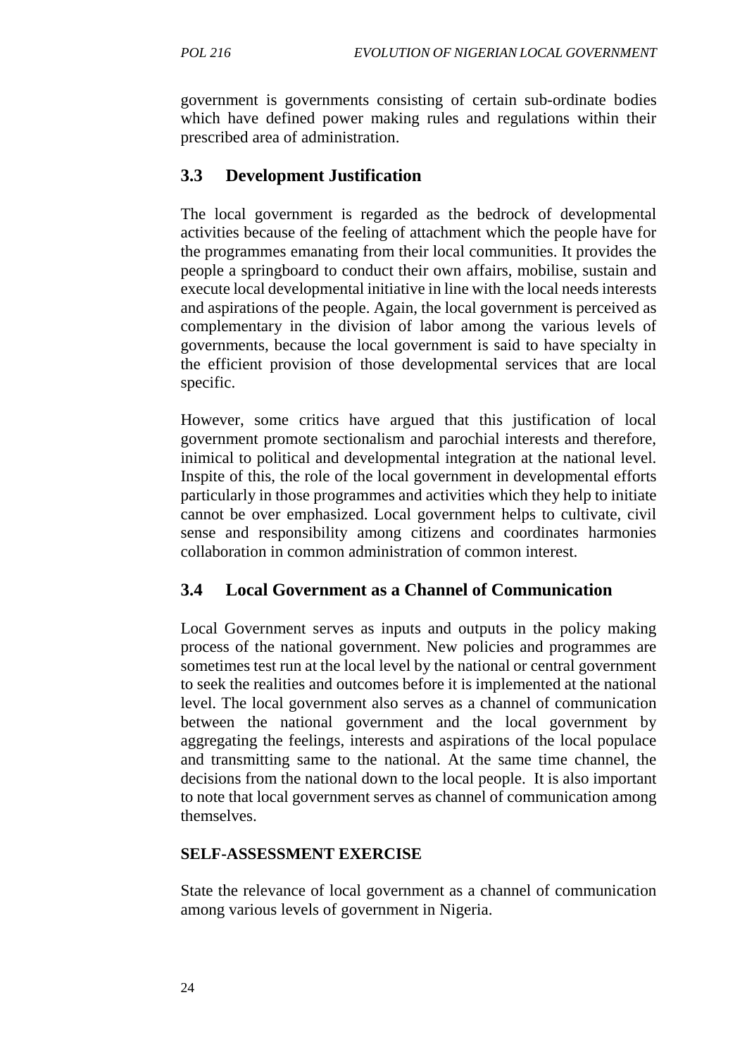government is governments consisting of certain sub-ordinate bodies which have defined power making rules and regulations within their prescribed area of administration.

## 3.3 Development Justification

The local government is regarded as the bedrock of developmental activities because of the feeling of attachment which the people have for the programmes emanating from their local communities. It provides the people a springboard to conduct their own affairs, mobilise, sustain and execute local developmental initiative in line with the local needs interests and aspirations of the people. Again, the local government is perceived as complementary in the division of labor among the various levels of governments, because the local government is said to have specialty in the efficient provision of those developmental services that are local specific.

However, some critics have argued that this justification of local government promote sectionalism and parochial interests and therefore, inimical to political and developmental integration at the national level. Inspite of this, the role of the local government in developmental efforts particularly in those programmes and activities which they help to initiate cannot be over emphasized. Local government helps to cultivate, civil sense and responsibility among citizens and coordinates harmonies collaboration in common administration of common interest.

## 3.4 Local Government as a Channel of Communication

Local Government serves as inputs and outputs in the policy making process of the national government. New policies and programmes are sometimes test run at the local level by the national or central government to seek the realities and outcomes before it is implemented at the national level. The local government also serves as a channel of communication between the national government and the local government by aggregating the feelings, interests and aspirations of the local populace and transmitting same to the national. At the same time channel, the decisions from the national down to the local people. It is also important to note that local government serves as channel of communication among themselves.

**SELF-ASSESSMENT EXERCISE**

State the relevance of local government as a channel of communication among various levels of government in Nigeria.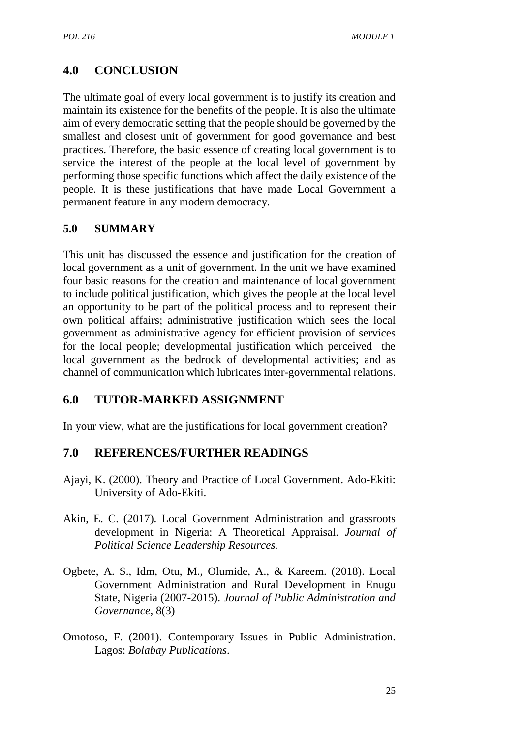## 4.0 CONCLUSION

The ultimate goal of every local government is to justify its creation and maintain its existence for the benefits of the people. It is also the ultimate aim of every democratic setting that the people should be governed by the smallest and closest unit of government for good governance and best practices. Therefore, the basic essence of creating local government is to service the interest of the people at the local level of government by performing those specific functions which affect the daily existence of the people. It is these justifications that have made Local Government a permanent feature in any modern democracy.

### 5.0 SUMMARY

This unit has discussed the essence and justification for the creation of local government as a unit of government. In the unit we have examined four basic reasons for the creation and maintenance of local government to include political justification, which gives the people at the local level an opportunity to be part of the political process and to represent their own political affairs; administrative justification which sees the local government as administrative agency for efficient provision of services for the local people; developmental justification which perceived the local government as the bedrock of developmental activities; and as channel of communication which lubricates inter-governmental relations.

## 6.0 TUTOR-MARKED ASSIGNMENT

In your view, what are the justifications for local government creation?

## 7.0 REFERENCES/FURTHER READINGS

Ajayi, K. (2000). Theory and Practice of Local Government. Ado-Ekiti: University of Ado-Ekiti.

Akin, E. C. (2017). Local Government Administration and grassroots development in Nigeria: A Theoretical Appraisal. *Journal of Political Science Leadership Resources.*

Ogbete, A. S., Idm, Otu, M., Olumide, A., & Kareem. (2018). Local Government Administration and Rural Development in Enugu State, Nigeria (2007-2015). *Journal of Public Administration and Governance*, 8(3)

Omotoso, F. (2001). Contemporary Issues in Public Administration. Lagos: *Bolabay Publications*.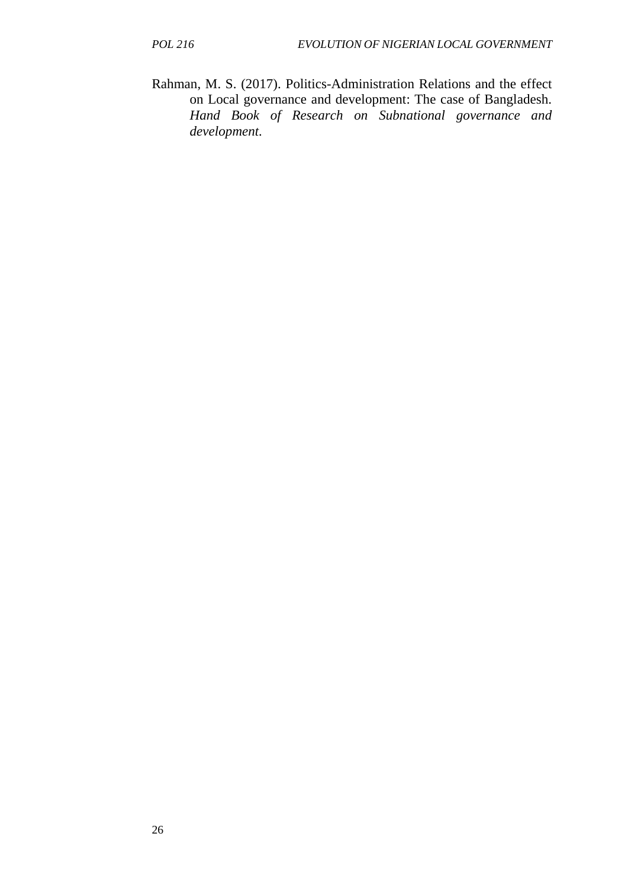Rahman, M. S. (2017). Politics-Administration Relations and the effect on Local governance and development: The case of Bangladesh. *Hand Book of Research on Subnational governance and development.*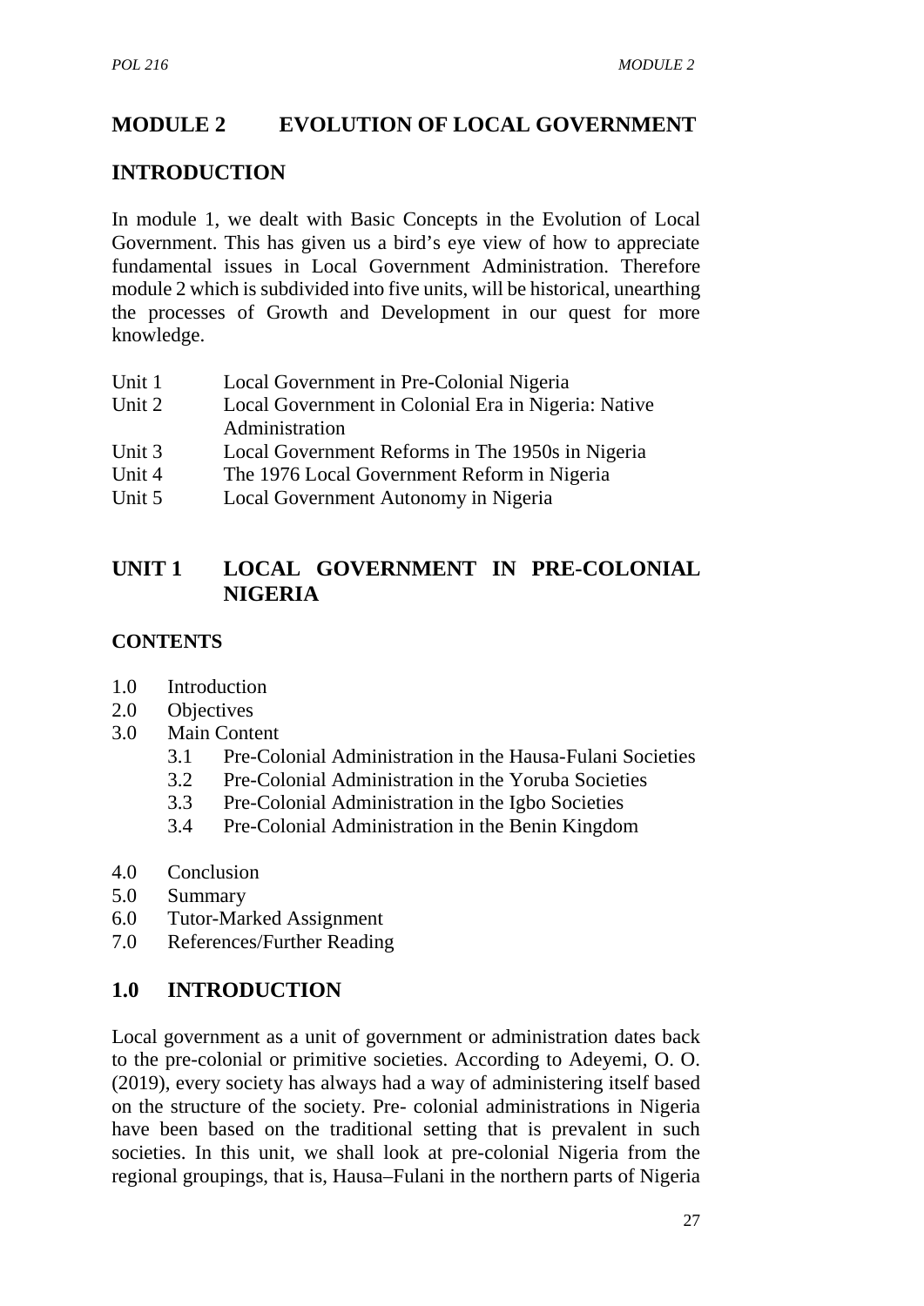# MODULE 2 EVOLUTION OF LOCAL GOVERNMENT

## INTRODUCTION

In module 1, we dealt with Basic Concepts in the Evolution of Local Government. This has given us a bird's eye view of how to appreciate fundamental issues in Local Government Administration. Therefore module 2 which is subdivided into five units, will be historical, unearthing the processes of Growth and Development in our quest for more knowledge.

- Unit 1 Local Government in Pre-Colonial Nigeria
- Unit 2 Local Government in Colonial Era in Nigeria: Native Administration
- Unit 3 Local Government Reforms in The 1950s in Nigeria
- Unit 4 The 1976 Local Government Reform in Nigeria
- Unit 5 Local Government Autonomy in Nigeria

## UNIT 1 LOCAL GOVERNMENT IN PRE-COLONIAL NIGERIA

### CONTENTS

- 1.0 Introduction
- 2.0 Objectives
- 3.0 Main Content
  - 3.1 Pre-Colonial Administration in the Hausa-Fulani Societies
  - 3.2 Pre-Colonial Administration in the Yoruba Societies
  - 3.3 Pre-Colonial Administration in the Igbo Societies
  - 3.4 Pre-Colonial Administration in the Benin Kingdom
- 4.0 Conclusion
- 5.0 Summary
- 6.0 Tutor-Marked Assignment
- 7.0 References/Further Reading

## 1.0 INTRODUCTION

Local government as a unit of government or administration dates back to the pre-colonial or primitive societies. According to Adeyemi, O. O. (2019), every society has always had a way of administering itself based on the structure of the society. Pre- colonial administrations in Nigeria have been based on the traditional setting that is prevalent in such societies. In this unit, we shall look at pre-colonial Nigeria from the regional groupings, that is, Hausa–Fulani in the northern parts of Nigeria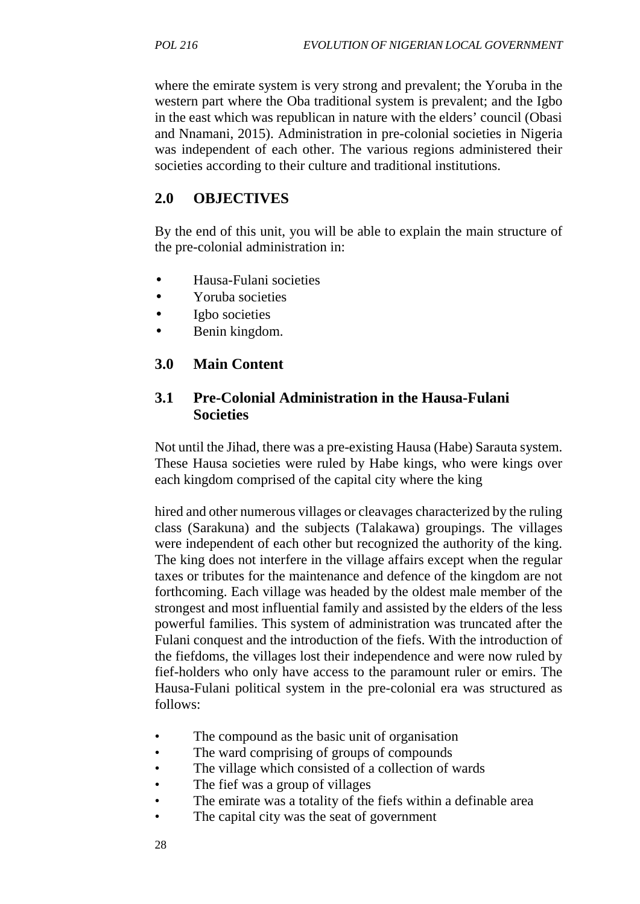where the emirate system is very strong and prevalent; the Yoruba in the western part where the Oba traditional system is prevalent; and the Igbo in the east which was republican in nature with the elders' council (Obasi and Nnamani, 2015). Administration in pre-colonial societies in Nigeria was independent of each other. The various regions administered their societies according to their culture and traditional institutions.

## 2.0 OBJECTIVES

By the end of this unit, you will be able to explain the main structure of the pre-colonial administration in:

- Hausa-Fulani societies
- Yoruba societies
- Igbo societies
- Benin kingdom.

## 3.0 Main Content

### 3.1 Pre-Colonial Administration in the Hausa-Fulani Societies

Not until the Jihad, there was a pre-existing Hausa (Habe) Sarauta system. These Hausa societies were ruled by Habe kings, who were kings over each kingdom comprised of the capital city where the king

hired and other numerous villages or cleavages characterized by the ruling class (Sarakuna) and the subjects (Talakawa) groupings. The villages were independent of each other but recognized the authority of the king. The king does not interfere in the village affairs except when the regular taxes or tributes for the maintenance and defence of the kingdom are not forthcoming. Each village was headed by the oldest male member of the strongest and most influential family and assisted by the elders of the less powerful families. This system of administration was truncated after the Fulani conquest and the introduction of the fiefs. With the introduction of the fiefdoms, the villages lost their independence and were now ruled by fief-holders who only have access to the paramount ruler or emirs. The Hausa-Fulani political system in the pre-colonial era was structured as follows:

- The compound as the basic unit of organisation
- The ward comprising of groups of compounds
- The village which consisted of a collection of wards
- The fief was a group of villages
- The emirate was a totality of the fiefs within a definable area
- The capital city was the seat of government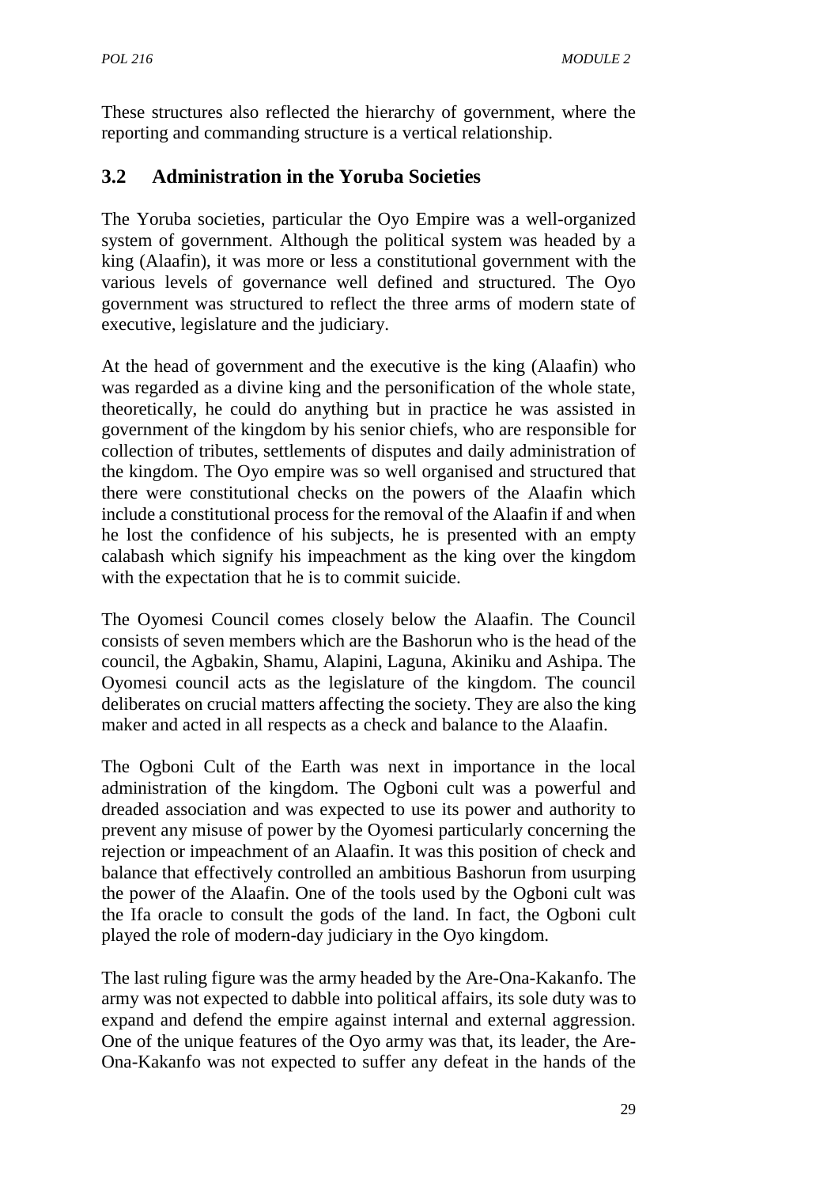These structures also reflected the hierarchy of government, where the reporting and commanding structure is a vertical relationship.

## 3.2 Administration in the Yoruba Societies

The Yoruba societies, particular the Oyo Empire was a well-organized system of government. Although the political system was headed by a king (Alaafin), it was more or less a constitutional government with the various levels of governance well defined and structured. The Oyo government was structured to reflect the three arms of modern state of executive, legislature and the judiciary.

At the head of government and the executive is the king (Alaafin) who was regarded as a divine king and the personification of the whole state, theoretically, he could do anything but in practice he was assisted in government of the kingdom by his senior chiefs, who are responsible for collection of tributes, settlements of disputes and daily administration of the kingdom. The Oyo empire was so well organised and structured that there were constitutional checks on the powers of the Alaafin which include a constitutional process for the removal of the Alaafin if and when he lost the confidence of his subjects, he is presented with an empty calabash which signify his impeachment as the king over the kingdom with the expectation that he is to commit suicide.

The Oyomesi Council comes closely below the Alaafin. The Council consists of seven members which are the Bashorun who is the head of the council, the Agbakin, Shamu, Alapini, Laguna, Akiniku and Ashipa. The Oyomesi council acts as the legislature of the kingdom. The council deliberates on crucial matters affecting the society. They are also the king maker and acted in all respects as a check and balance to the Alaafin.

The Ogboni Cult of the Earth was next in importance in the local administration of the kingdom. The Ogboni cult was a powerful and dreaded association and was expected to use its power and authority to prevent any misuse of power by the Oyomesi particularly concerning the rejection or impeachment of an Alaafin. It was this position of check and balance that effectively controlled an ambitious Bashorun from usurping the power of the Alaafin. One of the tools used by the Ogboni cult was the Ifa oracle to consult the gods of the land. In fact, the Ogboni cult played the role of modern-day judiciary in the Oyo kingdom.

The last ruling figure was the army headed by the Are-Ona-Kakanfo. The army was not expected to dabble into political affairs, its sole duty was to expand and defend the empire against internal and external aggression. One of the unique features of the Oyo army was that, its leader, the Are-Ona-Kakanfo was not expected to suffer any defeat in the hands of the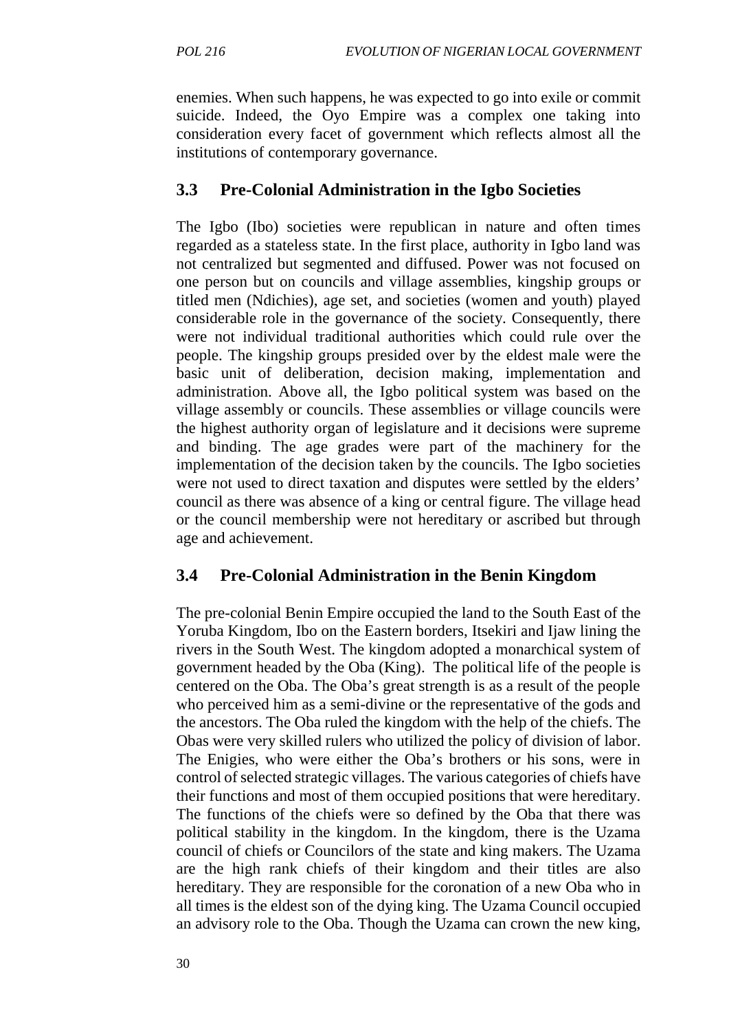enemies. When such happens, he was expected to go into exile or commit suicide. Indeed, the Oyo Empire was a complex one taking into consideration every facet of government which reflects almost all the institutions of contemporary governance.

### 3.3 Pre-Colonial Administration in the Igbo Societies

The Igbo (Ibo) societies were republican in nature and often times regarded as a stateless state. In the first place, authority in Igbo land was not centralized but segmented and diffused. Power was not focused on one person but on councils and village assemblies, kingship groups or titled men (Ndichies), age set, and societies (women and youth) played considerable role in the governance of the society. Consequently, there were not individual traditional authorities which could rule over the people. The kingship groups presided over by the eldest male were the basic unit of deliberation, decision making, implementation and administration. Above all, the Igbo political system was based on the village assembly or councils. These assemblies or village councils were the highest authority organ of legislature and it decisions were supreme and binding. The age grades were part of the machinery for the implementation of the decision taken by the councils. The Igbo societies were not used to direct taxation and disputes were settled by the elders' council as there was absence of a king or central figure. The village head or the council membership were not hereditary or ascribed but through age and achievement.

### 3.4 Pre-Colonial Administration in the Benin Kingdom

The pre-colonial Benin Empire occupied the land to the South East of the Yoruba Kingdom, Ibo on the Eastern borders, Itsekiri and Ijaw lining the rivers in the South West. The kingdom adopted a monarchical system of government headed by the Oba (King). The political life of the people is centered on the Oba. The Oba's great strength is as a result of the people who perceived him as a semi-divine or the representative of the gods and the ancestors. The Oba ruled the kingdom with the help of the chiefs. The Obas were very skilled rulers who utilized the policy of division of labor. The Enigies, who were either the Oba's brothers or his sons, were in control of selected strategic villages. The various categories of chiefs have their functions and most of them occupied positions that were hereditary. The functions of the chiefs were so defined by the Oba that there was political stability in the kingdom. In the kingdom, there is the Uzama council of chiefs or Councilors of the state and king makers. The Uzama are the high rank chiefs of their kingdom and their titles are also hereditary. They are responsible for the coronation of a new Oba who in all times is the eldest son of the dying king. The Uzama Council occupied an advisory role to the Oba. Though the Uzama can crown the new king,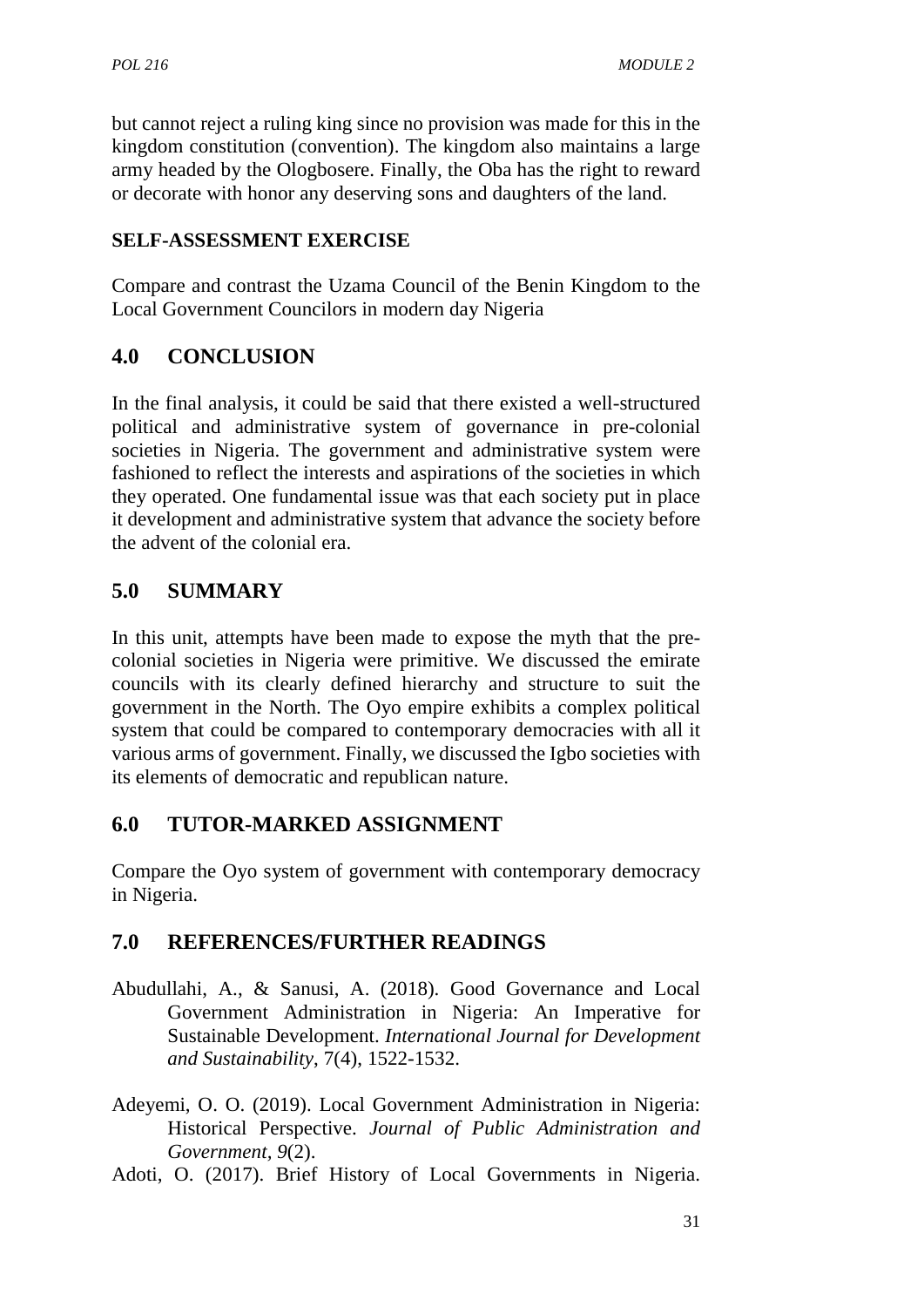but cannot reject a ruling king since no provision was made for this in the kingdom constitution (convention). The kingdom also maintains a large army headed by the Ologbosere. Finally, the Oba has the right to reward or decorate with honor any deserving sons and daughters of the land.

**SELF-ASSESSMENT EXERCISE**

Compare and contrast the Uzama Council of the Benin Kingdom to the Local Government Councilors in modern day Nigeria

## 4.0 CONCLUSION

In the final analysis, it could be said that there existed a well-structured political and administrative system of governance in pre-colonial societies in Nigeria. The government and administrative system were fashioned to reflect the interests and aspirations of the societies in which they operated. One fundamental issue was that each society put in place it development and administrative system that advance the society before the advent of the colonial era.

## 5.0 SUMMARY

In this unit, attempts have been made to expose the myth that the pre-colonial societies in Nigeria were primitive. We discussed the emirate councils with its clearly defined hierarchy and structure to suit the government in the North. The Oyo empire exhibits a complex political system that could be compared to contemporary democracies with all it various arms of government. Finally, we discussed the Igbo societies with its elements of democratic and republican nature.

## 6.0 TUTOR-MARKED ASSIGNMENT

Compare the Oyo system of government with contemporary democracy in Nigeria.

## 7.0 REFERENCES/FURTHER READINGS

Abudullahi, A., & Sanusi, A. (2018). Good Governance and Local Government Administration in Nigeria: An Imperative for Sustainable Development. *International Journal for Development and Sustainability*, 7(4), 1522-1532.

Adeyemi, O. O. (2019). Local Government Administration in Nigeria: Historical Perspective. *Journal of Public Administration and Government, 9*(2).

Adoti, O. (2017). Brief History of Local Governments in Nigeria.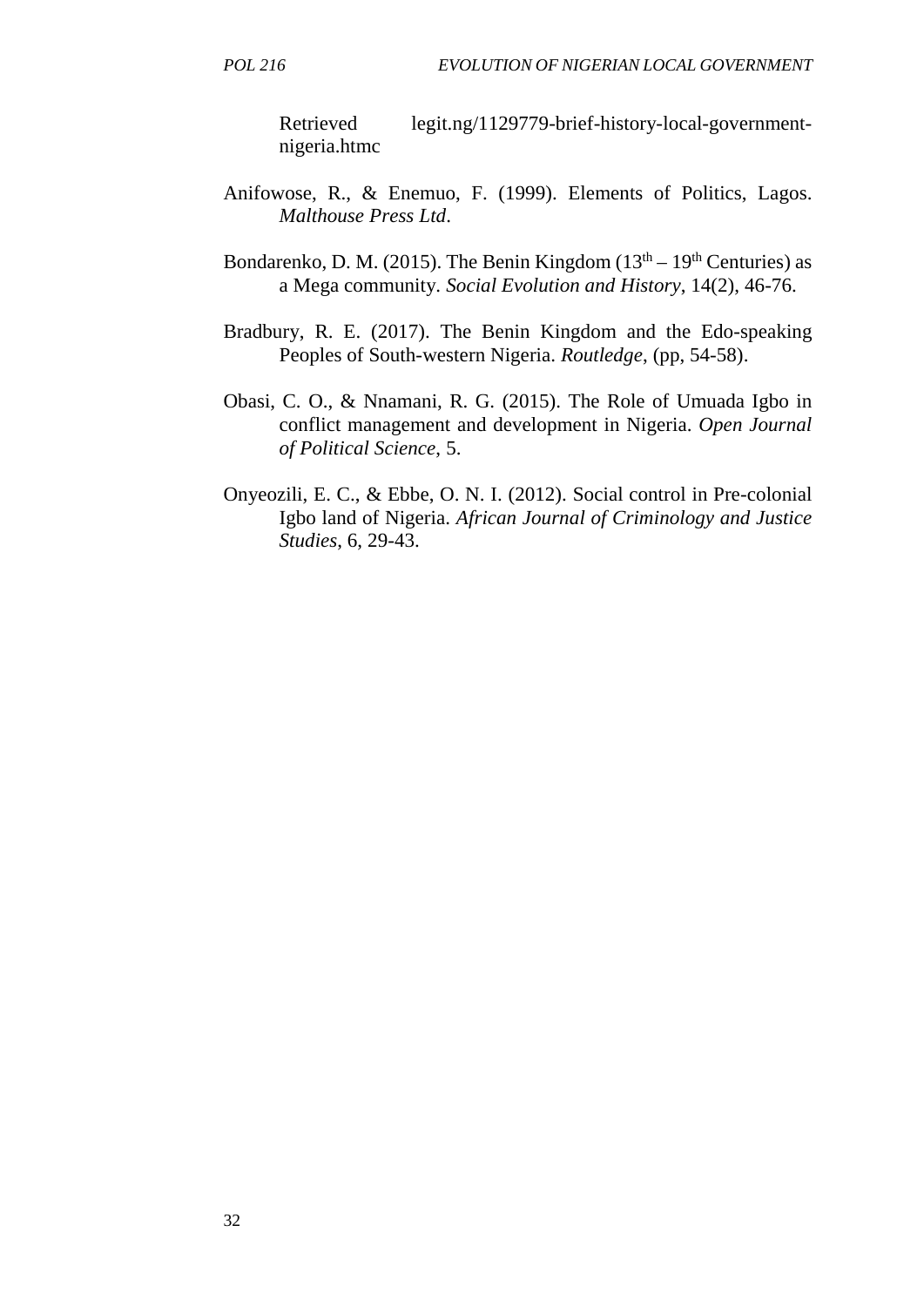Retrieved legit.ng/1129779-brief-history-local-government-nigeria.htmc

Anifowose, R., & Enemuo, F. (1999). Elements of Politics, Lagos. *Malthouse Press Ltd*.

Bondarenko, D. M. (2015). The Benin Kingdom (13th – 19th Centuries) as a Mega community. *Social Evolution and History*, 14(2), 46-76.

Bradbury, R. E. (2017). The Benin Kingdom and the Edo-speaking Peoples of South-western Nigeria. *Routledge*, (pp, 54-58).

Obasi, C. O., & Nnamani, R. G. (2015). The Role of Umuada Igbo in conflict management and development in Nigeria. *Open Journal of Political Science*, 5.

Onyeozili, E. C., & Ebbe, O. N. I. (2012). Social control in Pre-colonial Igbo land of Nigeria. *African Journal of Criminology and Justice Studies*, 6, 29-43.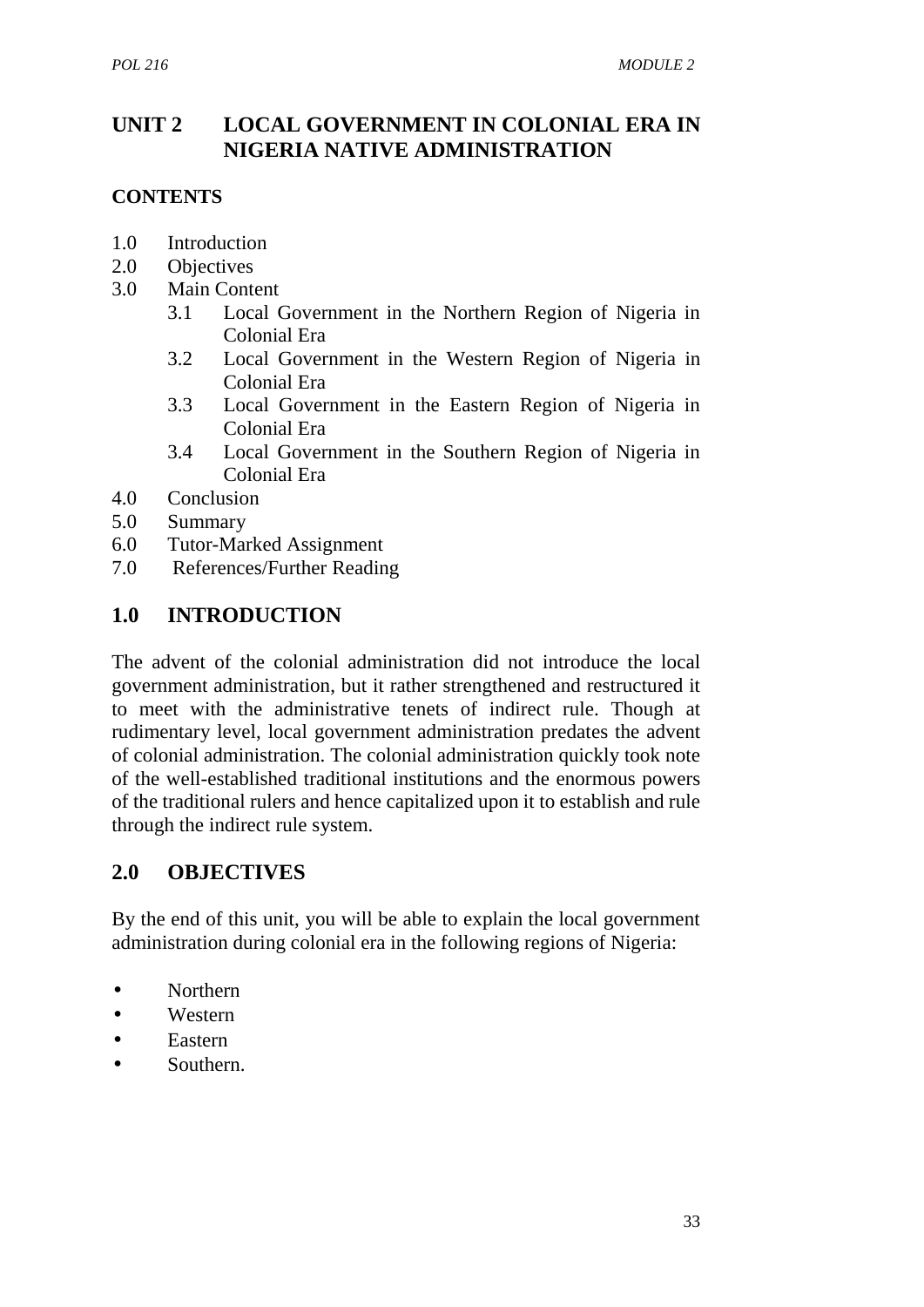# UNIT 2 LOCAL GOVERNMENT IN COLONIAL ERA IN NIGERIA NATIVE ADMINISTRATION

**CONTENTS**

1.0 Introduction
2.0 Objectives
3.0 Main Content
   3.1 Local Government in the Northern Region of Nigeria in Colonial Era
   3.2 Local Government in the Western Region of Nigeria in Colonial Era
   3.3 Local Government in the Eastern Region of Nigeria in Colonial Era
   3.4 Local Government in the Southern Region of Nigeria in Colonial Era
4.0 Conclusion
5.0 Summary
6.0 Tutor-Marked Assignment
7.0 References/Further Reading

## 1.0 INTRODUCTION

The advent of the colonial administration did not introduce the local government administration, but it rather strengthened and restructured it to meet with the administrative tenets of indirect rule. Though at rudimentary level, local government administration predates the advent of colonial administration. The colonial administration quickly took note of the well-established traditional institutions and the enormous powers of the traditional rulers and hence capitalized upon it to establish and rule through the indirect rule system.

## 2.0 OBJECTIVES

By the end of this unit, you will be able to explain the local government administration during colonial era in the following regions of Nigeria:

- Northern
- Western
- Eastern
- Southern.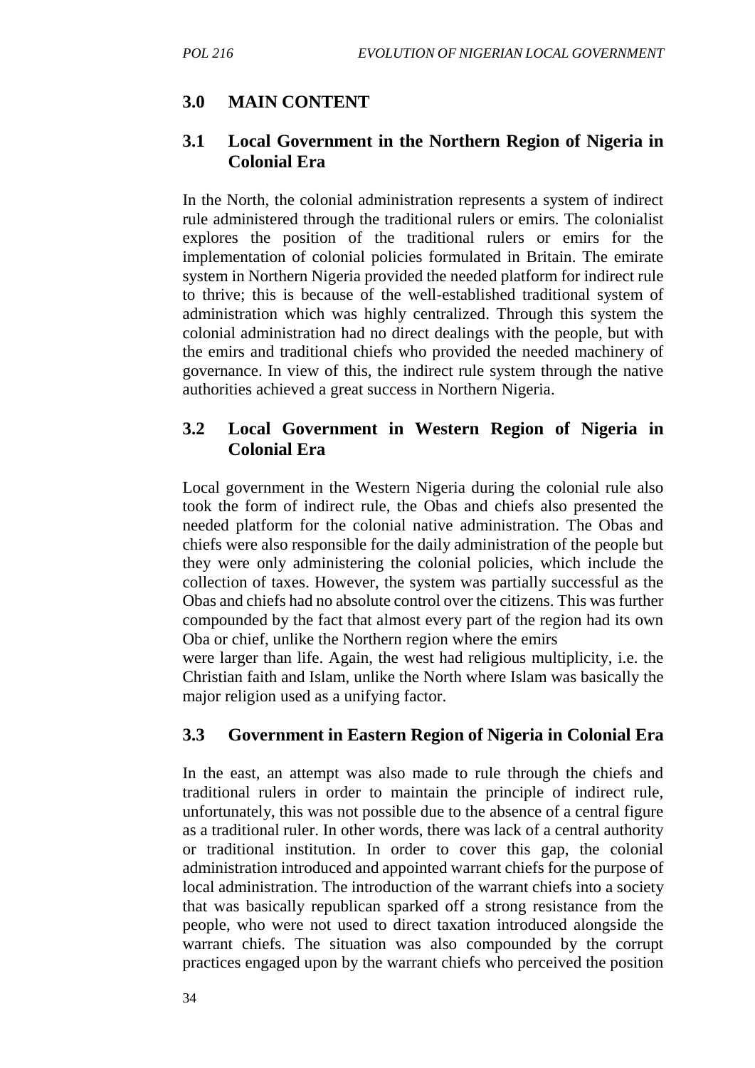## 3.0 MAIN CONTENT

### 3.1 Local Government in the Northern Region of Nigeria in Colonial Era

In the North, the colonial administration represents a system of indirect rule administered through the traditional rulers or emirs. The colonialist explores the position of the traditional rulers or emirs for the implementation of colonial policies formulated in Britain. The emirate system in Northern Nigeria provided the needed platform for indirect rule to thrive; this is because of the well-established traditional system of administration which was highly centralized. Through this system the colonial administration had no direct dealings with the people, but with the emirs and traditional chiefs who provided the needed machinery of governance. In view of this, the indirect rule system through the native authorities achieved a great success in Northern Nigeria.

### 3.2 Local Government in Western Region of Nigeria in Colonial Era

Local government in the Western Nigeria during the colonial rule also took the form of indirect rule, the Obas and chiefs also presented the needed platform for the colonial native administration. The Obas and chiefs were also responsible for the daily administration of the people but they were only administering the colonial policies, which include the collection of taxes. However, the system was partially successful as the Obas and chiefs had no absolute control over the citizens. This was further compounded by the fact that almost every part of the region had its own Oba or chief, unlike the Northern region where the emirs were larger than life. Again, the west had religious multiplicity, i.e. the Christian faith and Islam, unlike the North where Islam was basically the major religion used as a unifying factor.

### 3.3 Government in Eastern Region of Nigeria in Colonial Era

In the east, an attempt was also made to rule through the chiefs and traditional rulers in order to maintain the principle of indirect rule, unfortunately, this was not possible due to the absence of a central figure as a traditional ruler. In other words, there was lack of a central authority or traditional institution. In order to cover this gap, the colonial administration introduced and appointed warrant chiefs for the purpose of local administration. The introduction of the warrant chiefs into a society that was basically republican sparked off a strong resistance from the people, who were not used to direct taxation introduced alongside the warrant chiefs. The situation was also compounded by the corrupt practices engaged upon by the warrant chiefs who perceived the position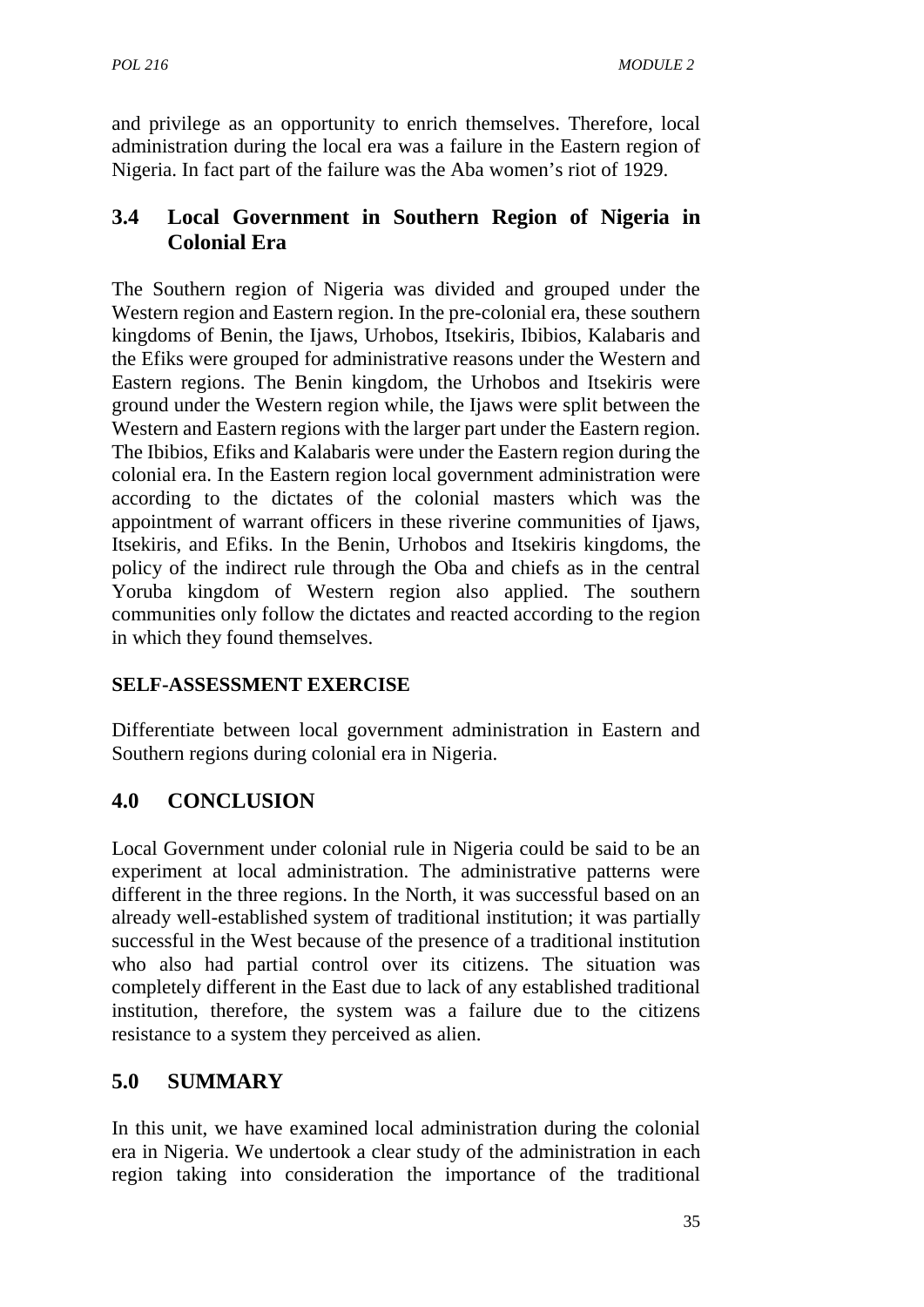and privilege as an opportunity to enrich themselves. Therefore, local administration during the local era was a failure in the Eastern region of Nigeria. In fact part of the failure was the Aba women's riot of 1929.

## 3.4 Local Government in Southern Region of Nigeria in Colonial Era

The Southern region of Nigeria was divided and grouped under the Western region and Eastern region. In the pre-colonial era, these southern kingdoms of Benin, the Ijaws, Urhobos, Itsekiris, Ibibios, Kalabaris and the Efiks were grouped for administrative reasons under the Western and Eastern regions. The Benin kingdom, the Urhobos and Itsekiris were ground under the Western region while, the Ijaws were split between the Western and Eastern regions with the larger part under the Eastern region. The Ibibios, Efiks and Kalabaris were under the Eastern region during the colonial era. In the Eastern region local government administration were according to the dictates of the colonial masters which was the appointment of warrant officers in these riverine communities of Ijaws, Itsekiris, and Efiks. In the Benin, Urhobos and Itsekiris kingdoms, the policy of the indirect rule through the Oba and chiefs as in the central Yoruba kingdom of Western region also applied. The southern communities only follow the dictates and reacted according to the region in which they found themselves.

**SELF-ASSESSMENT EXERCISE**

Differentiate between local government administration in Eastern and Southern regions during colonial era in Nigeria.

## 4.0 CONCLUSION

Local Government under colonial rule in Nigeria could be said to be an experiment at local administration. The administrative patterns were different in the three regions. In the North, it was successful based on an already well-established system of traditional institution; it was partially successful in the West because of the presence of a traditional institution who also had partial control over its citizens. The situation was completely different in the East due to lack of any established traditional institution, therefore, the system was a failure due to the citizens resistance to a system they perceived as alien.

## 5.0 SUMMARY

In this unit, we have examined local administration during the colonial era in Nigeria. We undertook a clear study of the administration in each region taking into consideration the importance of the traditional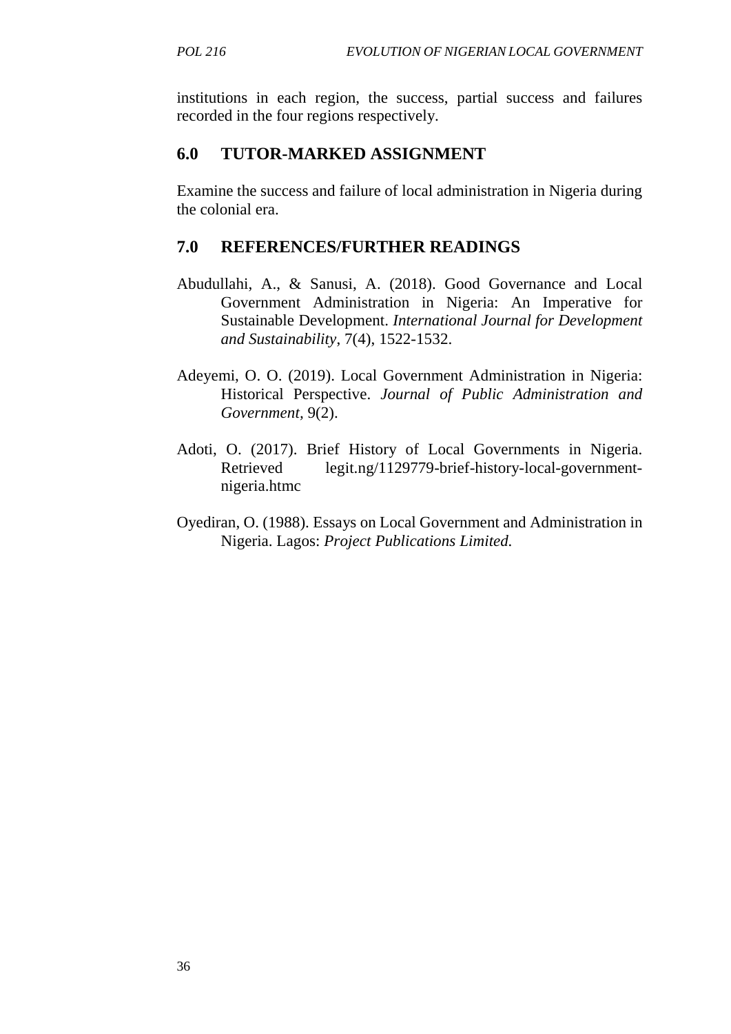institutions in each region, the success, partial success and failures recorded in the four regions respectively.

## 6.0 TUTOR-MARKED ASSIGNMENT

Examine the success and failure of local administration in Nigeria during the colonial era.

## 7.0 REFERENCES/FURTHER READINGS

Abudullahi, A., & Sanusi, A. (2018). Good Governance and Local Government Administration in Nigeria: An Imperative for Sustainable Development. *International Journal for Development and Sustainability*, 7(4), 1522-1532.

Adeyemi, O. O. (2019). Local Government Administration in Nigeria: Historical Perspective. *Journal of Public Administration and Government*, 9(2).

Adoti, O. (2017). Brief History of Local Governments in Nigeria. Retrieved legit.ng/1129779-brief-history-local-government-nigeria.htmc

Oyediran, O. (1988). Essays on Local Government and Administration in Nigeria. Lagos: *Project Publications Limited.*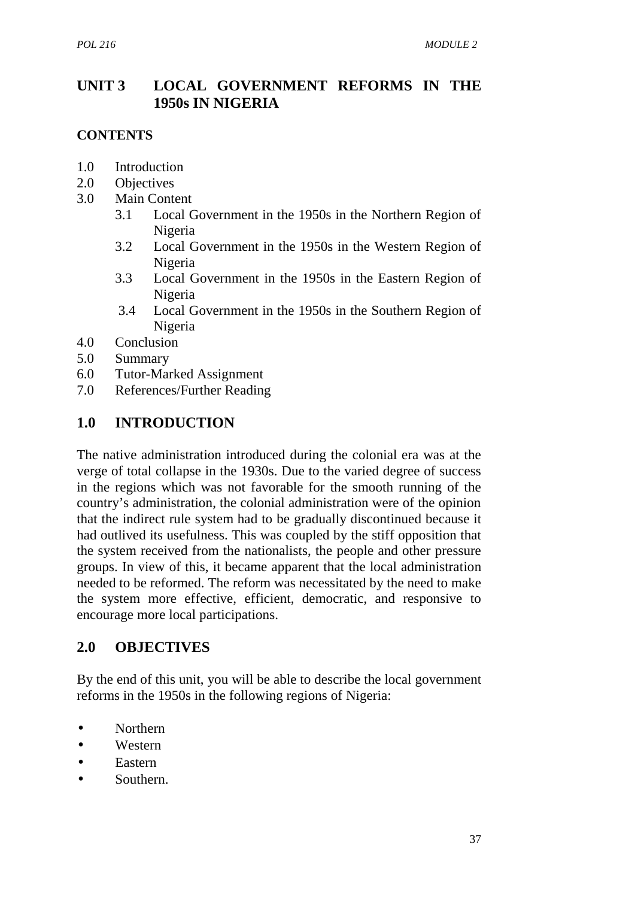# UNIT 3 LOCAL GOVERNMENT REFORMS IN THE 1950s IN NIGERIA

## CONTENTS

1.0 Introduction
2.0 Objectives
3.0 Main Content
   3.1 Local Government in the 1950s in the Northern Region of Nigeria
   3.2 Local Government in the 1950s in the Western Region of Nigeria
   3.3 Local Government in the 1950s in the Eastern Region of Nigeria
   3.4 Local Government in the 1950s in the Southern Region of Nigeria
4.0 Conclusion
5.0 Summary
6.0 Tutor-Marked Assignment
7.0 References/Further Reading

## 1.0 INTRODUCTION

The native administration introduced during the colonial era was at the verge of total collapse in the 1930s. Due to the varied degree of success in the regions which was not favorable for the smooth running of the country's administration, the colonial administration were of the opinion that the indirect rule system had to be gradually discontinued because it had outlived its usefulness. This was coupled by the stiff opposition that the system received from the nationalists, the people and other pressure groups. In view of this, it became apparent that the local administration needed to be reformed. The reform was necessitated by the need to make the system more effective, efficient, democratic, and responsive to encourage more local participations.

## 2.0 OBJECTIVES

By the end of this unit, you will be able to describe the local government reforms in the 1950s in the following regions of Nigeria:

- Northern
- Western
- Eastern
- Southern.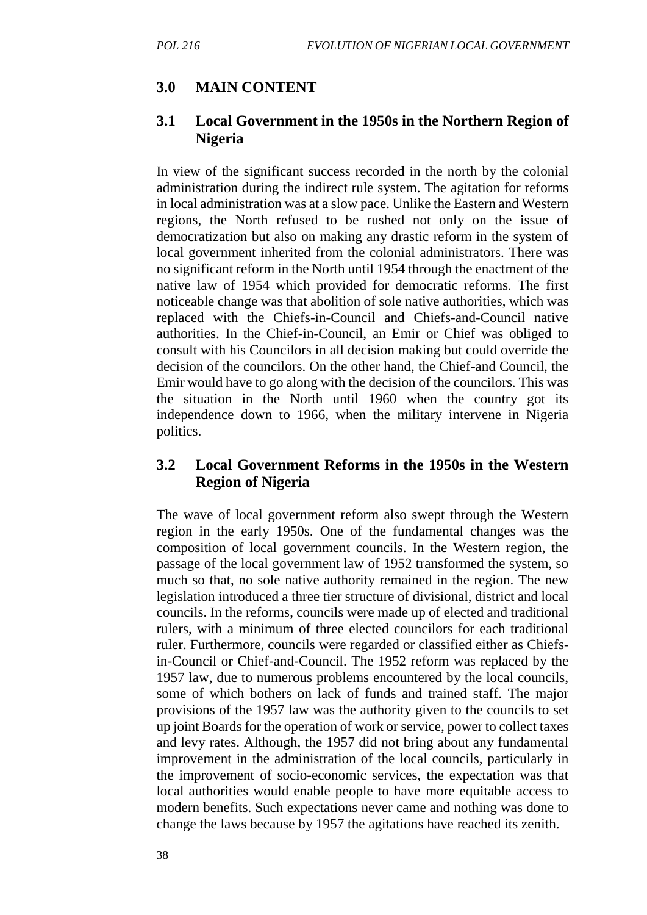## 3.0 MAIN CONTENT

### 3.1 Local Government in the 1950s in the Northern Region of Nigeria

In view of the significant success recorded in the north by the colonial administration during the indirect rule system. The agitation for reforms in local administration was at a slow pace. Unlike the Eastern and Western regions, the North refused to be rushed not only on the issue of democratization but also on making any drastic reform in the system of local government inherited from the colonial administrators. There was no significant reform in the North until 1954 through the enactment of the native law of 1954 which provided for democratic reforms. The first noticeable change was that abolition of sole native authorities, which was replaced with the Chiefs-in-Council and Chiefs-and-Council native authorities. In the Chief-in-Council, an Emir or Chief was obliged to consult with his Councilors in all decision making but could override the decision of the councilors. On the other hand, the Chief-and Council, the Emir would have to go along with the decision of the councilors. This was the situation in the North until 1960 when the country got its independence down to 1966, when the military intervene in Nigeria politics.

### 3.2 Local Government Reforms in the 1950s in the Western Region of Nigeria

The wave of local government reform also swept through the Western region in the early 1950s. One of the fundamental changes was the composition of local government councils. In the Western region, the passage of the local government law of 1952 transformed the system, so much so that, no sole native authority remained in the region. The new legislation introduced a three tier structure of divisional, district and local councils. In the reforms, councils were made up of elected and traditional rulers, with a minimum of three elected councilors for each traditional ruler. Furthermore, councils were regarded or classified either as Chiefs-in-Council or Chief-and-Council. The 1952 reform was replaced by the 1957 law, due to numerous problems encountered by the local councils, some of which bothers on lack of funds and trained staff. The major provisions of the 1957 law was the authority given to the councils to set up joint Boards for the operation of work or service, power to collect taxes and levy rates. Although, the 1957 did not bring about any fundamental improvement in the administration of the local councils, particularly in the improvement of socio-economic services, the expectation was that local authorities would enable people to have more equitable access to modern benefits. Such expectations never came and nothing was done to change the laws because by 1957 the agitations have reached its zenith.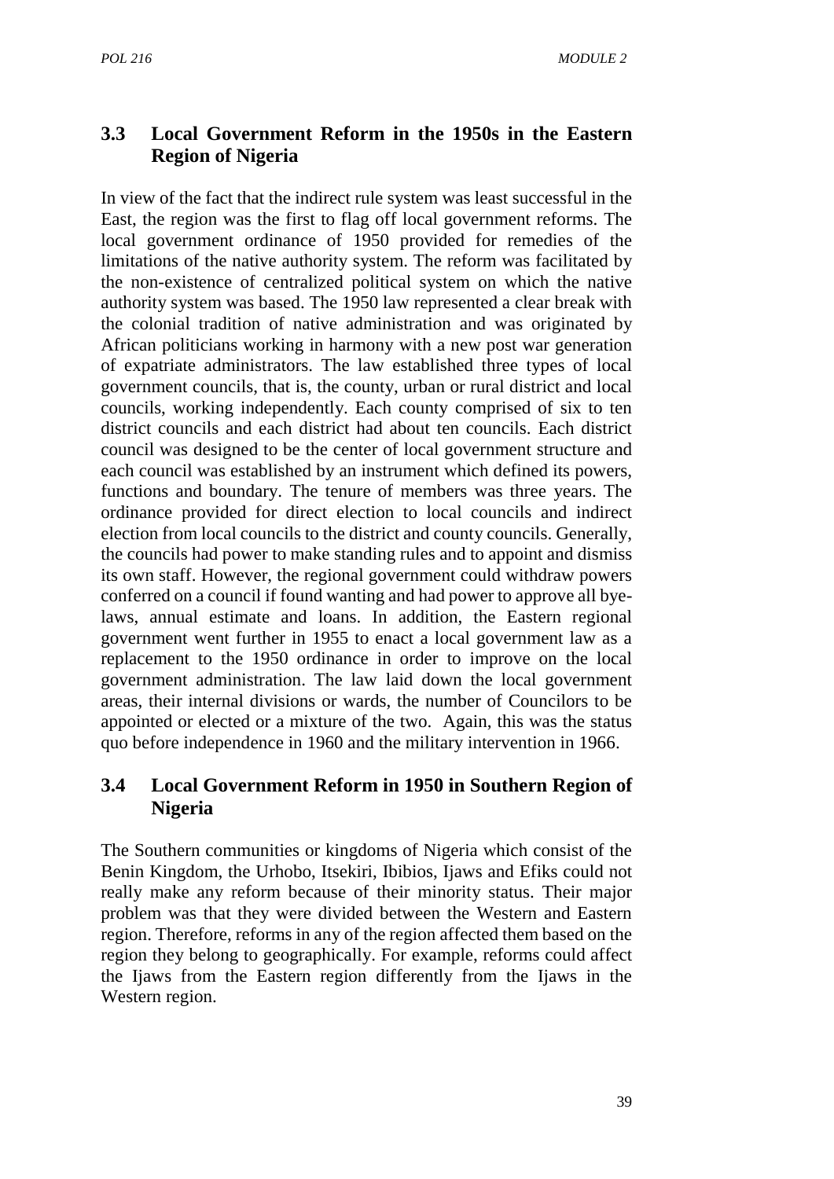## 3.3 Local Government Reform in the 1950s in the Eastern Region of Nigeria

In view of the fact that the indirect rule system was least successful in the East, the region was the first to flag off local government reforms. The local government ordinance of 1950 provided for remedies of the limitations of the native authority system. The reform was facilitated by the non-existence of centralized political system on which the native authority system was based. The 1950 law represented a clear break with the colonial tradition of native administration and was originated by African politicians working in harmony with a new post war generation of expatriate administrators. The law established three types of local government councils, that is, the county, urban or rural district and local councils, working independently. Each county comprised of six to ten district councils and each district had about ten councils. Each district council was designed to be the center of local government structure and each council was established by an instrument which defined its powers, functions and boundary. The tenure of members was three years. The ordinance provided for direct election to local councils and indirect election from local councils to the district and county councils. Generally, the councils had power to make standing rules and to appoint and dismiss its own staff. However, the regional government could withdraw powers conferred on a council if found wanting and had power to approve all bye-laws, annual estimate and loans. In addition, the Eastern regional government went further in 1955 to enact a local government law as a replacement to the 1950 ordinance in order to improve on the local government administration. The law laid down the local government areas, their internal divisions or wards, the number of Councilors to be appointed or elected or a mixture of the two. Again, this was the status quo before independence in 1960 and the military intervention in 1966.

## 3.4 Local Government Reform in 1950 in Southern Region of Nigeria

The Southern communities or kingdoms of Nigeria which consist of the Benin Kingdom, the Urhobo, Itsekiri, Ibibios, Ijaws and Efiks could not really make any reform because of their minority status. Their major problem was that they were divided between the Western and Eastern region. Therefore, reforms in any of the region affected them based on the region they belong to geographically. For example, reforms could affect the Ijaws from the Eastern region differently from the Ijaws in the Western region.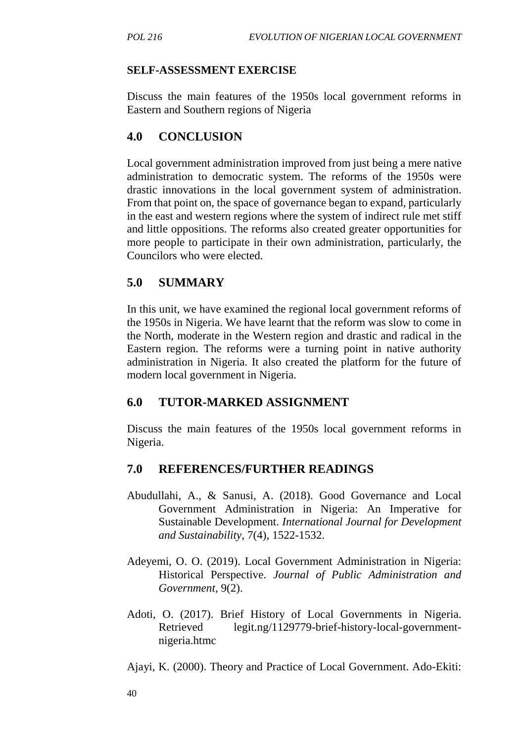**SELF-ASSESSMENT EXERCISE**

Discuss the main features of the 1950s local government reforms in Eastern and Southern regions of Nigeria

## 4.0 CONCLUSION

Local government administration improved from just being a mere native administration to democratic system. The reforms of the 1950s were drastic innovations in the local government system of administration. From that point on, the space of governance began to expand, particularly in the east and western regions where the system of indirect rule met stiff and little oppositions. The reforms also created greater opportunities for more people to participate in their own administration, particularly, the Councilors who were elected.

## 5.0 SUMMARY

In this unit, we have examined the regional local government reforms of the 1950s in Nigeria. We have learnt that the reform was slow to come in the North, moderate in the Western region and drastic and radical in the Eastern region. The reforms were a turning point in native authority administration in Nigeria. It also created the platform for the future of modern local government in Nigeria.

## 6.0 TUTOR-MARKED ASSIGNMENT

Discuss the main features of the 1950s local government reforms in Nigeria.

## 7.0 REFERENCES/FURTHER READINGS

Abudullahi, A., & Sanusi, A. (2018). Good Governance and Local Government Administration in Nigeria: An Imperative for Sustainable Development. *International Journal for Development and Sustainability*, 7(4), 1522-1532.

Adeyemi, O. O. (2019). Local Government Administration in Nigeria: Historical Perspective. *Journal of Public Administration and Government*, 9(2).

Adoti, O. (2017). Brief History of Local Governments in Nigeria. Retrieved legit.ng/1129779-brief-history-local-government-nigeria.htmc

Ajayi, K. (2000). Theory and Practice of Local Government. Ado-Ekiti: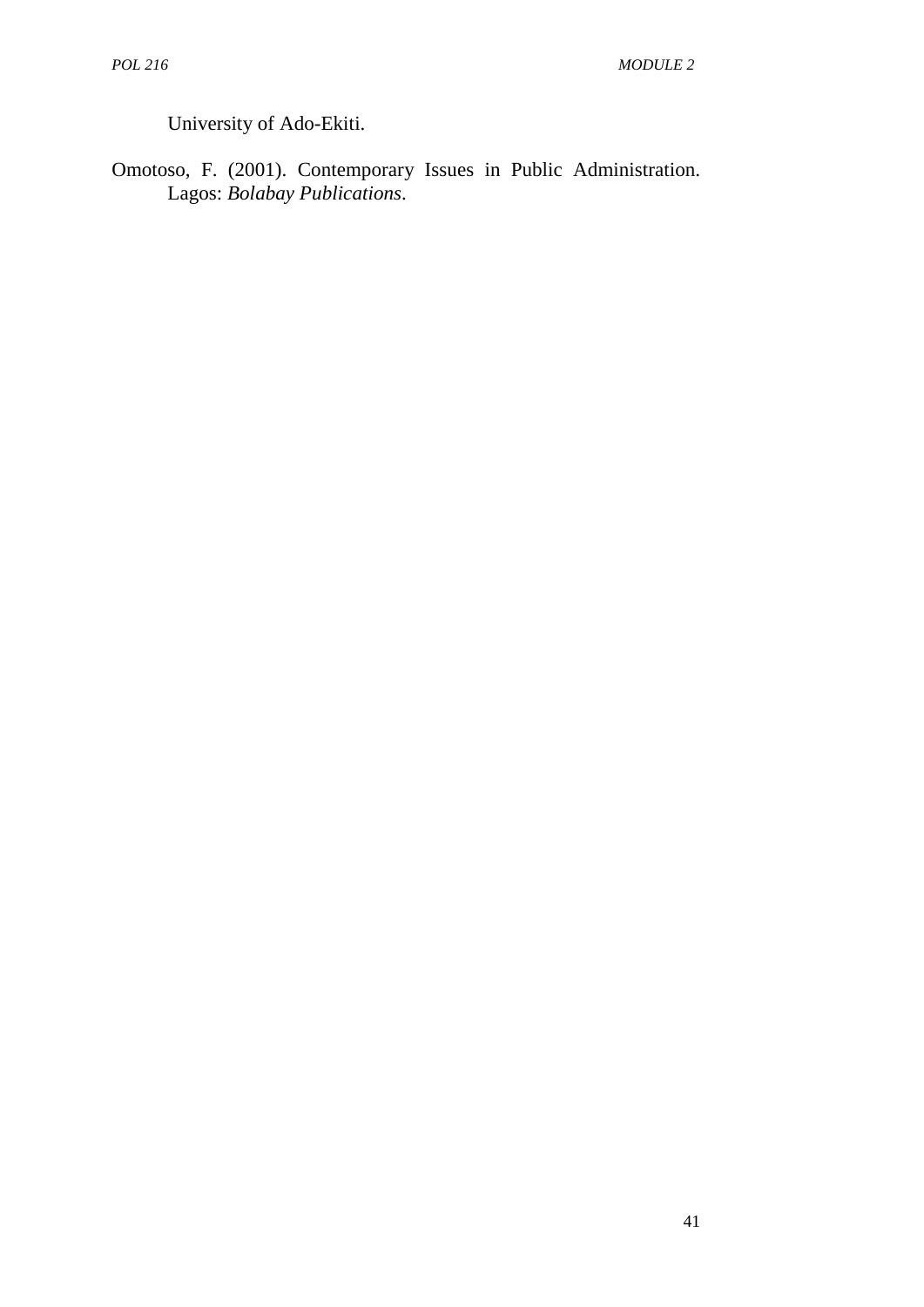University of Ado-Ekiti.

Omotoso, F. (2001). Contemporary Issues in Public Administration. Lagos: *Bolabay Publications*.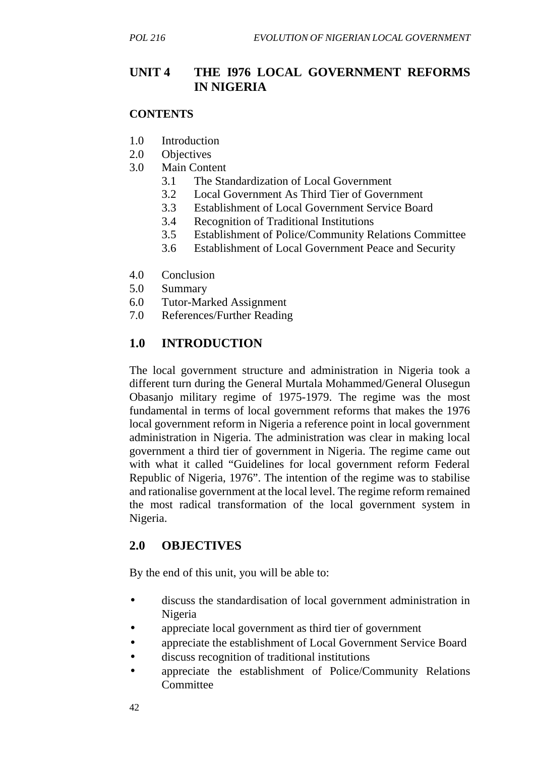## UNIT 4 THE I976 LOCAL GOVERNMENT REFORMS IN NIGERIA

**CONTENTS**

1.0 Introduction
2.0 Objectives
3.0 Main Content
 3.1 The Standardization of Local Government
 3.2 Local Government As Third Tier of Government
 3.3 Establishment of Local Government Service Board
 3.4 Recognition of Traditional Institutions
 3.5 Establishment of Police/Community Relations Committee
 3.6 Establishment of Local Government Peace and Security

4.0 Conclusion
5.0 Summary
6.0 Tutor-Marked Assignment
7.0 References/Further Reading

## 1.0 INTRODUCTION

The local government structure and administration in Nigeria took a different turn during the General Murtala Mohammed/General Olusegun Obasanjo military regime of 1975-1979. The regime was the most fundamental in terms of local government reforms that makes the 1976 local government reform in Nigeria a reference point in local government administration in Nigeria. The administration was clear in making local government a third tier of government in Nigeria. The regime came out with what it called "Guidelines for local government reform Federal Republic of Nigeria, 1976". The intention of the regime was to stabilise and rationalise government at the local level. The regime reform remained the most radical transformation of the local government system in Nigeria.

## 2.0 OBJECTIVES

By the end of this unit, you will be able to:

- discuss the standardisation of local government administration in Nigeria
- appreciate local government as third tier of government
- appreciate the establishment of Local Government Service Board
- discuss recognition of traditional institutions
- appreciate the establishment of Police/Community Relations Committee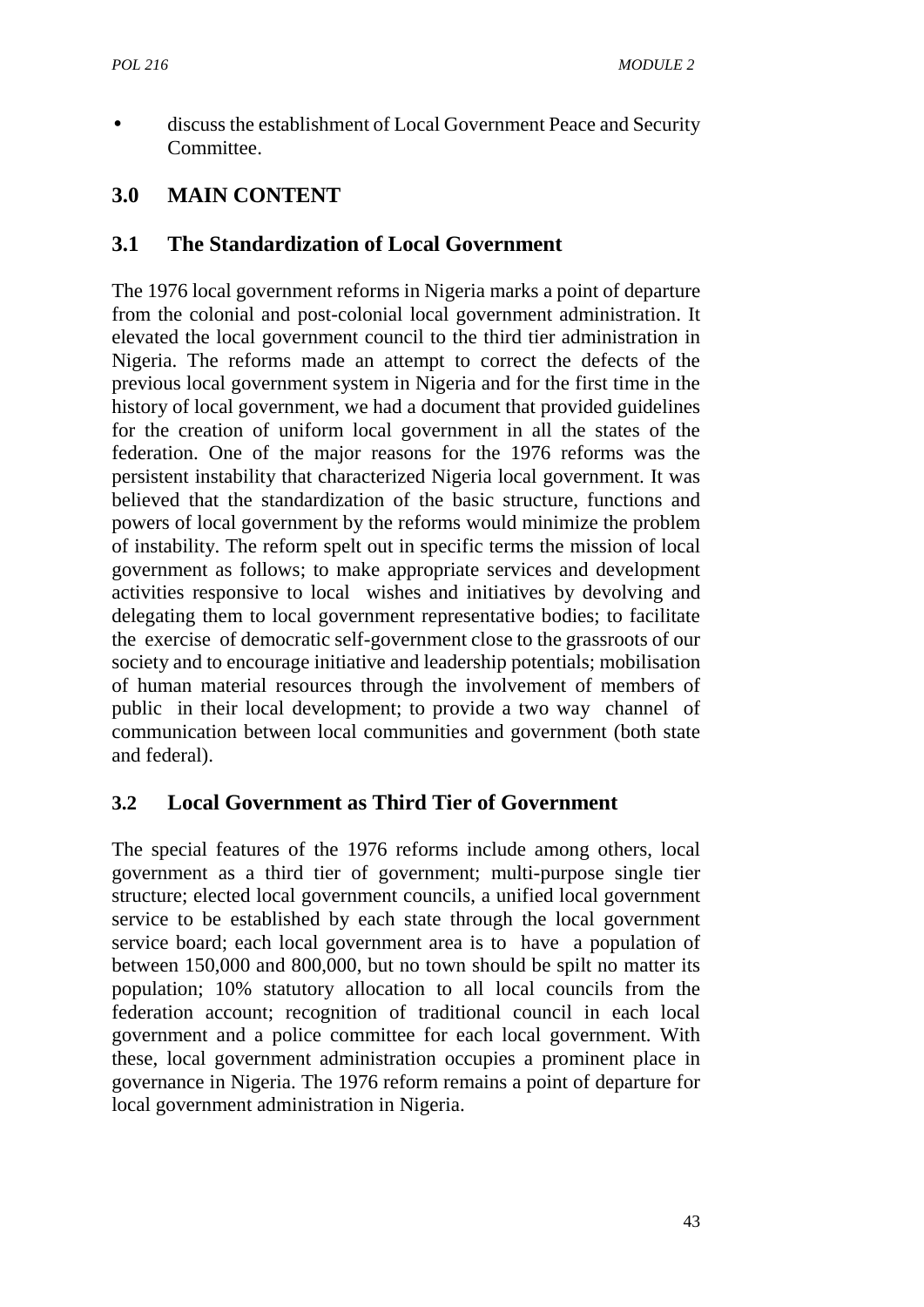- discuss the establishment of Local Government Peace and Security Committee.

## 3.0 MAIN CONTENT

### 3.1 The Standardization of Local Government

The 1976 local government reforms in Nigeria marks a point of departure from the colonial and post-colonial local government administration. It elevated the local government council to the third tier administration in Nigeria. The reforms made an attempt to correct the defects of the previous local government system in Nigeria and for the first time in the history of local government, we had a document that provided guidelines for the creation of uniform local government in all the states of the federation. One of the major reasons for the 1976 reforms was the persistent instability that characterized Nigeria local government. It was believed that the standardization of the basic structure, functions and powers of local government by the reforms would minimize the problem of instability. The reform spelt out in specific terms the mission of local government as follows; to make appropriate services and development activities responsive to local wishes and initiatives by devolving and delegating them to local government representative bodies; to facilitate the exercise of democratic self-government close to the grassroots of our society and to encourage initiative and leadership potentials; mobilisation of human material resources through the involvement of members of public in their local development; to provide a two way channel of communication between local communities and government (both state and federal).

### 3.2 Local Government as Third Tier of Government

The special features of the 1976 reforms include among others, local government as a third tier of government; multi-purpose single tier structure; elected local government councils, a unified local government service to be established by each state through the local government service board; each local government area is to have a population of between 150,000 and 800,000, but no town should be spilt no matter its population; 10% statutory allocation to all local councils from the federation account; recognition of traditional council in each local government and a police committee for each local government. With these, local government administration occupies a prominent place in governance in Nigeria. The 1976 reform remains a point of departure for local government administration in Nigeria.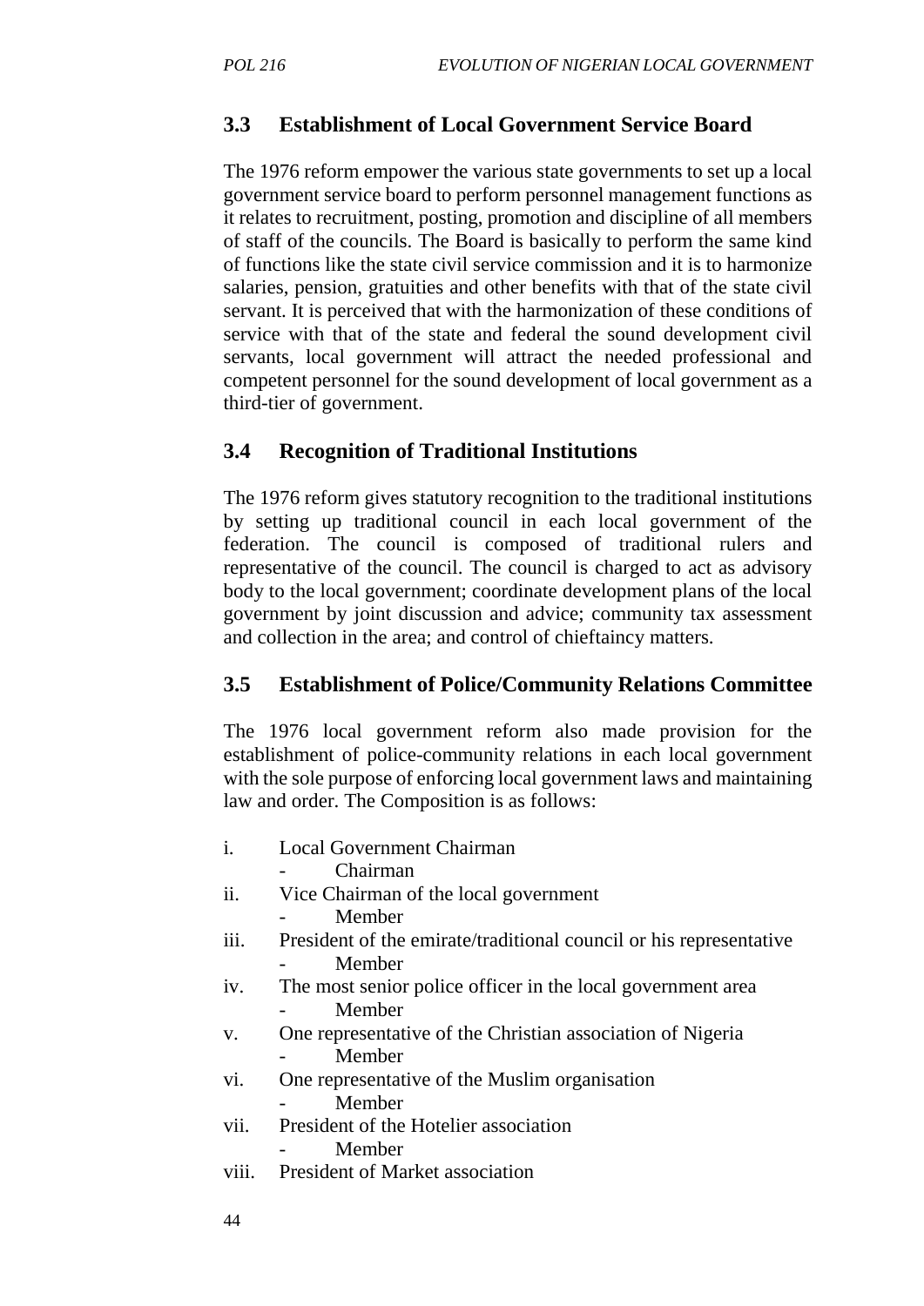### 3.3 Establishment of Local Government Service Board

The 1976 reform empower the various state governments to set up a local government service board to perform personnel management functions as it relates to recruitment, posting, promotion and discipline of all members of staff of the councils. The Board is basically to perform the same kind of functions like the state civil service commission and it is to harmonize salaries, pension, gratuities and other benefits with that of the state civil servant. It is perceived that with the harmonization of these conditions of service with that of the state and federal the sound development civil servants, local government will attract the needed professional and competent personnel for the sound development of local government as a third-tier of government.

### 3.4 Recognition of Traditional Institutions

The 1976 reform gives statutory recognition to the traditional institutions by setting up traditional council in each local government of the federation. The council is composed of traditional rulers and representative of the council. The council is charged to act as advisory body to the local government; coordinate development plans of the local government by joint discussion and advice; community tax assessment and collection in the area; and control of chieftaincy matters.

### 3.5 Establishment of Police/Community Relations Committee

The 1976 local government reform also made provision for the establishment of police-community relations in each local government with the sole purpose of enforcing local government laws and maintaining law and order. The Composition is as follows:

i. Local Government Chairman
   - Chairman
ii. Vice Chairman of the local government
   - Member
iii. President of the emirate/traditional council or his representative
   - Member
iv. The most senior police officer in the local government area
   - Member
v. One representative of the Christian association of Nigeria
   - Member
vi. One representative of the Muslim organisation
   - Member
vii. President of the Hotelier association
   - Member
viii. President of Market association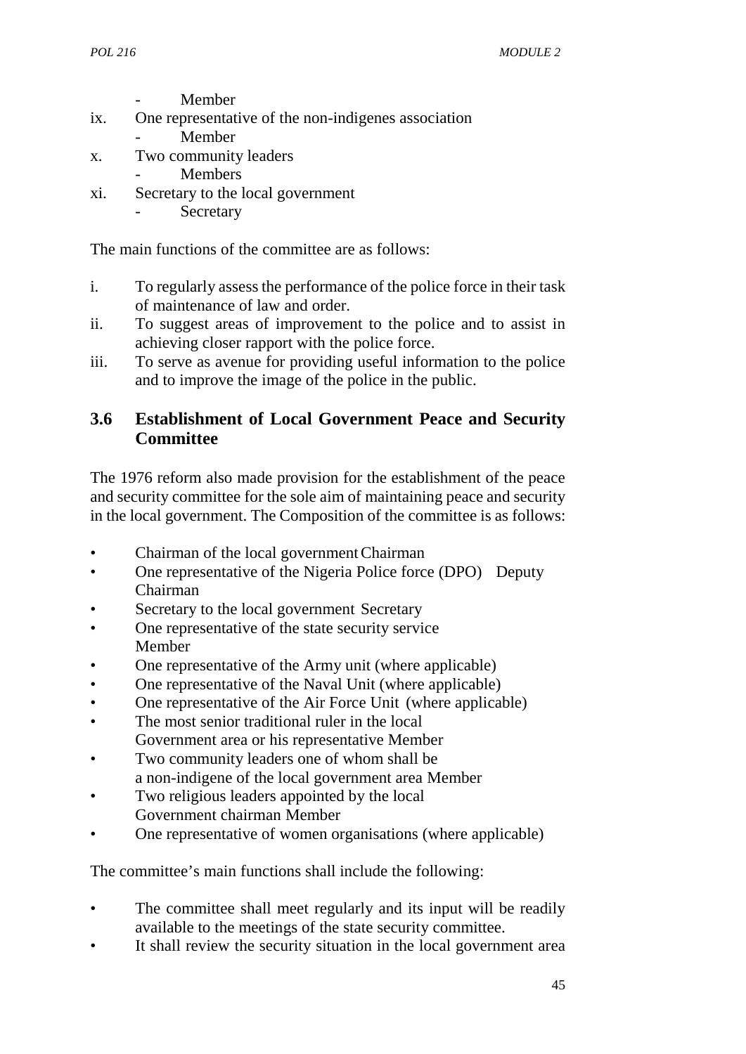- Member

ix. One representative of the non-indigenes association
   - Member
x. Two community leaders
   - Members
xi. Secretary to the local government
   - Secretary

The main functions of the committee are as follows:

i. To regularly assess the performance of the police force in their task of maintenance of law and order.
ii. To suggest areas of improvement to the police and to assist in achieving closer rapport with the police force.
iii. To serve as avenue for providing useful information to the police and to improve the image of the police in the public.

## 3.6 Establishment of Local Government Peace and Security Committee

The 1976 reform also made provision for the establishment of the peace and security committee for the sole aim of maintaining peace and security in the local government. The Composition of the committee is as follows:

- Chairman of the local government Chairman
- One representative of the Nigeria Police force (DPO) Deputy Chairman
- Secretary to the local government Secretary
- One representative of the state security service Member
- One representative of the Army unit (where applicable)
- One representative of the Naval Unit (where applicable)
- One representative of the Air Force Unit (where applicable)
- The most senior traditional ruler in the local Government area or his representative Member
- Two community leaders one of whom shall be a non-indigene of the local government area Member
- Two religious leaders appointed by the local Government chairman Member
- One representative of women organisations (where applicable)

The committee's main functions shall include the following:

- The committee shall meet regularly and its input will be readily available to the meetings of the state security committee.
- It shall review the security situation in the local government area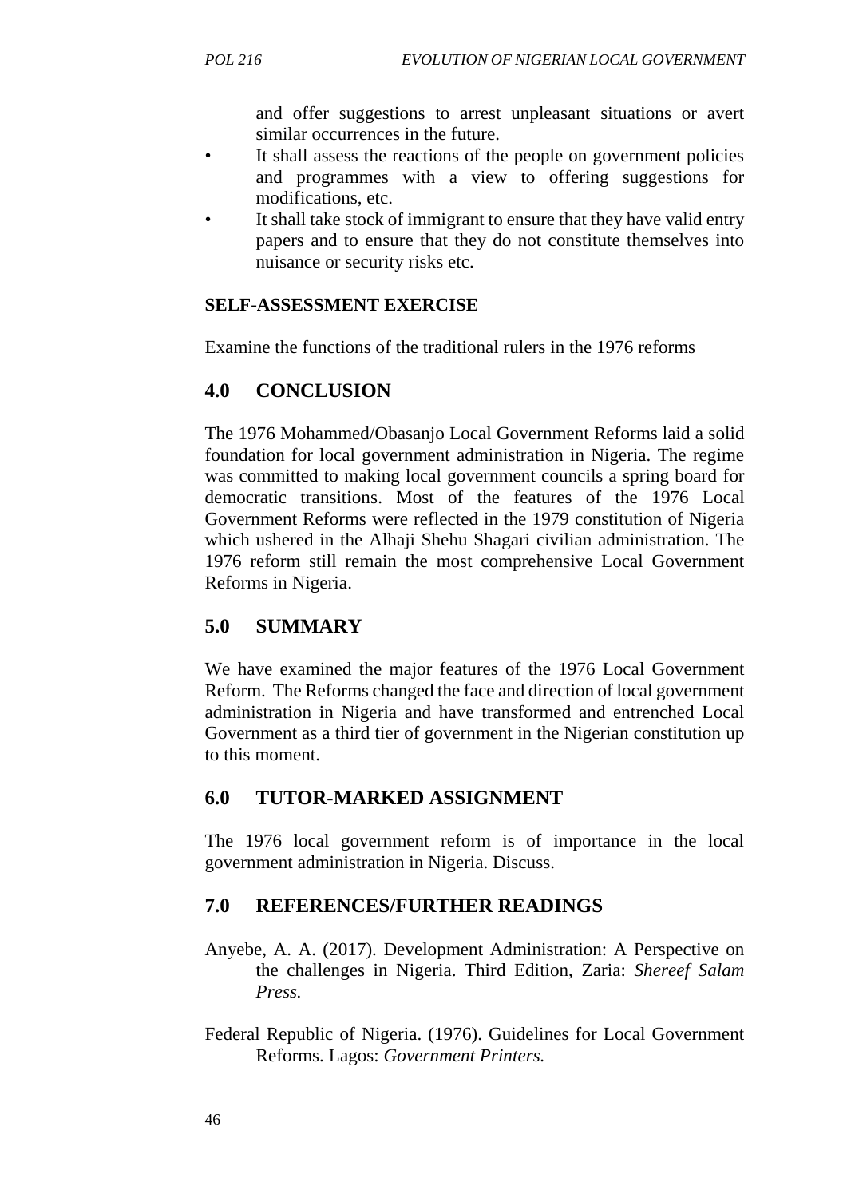and offer suggestions to arrest unpleasant situations or avert similar occurrences in the future.

- It shall assess the reactions of the people on government policies and programmes with a view to offering suggestions for modifications, etc.
- It shall take stock of immigrant to ensure that they have valid entry papers and to ensure that they do not constitute themselves into nuisance or security risks etc.

**SELF-ASSESSMENT EXERCISE**

Examine the functions of the traditional rulers in the 1976 reforms

## 4.0 CONCLUSION

The 1976 Mohammed/Obasanjo Local Government Reforms laid a solid foundation for local government administration in Nigeria. The regime was committed to making local government councils a spring board for democratic transitions. Most of the features of the 1976 Local Government Reforms were reflected in the 1979 constitution of Nigeria which ushered in the Alhaji Shehu Shagari civilian administration. The 1976 reform still remain the most comprehensive Local Government Reforms in Nigeria.

## 5.0 SUMMARY

We have examined the major features of the 1976 Local Government Reform. The Reforms changed the face and direction of local government administration in Nigeria and have transformed and entrenched Local Government as a third tier of government in the Nigerian constitution up to this moment.

## 6.0 TUTOR-MARKED ASSIGNMENT

The 1976 local government reform is of importance in the local government administration in Nigeria. Discuss.

## 7.0 REFERENCES/FURTHER READINGS

Anyebe, A. A. (2017). Development Administration: A Perspective on the challenges in Nigeria. Third Edition, Zaria: *Shereef Salam Press.*

Federal Republic of Nigeria. (1976). Guidelines for Local Government Reforms. Lagos: *Government Printers.*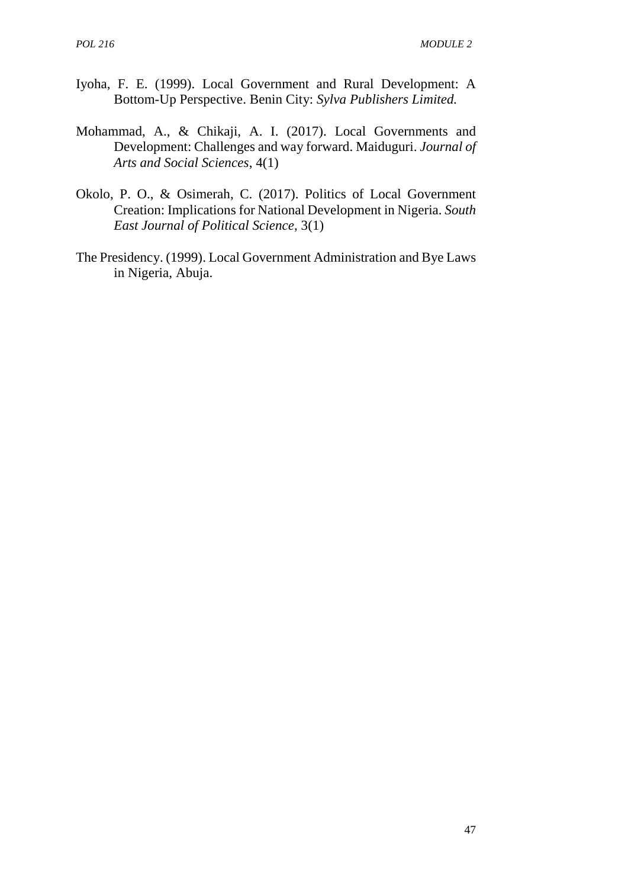Iyoha, F. E. (1999). Local Government and Rural Development: A Bottom-Up Perspective. Benin City: *Sylva Publishers Limited.*

Mohammad, A., & Chikaji, A. I. (2017). Local Governments and Development: Challenges and way forward. Maiduguri. *Journal of Arts and Social Sciences*, 4(1)

Okolo, P. O., & Osimerah, C. (2017). Politics of Local Government Creation: Implications for National Development in Nigeria. *South East Journal of Political Science*, 3(1)

The Presidency. (1999). Local Government Administration and Bye Laws in Nigeria, Abuja.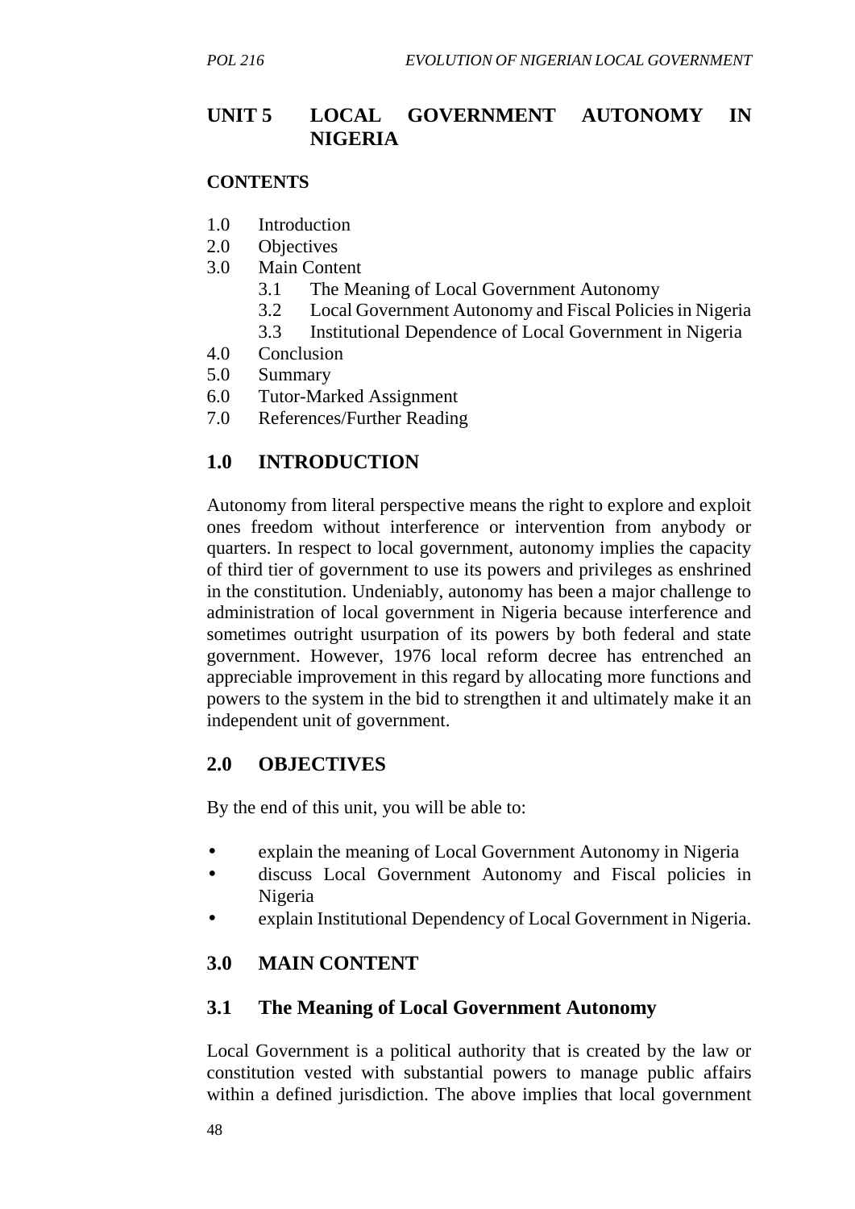# UNIT 5 LOCAL GOVERNMENT AUTONOMY IN NIGERIA

**CONTENTS**

1.0 Introduction
2.0 Objectives
3.0 Main Content
  3.1 The Meaning of Local Government Autonomy
  3.2 Local Government Autonomy and Fiscal Policies in Nigeria
  3.3 Institutional Dependence of Local Government in Nigeria
4.0 Conclusion
5.0 Summary
6.0 Tutor-Marked Assignment
7.0 References/Further Reading

## 1.0 INTRODUCTION

Autonomy from literal perspective means the right to explore and exploit ones freedom without interference or intervention from anybody or quarters. In respect to local government, autonomy implies the capacity of third tier of government to use its powers and privileges as enshrined in the constitution. Undeniably, autonomy has been a major challenge to administration of local government in Nigeria because interference and sometimes outright usurpation of its powers by both federal and state government. However, 1976 local reform decree has entrenched an appreciable improvement in this regard by allocating more functions and powers to the system in the bid to strengthen it and ultimately make it an independent unit of government.

## 2.0 OBJECTIVES

By the end of this unit, you will be able to:

- explain the meaning of Local Government Autonomy in Nigeria
- discuss Local Government Autonomy and Fiscal policies in Nigeria
- explain Institutional Dependency of Local Government in Nigeria.

## 3.0 MAIN CONTENT

### 3.1 The Meaning of Local Government Autonomy

Local Government is a political authority that is created by the law or constitution vested with substantial powers to manage public affairs within a defined jurisdiction. The above implies that local government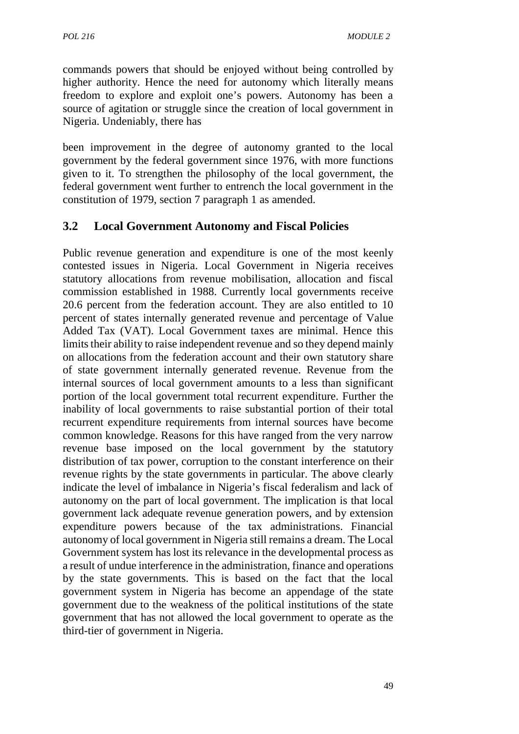commands powers that should be enjoyed without being controlled by higher authority. Hence the need for autonomy which literally means freedom to explore and exploit one's powers. Autonomy has been a source of agitation or struggle since the creation of local government in Nigeria. Undeniably, there has

been improvement in the degree of autonomy granted to the local government by the federal government since 1976, with more functions given to it. To strengthen the philosophy of the local government, the federal government went further to entrench the local government in the constitution of 1979, section 7 paragraph 1 as amended.

## 3.2 Local Government Autonomy and Fiscal Policies

Public revenue generation and expenditure is one of the most keenly contested issues in Nigeria. Local Government in Nigeria receives statutory allocations from revenue mobilisation, allocation and fiscal commission established in 1988. Currently local governments receive 20.6 percent from the federation account. They are also entitled to 10 percent of states internally generated revenue and percentage of Value Added Tax (VAT). Local Government taxes are minimal. Hence this limits their ability to raise independent revenue and so they depend mainly on allocations from the federation account and their own statutory share of state government internally generated revenue. Revenue from the internal sources of local government amounts to a less than significant portion of the local government total recurrent expenditure. Further the inability of local governments to raise substantial portion of their total recurrent expenditure requirements from internal sources have become common knowledge. Reasons for this have ranged from the very narrow revenue base imposed on the local government by the statutory distribution of tax power, corruption to the constant interference on their revenue rights by the state governments in particular. The above clearly indicate the level of imbalance in Nigeria's fiscal federalism and lack of autonomy on the part of local government. The implication is that local government lack adequate revenue generation powers, and by extension expenditure powers because of the tax administrations. Financial autonomy of local government in Nigeria still remains a dream. The Local Government system has lost its relevance in the developmental process as a result of undue interference in the administration, finance and operations by the state governments. This is based on the fact that the local government system in Nigeria has become an appendage of the state government due to the weakness of the political institutions of the state government that has not allowed the local government to operate as the third-tier of government in Nigeria.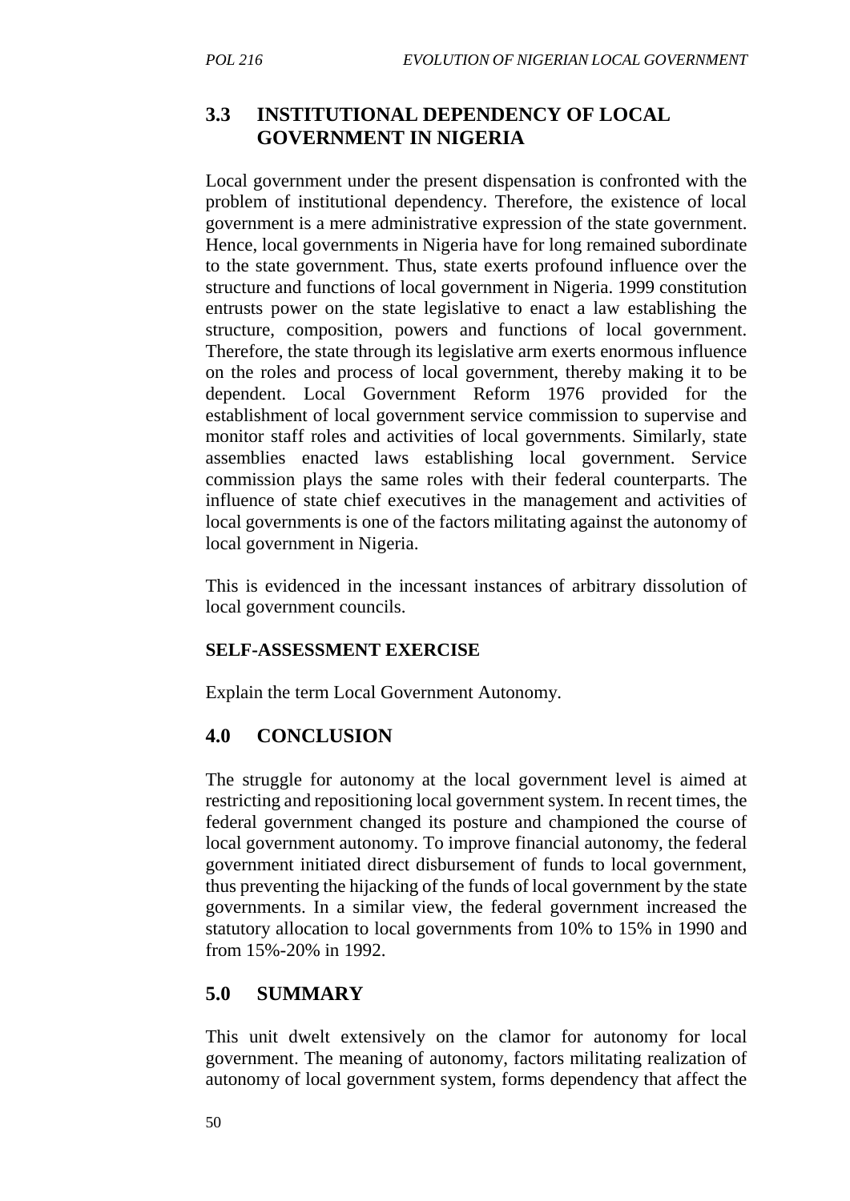## 3.3 INSTITUTIONAL DEPENDENCY OF LOCAL GOVERNMENT IN NIGERIA

Local government under the present dispensation is confronted with the problem of institutional dependency. Therefore, the existence of local government is a mere administrative expression of the state government. Hence, local governments in Nigeria have for long remained subordinate to the state government. Thus, state exerts profound influence over the structure and functions of local government in Nigeria. 1999 constitution entrusts power on the state legislative to enact a law establishing the structure, composition, powers and functions of local government. Therefore, the state through its legislative arm exerts enormous influence on the roles and process of local government, thereby making it to be dependent. Local Government Reform 1976 provided for the establishment of local government service commission to supervise and monitor staff roles and activities of local governments. Similarly, state assemblies enacted laws establishing local government. Service commission plays the same roles with their federal counterparts. The influence of state chief executives in the management and activities of local governments is one of the factors militating against the autonomy of local government in Nigeria.

This is evidenced in the incessant instances of arbitrary dissolution of local government councils.

**SELF-ASSESSMENT EXERCISE**

Explain the term Local Government Autonomy.

## 4.0 CONCLUSION

The struggle for autonomy at the local government level is aimed at restricting and repositioning local government system. In recent times, the federal government changed its posture and championed the course of local government autonomy. To improve financial autonomy, the federal government initiated direct disbursement of funds to local government, thus preventing the hijacking of the funds of local government by the state governments. In a similar view, the federal government increased the statutory allocation to local governments from 10% to 15% in 1990 and from 15%-20% in 1992.

## 5.0 SUMMARY

This unit dwelt extensively on the clamor for autonomy for local government. The meaning of autonomy, factors militating realization of autonomy of local government system, forms dependency that affect the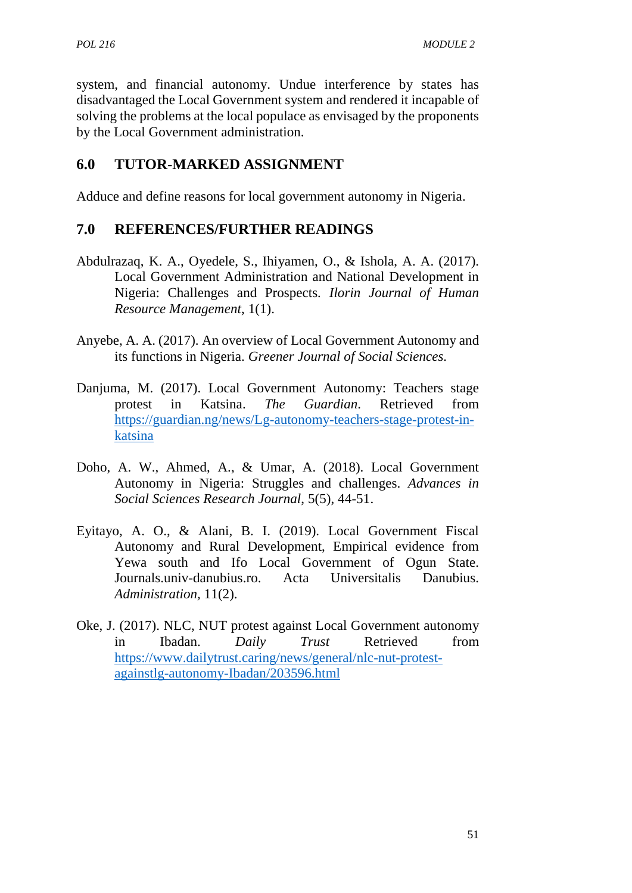system, and financial autonomy. Undue interference by states has disadvantaged the Local Government system and rendered it incapable of solving the problems at the local populace as envisaged by the proponents by the Local Government administration.

## 6.0 TUTOR-MARKED ASSIGNMENT

Adduce and define reasons for local government autonomy in Nigeria.

## 7.0 REFERENCES/FURTHER READINGS

Abdulrazaq, K. A., Oyedele, S., Ihiyamen, O., & Ishola, A. A. (2017). Local Government Administration and National Development in Nigeria: Challenges and Prospects. *Ilorin Journal of Human Resource Management*, 1(1).

Anyebe, A. A. (2017). An overview of Local Government Autonomy and its functions in Nigeria. *Greener Journal of Social Sciences.*

Danjuma, M. (2017). Local Government Autonomy: Teachers stage protest in Katsina. *The Guardian*. Retrieved from https://guardian.ng/news/Lg-autonomy-teachers-stage-protest-in-katsina

Doho, A. W., Ahmed, A., & Umar, A. (2018). Local Government Autonomy in Nigeria: Struggles and challenges. *Advances in Social Sciences Research Journal*, 5(5), 44-51.

Eyitayo, A. O., & Alani, B. I. (2019). Local Government Fiscal Autonomy and Rural Development, Empirical evidence from Yewa south and Ifo Local Government of Ogun State. Journals.univ-danubius.ro. Acta Universitalis Danubius. *Administration,* 11(2).

Oke, J. (2017). NLC, NUT protest against Local Government autonomy in Ibadan. *Daily Trust* Retrieved from https://www.dailytrust.caring/news/general/nlc-nut-protest-againstlg-autonomy-Ibadan/203596.html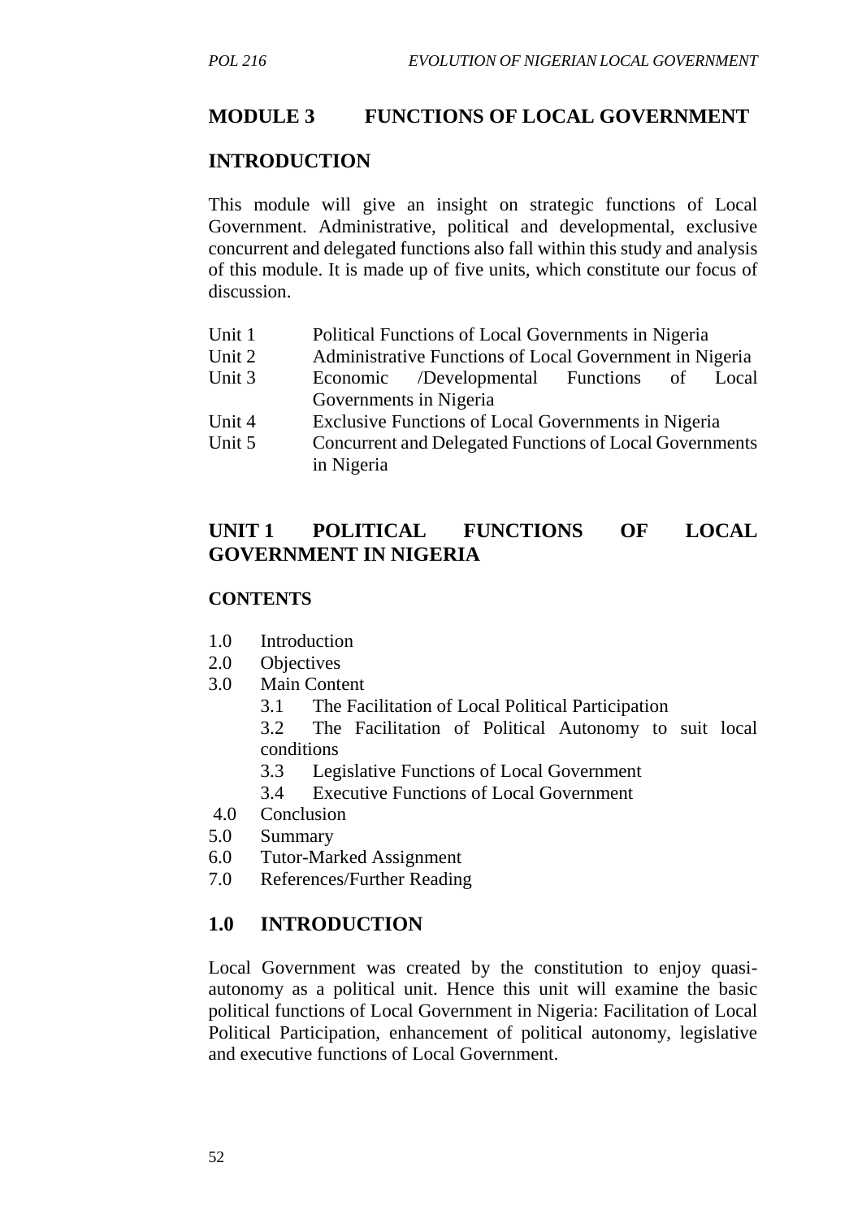## MODULE 3 FUNCTIONS OF LOCAL GOVERNMENT

## INTRODUCTION

This module will give an insight on strategic functions of Local Government. Administrative, political and developmental, exclusive concurrent and delegated functions also fall within this study and analysis of this module. It is made up of five units, which constitute our focus of discussion.

- Unit 1 Political Functions of Local Governments in Nigeria
- Unit 2 Administrative Functions of Local Government in Nigeria
- Unit 3 Economic /Developmental Functions of Local Governments in Nigeria
- Unit 4 Exclusive Functions of Local Governments in Nigeria
- Unit 5 Concurrent and Delegated Functions of Local Governments in Nigeria

## UNIT 1 POLITICAL FUNCTIONS OF LOCAL GOVERNMENT IN NIGERIA

### CONTENTS

- 1.0 Introduction
- 2.0 Objectives
- 3.0 Main Content
  - 3.1 The Facilitation of Local Political Participation
  - 3.2 The Facilitation of Political Autonomy to suit local conditions
  - 3.3 Legislative Functions of Local Government
  - 3.4 Executive Functions of Local Government
- 4.0 Conclusion
- 5.0 Summary
- 6.0 Tutor-Marked Assignment
- 7.0 References/Further Reading

## 1.0 INTRODUCTION

Local Government was created by the constitution to enjoy quasi-autonomy as a political unit. Hence this unit will examine the basic political functions of Local Government in Nigeria: Facilitation of Local Political Participation, enhancement of political autonomy, legislative and executive functions of Local Government.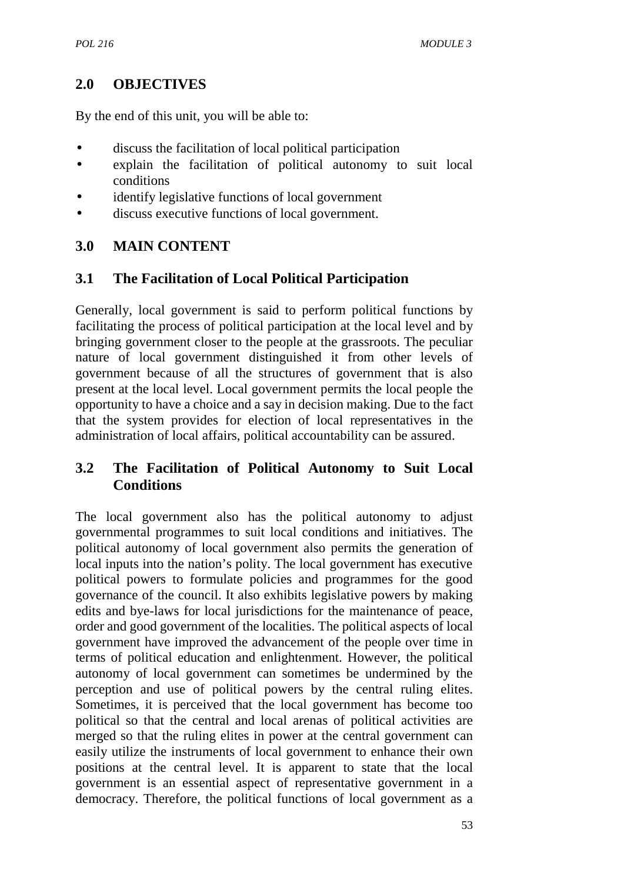## 2.0 OBJECTIVES

By the end of this unit, you will be able to:

- discuss the facilitation of local political participation
- explain the facilitation of political autonomy to suit local conditions
- identify legislative functions of local government
- discuss executive functions of local government.

## 3.0 MAIN CONTENT

### 3.1 The Facilitation of Local Political Participation

Generally, local government is said to perform political functions by facilitating the process of political participation at the local level and by bringing government closer to the people at the grassroots. The peculiar nature of local government distinguished it from other levels of government because of all the structures of government that is also present at the local level. Local government permits the local people the opportunity to have a choice and a say in decision making. Due to the fact that the system provides for election of local representatives in the administration of local affairs, political accountability can be assured.

### 3.2 The Facilitation of Political Autonomy to Suit Local Conditions

The local government also has the political autonomy to adjust governmental programmes to suit local conditions and initiatives. The political autonomy of local government also permits the generation of local inputs into the nation's polity. The local government has executive political powers to formulate policies and programmes for the good governance of the council. It also exhibits legislative powers by making edits and bye-laws for local jurisdictions for the maintenance of peace, order and good government of the localities. The political aspects of local government have improved the advancement of the people over time in terms of political education and enlightenment. However, the political autonomy of local government can sometimes be undermined by the perception and use of political powers by the central ruling elites. Sometimes, it is perceived that the local government has become too political so that the central and local arenas of political activities are merged so that the ruling elites in power at the central government can easily utilize the instruments of local government to enhance their own positions at the central level. It is apparent to state that the local government is an essential aspect of representative government in a democracy. Therefore, the political functions of local government as a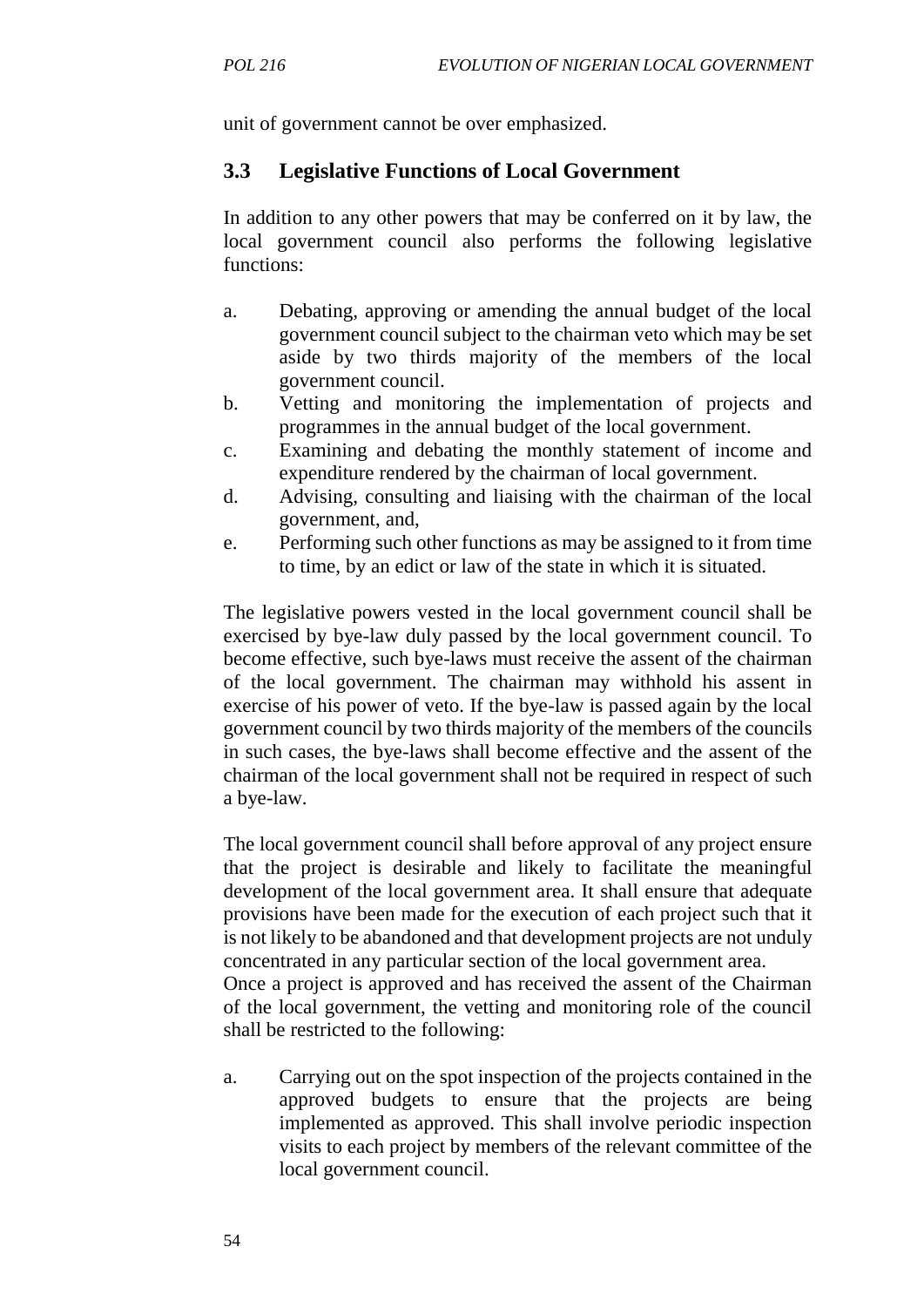unit of government cannot be over emphasized.

## 3.3 Legislative Functions of Local Government

In addition to any other powers that may be conferred on it by law, the local government council also performs the following legislative functions:

a. Debating, approving or amending the annual budget of the local government council subject to the chairman veto which may be set aside by two thirds majority of the members of the local government council.
b. Vetting and monitoring the implementation of projects and programmes in the annual budget of the local government.
c. Examining and debating the monthly statement of income and expenditure rendered by the chairman of local government.
d. Advising, consulting and liaising with the chairman of the local government, and,
e. Performing such other functions as may be assigned to it from time to time, by an edict or law of the state in which it is situated.

The legislative powers vested in the local government council shall be exercised by bye-law duly passed by the local government council. To become effective, such bye-laws must receive the assent of the chairman of the local government. The chairman may withhold his assent in exercise of his power of veto. If the bye-law is passed again by the local government council by two thirds majority of the members of the councils in such cases, the bye-laws shall become effective and the assent of the chairman of the local government shall not be required in respect of such a bye-law.

The local government council shall before approval of any project ensure that the project is desirable and likely to facilitate the meaningful development of the local government area. It shall ensure that adequate provisions have been made for the execution of each project such that it is not likely to be abandoned and that development projects are not unduly concentrated in any particular section of the local government area.
Once a project is approved and has received the assent of the Chairman of the local government, the vetting and monitoring role of the council shall be restricted to the following:

a. Carrying out on the spot inspection of the projects contained in the approved budgets to ensure that the projects are being implemented as approved. This shall involve periodic inspection visits to each project by members of the relevant committee of the local government council.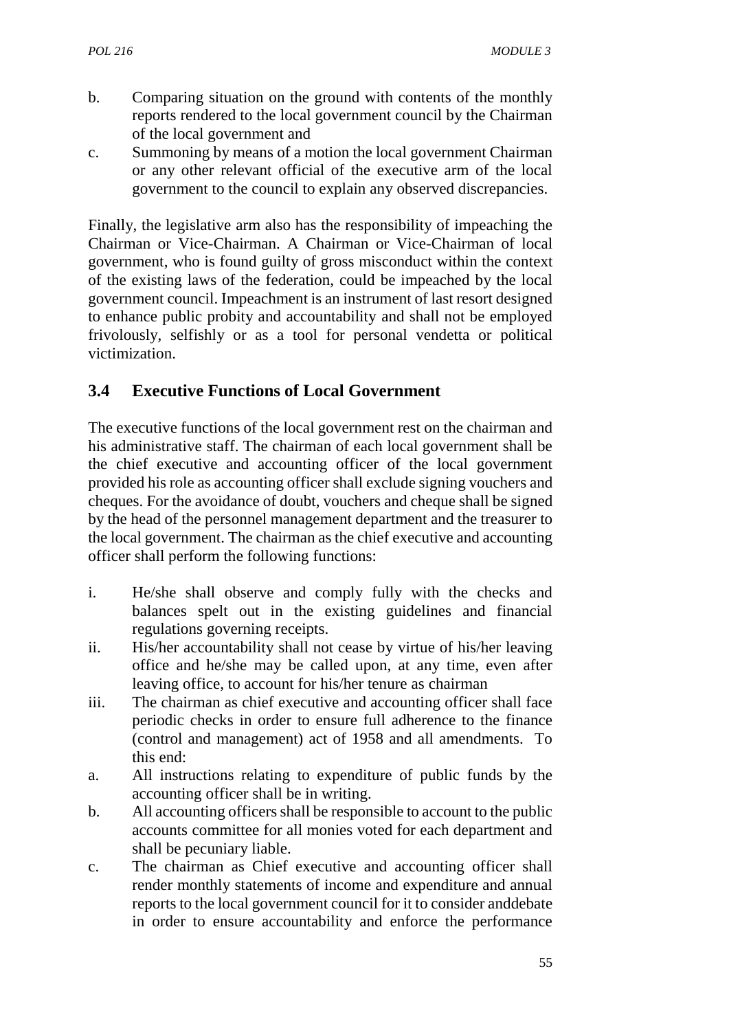b. Comparing situation on the ground with contents of the monthly reports rendered to the local government council by the Chairman of the local government and
c. Summoning by means of a motion the local government Chairman or any other relevant official of the executive arm of the local government to the council to explain any observed discrepancies.

Finally, the legislative arm also has the responsibility of impeaching the Chairman or Vice-Chairman. A Chairman or Vice-Chairman of local government, who is found guilty of gross misconduct within the context of the existing laws of the federation, could be impeached by the local government council. Impeachment is an instrument of last resort designed to enhance public probity and accountability and shall not be employed frivolously, selfishly or as a tool for personal vendetta or political victimization.

## 3.4 Executive Functions of Local Government

The executive functions of the local government rest on the chairman and his administrative staff. The chairman of each local government shall be the chief executive and accounting officer of the local government provided his role as accounting officer shall exclude signing vouchers and cheques. For the avoidance of doubt, vouchers and cheque shall be signed by the head of the personnel management department and the treasurer to the local government. The chairman as the chief executive and accounting officer shall perform the following functions:

i. He/she shall observe and comply fully with the checks and balances spelt out in the existing guidelines and financial regulations governing receipts.
ii. His/her accountability shall not cease by virtue of his/her leaving office and he/she may be called upon, at any time, even after leaving office, to account for his/her tenure as chairman
iii. The chairman as chief executive and accounting officer shall face periodic checks in order to ensure full adherence to the finance (control and management) act of 1958 and all amendments. To this end:
a. All instructions relating to expenditure of public funds by the accounting officer shall be in writing.
b. All accounting officers shall be responsible to account to the public accounts committee for all monies voted for each department and shall be pecuniary liable.
c. The chairman as Chief executive and accounting officer shall render monthly statements of income and expenditure and annual reports to the local government council for it to consider anddebate in order to ensure accountability and enforce the performance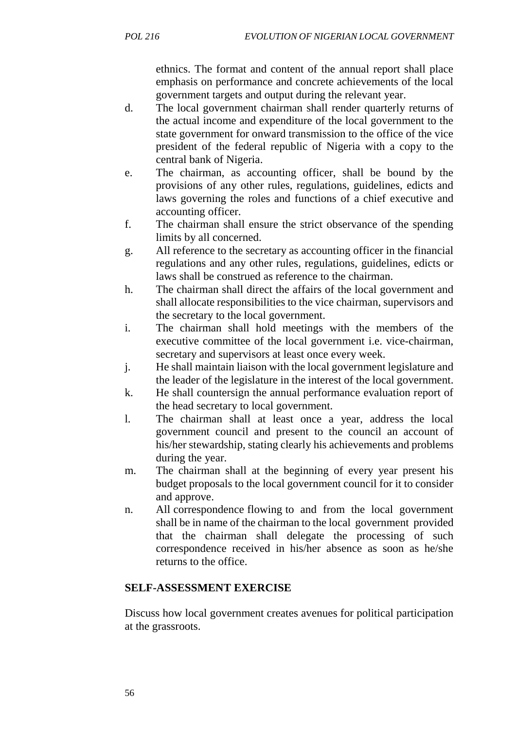ethnics. The format and content of the annual report shall place emphasis on performance and concrete achievements of the local government targets and output during the relevant year.

d. The local government chairman shall render quarterly returns of the actual income and expenditure of the local government to the state government for onward transmission to the office of the vice president of the federal republic of Nigeria with a copy to the central bank of Nigeria.

e. The chairman, as accounting officer, shall be bound by the provisions of any other rules, regulations, guidelines, edicts and laws governing the roles and functions of a chief executive and accounting officer.

f. The chairman shall ensure the strict observance of the spending limits by all concerned.

g. All reference to the secretary as accounting officer in the financial regulations and any other rules, regulations, guidelines, edicts or laws shall be construed as reference to the chairman.

h. The chairman shall direct the affairs of the local government and shall allocate responsibilities to the vice chairman, supervisors and the secretary to the local government.

i. The chairman shall hold meetings with the members of the executive committee of the local government i.e. vice-chairman, secretary and supervisors at least once every week.

j. He shall maintain liaison with the local government legislature and the leader of the legislature in the interest of the local government.

k. He shall countersign the annual performance evaluation report of the head secretary to local government.

l. The chairman shall at least once a year, address the local government council and present to the council an account of his/her stewardship, stating clearly his achievements and problems during the year.

m. The chairman shall at the beginning of every year present his budget proposals to the local government council for it to consider and approve.

n. All correspondence flowing to and from the local government shall be in name of the chairman to the local government provided that the chairman shall delegate the processing of such correspondence received in his/her absence as soon as he/she returns to the office.

**SELF-ASSESSMENT EXERCISE**

Discuss how local government creates avenues for political participation at the grassroots.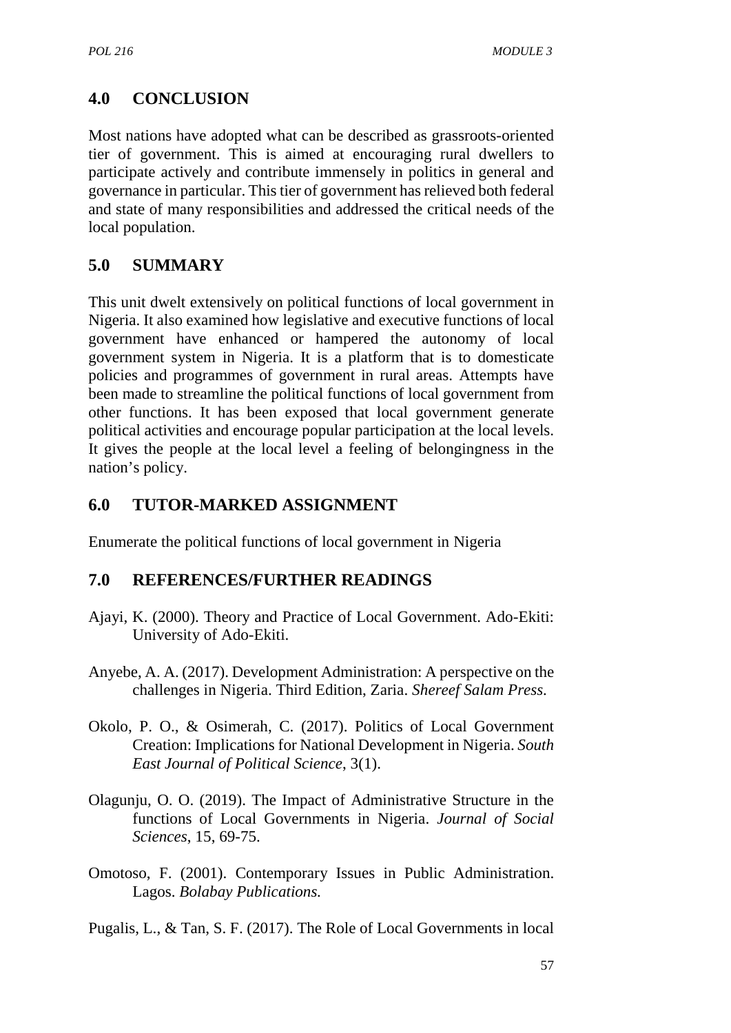## 4.0 CONCLUSION

Most nations have adopted what can be described as grassroots-oriented tier of government. This is aimed at encouraging rural dwellers to participate actively and contribute immensely in politics in general and governance in particular. This tier of government has relieved both federal and state of many responsibilities and addressed the critical needs of the local population.

## 5.0 SUMMARY

This unit dwelt extensively on political functions of local government in Nigeria. It also examined how legislative and executive functions of local government have enhanced or hampered the autonomy of local government system in Nigeria. It is a platform that is to domesticate policies and programmes of government in rural areas. Attempts have been made to streamline the political functions of local government from other functions. It has been exposed that local government generate political activities and encourage popular participation at the local levels. It gives the people at the local level a feeling of belongingness in the nation's policy.

## 6.0 TUTOR-MARKED ASSIGNMENT

Enumerate the political functions of local government in Nigeria

## 7.0 REFERENCES/FURTHER READINGS

Ajayi, K. (2000). Theory and Practice of Local Government. Ado-Ekiti: University of Ado-Ekiti.

Anyebe, A. A. (2017). Development Administration: A perspective on the challenges in Nigeria. Third Edition, Zaria. *Shereef Salam Press*.

Okolo, P. O., & Osimerah, C. (2017). Politics of Local Government Creation: Implications for National Development in Nigeria. *South East Journal of Political Science*, 3(1).

Olagunju, O. O. (2019). The Impact of Administrative Structure in the functions of Local Governments in Nigeria. *Journal of Social Sciences*, 15, 69-75.

Omotoso, F. (2001). Contemporary Issues in Public Administration. Lagos. *Bolabay Publications.*

Pugalis, L., & Tan, S. F. (2017). The Role of Local Governments in local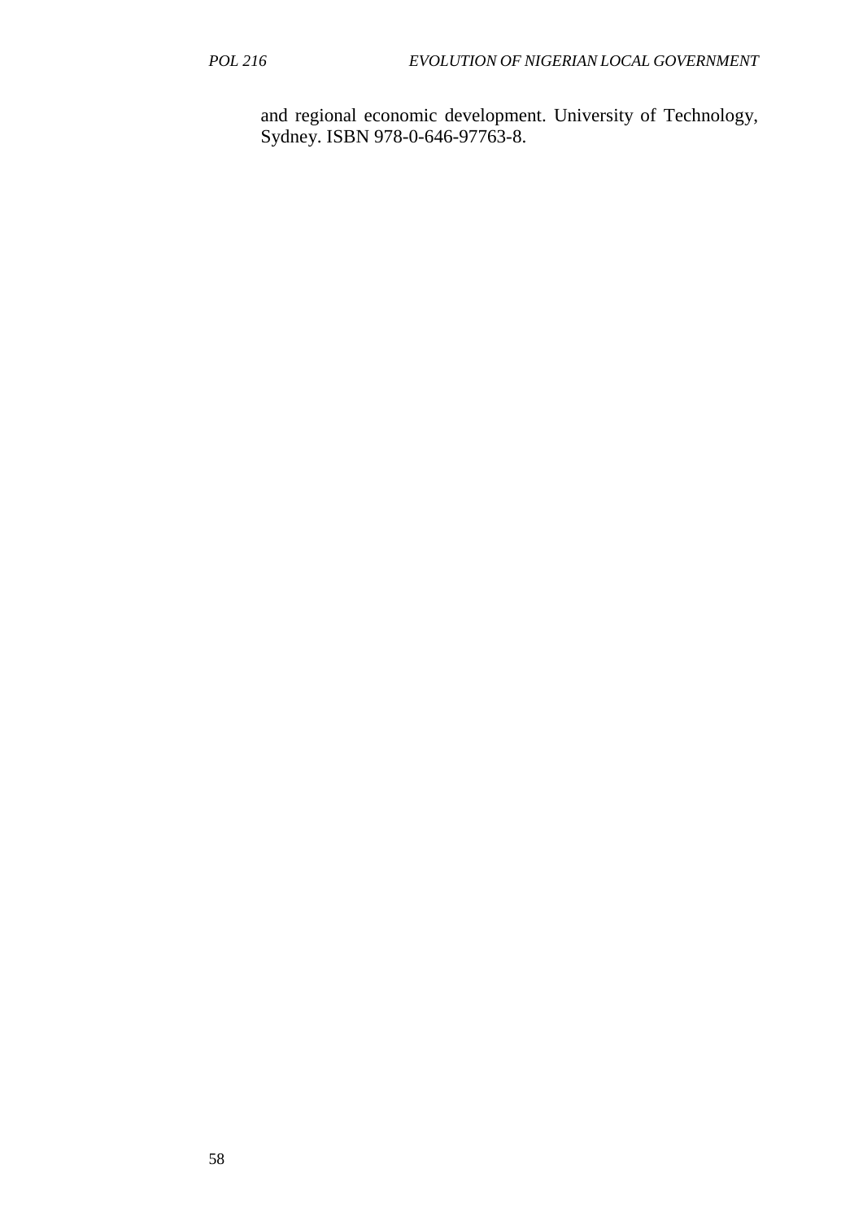and regional economic development. University of Technology, Sydney. ISBN 978-0-646-97763-8.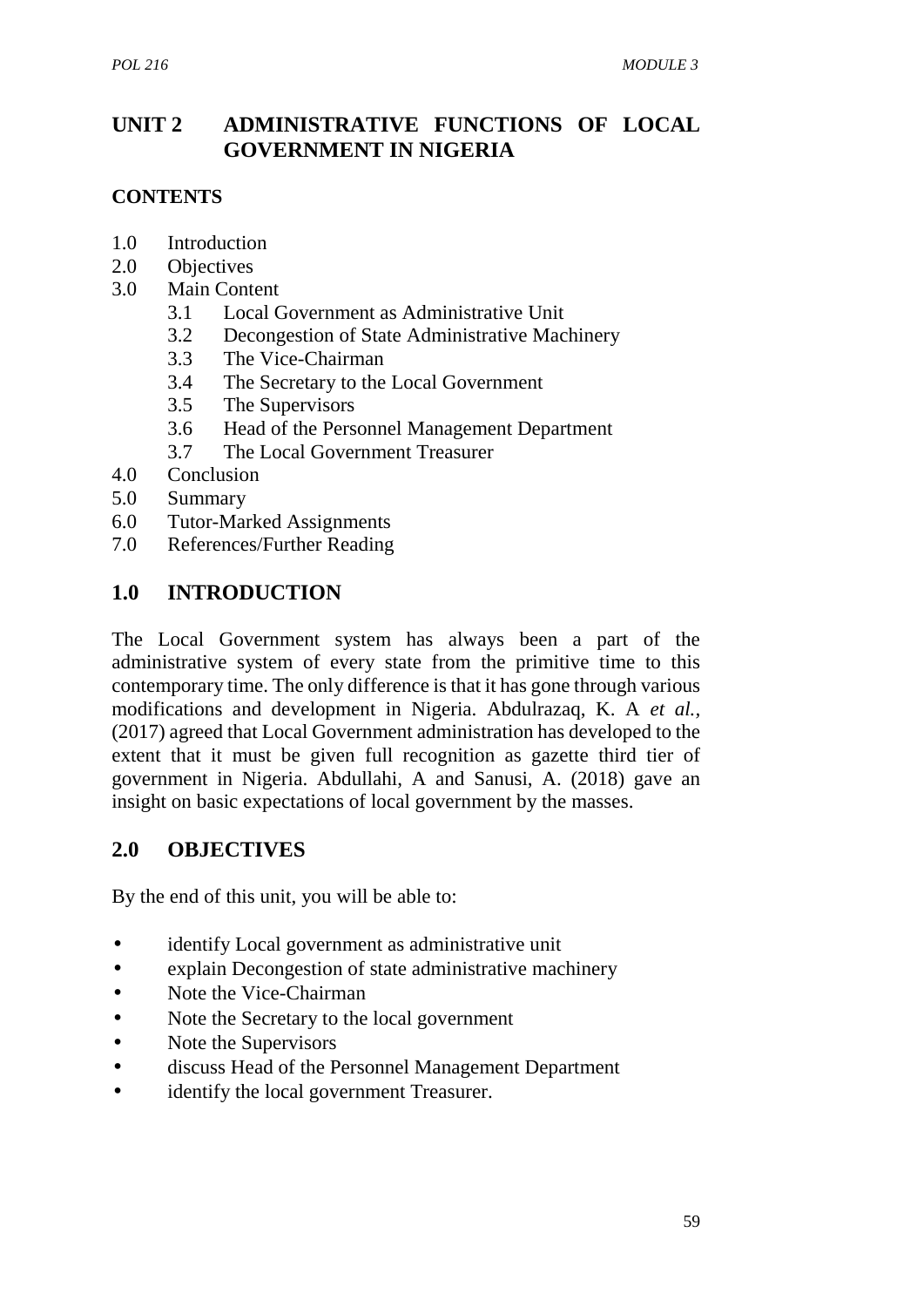# UNIT 2 ADMINISTRATIVE FUNCTIONS OF LOCAL GOVERNMENT IN NIGERIA

**CONTENTS**

1.0 Introduction
2.0 Objectives
3.0 Main Content
   3.1 Local Government as Administrative Unit
   3.2 Decongestion of State Administrative Machinery
   3.3 The Vice-Chairman
   3.4 The Secretary to the Local Government
   3.5 The Supervisors
   3.6 Head of the Personnel Management Department
   3.7 The Local Government Treasurer
4.0 Conclusion
5.0 Summary
6.0 Tutor-Marked Assignments
7.0 References/Further Reading

## 1.0 INTRODUCTION

The Local Government system has always been a part of the administrative system of every state from the primitive time to this contemporary time. The only difference is that it has gone through various modifications and development in Nigeria. Abdulrazaq, K. A *et al.*, (2017) agreed that Local Government administration has developed to the extent that it must be given full recognition as gazette third tier of government in Nigeria. Abdullahi, A and Sanusi, A. (2018) gave an insight on basic expectations of local government by the masses.

## 2.0 OBJECTIVES

By the end of this unit, you will be able to:

- identify Local government as administrative unit
- explain Decongestion of state administrative machinery
- Note the Vice-Chairman
- Note the Secretary to the local government
- Note the Supervisors
- discuss Head of the Personnel Management Department
- identify the local government Treasurer.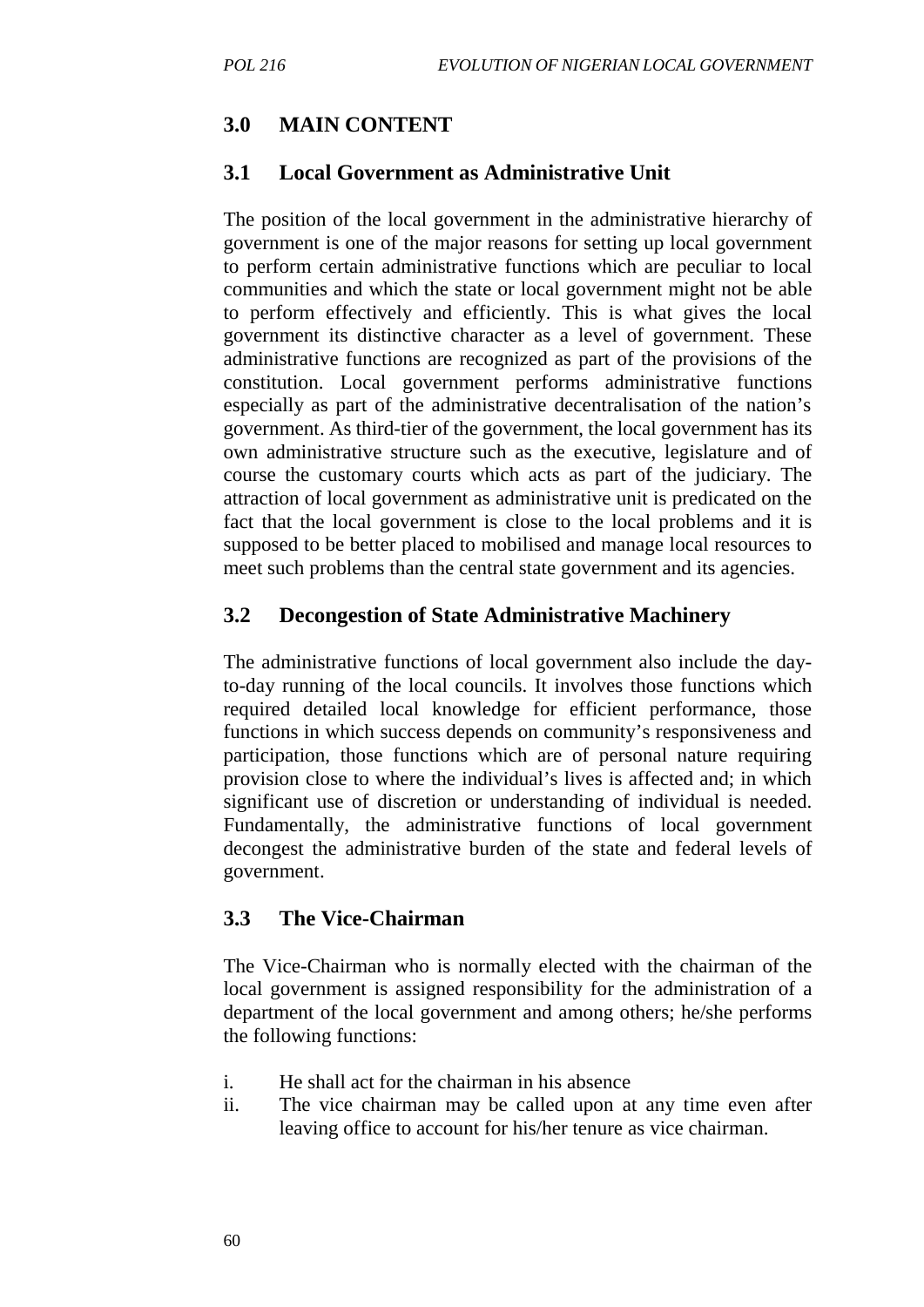## 3.0 MAIN CONTENT

### 3.1 Local Government as Administrative Unit

The position of the local government in the administrative hierarchy of government is one of the major reasons for setting up local government to perform certain administrative functions which are peculiar to local communities and which the state or local government might not be able to perform effectively and efficiently. This is what gives the local government its distinctive character as a level of government. These administrative functions are recognized as part of the provisions of the constitution. Local government performs administrative functions especially as part of the administrative decentralisation of the nation's government. As third-tier of the government, the local government has its own administrative structure such as the executive, legislature and of course the customary courts which acts as part of the judiciary. The attraction of local government as administrative unit is predicated on the fact that the local government is close to the local problems and it is supposed to be better placed to mobilised and manage local resources to meet such problems than the central state government and its agencies.

### 3.2 Decongestion of State Administrative Machinery

The administrative functions of local government also include the day-to-day running of the local councils. It involves those functions which required detailed local knowledge for efficient performance, those functions in which success depends on community's responsiveness and participation, those functions which are of personal nature requiring provision close to where the individual's lives is affected and; in which significant use of discretion or understanding of individual is needed. Fundamentally, the administrative functions of local government decongest the administrative burden of the state and federal levels of government.

### 3.3 The Vice-Chairman

The Vice-Chairman who is normally elected with the chairman of the local government is assigned responsibility for the administration of a department of the local government and among others; he/she performs the following functions:

i. He shall act for the chairman in his absence
ii. The vice chairman may be called upon at any time even after leaving office to account for his/her tenure as vice chairman.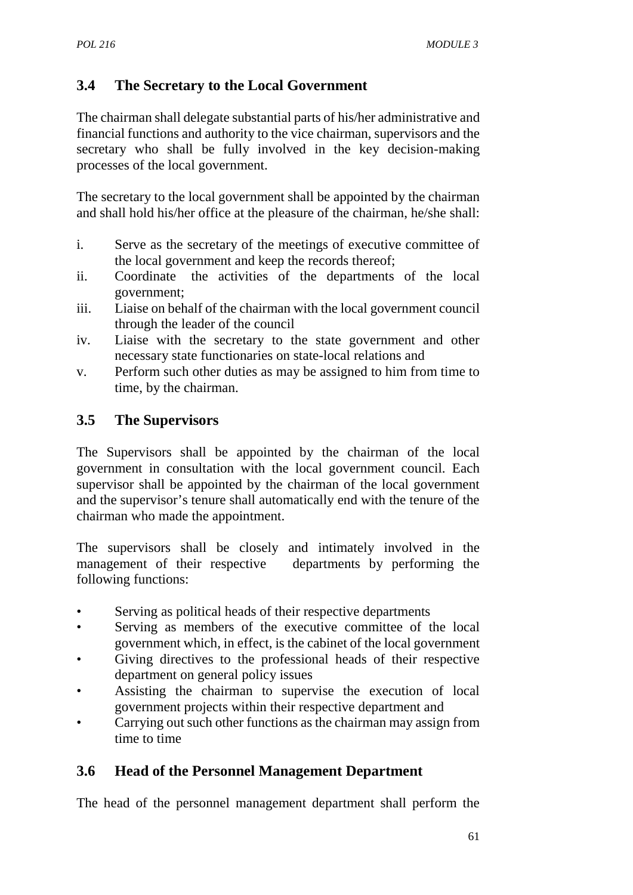## 3.4 The Secretary to the Local Government

The chairman shall delegate substantial parts of his/her administrative and financial functions and authority to the vice chairman, supervisors and the secretary who shall be fully involved in the key decision-making processes of the local government.

The secretary to the local government shall be appointed by the chairman and shall hold his/her office at the pleasure of the chairman, he/she shall:

i. Serve as the secretary of the meetings of executive committee of the local government and keep the records thereof;
ii. Coordinate the activities of the departments of the local government;
iii. Liaise on behalf of the chairman with the local government council through the leader of the council
iv. Liaise with the secretary to the state government and other necessary state functionaries on state-local relations and
v. Perform such other duties as may be assigned to him from time to time, by the chairman.

## 3.5 The Supervisors

The Supervisors shall be appointed by the chairman of the local government in consultation with the local government council. Each supervisor shall be appointed by the chairman of the local government and the supervisor's tenure shall automatically end with the tenure of the chairman who made the appointment.

The supervisors shall be closely and intimately involved in the management of their respective departments by performing the following functions:

- Serving as political heads of their respective departments
- Serving as members of the executive committee of the local government which, in effect, is the cabinet of the local government
- Giving directives to the professional heads of their respective department on general policy issues
- Assisting the chairman to supervise the execution of local government projects within their respective department and
- Carrying out such other functions as the chairman may assign from time to time

## 3.6 Head of the Personnel Management Department

The head of the personnel management department shall perform the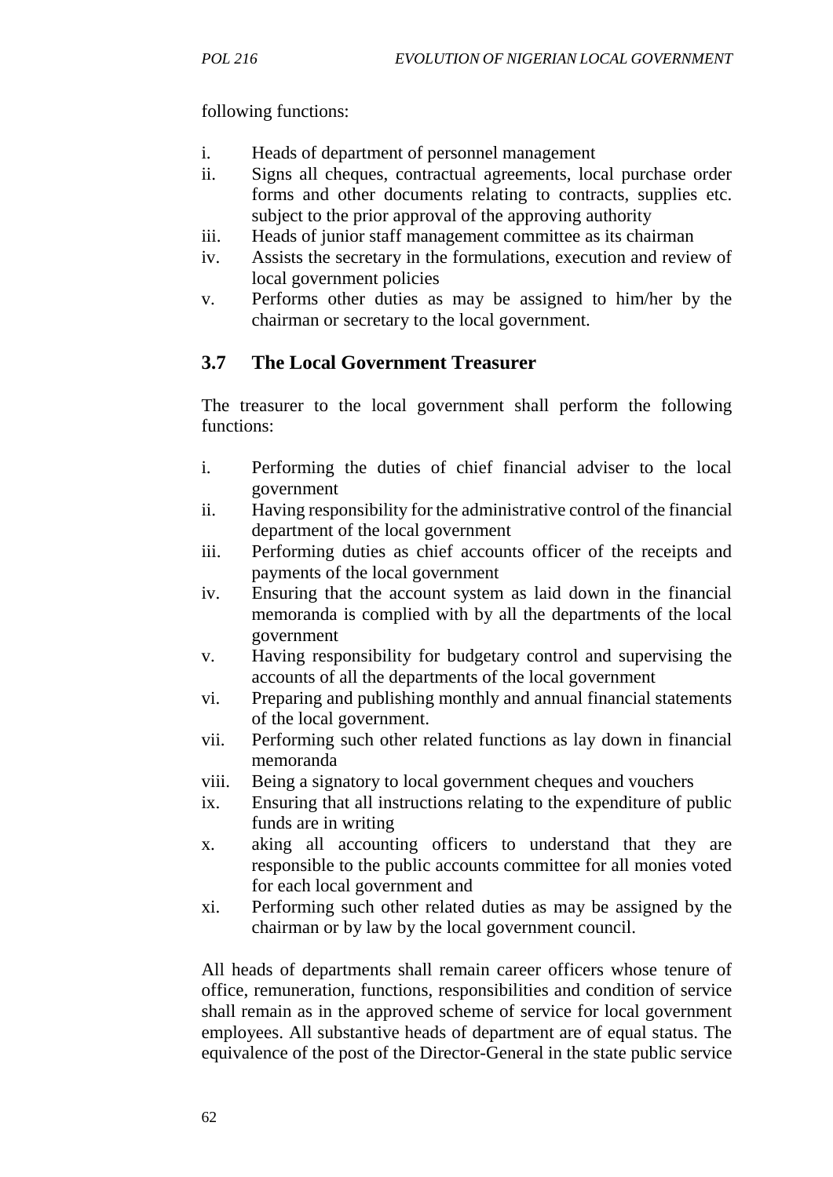following functions:

i. Heads of department of personnel management
ii. Signs all cheques, contractual agreements, local purchase order forms and other documents relating to contracts, supplies etc. subject to the prior approval of the approving authority
iii. Heads of junior staff management committee as its chairman
iv. Assists the secretary in the formulations, execution and review of local government policies
v. Performs other duties as may be assigned to him/her by the chairman or secretary to the local government.

## 3.7 The Local Government Treasurer

The treasurer to the local government shall perform the following functions:

i. Performing the duties of chief financial adviser to the local government
ii. Having responsibility for the administrative control of the financial department of the local government
iii. Performing duties as chief accounts officer of the receipts and payments of the local government
iv. Ensuring that the account system as laid down in the financial memoranda is complied with by all the departments of the local government
v. Having responsibility for budgetary control and supervising the accounts of all the departments of the local government
vi. Preparing and publishing monthly and annual financial statements of the local government.
vii. Performing such other related functions as lay down in financial memoranda
viii. Being a signatory to local government cheques and vouchers
ix. Ensuring that all instructions relating to the expenditure of public funds are in writing
x. aking all accounting officers to understand that they are responsible to the public accounts committee for all monies voted for each local government and
xi. Performing such other related duties as may be assigned by the chairman or by law by the local government council.

All heads of departments shall remain career officers whose tenure of office, remuneration, functions, responsibilities and condition of service shall remain as in the approved scheme of service for local government employees. All substantive heads of department are of equal status. The equivalence of the post of the Director-General in the state public service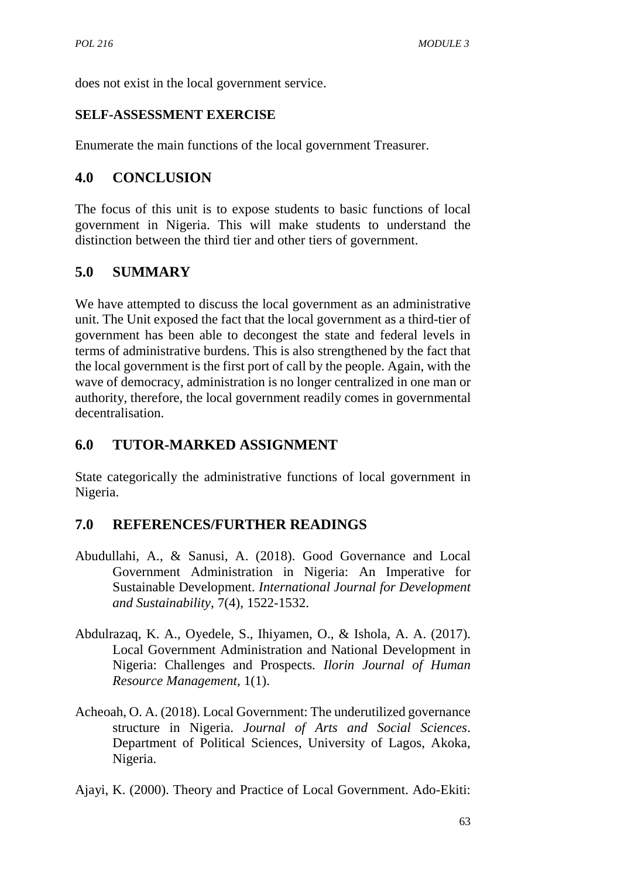does not exist in the local government service.

**SELF-ASSESSMENT EXERCISE**

Enumerate the main functions of the local government Treasurer.

## 4.0 CONCLUSION

The focus of this unit is to expose students to basic functions of local government in Nigeria. This will make students to understand the distinction between the third tier and other tiers of government.

## 5.0 SUMMARY

We have attempted to discuss the local government as an administrative unit. The Unit exposed the fact that the local government as a third-tier of government has been able to decongest the state and federal levels in terms of administrative burdens. This is also strengthened by the fact that the local government is the first port of call by the people. Again, with the wave of democracy, administration is no longer centralized in one man or authority, therefore, the local government readily comes in governmental decentralisation.

## 6.0 TUTOR-MARKED ASSIGNMENT

State categorically the administrative functions of local government in Nigeria.

## 7.0 REFERENCES/FURTHER READINGS

Abudullahi, A., & Sanusi, A. (2018). Good Governance and Local Government Administration in Nigeria: An Imperative for Sustainable Development. *International Journal for Development and Sustainability*, 7(4), 1522-1532.

Abdulrazaq, K. A., Oyedele, S., Ihiyamen, O., & Ishola, A. A. (2017). Local Government Administration and National Development in Nigeria: Challenges and Prospects. *Ilorin Journal of Human Resource Management*, 1(1).

Acheoah, O. A. (2018). Local Government: The underutilized governance structure in Nigeria. *Journal of Arts and Social Sciences*. Department of Political Sciences, University of Lagos, Akoka, Nigeria.

Ajayi, K. (2000). Theory and Practice of Local Government. Ado-Ekiti: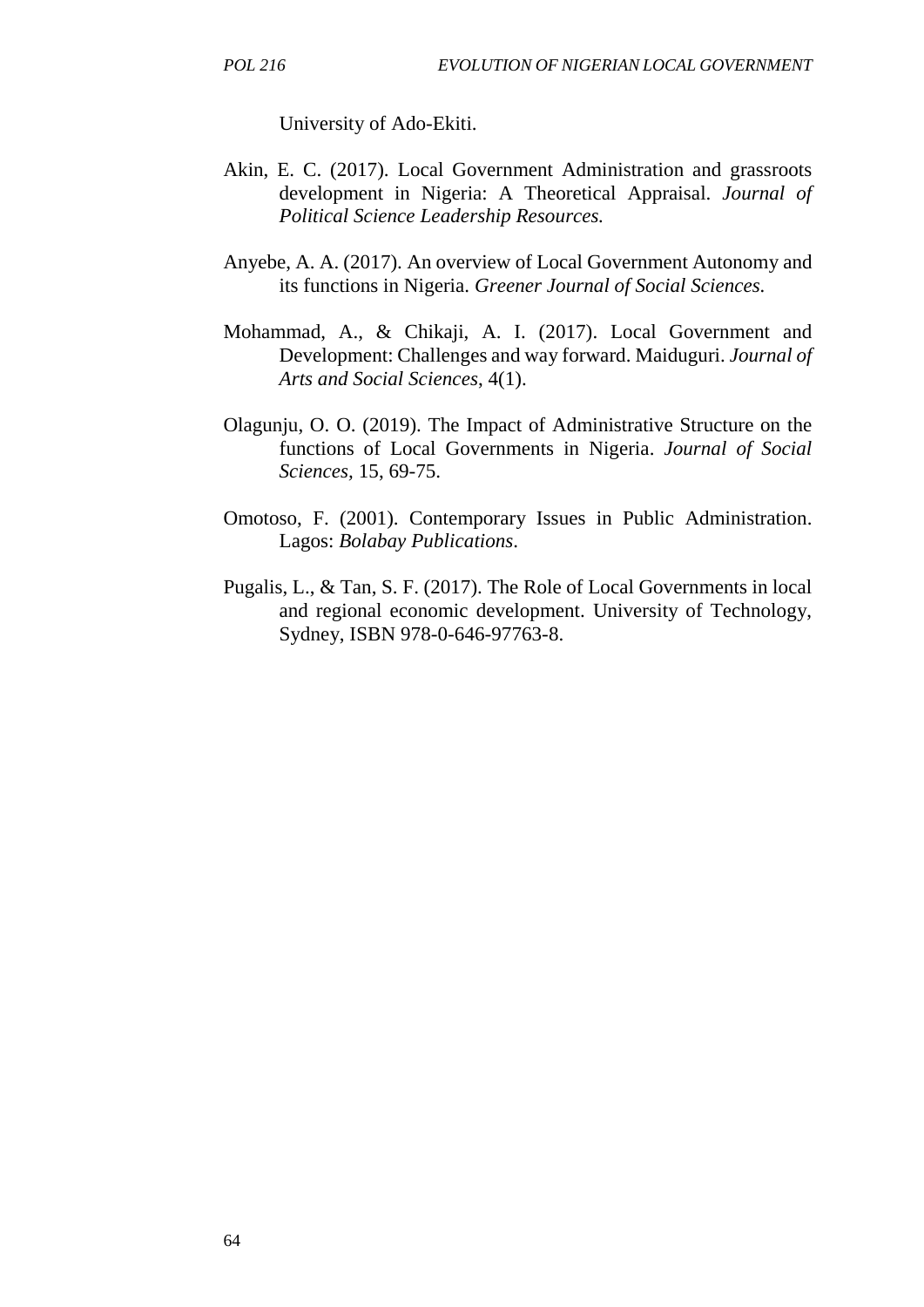University of Ado-Ekiti.

Akin, E. C. (2017). Local Government Administration and grassroots development in Nigeria: A Theoretical Appraisal. *Journal of Political Science Leadership Resources.*

Anyebe, A. A. (2017). An overview of Local Government Autonomy and its functions in Nigeria. *Greener Journal of Social Sciences.*

Mohammad, A., & Chikaji, A. I. (2017). Local Government and Development: Challenges and way forward. Maiduguri. *Journal of Arts and Social Sciences*, 4(1).

Olagunju, O. O. (2019). The Impact of Administrative Structure on the functions of Local Governments in Nigeria. *Journal of Social Sciences*, 15, 69-75.

Omotoso, F. (2001). Contemporary Issues in Public Administration. Lagos: *Bolabay Publications*.

Pugalis, L., & Tan, S. F. (2017). The Role of Local Governments in local and regional economic development. University of Technology, Sydney, ISBN 978-0-646-97763-8.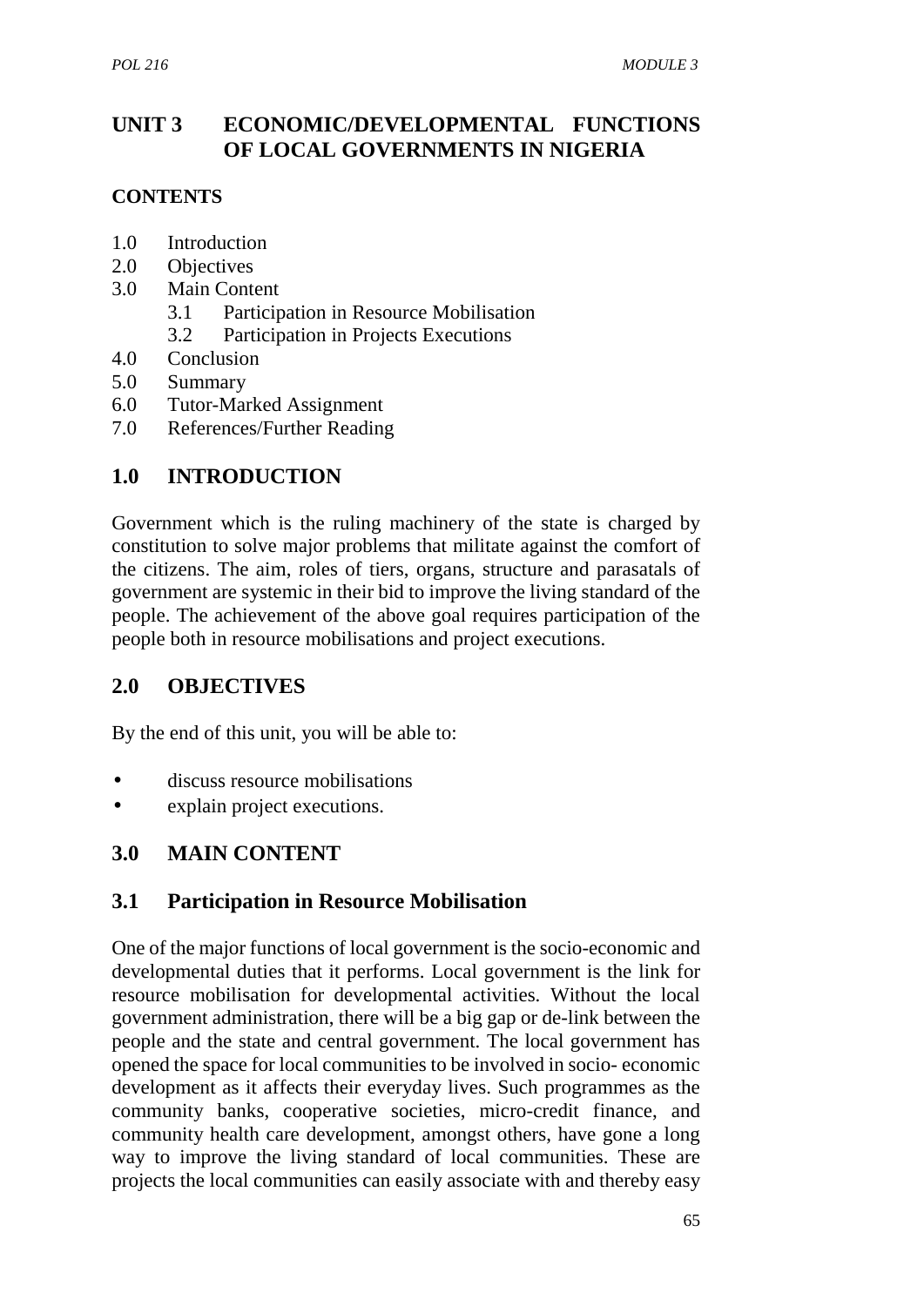# UNIT 3 ECONOMIC/DEVELOPMENTAL FUNCTIONS OF LOCAL GOVERNMENTS IN NIGERIA

**CONTENTS**

1.0 Introduction
2.0 Objectives
3.0 Main Content
    3.1 Participation in Resource Mobilisation
    3.2 Participation in Projects Executions
4.0 Conclusion
5.0 Summary
6.0 Tutor-Marked Assignment
7.0 References/Further Reading

## 1.0 INTRODUCTION

Government which is the ruling machinery of the state is charged by constitution to solve major problems that militate against the comfort of the citizens. The aim, roles of tiers, organs, structure and parasatals of government are systemic in their bid to improve the living standard of the people. The achievement of the above goal requires participation of the people both in resource mobilisations and project executions.

## 2.0 OBJECTIVES

By the end of this unit, you will be able to:

- discuss resource mobilisations
- explain project executions.

## 3.0 MAIN CONTENT

### 3.1 Participation in Resource Mobilisation

One of the major functions of local government is the socio-economic and developmental duties that it performs. Local government is the link for resource mobilisation for developmental activities. Without the local government administration, there will be a big gap or de-link between the people and the state and central government. The local government has opened the space for local communities to be involved in socio- economic development as it affects their everyday lives. Such programmes as the community banks, cooperative societies, micro-credit finance, and community health care development, amongst others, have gone a long way to improve the living standard of local communities. These are projects the local communities can easily associate with and thereby easy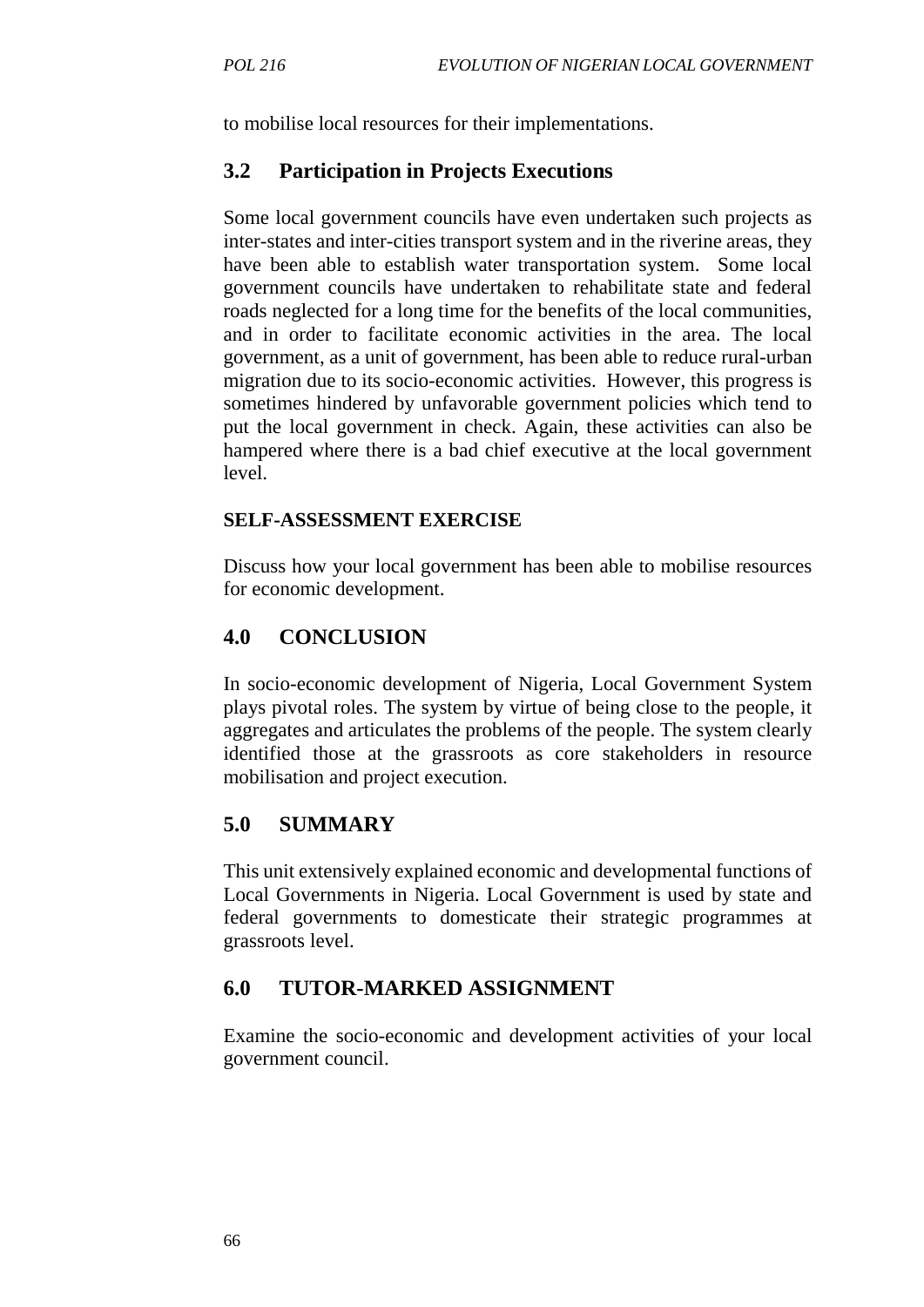to mobilise local resources for their implementations.

## 3.2 Participation in Projects Executions

Some local government councils have even undertaken such projects as inter-states and inter-cities transport system and in the riverine areas, they have been able to establish water transportation system. Some local government councils have undertaken to rehabilitate state and federal roads neglected for a long time for the benefits of the local communities, and in order to facilitate economic activities in the area. The local government, as a unit of government, has been able to reduce rural-urban migration due to its socio-economic activities. However, this progress is sometimes hindered by unfavorable government policies which tend to put the local government in check. Again, these activities can also be hampered where there is a bad chief executive at the local government level.

**SELF-ASSESSMENT EXERCISE**

Discuss how your local government has been able to mobilise resources for economic development.

## 4.0 CONCLUSION

In socio-economic development of Nigeria, Local Government System plays pivotal roles. The system by virtue of being close to the people, it aggregates and articulates the problems of the people. The system clearly identified those at the grassroots as core stakeholders in resource mobilisation and project execution.

## 5.0 SUMMARY

This unit extensively explained economic and developmental functions of Local Governments in Nigeria. Local Government is used by state and federal governments to domesticate their strategic programmes at grassroots level.

## 6.0 TUTOR-MARKED ASSIGNMENT

Examine the socio-economic and development activities of your local government council.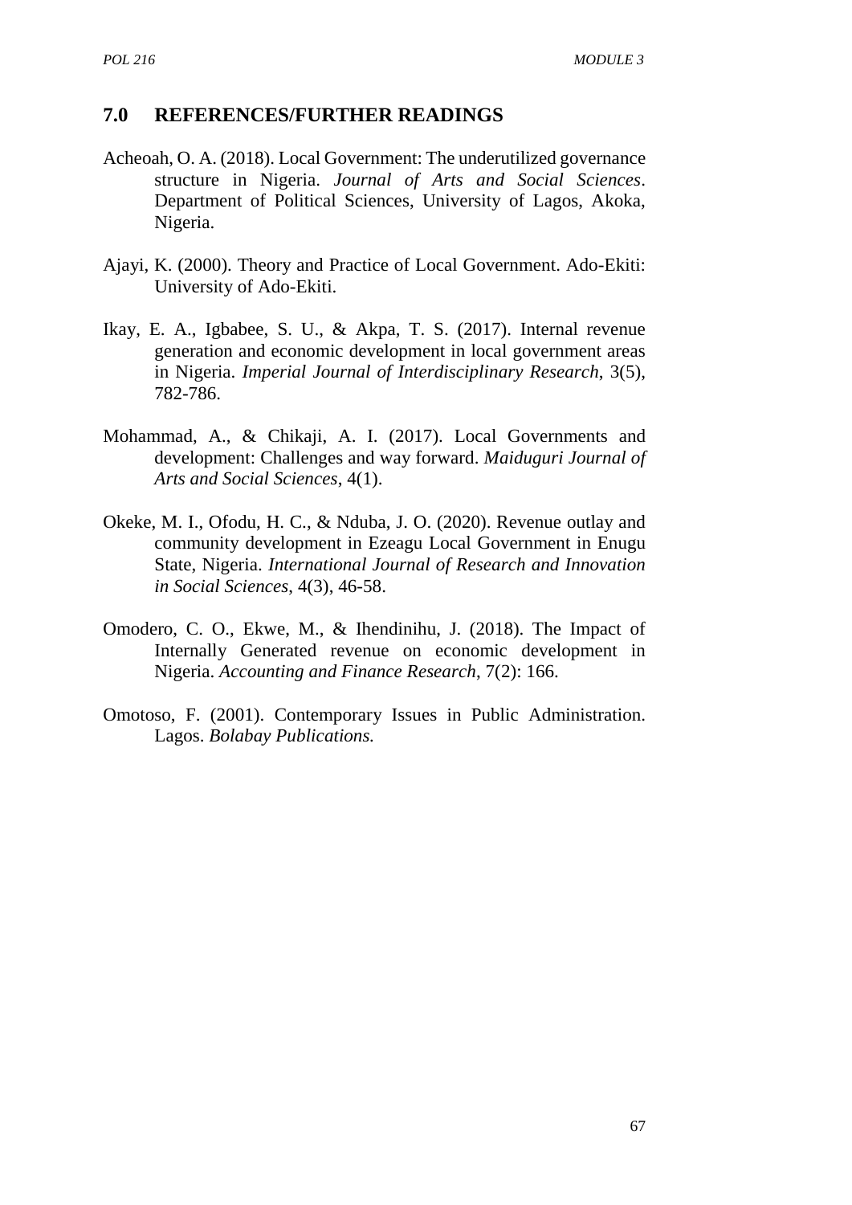## 7.0 REFERENCES/FURTHER READINGS

Acheoah, O. A. (2018). Local Government: The underutilized governance structure in Nigeria. *Journal of Arts and Social Sciences*. Department of Political Sciences, University of Lagos, Akoka, Nigeria.

Ajayi, K. (2000). Theory and Practice of Local Government. Ado-Ekiti: University of Ado-Ekiti.

Ikay, E. A., Igbabee, S. U., & Akpa, T. S. (2017). Internal revenue generation and economic development in local government areas in Nigeria. *Imperial Journal of Interdisciplinary Research*, 3(5), 782-786.

Mohammad, A., & Chikaji, A. I. (2017). Local Governments and development: Challenges and way forward. *Maiduguri Journal of Arts and Social Sciences*, 4(1).

Okeke, M. I., Ofodu, H. C., & Nduba, J. O. (2020). Revenue outlay and community development in Ezeagu Local Government in Enugu State, Nigeria. *International Journal of Research and Innovation in Social Sciences*, 4(3), 46-58.

Omodero, C. O., Ekwe, M., & Ihendinihu, J. (2018). The Impact of Internally Generated revenue on economic development in Nigeria. *Accounting and Finance Research*, 7(2): 166.

Omotoso, F. (2001). Contemporary Issues in Public Administration. Lagos. *Bolabay Publications.*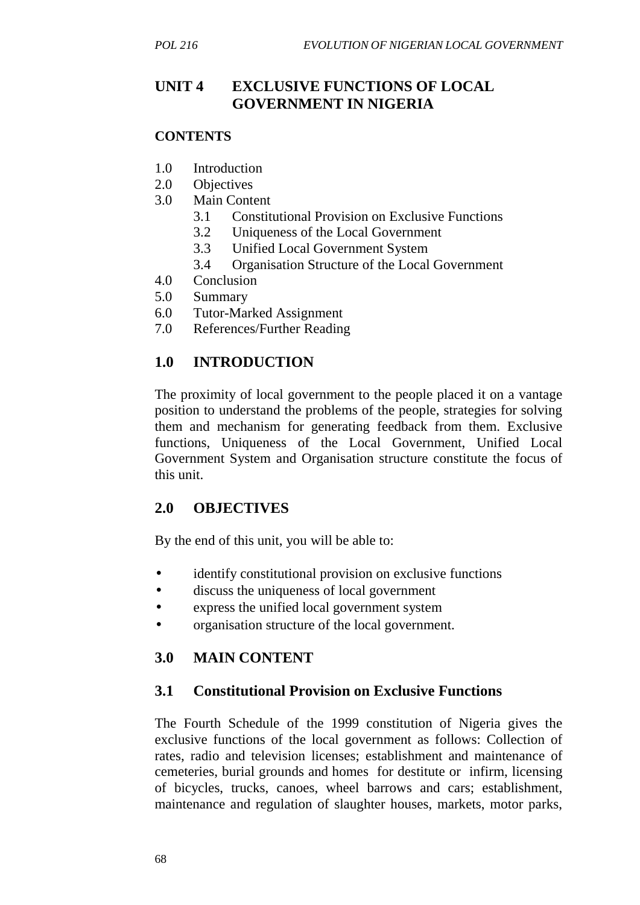# UNIT 4 EXCLUSIVE FUNCTIONS OF LOCAL GOVERNMENT IN NIGERIA

**CONTENTS**

1.0 Introduction
2.0 Objectives
3.0 Main Content
  3.1 Constitutional Provision on Exclusive Functions
  3.2 Uniqueness of the Local Government
  3.3 Unified Local Government System
  3.4 Organisation Structure of the Local Government
4.0 Conclusion
5.0 Summary
6.0 Tutor-Marked Assignment
7.0 References/Further Reading

## 1.0 INTRODUCTION

The proximity of local government to the people placed it on a vantage position to understand the problems of the people, strategies for solving them and mechanism for generating feedback from them. Exclusive functions, Uniqueness of the Local Government, Unified Local Government System and Organisation structure constitute the focus of this unit.

## 2.0 OBJECTIVES

By the end of this unit, you will be able to:

- identify constitutional provision on exclusive functions
- discuss the uniqueness of local government
- express the unified local government system
- organisation structure of the local government.

## 3.0 MAIN CONTENT

### 3.1 Constitutional Provision on Exclusive Functions

The Fourth Schedule of the 1999 constitution of Nigeria gives the exclusive functions of the local government as follows: Collection of rates, radio and television licenses; establishment and maintenance of cemeteries, burial grounds and homes for destitute or infirm, licensing of bicycles, trucks, canoes, wheel barrows and cars; establishment, maintenance and regulation of slaughter houses, markets, motor parks,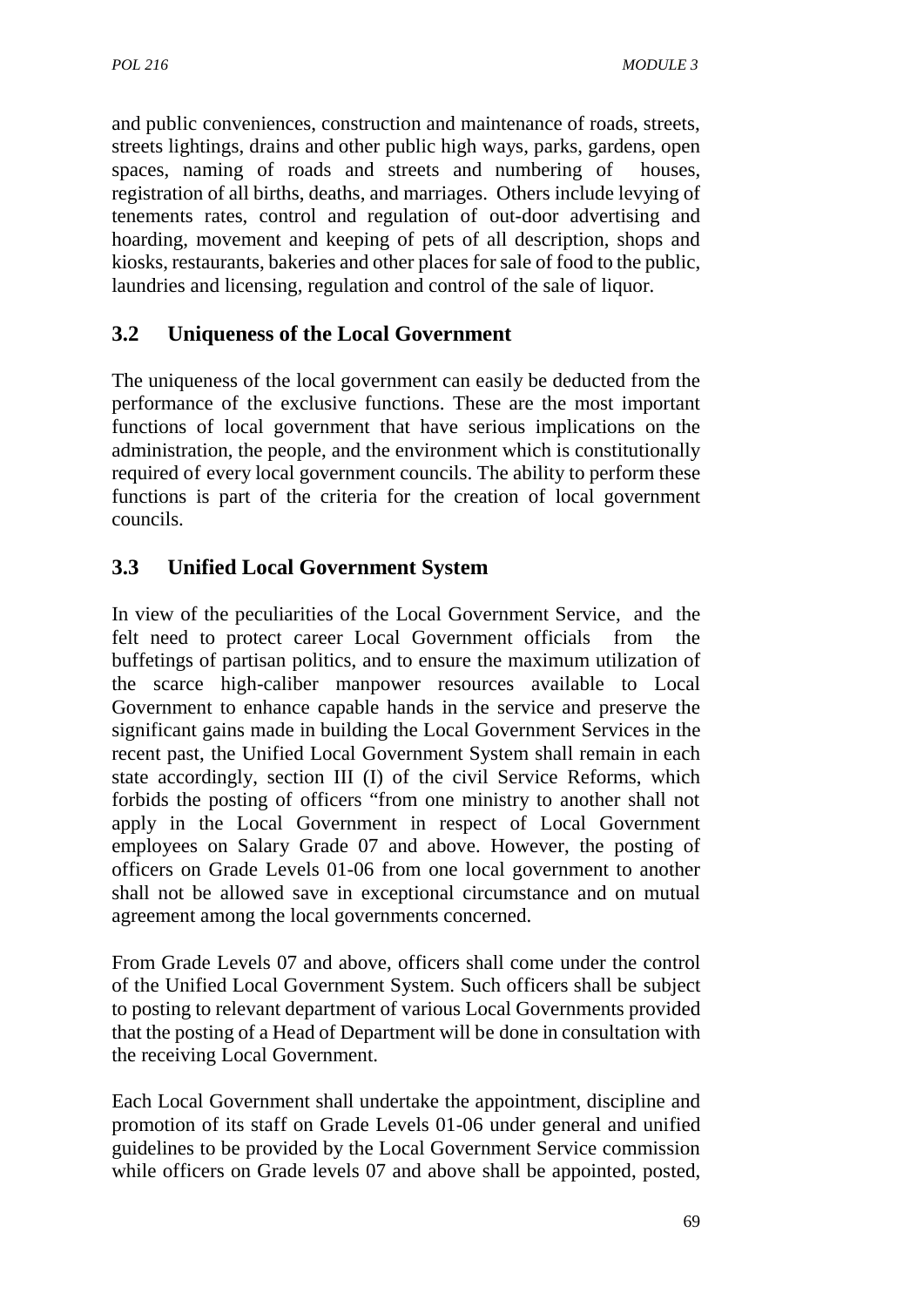and public conveniences, construction and maintenance of roads, streets, streets lightings, drains and other public high ways, parks, gardens, open spaces, naming of roads and streets and numbering of houses, registration of all births, deaths, and marriages. Others include levying of tenements rates, control and regulation of out-door advertising and hoarding, movement and keeping of pets of all description, shops and kiosks, restaurants, bakeries and other places for sale of food to the public, laundries and licensing, regulation and control of the sale of liquor.

## 3.2 Uniqueness of the Local Government

The uniqueness of the local government can easily be deducted from the performance of the exclusive functions. These are the most important functions of local government that have serious implications on the administration, the people, and the environment which is constitutionally required of every local government councils. The ability to perform these functions is part of the criteria for the creation of local government councils.

## 3.3 Unified Local Government System

In view of the peculiarities of the Local Government Service, and the felt need to protect career Local Government officials from the buffetings of partisan politics, and to ensure the maximum utilization of the scarce high-caliber manpower resources available to Local Government to enhance capable hands in the service and preserve the significant gains made in building the Local Government Services in the recent past, the Unified Local Government System shall remain in each state accordingly, section III (I) of the civil Service Reforms, which forbids the posting of officers "from one ministry to another shall not apply in the Local Government in respect of Local Government employees on Salary Grade 07 and above. However, the posting of officers on Grade Levels 01-06 from one local government to another shall not be allowed save in exceptional circumstance and on mutual agreement among the local governments concerned.

From Grade Levels 07 and above, officers shall come under the control of the Unified Local Government System. Such officers shall be subject to posting to relevant department of various Local Governments provided that the posting of a Head of Department will be done in consultation with the receiving Local Government.

Each Local Government shall undertake the appointment, discipline and promotion of its staff on Grade Levels 01-06 under general and unified guidelines to be provided by the Local Government Service commission while officers on Grade levels 07 and above shall be appointed, posted,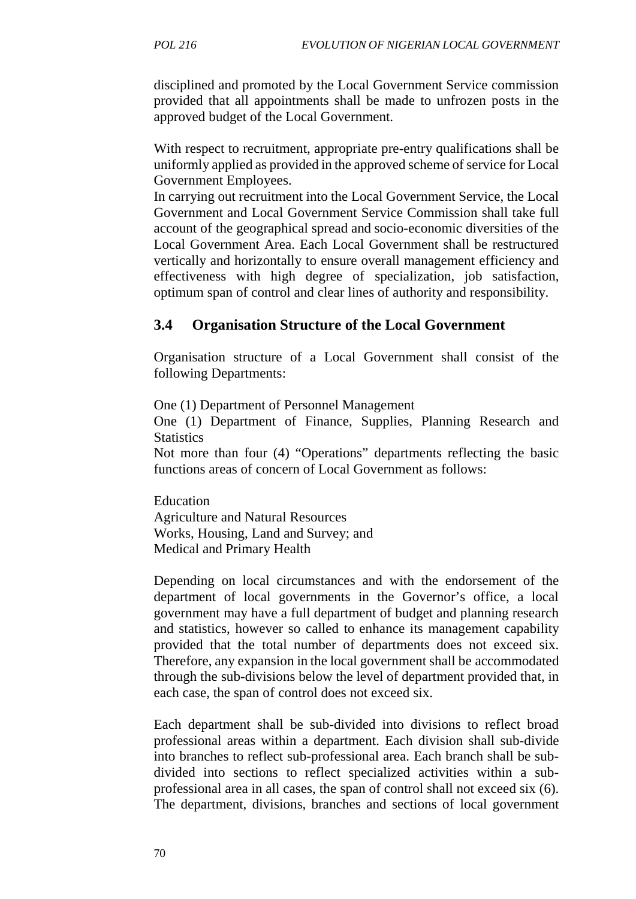disciplined and promoted by the Local Government Service commission provided that all appointments shall be made to unfrozen posts in the approved budget of the Local Government.

With respect to recruitment, appropriate pre-entry qualifications shall be uniformly applied as provided in the approved scheme of service for Local Government Employees.

In carrying out recruitment into the Local Government Service, the Local Government and Local Government Service Commission shall take full account of the geographical spread and socio-economic diversities of the Local Government Area. Each Local Government shall be restructured vertically and horizontally to ensure overall management efficiency and effectiveness with high degree of specialization, job satisfaction, optimum span of control and clear lines of authority and responsibility.

## 3.4 Organisation Structure of the Local Government

Organisation structure of a Local Government shall consist of the following Departments:

One (1) Department of Personnel Management

One (1) Department of Finance, Supplies, Planning Research and Statistics

Not more than four (4) "Operations" departments reflecting the basic functions areas of concern of Local Government as follows:

Education

Agriculture and Natural Resources

Works, Housing, Land and Survey; and

Medical and Primary Health

Depending on local circumstances and with the endorsement of the department of local governments in the Governor's office, a local government may have a full department of budget and planning research and statistics, however so called to enhance its management capability provided that the total number of departments does not exceed six. Therefore, any expansion in the local government shall be accommodated through the sub-divisions below the level of department provided that, in each case, the span of control does not exceed six.

Each department shall be sub-divided into divisions to reflect broad professional areas within a department. Each division shall sub-divide into branches to reflect sub-professional area. Each branch shall be sub-divided into sections to reflect specialized activities within a sub-professional area in all cases, the span of control shall not exceed six (6). The department, divisions, branches and sections of local government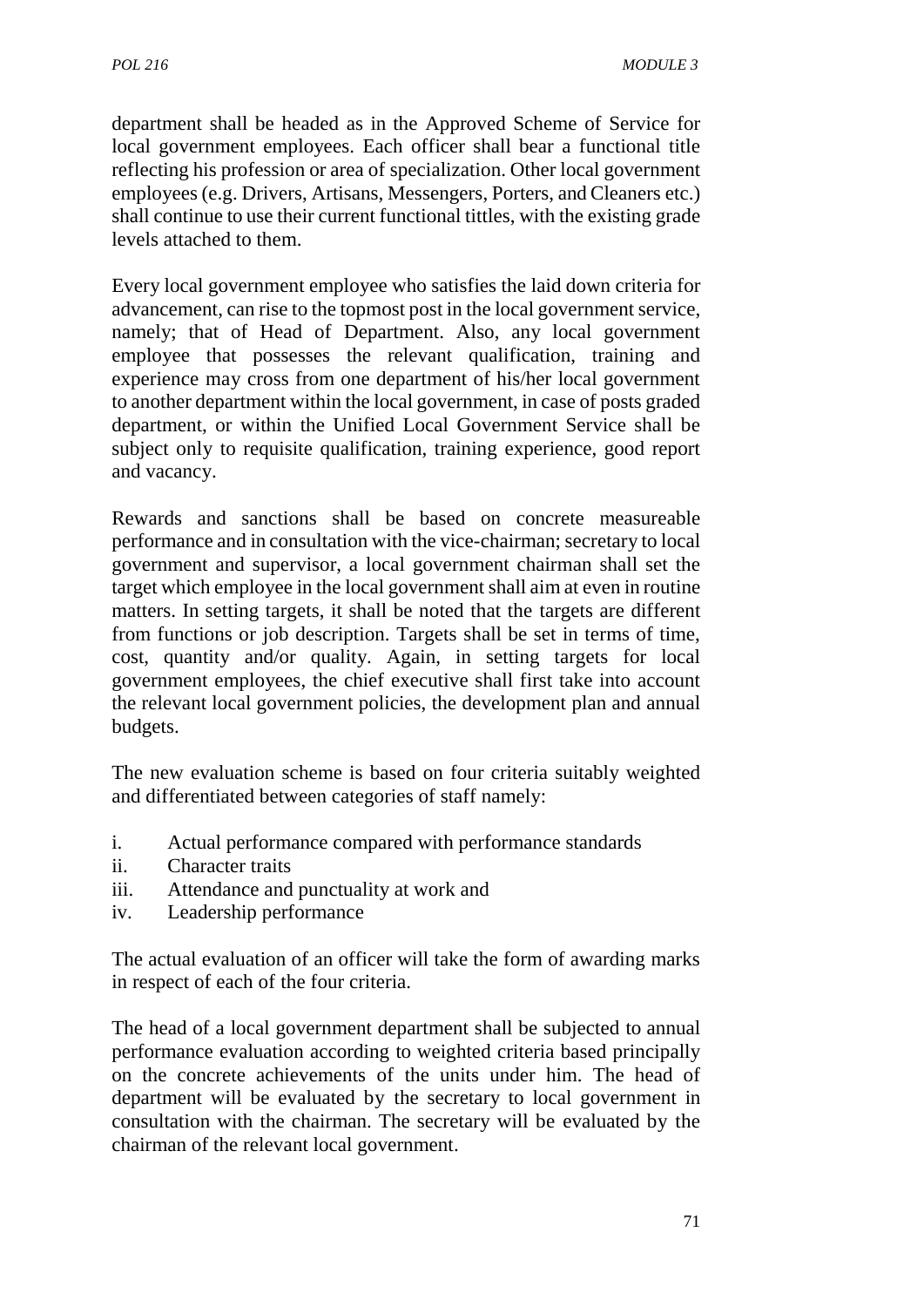department shall be headed as in the Approved Scheme of Service for local government employees. Each officer shall bear a functional title reflecting his profession or area of specialization. Other local government employees (e.g. Drivers, Artisans, Messengers, Porters, and Cleaners etc.) shall continue to use their current functional tittles, with the existing grade levels attached to them.

Every local government employee who satisfies the laid down criteria for advancement, can rise to the topmost post in the local government service, namely; that of Head of Department. Also, any local government employee that possesses the relevant qualification, training and experience may cross from one department of his/her local government to another department within the local government, in case of posts graded department, or within the Unified Local Government Service shall be subject only to requisite qualification, training experience, good report and vacancy.

Rewards and sanctions shall be based on concrete measureable performance and in consultation with the vice-chairman; secretary to local government and supervisor, a local government chairman shall set the target which employee in the local government shall aim at even in routine matters. In setting targets, it shall be noted that the targets are different from functions or job description. Targets shall be set in terms of time, cost, quantity and/or quality. Again, in setting targets for local government employees, the chief executive shall first take into account the relevant local government policies, the development plan and annual budgets.

The new evaluation scheme is based on four criteria suitably weighted and differentiated between categories of staff namely:

i. Actual performance compared with performance standards
ii. Character traits
iii. Attendance and punctuality at work and
iv. Leadership performance

The actual evaluation of an officer will take the form of awarding marks in respect of each of the four criteria.

The head of a local government department shall be subjected to annual performance evaluation according to weighted criteria based principally on the concrete achievements of the units under him. The head of department will be evaluated by the secretary to local government in consultation with the chairman. The secretary will be evaluated by the chairman of the relevant local government.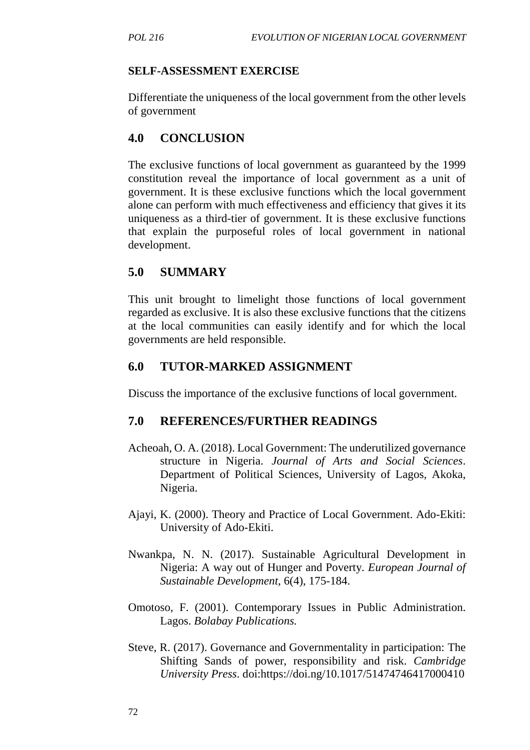**SELF-ASSESSMENT EXERCISE**

Differentiate the uniqueness of the local government from the other levels of government

## 4.0 CONCLUSION

The exclusive functions of local government as guaranteed by the 1999 constitution reveal the importance of local government as a unit of government. It is these exclusive functions which the local government alone can perform with much effectiveness and efficiency that gives it its uniqueness as a third-tier of government. It is these exclusive functions that explain the purposeful roles of local government in national development.

## 5.0 SUMMARY

This unit brought to limelight those functions of local government regarded as exclusive. It is also these exclusive functions that the citizens at the local communities can easily identify and for which the local governments are held responsible.

## 6.0 TUTOR-MARKED ASSIGNMENT

Discuss the importance of the exclusive functions of local government.

## 7.0 REFERENCES/FURTHER READINGS

Acheoah, O. A. (2018). Local Government: The underutilized governance structure in Nigeria. *Journal of Arts and Social Sciences*. Department of Political Sciences, University of Lagos, Akoka, Nigeria.

Ajayi, K. (2000). Theory and Practice of Local Government. Ado-Ekiti: University of Ado-Ekiti.

Nwankpa, N. N. (2017). Sustainable Agricultural Development in Nigeria: A way out of Hunger and Poverty. *European Journal of Sustainable Development*, 6(4), 175-184.

Omotoso, F. (2001). Contemporary Issues in Public Administration. Lagos. *Bolabay Publications.*

Steve, R. (2017). Governance and Governmentality in participation: The Shifting Sands of power, responsibility and risk. *Cambridge University Press*. doi:https://doi.ng/10.1017/51474746417000410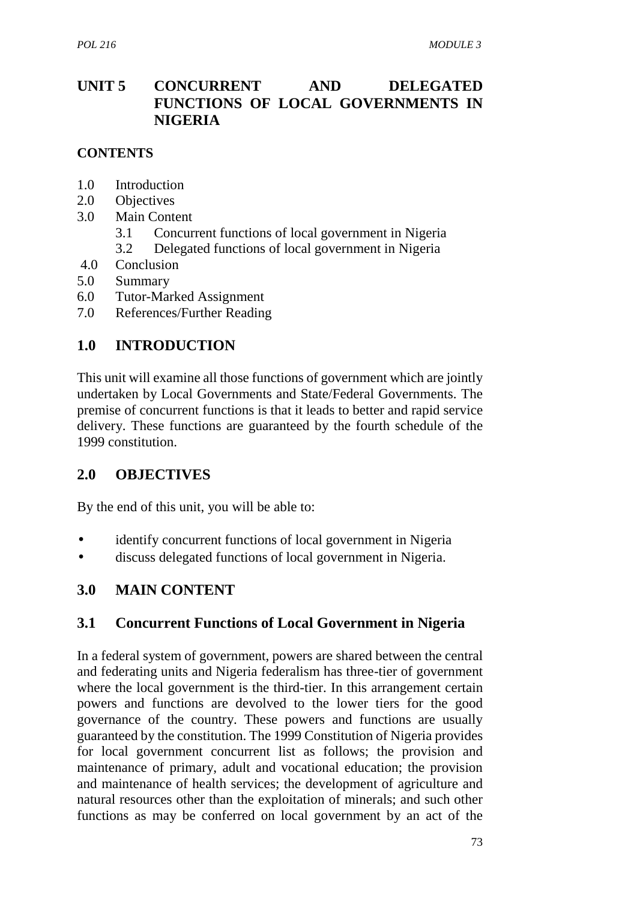# UNIT 5 CONCURRENT AND DELEGATED FUNCTIONS OF LOCAL GOVERNMENTS IN NIGERIA

**CONTENTS**

1.0 Introduction
2.0 Objectives
3.0 Main Content
   3.1 Concurrent functions of local government in Nigeria
   3.2 Delegated functions of local government in Nigeria
4.0 Conclusion
5.0 Summary
6.0 Tutor-Marked Assignment
7.0 References/Further Reading

## 1.0 INTRODUCTION

This unit will examine all those functions of government which are jointly undertaken by Local Governments and State/Federal Governments. The premise of concurrent functions is that it leads to better and rapid service delivery. These functions are guaranteed by the fourth schedule of the 1999 constitution.

## 2.0 OBJECTIVES

By the end of this unit, you will be able to:

- identify concurrent functions of local government in Nigeria
- discuss delegated functions of local government in Nigeria.

## 3.0 MAIN CONTENT

### 3.1 Concurrent Functions of Local Government in Nigeria

In a federal system of government, powers are shared between the central and federating units and Nigeria federalism has three-tier of government where the local government is the third-tier. In this arrangement certain powers and functions are devolved to the lower tiers for the good governance of the country. These powers and functions are usually guaranteed by the constitution. The 1999 Constitution of Nigeria provides for local government concurrent list as follows; the provision and maintenance of primary, adult and vocational education; the provision and maintenance of health services; the development of agriculture and natural resources other than the exploitation of minerals; and such other functions as may be conferred on local government by an act of the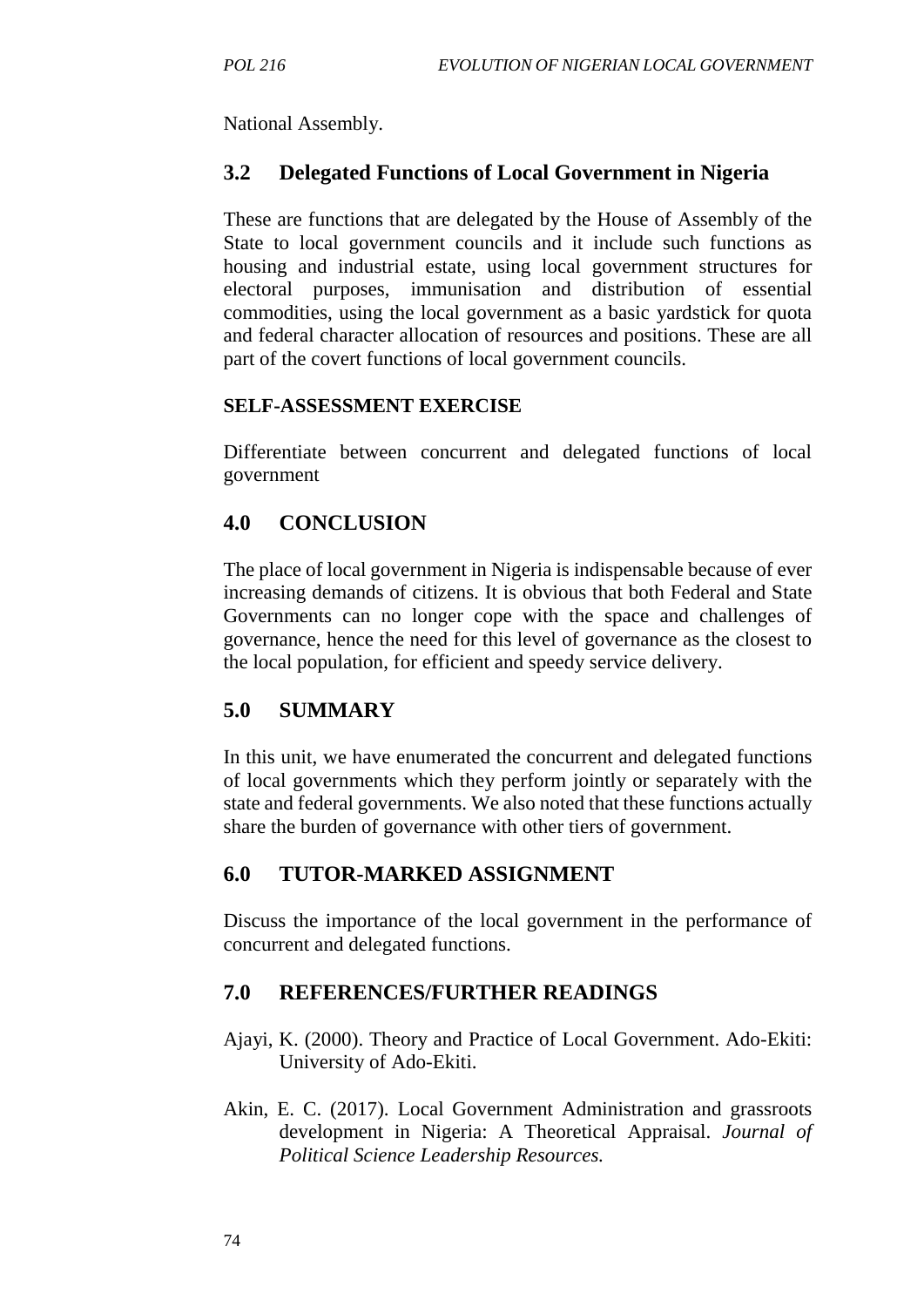National Assembly.

## 3.2 Delegated Functions of Local Government in Nigeria

These are functions that are delegated by the House of Assembly of the State to local government councils and it include such functions as housing and industrial estate, using local government structures for electoral purposes, immunisation and distribution of essential commodities, using the local government as a basic yardstick for quota and federal character allocation of resources and positions. These are all part of the covert functions of local government councils.

**SELF-ASSESSMENT EXERCISE**

Differentiate between concurrent and delegated functions of local government

## 4.0 CONCLUSION

The place of local government in Nigeria is indispensable because of ever increasing demands of citizens. It is obvious that both Federal and State Governments can no longer cope with the space and challenges of governance, hence the need for this level of governance as the closest to the local population, for efficient and speedy service delivery.

## 5.0 SUMMARY

In this unit, we have enumerated the concurrent and delegated functions of local governments which they perform jointly or separately with the state and federal governments. We also noted that these functions actually share the burden of governance with other tiers of government.

## 6.0 TUTOR-MARKED ASSIGNMENT

Discuss the importance of the local government in the performance of concurrent and delegated functions.

## 7.0 REFERENCES/FURTHER READINGS

Ajayi, K. (2000). Theory and Practice of Local Government. Ado-Ekiti: University of Ado-Ekiti.

Akin, E. C. (2017). Local Government Administration and grassroots development in Nigeria: A Theoretical Appraisal. *Journal of Political Science Leadership Resources.*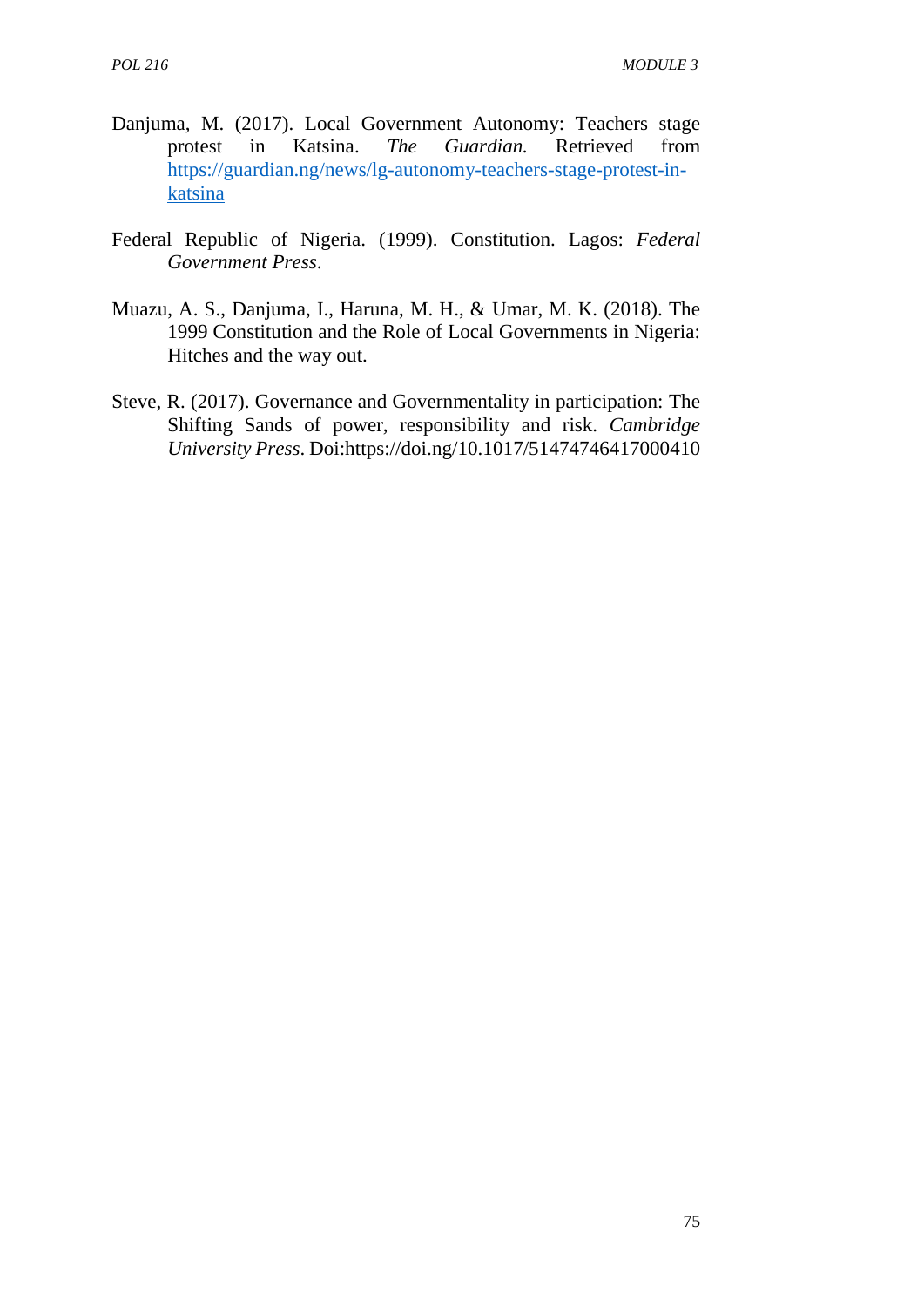Danjuma, M. (2017). Local Government Autonomy: Teachers stage protest in Katsina. *The Guardian.* Retrieved from [https://guardian.ng/news/lg-autonomy-teachers-stage-protest-in-katsina](https://guardian.ng/news/lg-autonomy-teachers-stage-protest-in-katsina)

Federal Republic of Nigeria. (1999). Constitution. Lagos: *Federal Government Press*.

Muazu, A. S., Danjuma, I., Haruna, M. H., & Umar, M. K. (2018). The 1999 Constitution and the Role of Local Governments in Nigeria: Hitches and the way out.

Steve, R. (2017). Governance and Governmentality in participation: The Shifting Sands of power, responsibility and risk. *Cambridge University Press*. Doi:https://doi.ng/10.1017/51474746417000410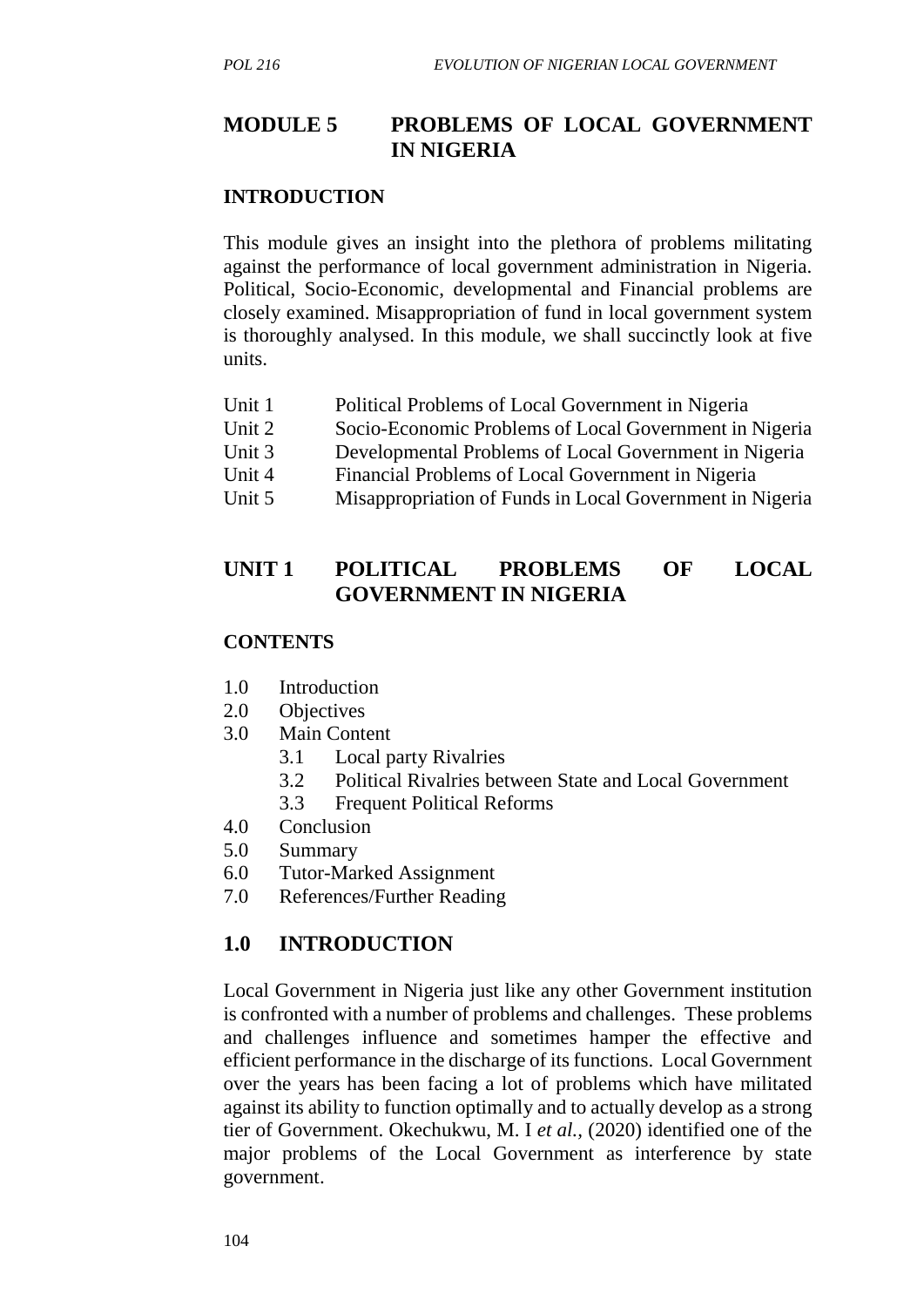# MODULE 5 PROBLEMS OF LOCAL GOVERNMENT IN NIGERIA

## INTRODUCTION

This module gives an insight into the plethora of problems militating against the performance of local government administration in Nigeria. Political, Socio-Economic, developmental and Financial problems are closely examined. Misappropriation of fund in local government system is thoroughly analysed. In this module, we shall succinctly look at five units.

- Unit 1 Political Problems of Local Government in Nigeria
- Unit 2 Socio-Economic Problems of Local Government in Nigeria
- Unit 3 Developmental Problems of Local Government in Nigeria
- Unit 4 Financial Problems of Local Government in Nigeria
- Unit 5 Misappropriation of Funds in Local Government in Nigeria

# UNIT 1 POLITICAL PROBLEMS OF LOCAL GOVERNMENT IN NIGERIA

## CONTENTS

- 1.0 Introduction
- 2.0 Objectives
- 3.0 Main Content
    - 3.1 Local party Rivalries
    - 3.2 Political Rivalries between State and Local Government
    - 3.3 Frequent Political Reforms
- 4.0 Conclusion
- 5.0 Summary
- 6.0 Tutor-Marked Assignment
- 7.0 References/Further Reading

## 1.0 INTRODUCTION

Local Government in Nigeria just like any other Government institution is confronted with a number of problems and challenges. These problems and challenges influence and sometimes hamper the effective and efficient performance in the discharge of its functions. Local Government over the years has been facing a lot of problems which have militated against its ability to function optimally and to actually develop as a strong tier of Government. Okechukwu, M. I *et al.*, (2020) identified one of the major problems of the Local Government as interference by state government.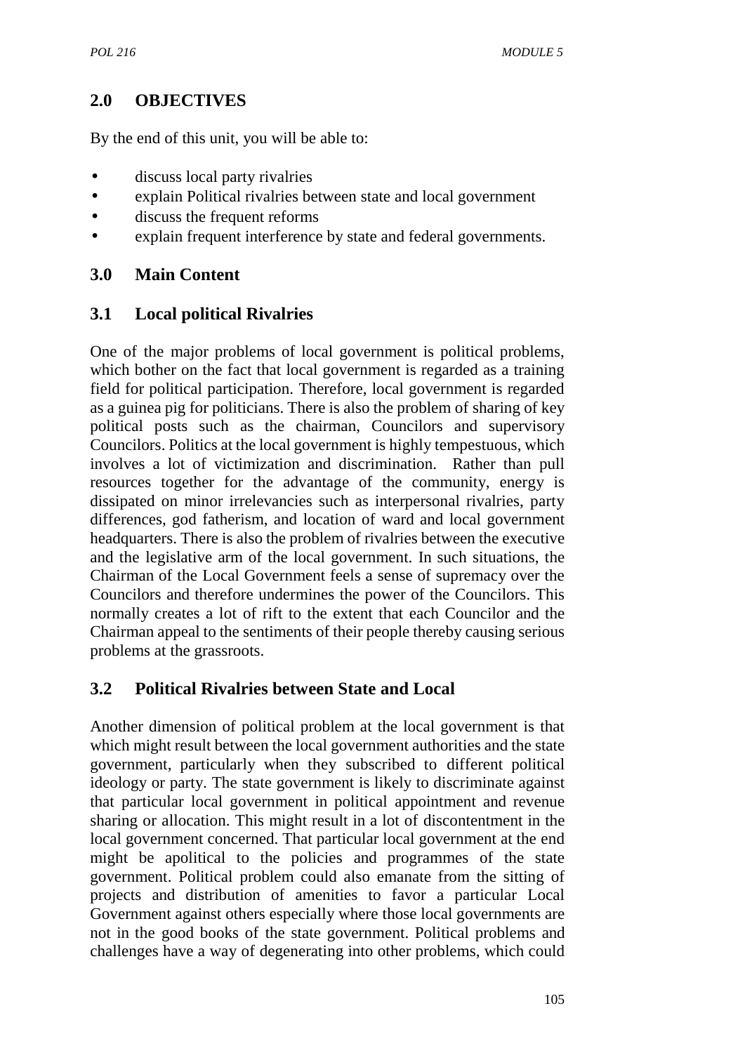## 2.0 OBJECTIVES

By the end of this unit, you will be able to:

- discuss local party rivalries
- explain Political rivalries between state and local government
- discuss the frequent reforms
- explain frequent interference by state and federal governments.

## 3.0 Main Content

### 3.1 Local political Rivalries

One of the major problems of local government is political problems, which bother on the fact that local government is regarded as a training field for political participation. Therefore, local government is regarded as a guinea pig for politicians. There is also the problem of sharing of key political posts such as the chairman, Councilors and supervisory Councilors. Politics at the local government is highly tempestuous, which involves a lot of victimization and discrimination. Rather than pull resources together for the advantage of the community, energy is dissipated on minor irrelevancies such as interpersonal rivalries, party differences, god fatherism, and location of ward and local government headquarters. There is also the problem of rivalries between the executive and the legislative arm of the local government. In such situations, the Chairman of the Local Government feels a sense of supremacy over the Councilors and therefore undermines the power of the Councilors. This normally creates a lot of rift to the extent that each Councilor and the Chairman appeal to the sentiments of their people thereby causing serious problems at the grassroots.

### 3.2 Political Rivalries between State and Local

Another dimension of political problem at the local government is that which might result between the local government authorities and the state government, particularly when they subscribed to different political ideology or party. The state government is likely to discriminate against that particular local government in political appointment and revenue sharing or allocation. This might result in a lot of discontentment in the local government concerned. That particular local government at the end might be apolitical to the policies and programmes of the state government. Political problem could also emanate from the sitting of projects and distribution of amenities to favor a particular Local Government against others especially where those local governments are not in the good books of the state government. Political problems and challenges have a way of degenerating into other problems, which could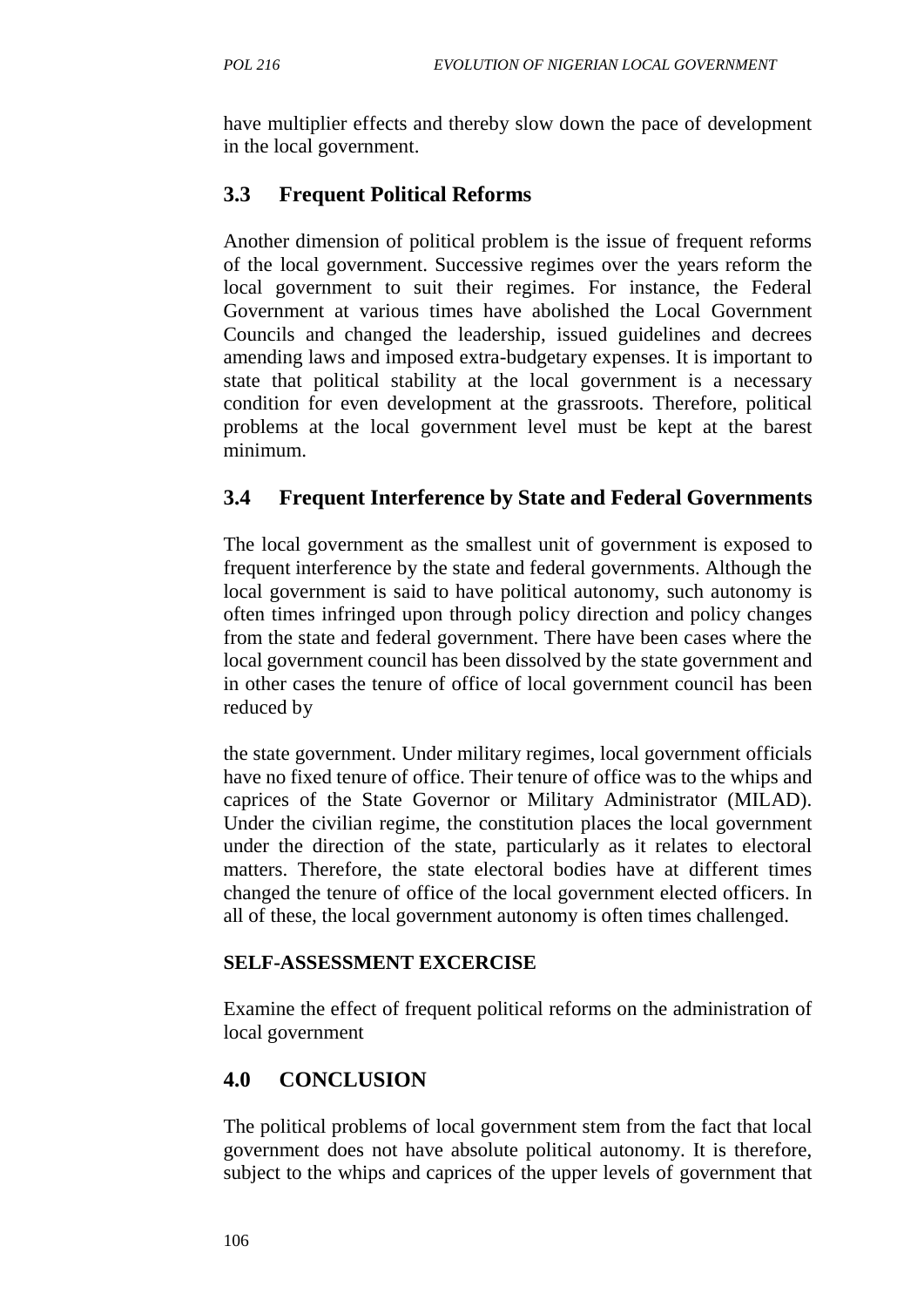have multiplier effects and thereby slow down the pace of development in the local government.

## 3.3 Frequent Political Reforms

Another dimension of political problem is the issue of frequent reforms of the local government. Successive regimes over the years reform the local government to suit their regimes. For instance, the Federal Government at various times have abolished the Local Government Councils and changed the leadership, issued guidelines and decrees amending laws and imposed extra-budgetary expenses. It is important to state that political stability at the local government is a necessary condition for even development at the grassroots. Therefore, political problems at the local government level must be kept at the barest minimum.

## 3.4 Frequent Interference by State and Federal Governments

The local government as the smallest unit of government is exposed to frequent interference by the state and federal governments. Although the local government is said to have political autonomy, such autonomy is often times infringed upon through policy direction and policy changes from the state and federal government. There have been cases where the local government council has been dissolved by the state government and in other cases the tenure of office of local government council has been reduced by

the state government. Under military regimes, local government officials have no fixed tenure of office. Their tenure of office was to the whips and caprices of the State Governor or Military Administrator (MILAD). Under the civilian regime, the constitution places the local government under the direction of the state, particularly as it relates to electoral matters. Therefore, the state electoral bodies have at different times changed the tenure of office of the local government elected officers. In all of these, the local government autonomy is often times challenged.

**SELF-ASSESSMENT EXCERCISE**

Examine the effect of frequent political reforms on the administration of local government

## 4.0 CONCLUSION

The political problems of local government stem from the fact that local government does not have absolute political autonomy. It is therefore, subject to the whips and caprices of the upper levels of government that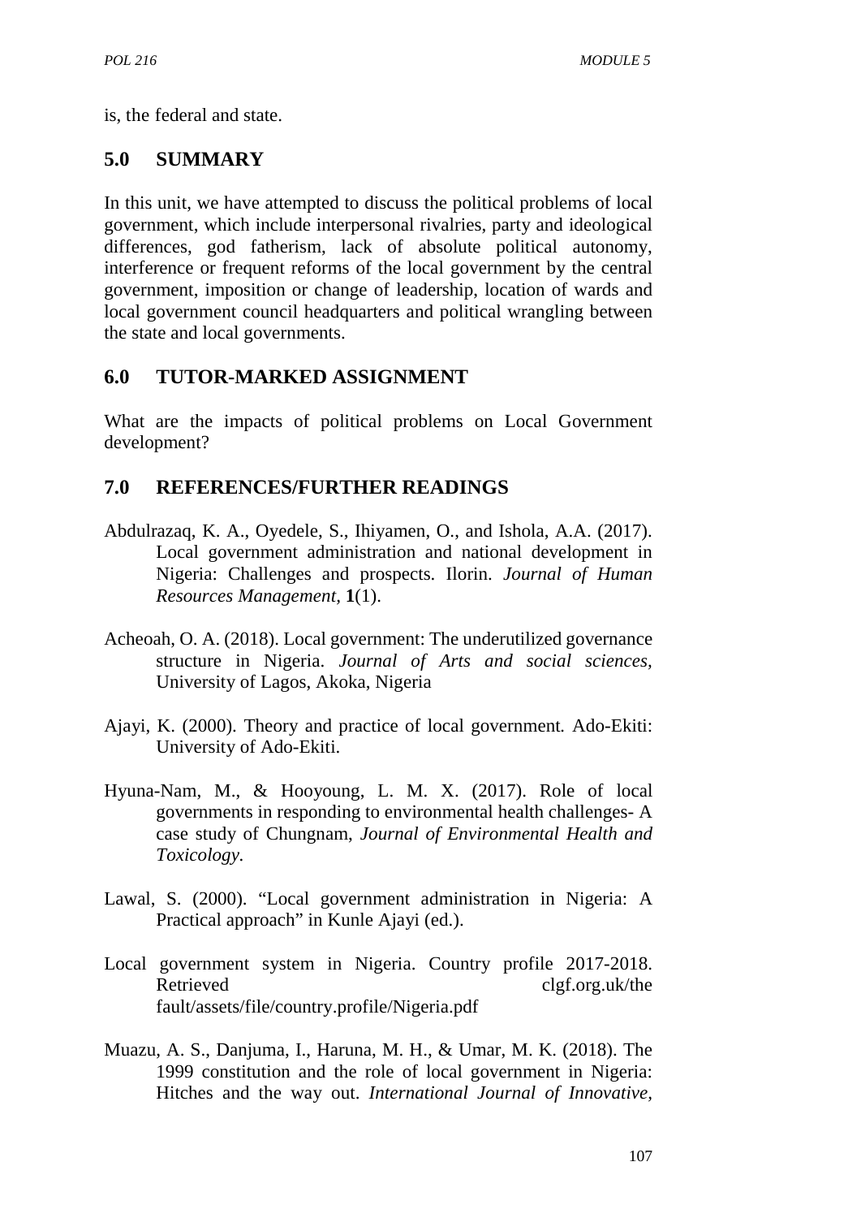is, the federal and state.

## 5.0 SUMMARY

In this unit, we have attempted to discuss the political problems of local government, which include interpersonal rivalries, party and ideological differences, god fatherism, lack of absolute political autonomy, interference or frequent reforms of the local government by the central government, imposition or change of leadership, location of wards and local government council headquarters and political wrangling between the state and local governments.

## 6.0 TUTOR-MARKED ASSIGNMENT

What are the impacts of political problems on Local Government development?

## 7.0 REFERENCES/FURTHER READINGS

Abdulrazaq, K. A., Oyedele, S., Ihiyamen, O., and Ishola, A.A. (2017). Local government administration and national development in Nigeria: Challenges and prospects. Ilorin. *Journal of Human Resources Management*, **1**(1).

Acheoah, O. A. (2018). Local government: The underutilized governance structure in Nigeria. *Journal of Arts and social sciences*, University of Lagos, Akoka, Nigeria

Ajayi, K. (2000). Theory and practice of local government. Ado-Ekiti: University of Ado-Ekiti.

Hyuna-Nam, M., & Hooyoung, L. M. X. (2017). Role of local governments in responding to environmental health challenges- A case study of Chungnam, *Journal of Environmental Health and Toxicology*.

Lawal, S. (2000). "Local government administration in Nigeria: A Practical approach" in Kunle Ajayi (ed.).

Local government system in Nigeria. Country profile 2017-2018. Retrieved clgf.org.uk/the fault/assets/file/country.profile/Nigeria.pdf

Muazu, A. S., Danjuma, I., Haruna, M. H., & Umar, M. K. (2018). The 1999 constitution and the role of local government in Nigeria: Hitches and the way out. *International Journal of Innovative,*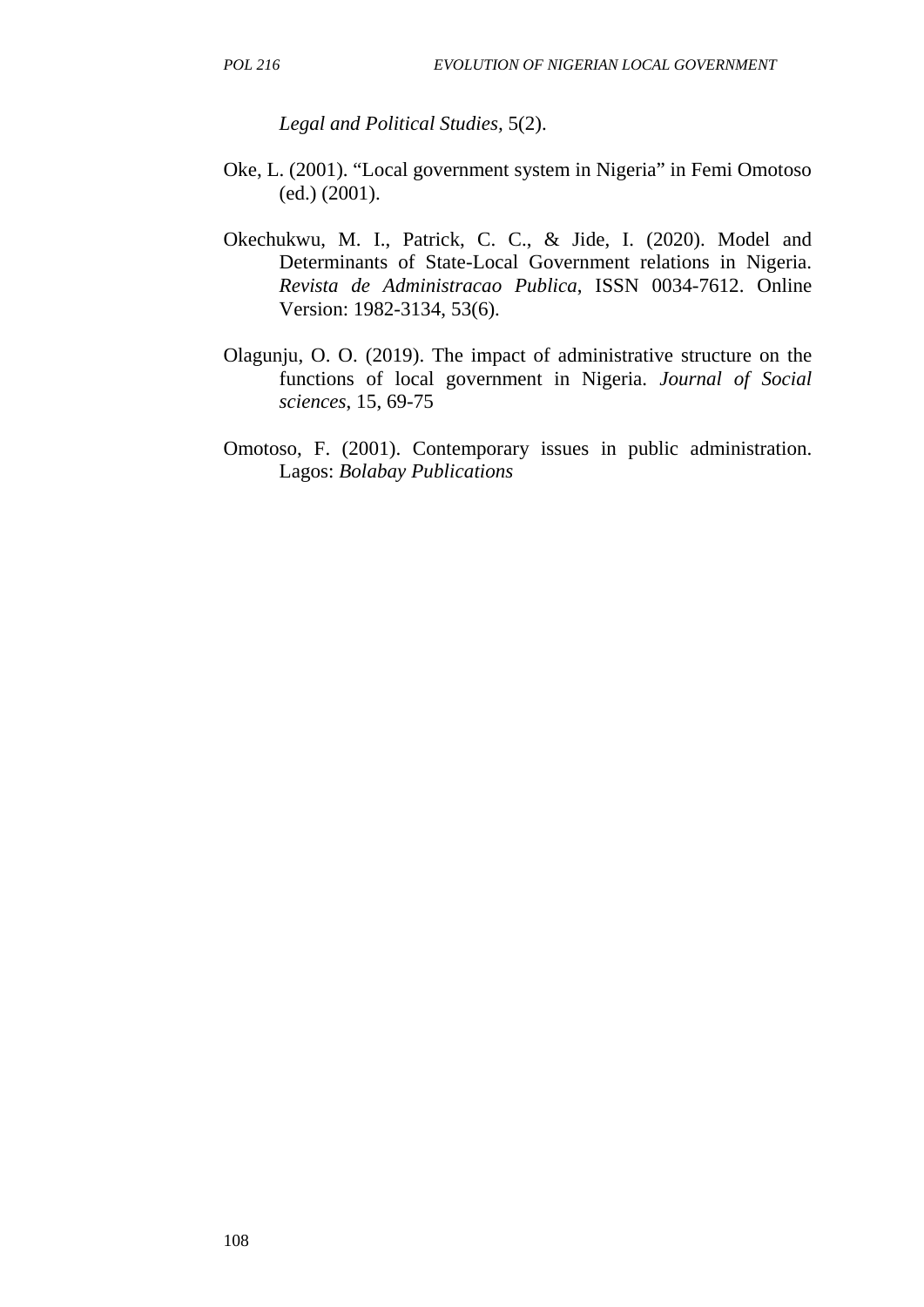*Legal and Political Studies*, 5(2).

Oke, L. (2001). “Local government system in Nigeria” in Femi Omotoso (ed.) (2001).

Okechukwu, M. I., Patrick, C. C., & Jide, I. (2020). Model and Determinants of State-Local Government relations in Nigeria. *Revista de Administracao Publica*, ISSN 0034-7612. Online Version: 1982-3134, 53(6).

Olagunju, O. O. (2019). The impact of administrative structure on the functions of local government in Nigeria. *Journal of Social sciences*, 15, 69-75

Omotoso, F. (2001). Contemporary issues in public administration. Lagos: *Bolabay Publications*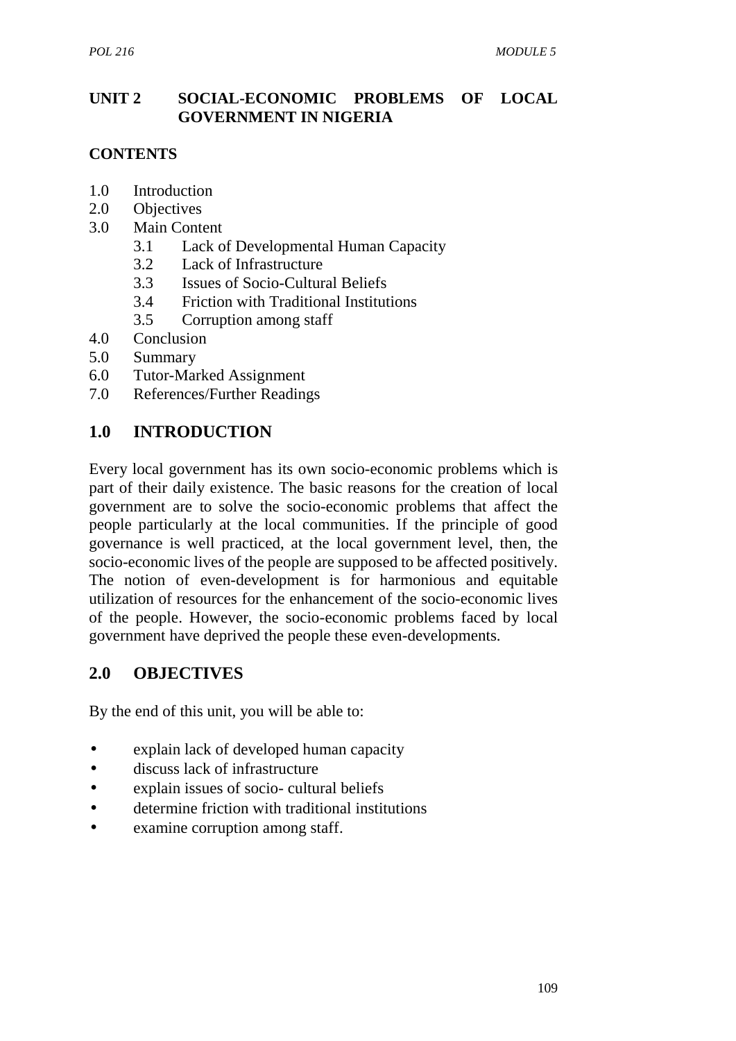## UNIT 2 SOCIAL-ECONOMIC PROBLEMS OF LOCAL GOVERNMENT IN NIGERIA

**CONTENTS**

1.0 Introduction
2.0 Objectives
3.0 Main Content
 3.1 Lack of Developmental Human Capacity
 3.2 Lack of Infrastructure
 3.3 Issues of Socio-Cultural Beliefs
 3.4 Friction with Traditional Institutions
 3.5 Corruption among staff
4.0 Conclusion
5.0 Summary
6.0 Tutor-Marked Assignment
7.0 References/Further Readings

## 1.0 INTRODUCTION

Every local government has its own socio-economic problems which is part of their daily existence. The basic reasons for the creation of local government are to solve the socio-economic problems that affect the people particularly at the local communities. If the principle of good governance is well practiced, at the local government level, then, the socio-economic lives of the people are supposed to be affected positively. The notion of even-development is for harmonious and equitable utilization of resources for the enhancement of the socio-economic lives of the people. However, the socio-economic problems faced by local government have deprived the people these even-developments.

## 2.0 OBJECTIVES

By the end of this unit, you will be able to:

- explain lack of developed human capacity
- discuss lack of infrastructure
- explain issues of socio- cultural beliefs
- determine friction with traditional institutions
- examine corruption among staff.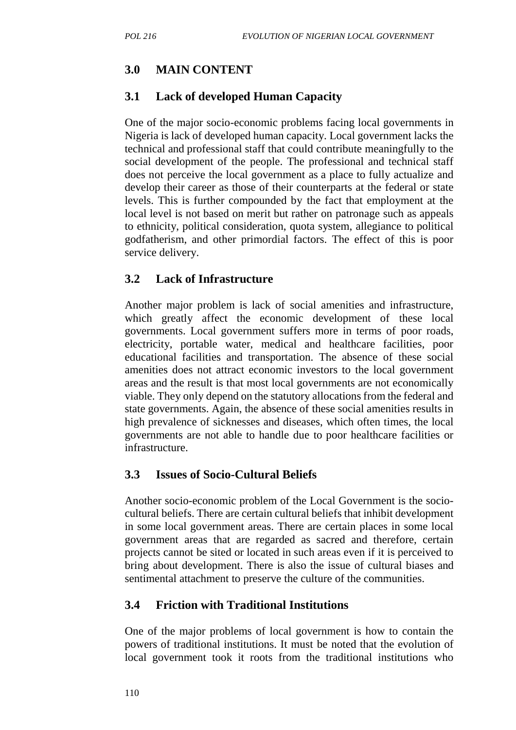## 3.0 MAIN CONTENT

### 3.1 Lack of developed Human Capacity

One of the major socio-economic problems facing local governments in Nigeria is lack of developed human capacity. Local government lacks the technical and professional staff that could contribute meaningfully to the social development of the people. The professional and technical staff does not perceive the local government as a place to fully actualize and develop their career as those of their counterparts at the federal or state levels. This is further compounded by the fact that employment at the local level is not based on merit but rather on patronage such as appeals to ethnicity, political consideration, quota system, allegiance to political godfatherism, and other primordial factors. The effect of this is poor service delivery.

### 3.2 Lack of Infrastructure

Another major problem is lack of social amenities and infrastructure, which greatly affect the economic development of these local governments. Local government suffers more in terms of poor roads, electricity, portable water, medical and healthcare facilities, poor educational facilities and transportation. The absence of these social amenities does not attract economic investors to the local government areas and the result is that most local governments are not economically viable. They only depend on the statutory allocations from the federal and state governments. Again, the absence of these social amenities results in high prevalence of sicknesses and diseases, which often times, the local governments are not able to handle due to poor healthcare facilities or infrastructure.

### 3.3 Issues of Socio-Cultural Beliefs

Another socio-economic problem of the Local Government is the socio-cultural beliefs. There are certain cultural beliefs that inhibit development in some local government areas. There are certain places in some local government areas that are regarded as sacred and therefore, certain projects cannot be sited or located in such areas even if it is perceived to bring about development. There is also the issue of cultural biases and sentimental attachment to preserve the culture of the communities.

### 3.4 Friction with Traditional Institutions

One of the major problems of local government is how to contain the powers of traditional institutions. It must be noted that the evolution of local government took it roots from the traditional institutions who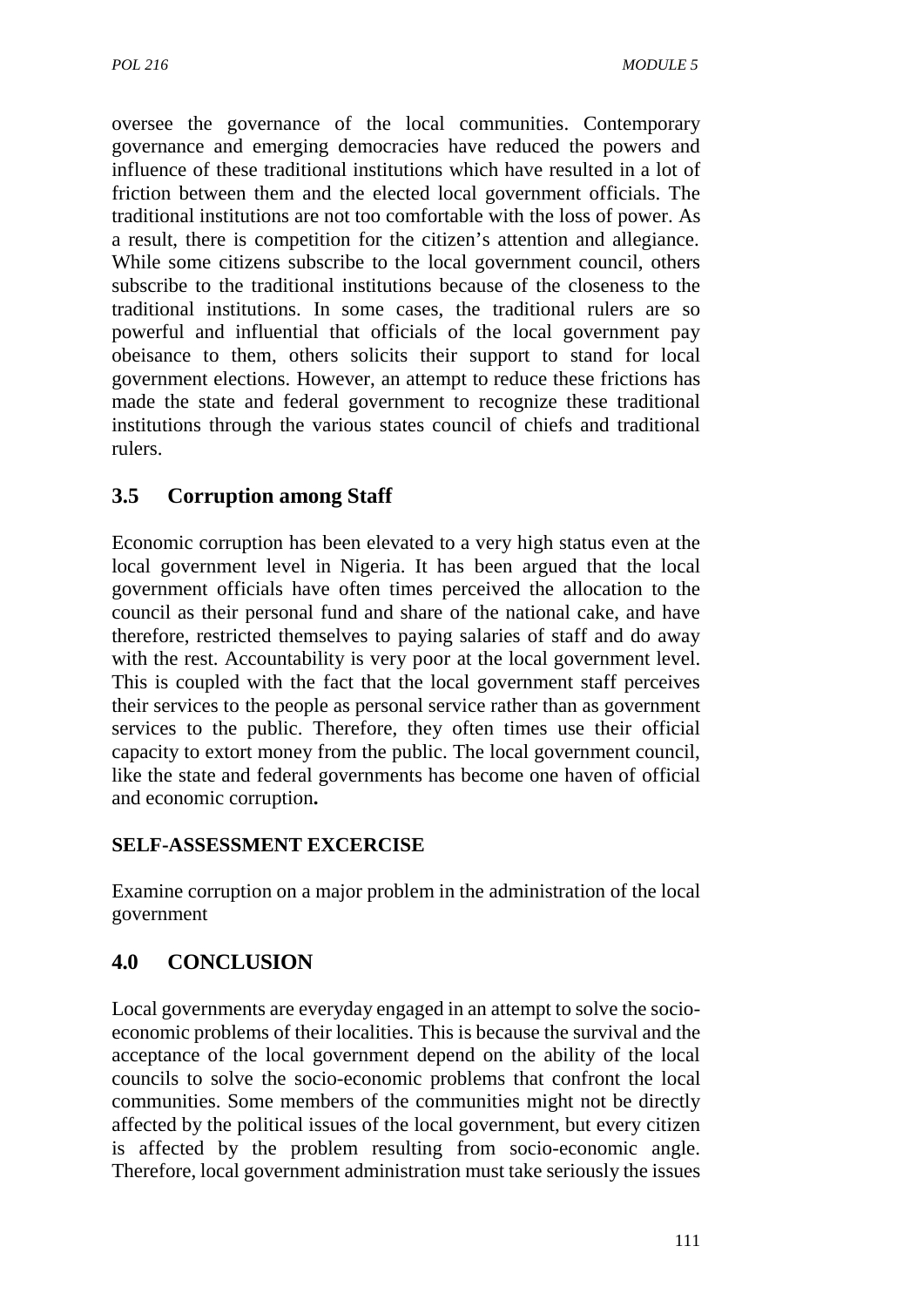oversee the governance of the local communities. Contemporary governance and emerging democracies have reduced the powers and influence of these traditional institutions which have resulted in a lot of friction between them and the elected local government officials. The traditional institutions are not too comfortable with the loss of power. As a result, there is competition for the citizen's attention and allegiance. While some citizens subscribe to the local government council, others subscribe to the traditional institutions because of the closeness to the traditional institutions. In some cases, the traditional rulers are so powerful and influential that officials of the local government pay obeisance to them, others solicits their support to stand for local government elections. However, an attempt to reduce these frictions has made the state and federal government to recognize these traditional institutions through the various states council of chiefs and traditional rulers.

## 3.5 Corruption among Staff

Economic corruption has been elevated to a very high status even at the local government level in Nigeria. It has been argued that the local government officials have often times perceived the allocation to the council as their personal fund and share of the national cake, and have therefore, restricted themselves to paying salaries of staff and do away with the rest. Accountability is very poor at the local government level. This is coupled with the fact that the local government staff perceives their services to the people as personal service rather than as government services to the public. Therefore, they often times use their official capacity to extort money from the public. The local government council, like the state and federal governments has become one haven of official and economic corruption**.**

**SELF-ASSESSMENT EXCERCISE**

Examine corruption on a major problem in the administration of the local government

## 4.0 CONCLUSION

Local governments are everyday engaged in an attempt to solve the socio-economic problems of their localities. This is because the survival and the acceptance of the local government depend on the ability of the local councils to solve the socio-economic problems that confront the local communities. Some members of the communities might not be directly affected by the political issues of the local government, but every citizen is affected by the problem resulting from socio-economic angle. Therefore, local government administration must take seriously the issues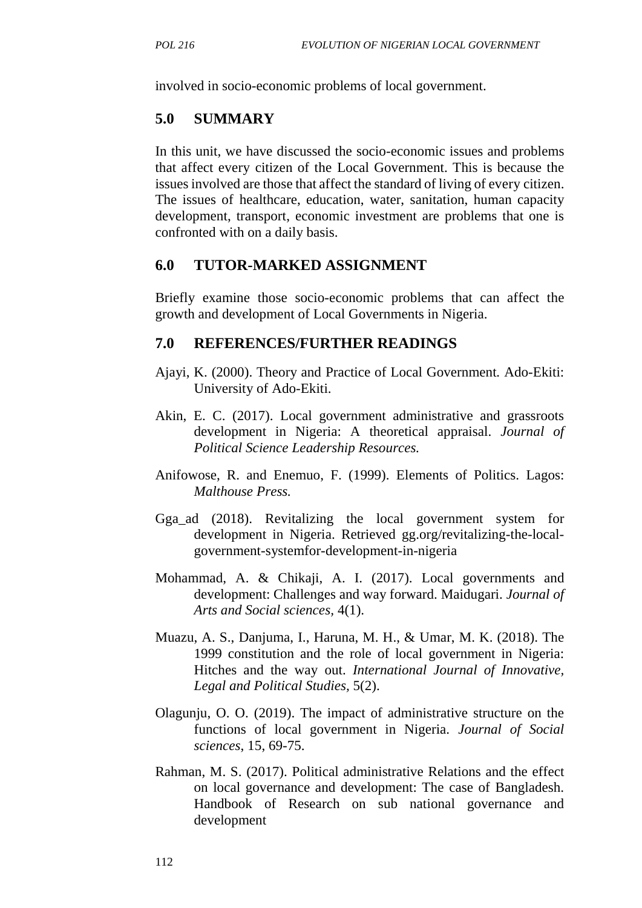involved in socio-economic problems of local government.

## 5.0 SUMMARY

In this unit, we have discussed the socio-economic issues and problems that affect every citizen of the Local Government. This is because the issues involved are those that affect the standard of living of every citizen. The issues of healthcare, education, water, sanitation, human capacity development, transport, economic investment are problems that one is confronted with on a daily basis.

## 6.0 TUTOR-MARKED ASSIGNMENT

Briefly examine those socio-economic problems that can affect the growth and development of Local Governments in Nigeria.

## 7.0 REFERENCES/FURTHER READINGS

Ajayi, K. (2000). Theory and Practice of Local Government. Ado-Ekiti: University of Ado-Ekiti.

Akin, E. C. (2017). Local government administrative and grassroots development in Nigeria: A theoretical appraisal. *Journal of Political Science Leadership Resources.*

Anifowose, R. and Enemuo, F. (1999). Elements of Politics. Lagos: *Malthouse Press.*

Gga_ad (2018). Revitalizing the local government system for development in Nigeria. Retrieved gg.org/revitalizing-the-local-government-systemfor-development-in-nigeria

Mohammad, A. & Chikaji, A. I. (2017). Local governments and development: Challenges and way forward. Maidugari. *Journal of Arts and Social sciences,* 4(1).

Muazu, A. S., Danjuma, I., Haruna, M. H., & Umar, M. K. (2018). The 1999 constitution and the role of local government in Nigeria: Hitches and the way out. *International Journal of Innovative, Legal and Political Studies,* 5(2).

Olagunju, O. O. (2019). The impact of administrative structure on the functions of local government in Nigeria. *Journal of Social sciences*, 15, 69-75.

Rahman, M. S. (2017). Political administrative Relations and the effect on local governance and development: The case of Bangladesh. Handbook of Research on sub national governance and development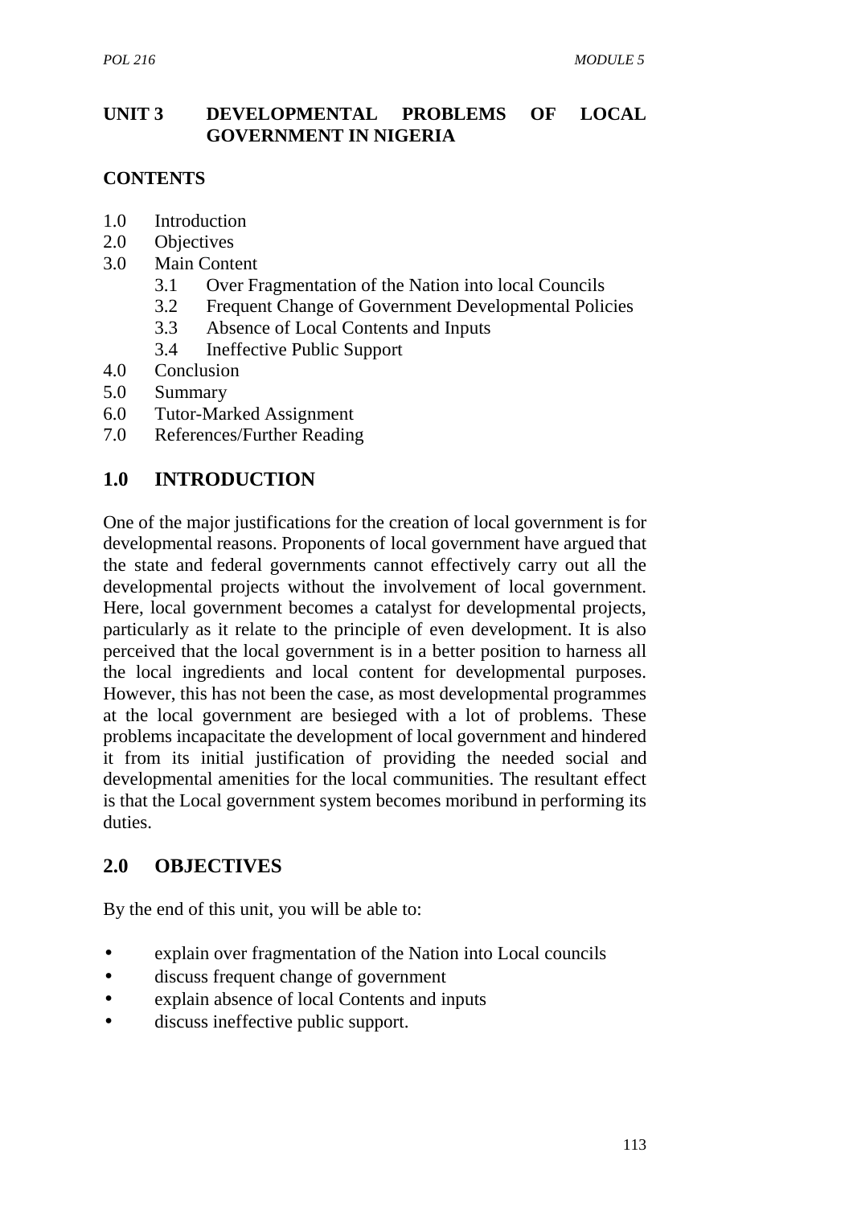## UNIT 3 DEVELOPMENTAL PROBLEMS OF LOCAL GOVERNMENT IN NIGERIA

**CONTENTS**

1.0 Introduction
2.0 Objectives
3.0 Main Content
  3.1 Over Fragmentation of the Nation into local Councils
  3.2 Frequent Change of Government Developmental Policies
  3.3 Absence of Local Contents and Inputs
  3.4 Ineffective Public Support
4.0 Conclusion
5.0 Summary
6.0 Tutor-Marked Assignment
7.0 References/Further Reading

## 1.0 INTRODUCTION

One of the major justifications for the creation of local government is for developmental reasons. Proponents of local government have argued that the state and federal governments cannot effectively carry out all the developmental projects without the involvement of local government. Here, local government becomes a catalyst for developmental projects, particularly as it relate to the principle of even development. It is also perceived that the local government is in a better position to harness all the local ingredients and local content for developmental purposes. However, this has not been the case, as most developmental programmes at the local government are besieged with a lot of problems. These problems incapacitate the development of local government and hindered it from its initial justification of providing the needed social and developmental amenities for the local communities. The resultant effect is that the Local government system becomes moribund in performing its duties.

## 2.0 OBJECTIVES

By the end of this unit, you will be able to:

- explain over fragmentation of the Nation into Local councils
- discuss frequent change of government
- explain absence of local Contents and inputs
- discuss ineffective public support.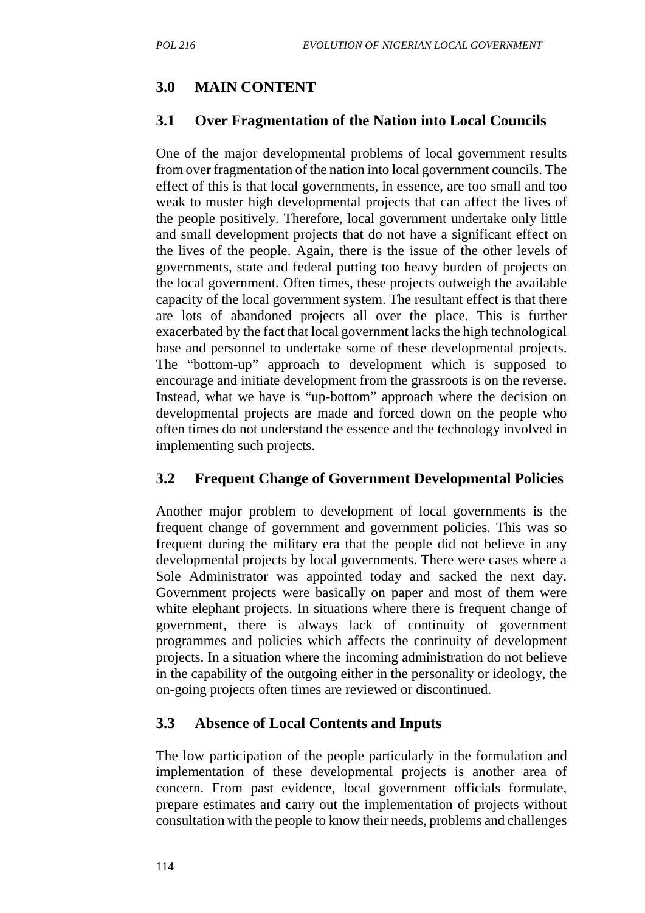## 3.0 MAIN CONTENT

### 3.1 Over Fragmentation of the Nation into Local Councils

One of the major developmental problems of local government results from over fragmentation of the nation into local government councils. The effect of this is that local governments, in essence, are too small and too weak to muster high developmental projects that can affect the lives of the people positively. Therefore, local government undertake only little and small development projects that do not have a significant effect on the lives of the people. Again, there is the issue of the other levels of governments, state and federal putting too heavy burden of projects on the local government. Often times, these projects outweigh the available capacity of the local government system. The resultant effect is that there are lots of abandoned projects all over the place. This is further exacerbated by the fact that local government lacks the high technological base and personnel to undertake some of these developmental projects. The "bottom-up" approach to development which is supposed to encourage and initiate development from the grassroots is on the reverse. Instead, what we have is "up-bottom" approach where the decision on developmental projects are made and forced down on the people who often times do not understand the essence and the technology involved in implementing such projects.

### 3.2 Frequent Change of Government Developmental Policies

Another major problem to development of local governments is the frequent change of government and government policies. This was so frequent during the military era that the people did not believe in any developmental projects by local governments. There were cases where a Sole Administrator was appointed today and sacked the next day. Government projects were basically on paper and most of them were white elephant projects. In situations where there is frequent change of government, there is always lack of continuity of government programmes and policies which affects the continuity of development projects. In a situation where the incoming administration do not believe in the capability of the outgoing either in the personality or ideology, the on-going projects often times are reviewed or discontinued.

### 3.3 Absence of Local Contents and Inputs

The low participation of the people particularly in the formulation and implementation of these developmental projects is another area of concern. From past evidence, local government officials formulate, prepare estimates and carry out the implementation of projects without consultation with the people to know their needs, problems and challenges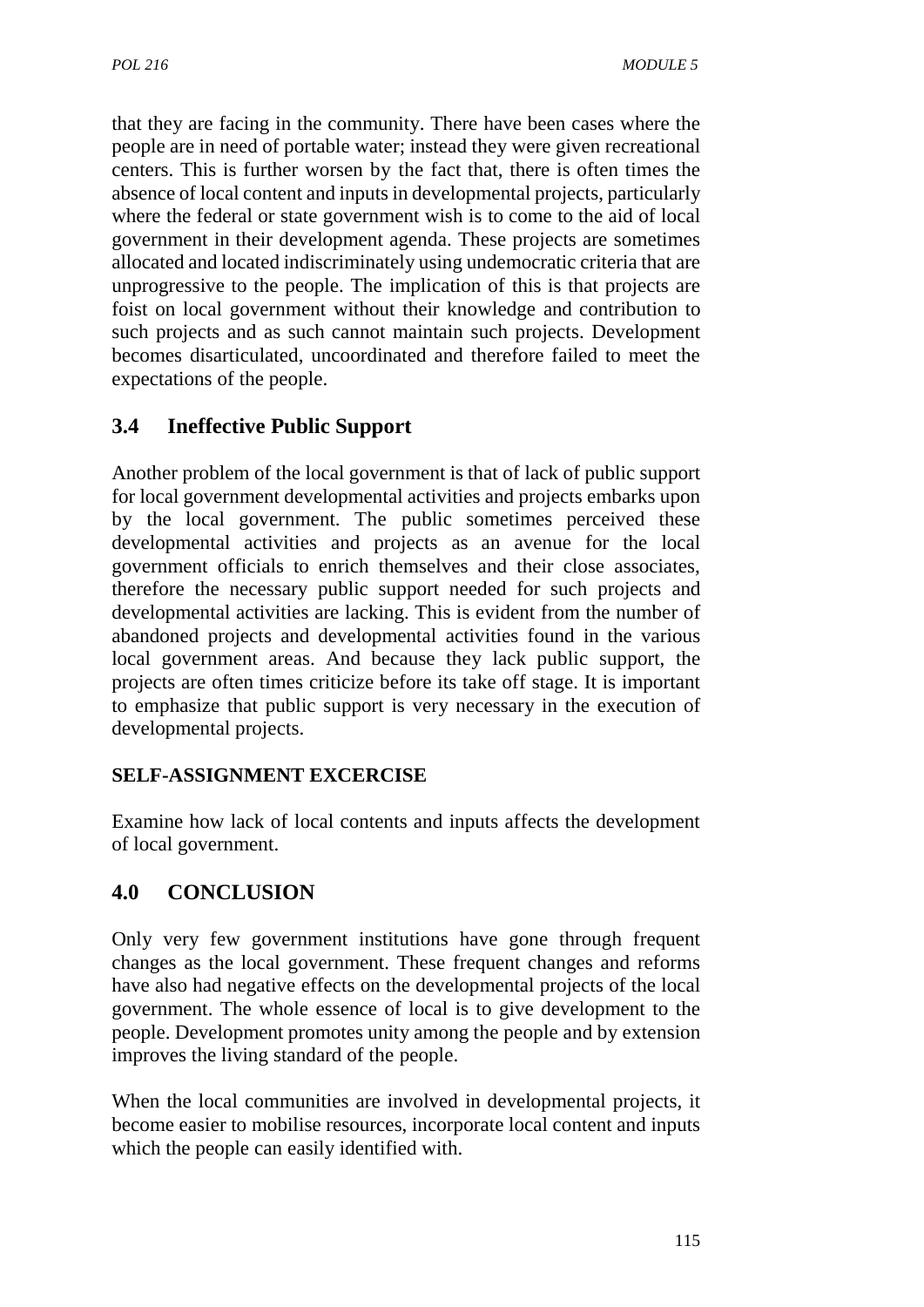that they are facing in the community. There have been cases where the people are in need of portable water; instead they were given recreational centers. This is further worsen by the fact that, there is often times the absence of local content and inputs in developmental projects, particularly where the federal or state government wish is to come to the aid of local government in their development agenda. These projects are sometimes allocated and located indiscriminately using undemocratic criteria that are unprogressive to the people. The implication of this is that projects are foist on local government without their knowledge and contribution to such projects and as such cannot maintain such projects. Development becomes disarticulated, uncoordinated and therefore failed to meet the expectations of the people.

## 3.4 Ineffective Public Support

Another problem of the local government is that of lack of public support for local government developmental activities and projects embarks upon by the local government. The public sometimes perceived these developmental activities and projects as an avenue for the local government officials to enrich themselves and their close associates, therefore the necessary public support needed for such projects and developmental activities are lacking. This is evident from the number of abandoned projects and developmental activities found in the various local government areas. And because they lack public support, the projects are often times criticize before its take off stage. It is important to emphasize that public support is very necessary in the execution of developmental projects.

**SELF-ASSIGNMENT EXCERCISE**

Examine how lack of local contents and inputs affects the development of local government.

## 4.0 CONCLUSION

Only very few government institutions have gone through frequent changes as the local government. These frequent changes and reforms have also had negative effects on the developmental projects of the local government. The whole essence of local is to give development to the people. Development promotes unity among the people and by extension improves the living standard of the people.

When the local communities are involved in developmental projects, it become easier to mobilise resources, incorporate local content and inputs which the people can easily identified with.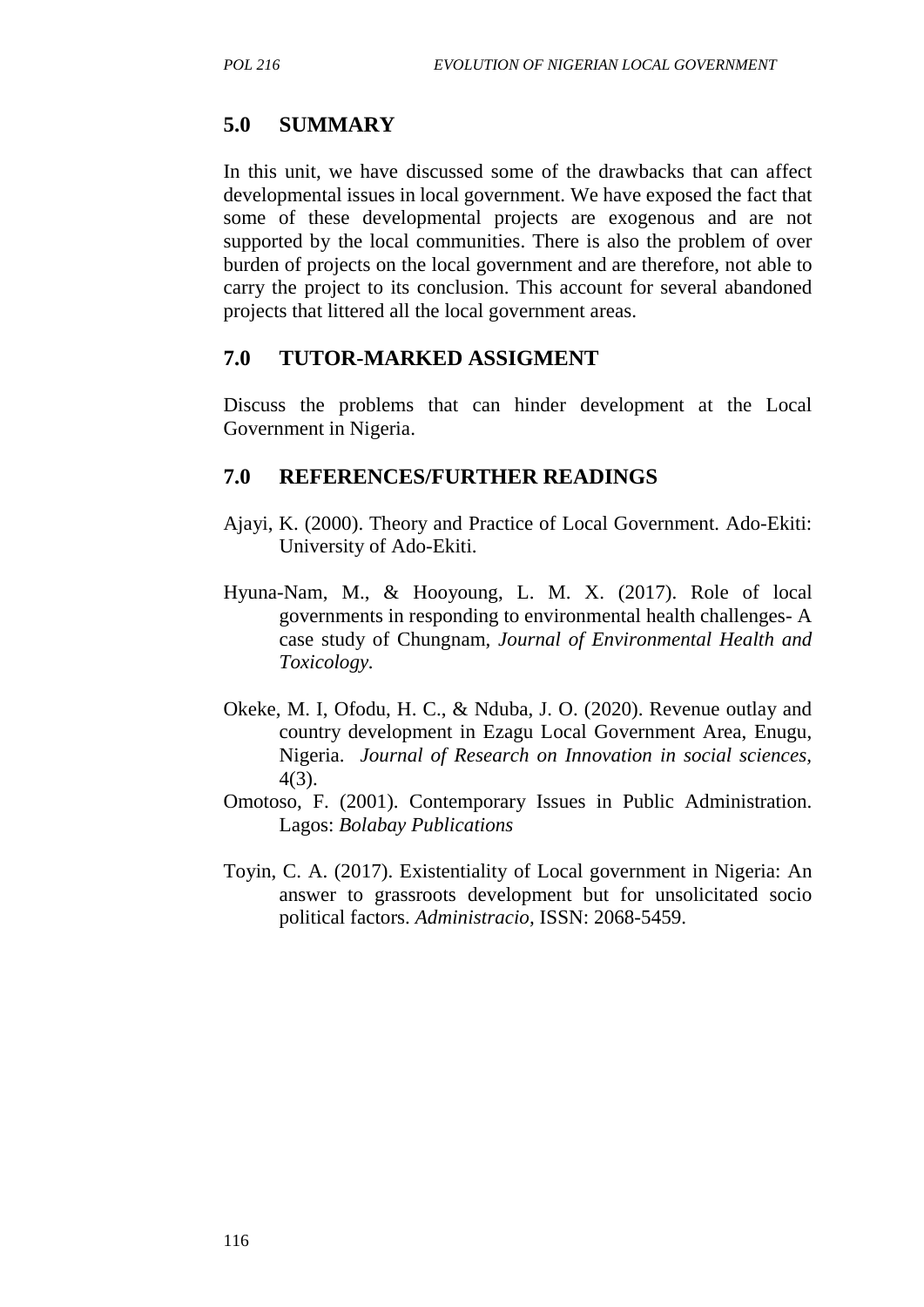## 5.0 SUMMARY

In this unit, we have discussed some of the drawbacks that can affect developmental issues in local government. We have exposed the fact that some of these developmental projects are exogenous and are not supported by the local communities. There is also the problem of over burden of projects on the local government and are therefore, not able to carry the project to its conclusion. This account for several abandoned projects that littered all the local government areas.

## 7.0 TUTOR-MARKED ASSIGMENT

Discuss the problems that can hinder development at the Local Government in Nigeria.

## 7.0 REFERENCES/FURTHER READINGS

Ajayi, K. (2000). Theory and Practice of Local Government. Ado-Ekiti: University of Ado-Ekiti.

Hyuna-Nam, M., & Hooyoung, L. M. X. (2017). Role of local governments in responding to environmental health challenges- A case study of Chungnam, *Journal of Environmental Health and Toxicology.*

Okeke, M. I, Ofodu, H. C., & Nduba, J. O. (2020). Revenue outlay and country development in Ezagu Local Government Area, Enugu, Nigeria. *Journal of Research on Innovation in social sciences,* 4(3).

Omotoso, F. (2001). Contemporary Issues in Public Administration. Lagos: *Bolabay Publications*

Toyin, C. A. (2017). Existentiality of Local government in Nigeria: An answer to grassroots development but for unsolicitated socio political factors. *Administracio,* ISSN: 2068-5459.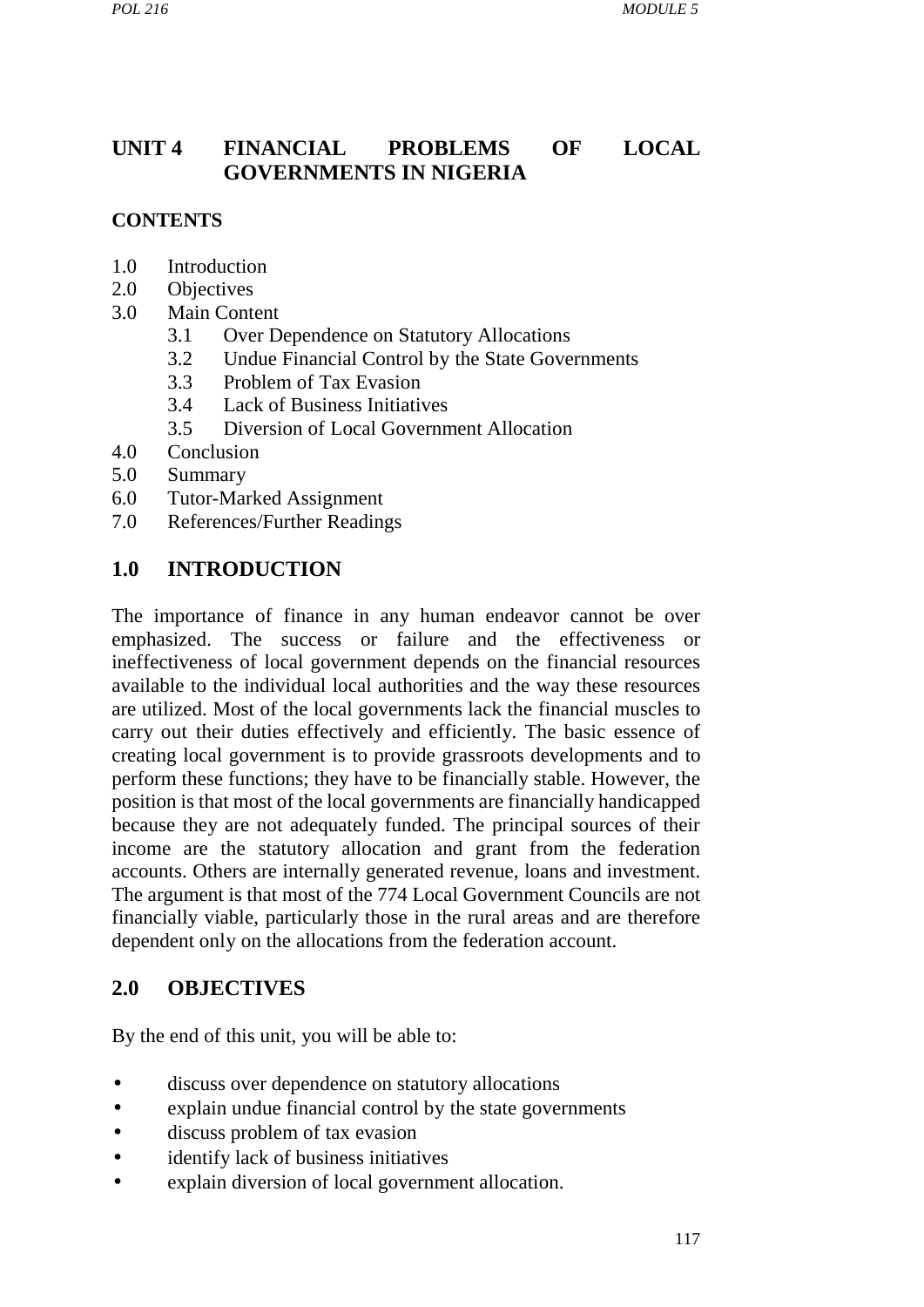# UNIT 4 FINANCIAL PROBLEMS OF LOCAL GOVERNMENTS IN NIGERIA

## CONTENTS

1.0 Introduction
2.0 Objectives
3.0 Main Content
   3.1 Over Dependence on Statutory Allocations
   3.2 Undue Financial Control by the State Governments
   3.3 Problem of Tax Evasion
   3.4 Lack of Business Initiatives
   3.5 Diversion of Local Government Allocation
4.0 Conclusion
5.0 Summary
6.0 Tutor-Marked Assignment
7.0 References/Further Readings

## 1.0 INTRODUCTION

The importance of finance in any human endeavor cannot be over emphasized. The success or failure and the effectiveness or ineffectiveness of local government depends on the financial resources available to the individual local authorities and the way these resources are utilized. Most of the local governments lack the financial muscles to carry out their duties effectively and efficiently. The basic essence of creating local government is to provide grassroots developments and to perform these functions; they have to be financially stable. However, the position is that most of the local governments are financially handicapped because they are not adequately funded. The principal sources of their income are the statutory allocation and grant from the federation accounts. Others are internally generated revenue, loans and investment. The argument is that most of the 774 Local Government Councils are not financially viable, particularly those in the rural areas and are therefore dependent only on the allocations from the federation account.

## 2.0 OBJECTIVES

By the end of this unit, you will be able to:

- discuss over dependence on statutory allocations
- explain undue financial control by the state governments
- discuss problem of tax evasion
- identify lack of business initiatives
- explain diversion of local government allocation.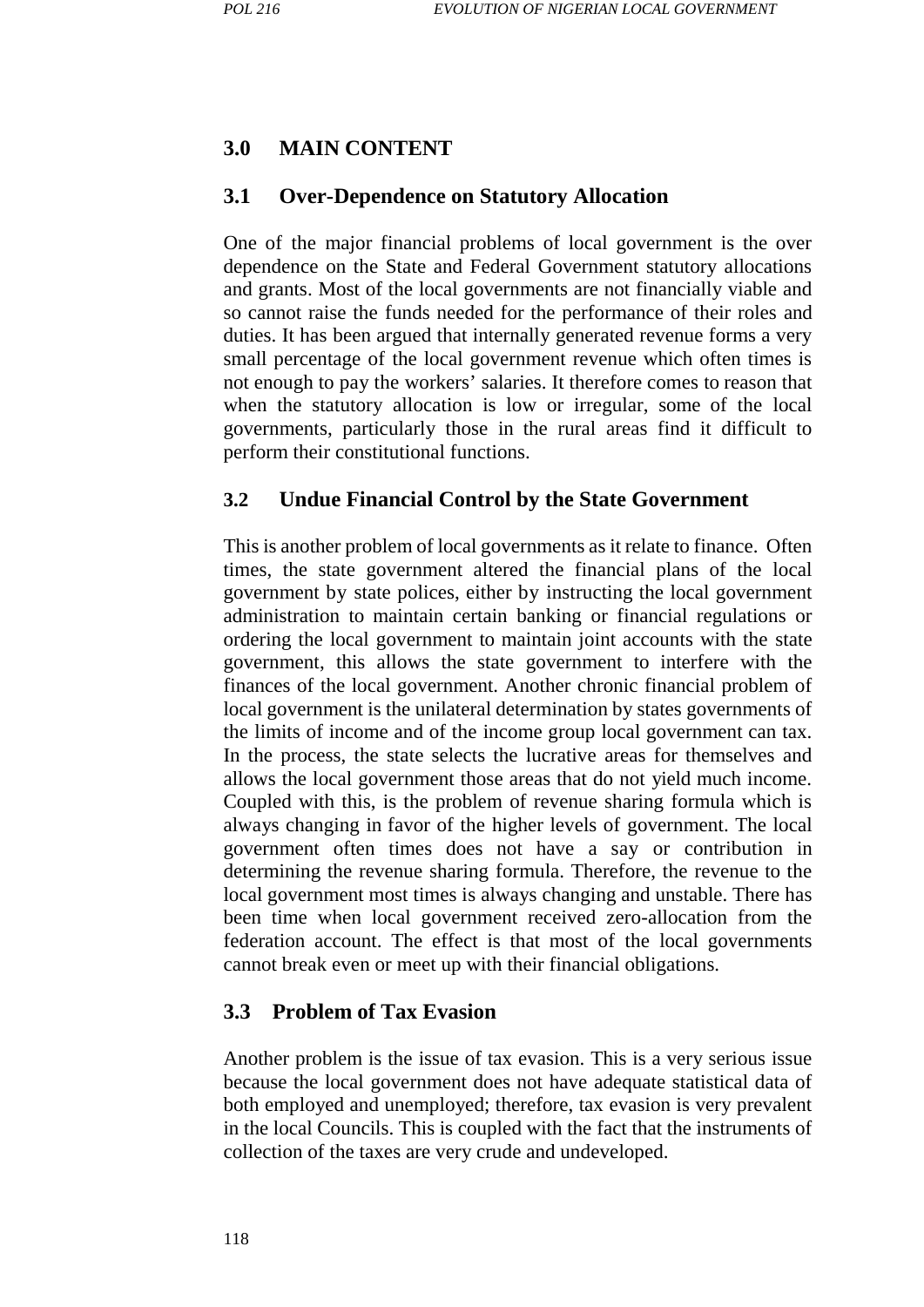## 3.0 MAIN CONTENT

### 3.1 Over-Dependence on Statutory Allocation

One of the major financial problems of local government is the over dependence on the State and Federal Government statutory allocations and grants. Most of the local governments are not financially viable and so cannot raise the funds needed for the performance of their roles and duties. It has been argued that internally generated revenue forms a very small percentage of the local government revenue which often times is not enough to pay the workers' salaries. It therefore comes to reason that when the statutory allocation is low or irregular, some of the local governments, particularly those in the rural areas find it difficult to perform their constitutional functions.

### 3.2 Undue Financial Control by the State Government

This is another problem of local governments as it relate to finance. Often times, the state government altered the financial plans of the local government by state polices, either by instructing the local government administration to maintain certain banking or financial regulations or ordering the local government to maintain joint accounts with the state government, this allows the state government to interfere with the finances of the local government. Another chronic financial problem of local government is the unilateral determination by states governments of the limits of income and of the income group local government can tax. In the process, the state selects the lucrative areas for themselves and allows the local government those areas that do not yield much income. Coupled with this, is the problem of revenue sharing formula which is always changing in favor of the higher levels of government. The local government often times does not have a say or contribution in determining the revenue sharing formula. Therefore, the revenue to the local government most times is always changing and unstable. There has been time when local government received zero-allocation from the federation account. The effect is that most of the local governments cannot break even or meet up with their financial obligations.

### 3.3 Problem of Tax Evasion

Another problem is the issue of tax evasion. This is a very serious issue because the local government does not have adequate statistical data of both employed and unemployed; therefore, tax evasion is very prevalent in the local Councils. This is coupled with the fact that the instruments of collection of the taxes are very crude and undeveloped.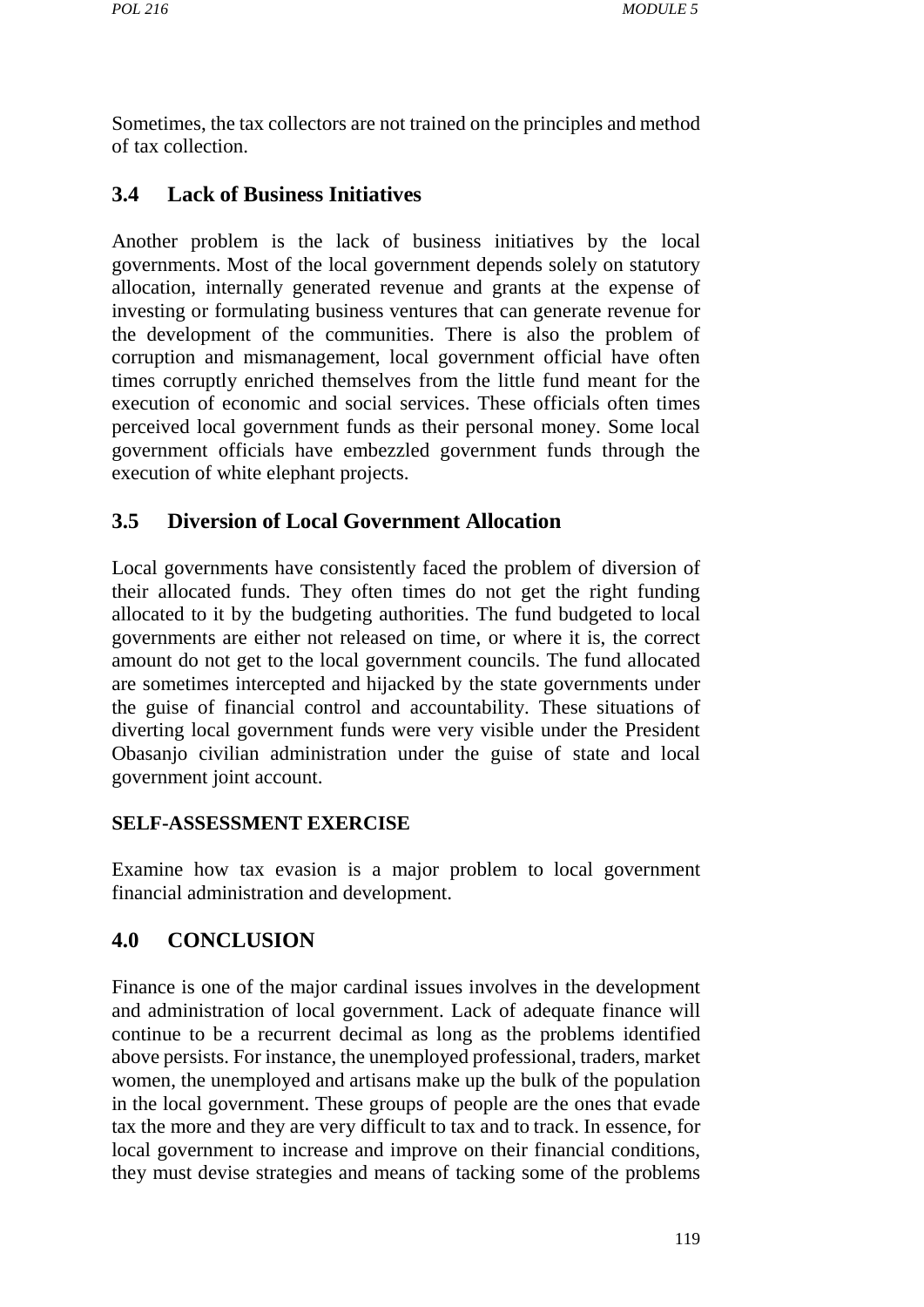Sometimes, the tax collectors are not trained on the principles and method of tax collection.

## 3.4 Lack of Business Initiatives

Another problem is the lack of business initiatives by the local governments. Most of the local government depends solely on statutory allocation, internally generated revenue and grants at the expense of investing or formulating business ventures that can generate revenue for the development of the communities. There is also the problem of corruption and mismanagement, local government official have often times corruptly enriched themselves from the little fund meant for the execution of economic and social services. These officials often times perceived local government funds as their personal money. Some local government officials have embezzled government funds through the execution of white elephant projects.

## 3.5 Diversion of Local Government Allocation

Local governments have consistently faced the problem of diversion of their allocated funds. They often times do not get the right funding allocated to it by the budgeting authorities. The fund budgeted to local governments are either not released on time, or where it is, the correct amount do not get to the local government councils. The fund allocated are sometimes intercepted and hijacked by the state governments under the guise of financial control and accountability. These situations of diverting local government funds were very visible under the President Obasanjo civilian administration under the guise of state and local government joint account.

**SELF-ASSESSMENT EXERCISE**

Examine how tax evasion is a major problem to local government financial administration and development.

## 4.0 CONCLUSION

Finance is one of the major cardinal issues involves in the development and administration of local government. Lack of adequate finance will continue to be a recurrent decimal as long as the problems identified above persists. For instance, the unemployed professional, traders, market women, the unemployed and artisans make up the bulk of the population in the local government. These groups of people are the ones that evade tax the more and they are very difficult to tax and to track. In essence, for local government to increase and improve on their financial conditions, they must devise strategies and means of tacking some of the problems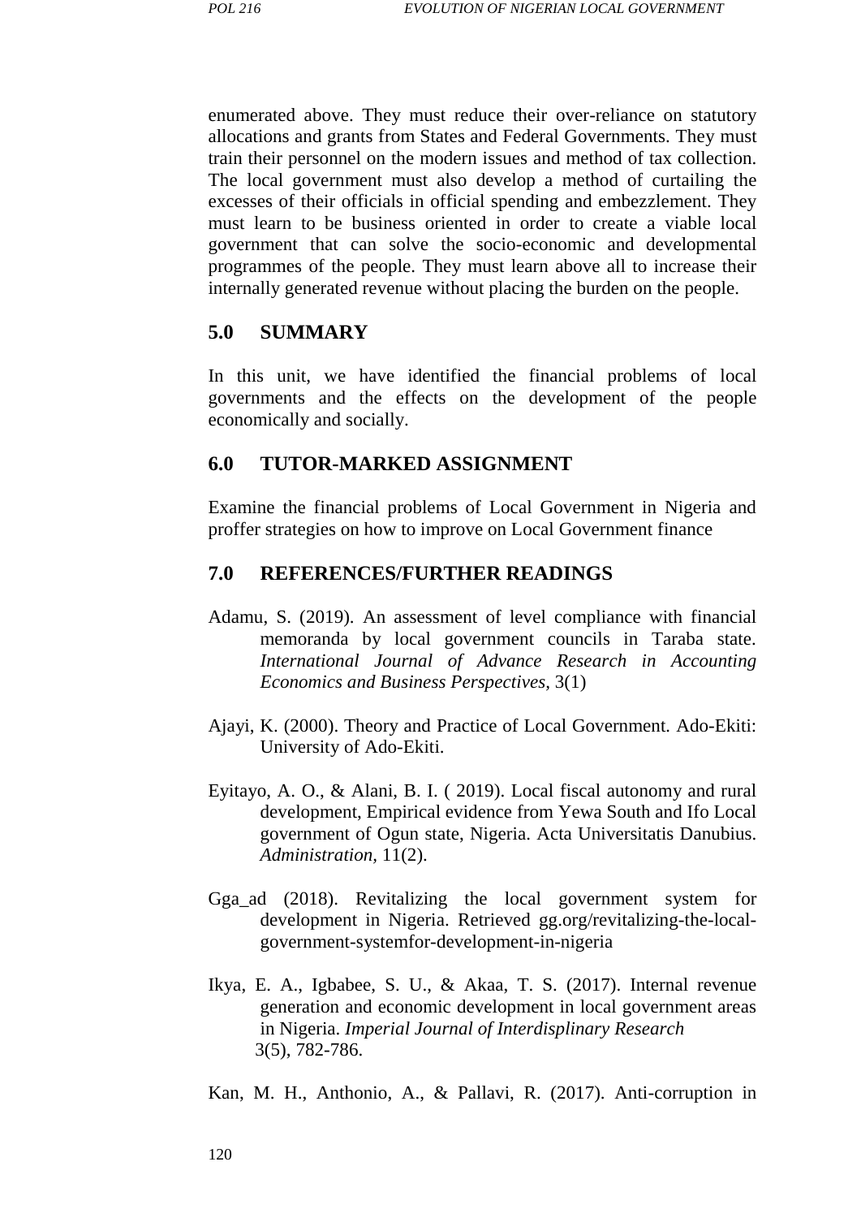enumerated above. They must reduce their over-reliance on statutory allocations and grants from States and Federal Governments. They must train their personnel on the modern issues and method of tax collection. The local government must also develop a method of curtailing the excesses of their officials in official spending and embezzlement. They must learn to be business oriented in order to create a viable local government that can solve the socio-economic and developmental programmes of the people. They must learn above all to increase their internally generated revenue without placing the burden on the people.

## 5.0 SUMMARY

In this unit, we have identified the financial problems of local governments and the effects on the development of the people economically and socially.

## 6.0 TUTOR-MARKED ASSIGNMENT

Examine the financial problems of Local Government in Nigeria and proffer strategies on how to improve on Local Government finance

## 7.0 REFERENCES/FURTHER READINGS

Adamu, S. (2019). An assessment of level compliance with financial memoranda by local government councils in Taraba state. *International Journal of Advance Research in Accounting Economics and Business Perspectives,* 3(1)

Ajayi, K. (2000). Theory and Practice of Local Government. Ado-Ekiti: University of Ado-Ekiti.

Eyitayo, A. O., & Alani, B. I. ( 2019). Local fiscal autonomy and rural development, Empirical evidence from Yewa South and Ifo Local government of Ogun state, Nigeria. Acta Universitatis Danubius. *Administration,* 11(2).

Gga_ad (2018). Revitalizing the local government system for development in Nigeria. Retrieved gg.org/revitalizing-the-local-government-systemfor-development-in-nigeria

Ikya, E. A., Igbabee, S. U., & Akaa, T. S. (2017). Internal revenue generation and economic development in local government areas in Nigeria. *Imperial Journal of Interdisplinary Research* 3(5), 782-786.

Kan, M. H., Anthonio, A., & Pallavi, R. (2017). Anti-corruption in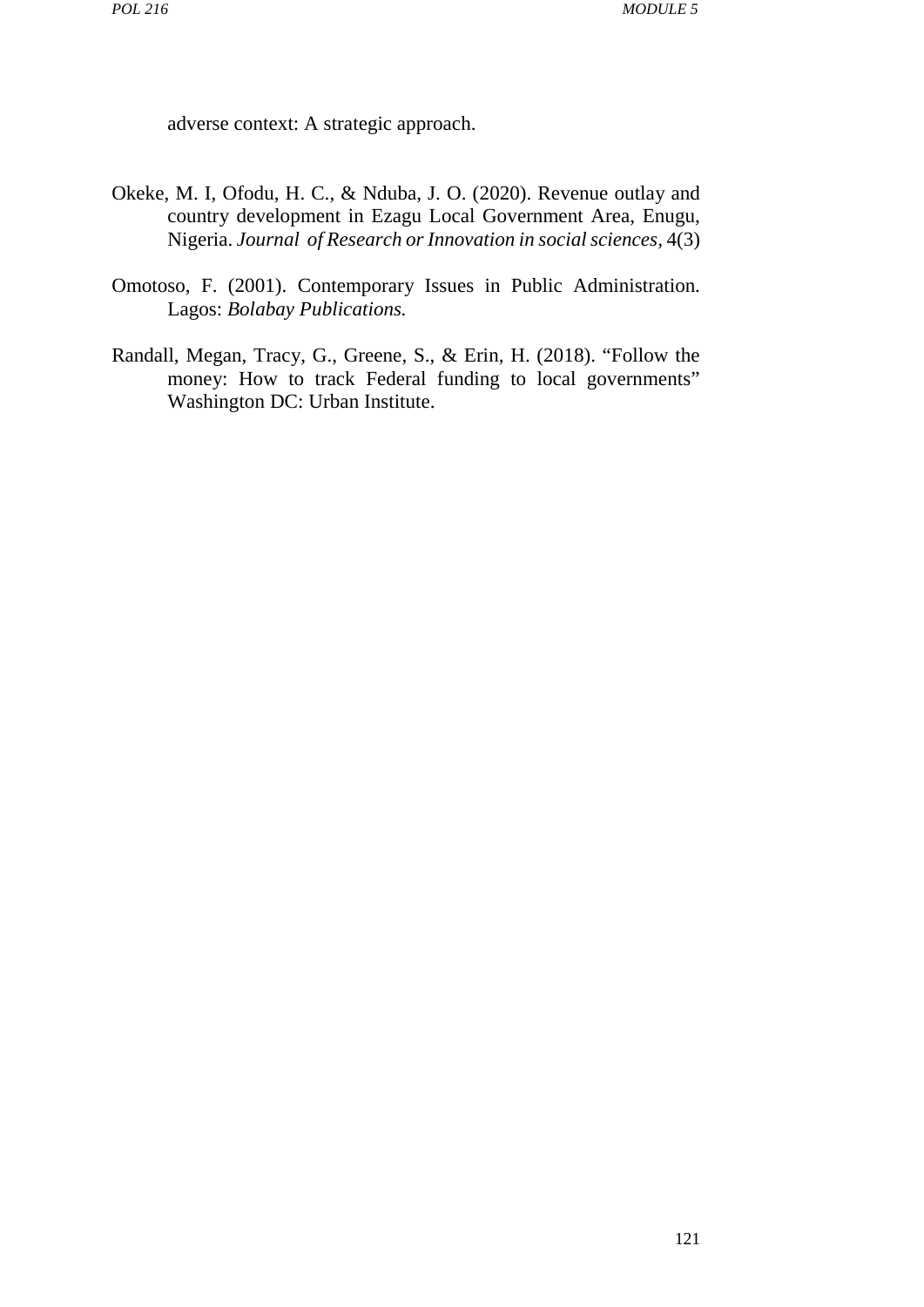adverse context: A strategic approach.

Okeke, M. I, Ofodu, H. C., & Nduba, J. O. (2020). Revenue outlay and country development in Ezagu Local Government Area, Enugu, Nigeria. *Journal of Research or Innovation in social sciences*, 4(3)

Omotoso, F. (2001). Contemporary Issues in Public Administration. Lagos: *Bolabay Publications.*

Randall, Megan, Tracy, G., Greene, S., & Erin, H. (2018). "Follow the money: How to track Federal funding to local governments" Washington DC: Urban Institute.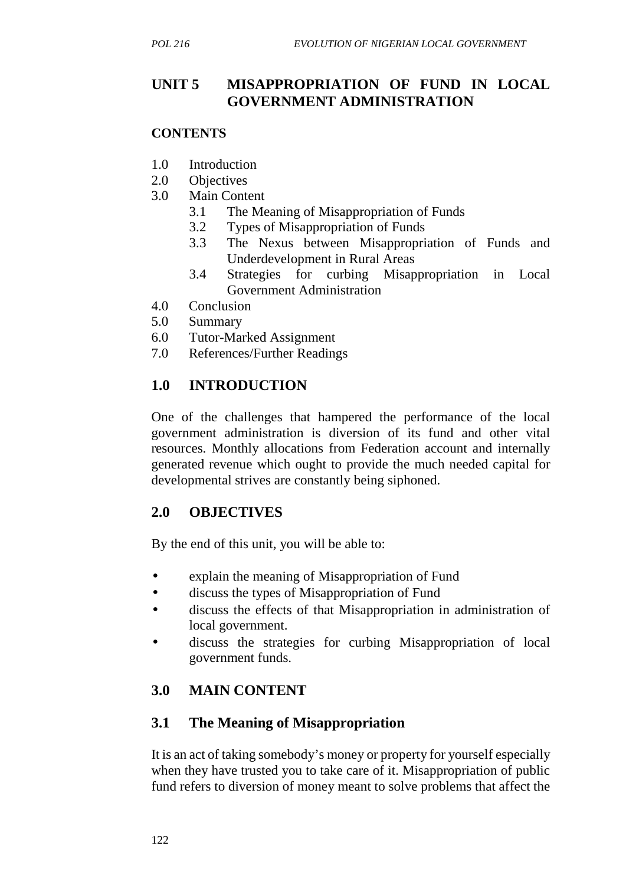## UNIT 5 MISAPPROPRIATION OF FUND IN LOCAL GOVERNMENT ADMINISTRATION

### CONTENTS

1.0 Introduction
2.0 Objectives
3.0 Main Content
  3.1 The Meaning of Misappropriation of Funds
  3.2 Types of Misappropriation of Funds
  3.3 The Nexus between Misappropriation of Funds and Underdevelopment in Rural Areas
  3.4 Strategies for curbing Misappropriation in Local Government Administration
4.0 Conclusion
5.0 Summary
6.0 Tutor-Marked Assignment
7.0 References/Further Readings

### 1.0 INTRODUCTION

One of the challenges that hampered the performance of the local government administration is diversion of its fund and other vital resources. Monthly allocations from Federation account and internally generated revenue which ought to provide the much needed capital for developmental strives are constantly being siphoned.

### 2.0 OBJECTIVES

By the end of this unit, you will be able to:

- explain the meaning of Misappropriation of Fund
- discuss the types of Misappropriation of Fund
- discuss the effects of that Misappropriation in administration of local government.
- discuss the strategies for curbing Misappropriation of local government funds.

### 3.0 MAIN CONTENT

### 3.1 The Meaning of Misappropriation

It is an act of taking somebody's money or property for yourself especially when they have trusted you to take care of it. Misappropriation of public fund refers to diversion of money meant to solve problems that affect the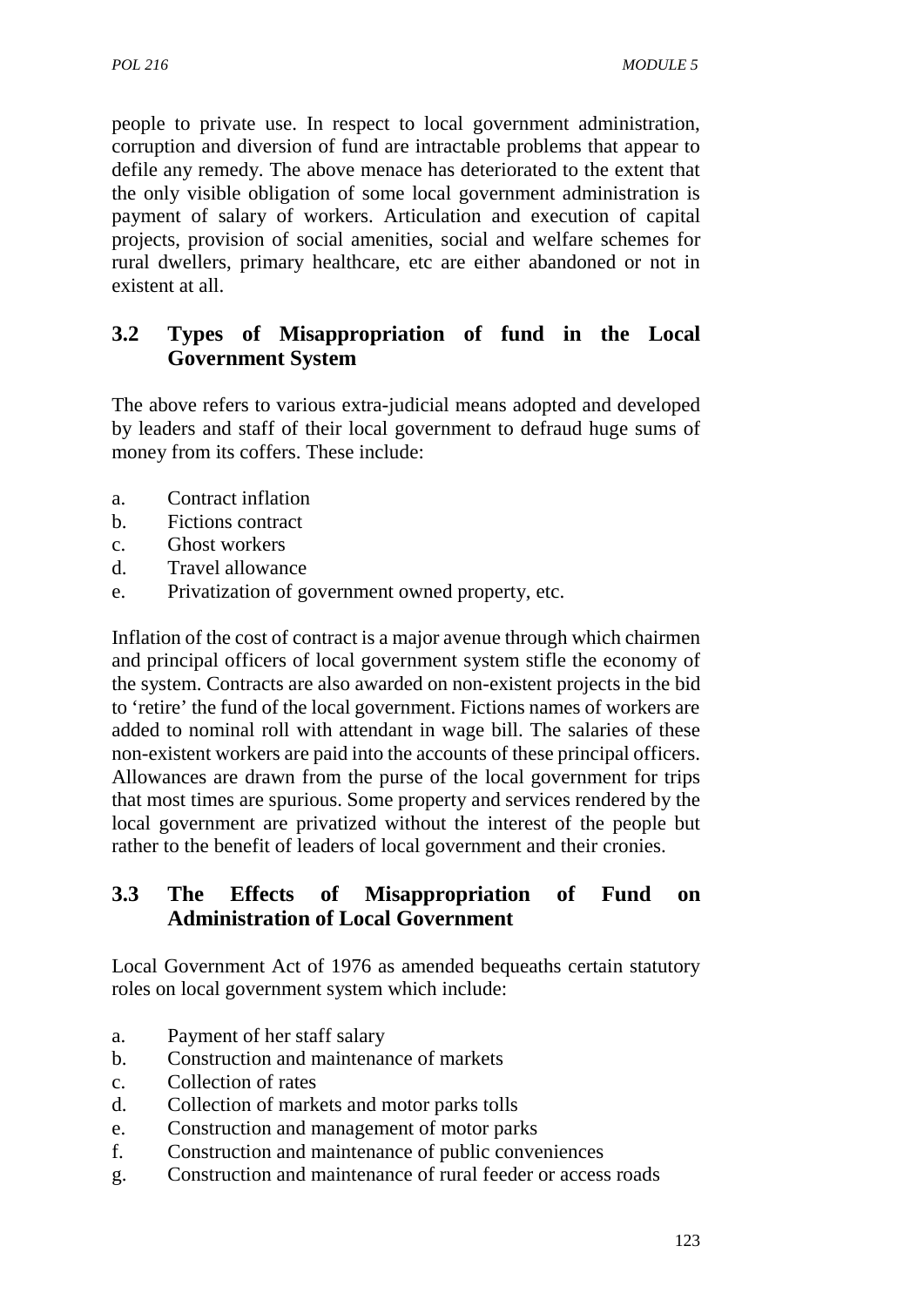people to private use. In respect to local government administration, corruption and diversion of fund are intractable problems that appear to defile any remedy. The above menace has deteriorated to the extent that the only visible obligation of some local government administration is payment of salary of workers. Articulation and execution of capital projects, provision of social amenities, social and welfare schemes for rural dwellers, primary healthcare, etc are either abandoned or not in existent at all.

### 3.2 Types of Misappropriation of fund in the Local Government System

The above refers to various extra-judicial means adopted and developed by leaders and staff of their local government to defraud huge sums of money from its coffers. These include:

a. Contract inflation
b. Fictions contract
c. Ghost workers
d. Travel allowance
e. Privatization of government owned property, etc.

Inflation of the cost of contract is a major avenue through which chairmen and principal officers of local government system stifle the economy of the system. Contracts are also awarded on non-existent projects in the bid to 'retire' the fund of the local government. Fictions names of workers are added to nominal roll with attendant in wage bill. The salaries of these non-existent workers are paid into the accounts of these principal officers. Allowances are drawn from the purse of the local government for trips that most times are spurious. Some property and services rendered by the local government are privatized without the interest of the people but rather to the benefit of leaders of local government and their cronies.

### 3.3 The Effects of Misappropriation of Fund on Administration of Local Government

Local Government Act of 1976 as amended bequeaths certain statutory roles on local government system which include:

a. Payment of her staff salary
b. Construction and maintenance of markets
c. Collection of rates
d. Collection of markets and motor parks tolls
e. Construction and management of motor parks
f. Construction and maintenance of public conveniences
g. Construction and maintenance of rural feeder or access roads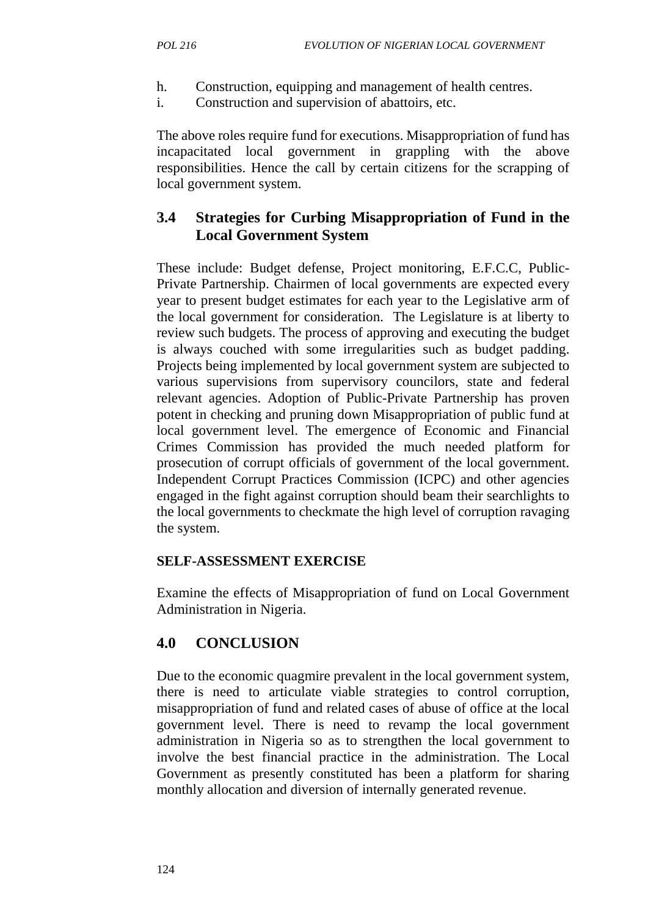h. Construction, equipping and management of health centres.
i. Construction and supervision of abattoirs, etc.

The above roles require fund for executions. Misappropriation of fund has incapacitated local government in grappling with the above responsibilities. Hence the call by certain citizens for the scrapping of local government system.

## 3.4 Strategies for Curbing Misappropriation of Fund in the Local Government System

These include: Budget defense, Project monitoring, E.F.C.C, Public-Private Partnership. Chairmen of local governments are expected every year to present budget estimates for each year to the Legislative arm of the local government for consideration. The Legislature is at liberty to review such budgets. The process of approving and executing the budget is always couched with some irregularities such as budget padding. Projects being implemented by local government system are subjected to various supervisions from supervisory councilors, state and federal relevant agencies. Adoption of Public-Private Partnership has proven potent in checking and pruning down Misappropriation of public fund at local government level. The emergence of Economic and Financial Crimes Commission has provided the much needed platform for prosecution of corrupt officials of government of the local government. Independent Corrupt Practices Commission (ICPC) and other agencies engaged in the fight against corruption should beam their searchlights to the local governments to checkmate the high level of corruption ravaging the system.

**SELF-ASSESSMENT EXERCISE**

Examine the effects of Misappropriation of fund on Local Government Administration in Nigeria.

## 4.0 CONCLUSION

Due to the economic quagmire prevalent in the local government system, there is need to articulate viable strategies to control corruption, misappropriation of fund and related cases of abuse of office at the local government level. There is need to revamp the local government administration in Nigeria so as to strengthen the local government to involve the best financial practice in the administration. The Local Government as presently constituted has been a platform for sharing monthly allocation and diversion of internally generated revenue.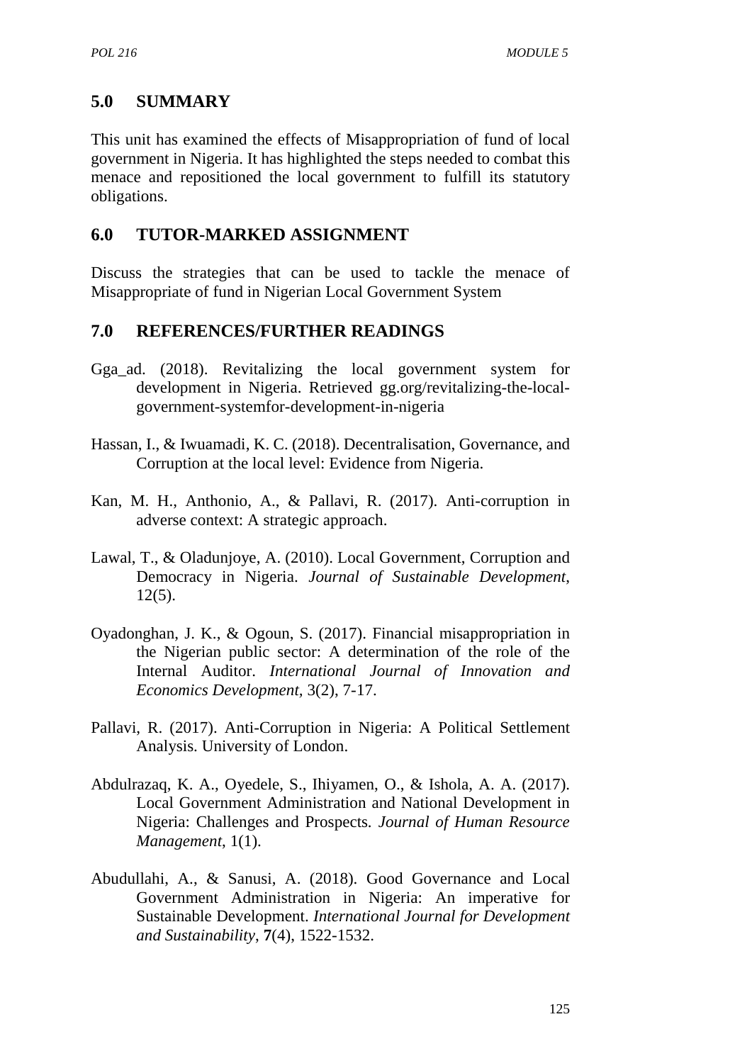## 5.0 SUMMARY

This unit has examined the effects of Misappropriation of fund of local government in Nigeria. It has highlighted the steps needed to combat this menace and repositioned the local government to fulfill its statutory obligations.

## 6.0 TUTOR-MARKED ASSIGNMENT

Discuss the strategies that can be used to tackle the menace of Misappropriate of fund in Nigerian Local Government System

## 7.0 REFERENCES/FURTHER READINGS

Gga_ad. (2018). Revitalizing the local government system for development in Nigeria. Retrieved gg.org/revitalizing-the-local-government-systemfor-development-in-nigeria

Hassan, I., & Iwuamadi, K. C. (2018). Decentralisation, Governance, and Corruption at the local level: Evidence from Nigeria.

Kan, M. H., Anthonio, A., & Pallavi, R. (2017). Anti-corruption in adverse context: A strategic approach.

Lawal, T., & Oladunjoye, A. (2010). Local Government, Corruption and Democracy in Nigeria. *Journal of Sustainable Development*, 12(5).

Oyadonghan, J. K., & Ogoun, S. (2017). Financial misappropriation in the Nigerian public sector: A determination of the role of the Internal Auditor. *International Journal of Innovation and Economics Development*, 3(2), 7-17.

Pallavi, R. (2017). Anti-Corruption in Nigeria: A Political Settlement Analysis. University of London.

Abdulrazaq, K. A., Oyedele, S., Ihiyamen, O., & Ishola, A. A. (2017). Local Government Administration and National Development in Nigeria: Challenges and Prospects. *Journal of Human Resource Management*, 1(1).

Abudullahi, A., & Sanusi, A. (2018). Good Governance and Local Government Administration in Nigeria: An imperative for Sustainable Development. *International Journal for Development and Sustainability*, **7**(4), 1522-1532.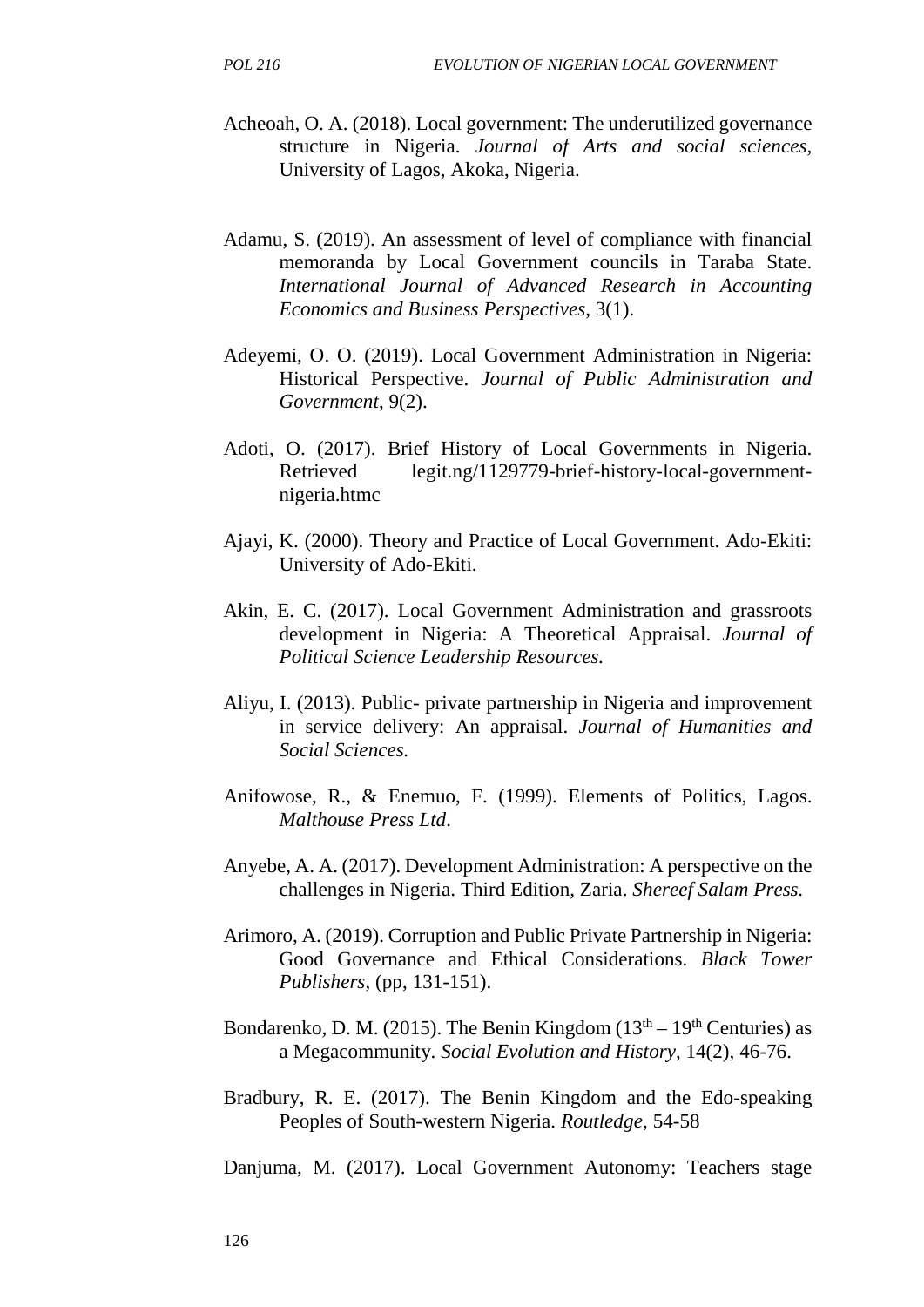Acheoah, O. A. (2018). Local government: The underutilized governance structure in Nigeria. *Journal of Arts and social sciences*, University of Lagos, Akoka, Nigeria.

Adamu, S. (2019). An assessment of level of compliance with financial memoranda by Local Government councils in Taraba State. *International Journal of Advanced Research in Accounting Economics and Business Perspectives*, 3(1).

Adeyemi, O. O. (2019). Local Government Administration in Nigeria: Historical Perspective. *Journal of Public Administration and Government*, 9(2).

Adoti, O. (2017). Brief History of Local Governments in Nigeria. Retrieved legit.ng/1129779-brief-history-local-government-nigeria.htmc

Ajayi, K. (2000). Theory and Practice of Local Government. Ado-Ekiti: University of Ado-Ekiti.

Akin, E. C. (2017). Local Government Administration and grassroots development in Nigeria: A Theoretical Appraisal. *Journal of Political Science Leadership Resources.*

Aliyu, I. (2013). Public- private partnership in Nigeria and improvement in service delivery: An appraisal. *Journal of Humanities and Social Sciences.*

Anifowose, R., & Enemuo, F. (1999). Elements of Politics, Lagos. *Malthouse Press Ltd*.

Anyebe, A. A. (2017). Development Administration: A perspective on the challenges in Nigeria. Third Edition, Zaria. *Shereef Salam Press.*

Arimoro, A. (2019). Corruption and Public Private Partnership in Nigeria: Good Governance and Ethical Considerations. *Black Tower Publishers*, (pp, 131-151).

Bondarenko, D. M. (2015). The Benin Kingdom (13th – 19th Centuries) as a Megacommunity. *Social Evolution and History*, 14(2), 46-76.

Bradbury, R. E. (2017). The Benin Kingdom and the Edo-speaking Peoples of South-western Nigeria. *Routledge*, 54-58

Danjuma, M. (2017). Local Government Autonomy: Teachers stage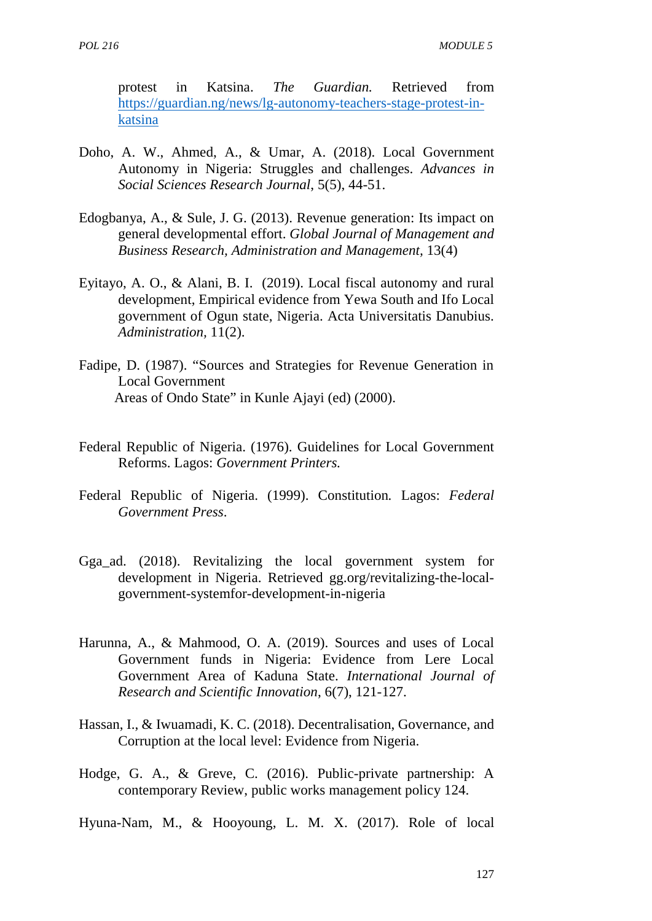protest in Katsina. *The Guardian.* Retrieved from [https://guardian.ng/news/lg-autonomy-teachers-stage-protest-in-katsina](https://guardian.ng/news/lg-autonomy-teachers-stage-protest-in-katsina)

Doho, A. W., Ahmed, A., & Umar, A. (2018). Local Government Autonomy in Nigeria: Struggles and challenges. *Advances in Social Sciences Research Journal*, 5(5), 44-51.

Edogbanya, A., & Sule, J. G. (2013). Revenue generation: Its impact on general developmental effort. *Global Journal of Management and Business Research, Administration and Management*, 13(4)

Eyitayo, A. O., & Alani, B. I. (2019). Local fiscal autonomy and rural development, Empirical evidence from Yewa South and Ifo Local government of Ogun state, Nigeria. Acta Universitatis Danubius. *Administration*, 11(2).

Fadipe, D. (1987). "Sources and Strategies for Revenue Generation in Local Government Areas of Ondo State" in Kunle Ajayi (ed) (2000).

Federal Republic of Nigeria. (1976). Guidelines for Local Government Reforms. Lagos: *Government Printers.*

Federal Republic of Nigeria. (1999). Constitution*.* Lagos: *Federal Government Press*.

Gga_ad. (2018). Revitalizing the local government system for development in Nigeria. Retrieved gg.org/revitalizing-the-local-government-systemfor-development-in-nigeria

Harunna, A., & Mahmood, O. A. (2019). Sources and uses of Local Government funds in Nigeria: Evidence from Lere Local Government Area of Kaduna State. *International Journal of Research and Scientific Innovation*, 6(7), 121-127.

Hassan, I., & Iwuamadi, K. C. (2018). Decentralisation, Governance, and Corruption at the local level: Evidence from Nigeria.

Hodge, G. A., & Greve, C. (2016). Public-private partnership: A contemporary Review, public works management policy 124.

Hyuna-Nam, M., & Hooyoung, L. M. X. (2017). Role of local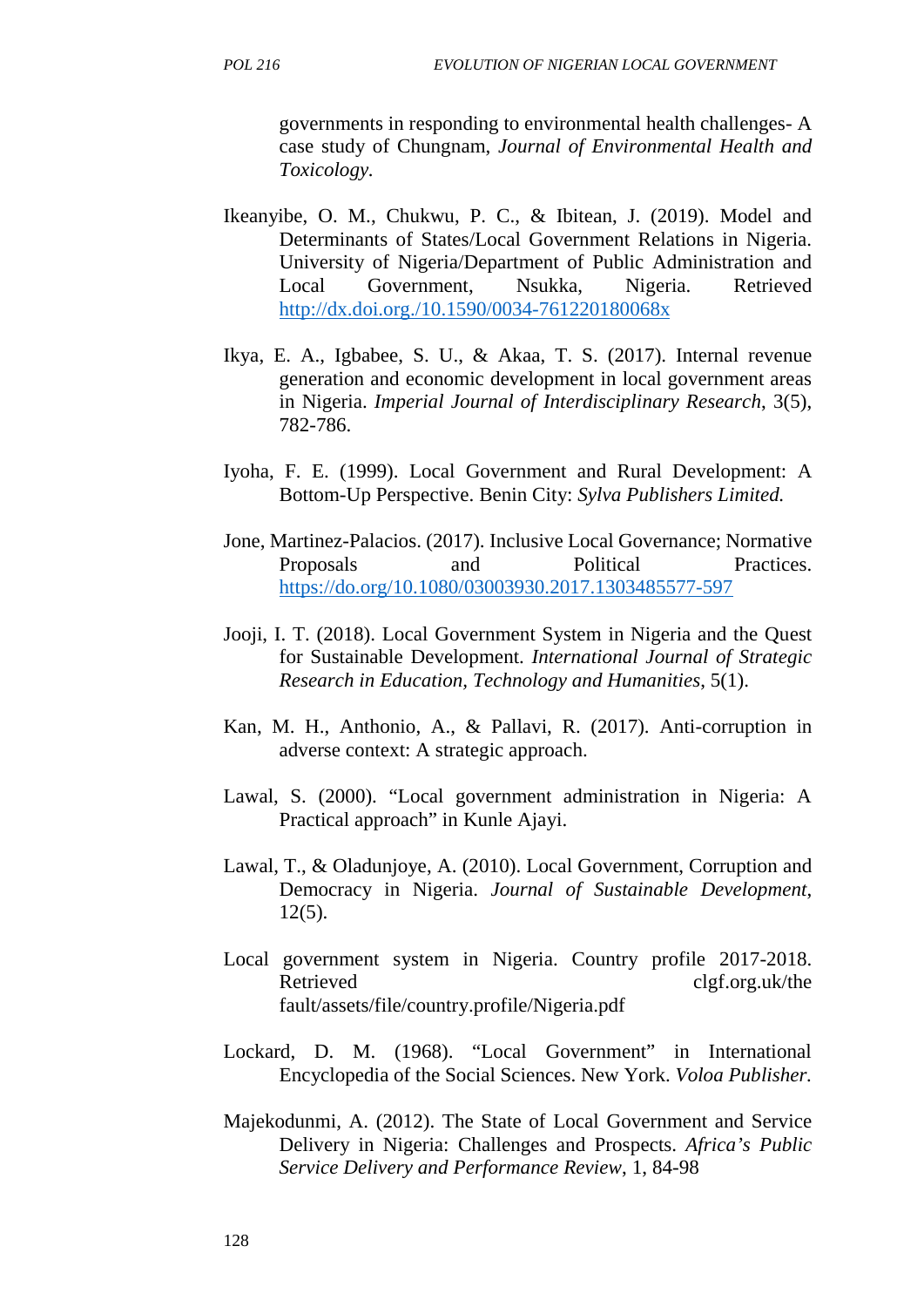governments in responding to environmental health challenges- A case study of Chungnam, *Journal of Environmental Health and Toxicology.*

Ikeanyibe, O. M., Chukwu, P. C., & Ibitean, J. (2019). Model and Determinants of States/Local Government Relations in Nigeria. University of Nigeria/Department of Public Administration and Local Government, Nsukka, Nigeria. Retrieved http://dx.doi.org./10.1590/0034-761220180068x

Ikya, E. A., Igbabee, S. U., & Akaa, T. S. (2017). Internal revenue generation and economic development in local government areas in Nigeria. *Imperial Journal of Interdisciplinary Research*, 3(5), 782-786.

Iyoha, F. E. (1999). Local Government and Rural Development: A Bottom-Up Perspective. Benin City: *Sylva Publishers Limited.*

Jone, Martinez-Palacios. (2017). Inclusive Local Governance; Normative Proposals and Political Practices. https://do.org/10.1080/03003930.2017.1303485577-597

Jooji, I. T. (2018). Local Government System in Nigeria and the Quest for Sustainable Development. *International Journal of Strategic Research in Education, Technology and Humanities*, 5(1).

Kan, M. H., Anthonio, A., & Pallavi, R. (2017). Anti-corruption in adverse context: A strategic approach.

Lawal, S. (2000). "Local government administration in Nigeria: A Practical approach" in Kunle Ajayi.

Lawal, T., & Oladunjoye, A. (2010). Local Government, Corruption and Democracy in Nigeria. *Journal of Sustainable Development*, 12(5).

Local government system in Nigeria. Country profile 2017-2018. Retrieved clgf.org.uk/the fault/assets/file/country.profile/Nigeria.pdf

Lockard, D. M. (1968). "Local Government" in International Encyclopedia of the Social Sciences. New York. *Voloa Publisher.*

Majekodunmi, A. (2012). The State of Local Government and Service Delivery in Nigeria: Challenges and Prospects. *Africa's Public Service Delivery and Performance Review*, 1, 84-98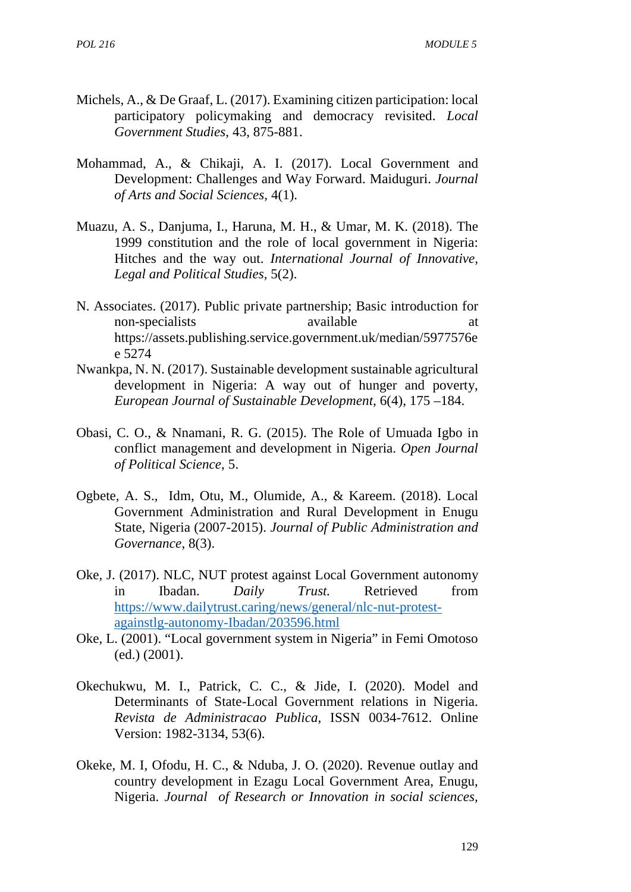Michels, A., & De Graaf, L. (2017). Examining citizen participation: local participatory policymaking and democracy revisited. *Local Government Studies*, 43, 875-881.

Mohammad, A., & Chikaji, A. I. (2017). Local Government and Development: Challenges and Way Forward. Maiduguri. *Journal of Arts and Social Sciences*, 4(1).

Muazu, A. S., Danjuma, I., Haruna, M. H., & Umar, M. K. (2018). The 1999 constitution and the role of local government in Nigeria: Hitches and the way out. *International Journal of Innovative, Legal and Political Studies*, 5(2).

N. Associates. (2017). Public private partnership; Basic introduction for non-specialists available at https://assets.publishing.service.government.uk/median/5977576e e 5274

Nwankpa, N. N. (2017). Sustainable development sustainable agricultural development in Nigeria: A way out of hunger and poverty, *European Journal of Sustainable Development*, 6(4), 175 –184.

Obasi, C. O., & Nnamani, R. G. (2015). The Role of Umuada Igbo in conflict management and development in Nigeria. *Open Journal of Political Science*, 5.

Ogbete, A. S., Idm, Otu, M., Olumide, A., & Kareem. (2018). Local Government Administration and Rural Development in Enugu State, Nigeria (2007-2015). *Journal of Public Administration and Governance*, 8(3).

Oke, J. (2017). NLC, NUT protest against Local Government autonomy in Ibadan. *Daily Trust.* Retrieved from [https://www.dailytrust.caring/news/general/nlc-nut-protest-againstlg-autonomy-Ibadan/203596.html](https://www.dailytrust.caring/news/general/nlc-nut-protest-againstlg-autonomy-Ibadan/203596.html)

Oke, L. (2001). "Local government system in Nigeria" in Femi Omotoso (ed.) (2001).

Okechukwu, M. I., Patrick, C. C., & Jide, I. (2020). Model and Determinants of State-Local Government relations in Nigeria. *Revista de Administracao Publica*, ISSN 0034-7612. Online Version: 1982-3134, 53(6).

Okeke, M. I, Ofodu, H. C., & Nduba, J. O. (2020). Revenue outlay and country development in Ezagu Local Government Area, Enugu, Nigeria. *Journal of Research or Innovation in social sciences,*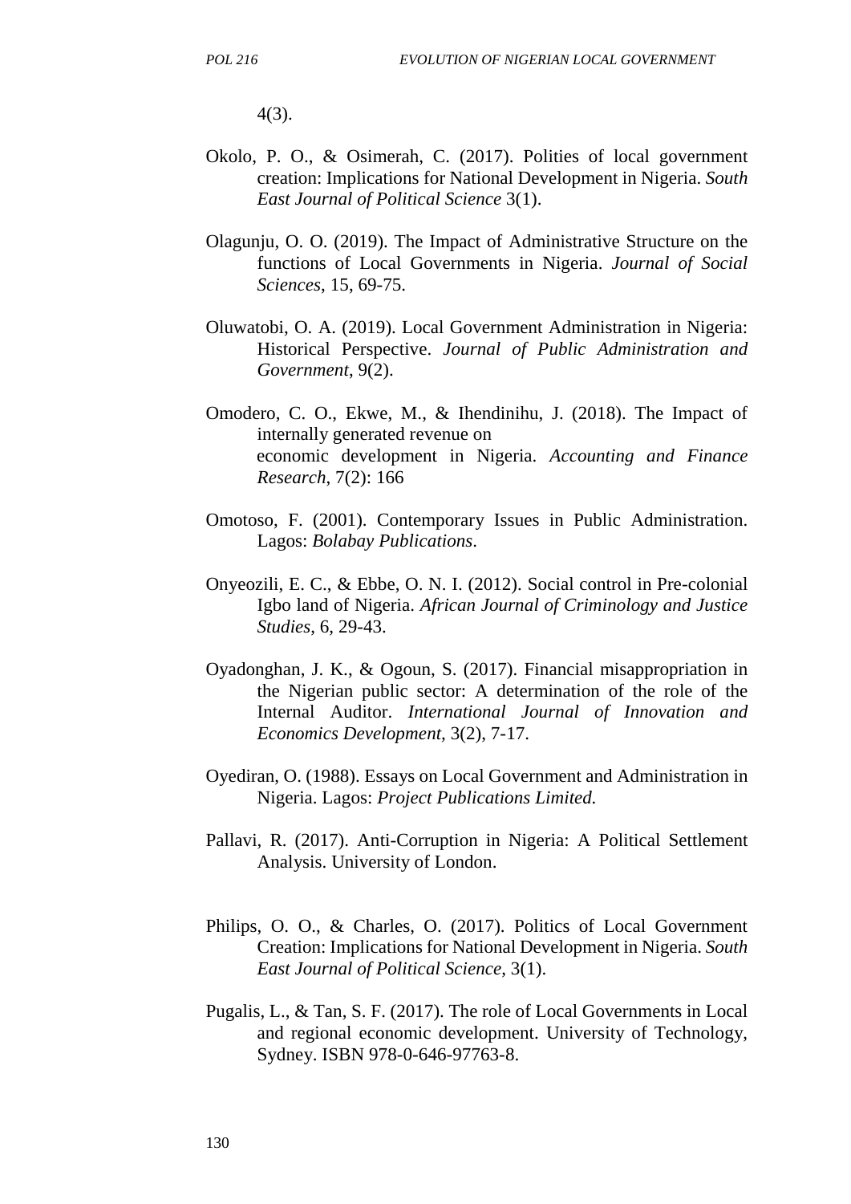4(3).

Okolo, P. O., & Osimerah, C. (2017). Polities of local government creation: Implications for National Development in Nigeria. *South East Journal of Political Science* 3(1).

Olagunju, O. O. (2019). The Impact of Administrative Structure on the functions of Local Governments in Nigeria. *Journal of Social Sciences*, 15, 69-75.

Oluwatobi, O. A. (2019). Local Government Administration in Nigeria: Historical Perspective. *Journal of Public Administration and Government*, 9(2).

Omodero, C. O., Ekwe, M., & Ihendinihu, J. (2018). The Impact of internally generated revenue on economic development in Nigeria. *Accounting and Finance Research*, 7(2): 166

Omotoso, F. (2001). Contemporary Issues in Public Administration. Lagos: *Bolabay Publications*.

Onyeozili, E. C., & Ebbe, O. N. I. (2012). Social control in Pre-colonial Igbo land of Nigeria. *African Journal of Criminology and Justice Studies*, 6, 29-43.

Oyadonghan, J. K., & Ogoun, S. (2017). Financial misappropriation in the Nigerian public sector: A determination of the role of the Internal Auditor. *International Journal of Innovation and Economics Development*, 3(2), 7-17.

Oyediran, O. (1988). Essays on Local Government and Administration in Nigeria. Lagos: *Project Publications Limited.*

Pallavi, R. (2017). Anti-Corruption in Nigeria: A Political Settlement Analysis. University of London.

Philips, O. O., & Charles, O. (2017). Politics of Local Government Creation: Implications for National Development in Nigeria. *South East Journal of Political Science*, 3(1).

Pugalis, L., & Tan, S. F. (2017). The role of Local Governments in Local and regional economic development. University of Technology, Sydney. ISBN 978-0-646-97763-8.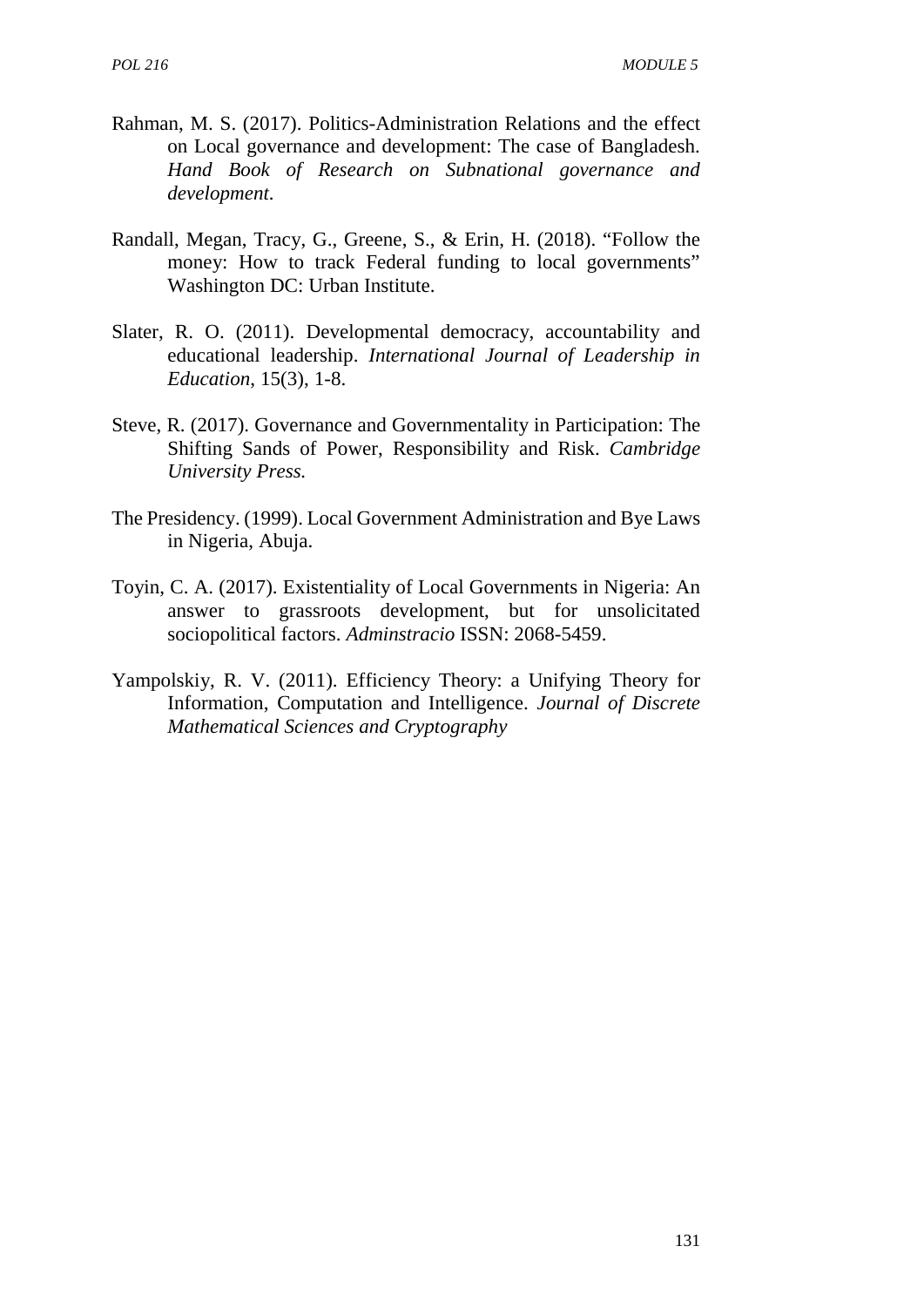Rahman, M. S. (2017). Politics-Administration Relations and the effect on Local governance and development: The case of Bangladesh. *Hand Book of Research on Subnational governance and development*.

Randall, Megan, Tracy, G., Greene, S., & Erin, H. (2018). "Follow the money: How to track Federal funding to local governments" Washington DC: Urban Institute.

Slater, R. O. (2011). Developmental democracy, accountability and educational leadership. *International Journal of Leadership in Education*, 15(3), 1-8.

Steve, R. (2017). Governance and Governmentality in Participation: The Shifting Sands of Power, Responsibility and Risk. *Cambridge University Press.*

The Presidency. (1999). Local Government Administration and Bye Laws in Nigeria, Abuja.

Toyin, C. A. (2017). Existentiality of Local Governments in Nigeria: An answer to grassroots development, but for unsolicitated sociopolitical factors. *Adminstracio* ISSN: 2068-5459.

Yampolskiy, R. V. (2011). Efficiency Theory: a Unifying Theory for Information, Computation and Intelligence. *Journal of Discrete Mathematical Sciences and Cryptography*